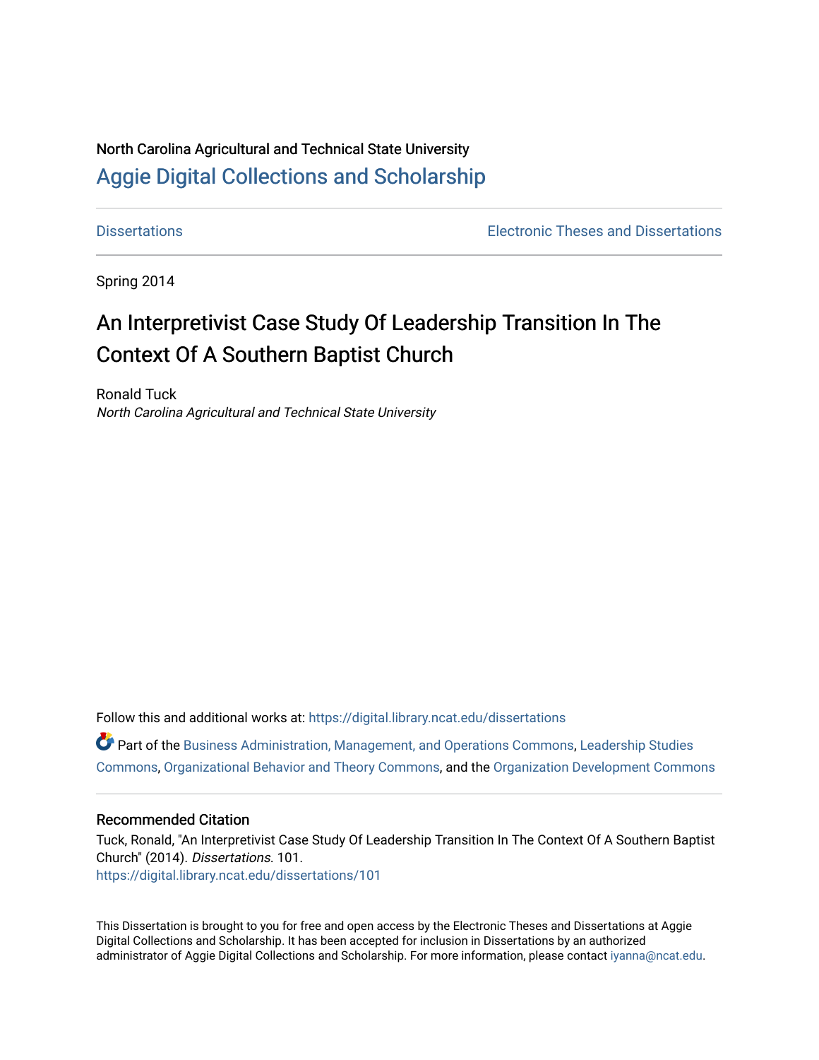North Carolina Agricultural and Technical State University

## Aggie Digital Collections and Scholarship

Dissertations | Electronic Theses and Dissertations

Spring 2014

# An Interpretivist Case Study Of Leadership Transition In The Context Of A Southern Baptist Church

Ronald Tuck

*North Carolina Agricultural and Technical State University*

Follow this and additional works at: https://digital.library.ncat.edu/dissertations

Part of the Business Administration, Management, and Operations Commons, Leadership Studies Commons, Organizational Behavior and Theory Commons, and the Organization Development Commons

### Recommended Citation

Tuck, Ronald, "An Interpretivist Case Study Of Leadership Transition In The Context Of A Southern Baptist Church" (2014). *Dissertations*. 101.
https://digital.library.ncat.edu/dissertations/101

This Dissertation is brought to you for free and open access by the Electronic Theses and Dissertations at Aggie Digital Collections and Scholarship. It has been accepted for inclusion in Dissertations by an authorized administrator of Aggie Digital Collections and Scholarship. For more information, please contact iyanna@ncat.edu.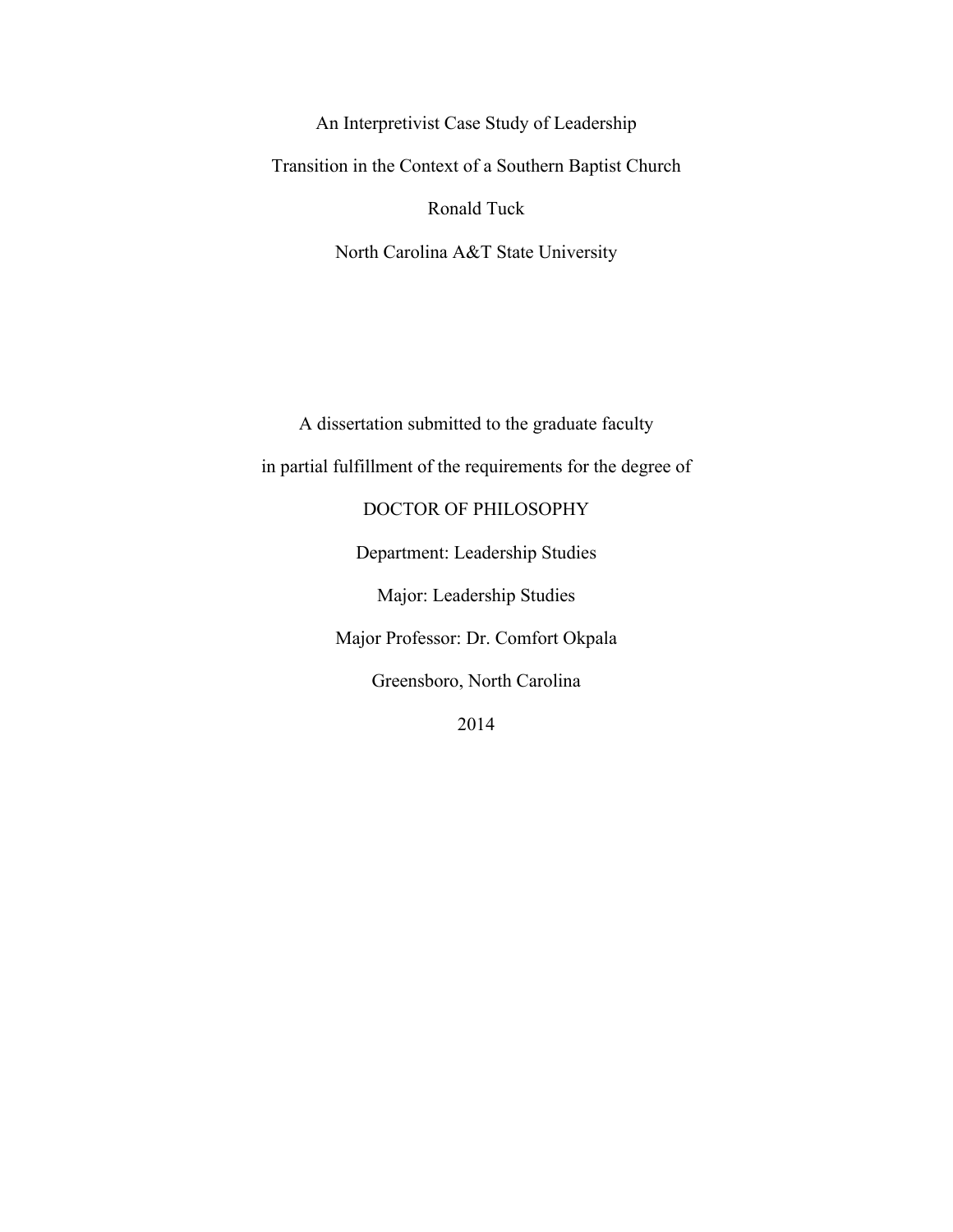An Interpretivist Case Study of Leadership

Transition in the Context of a Southern Baptist Church

Ronald Tuck

North Carolina A&T State University

A dissertation submitted to the graduate faculty

in partial fulfillment of the requirements for the degree of

DOCTOR OF PHILOSOPHY

Department: Leadership Studies

Major: Leadership Studies

Major Professor: Dr. Comfort Okpala

Greensboro, North Carolina

2014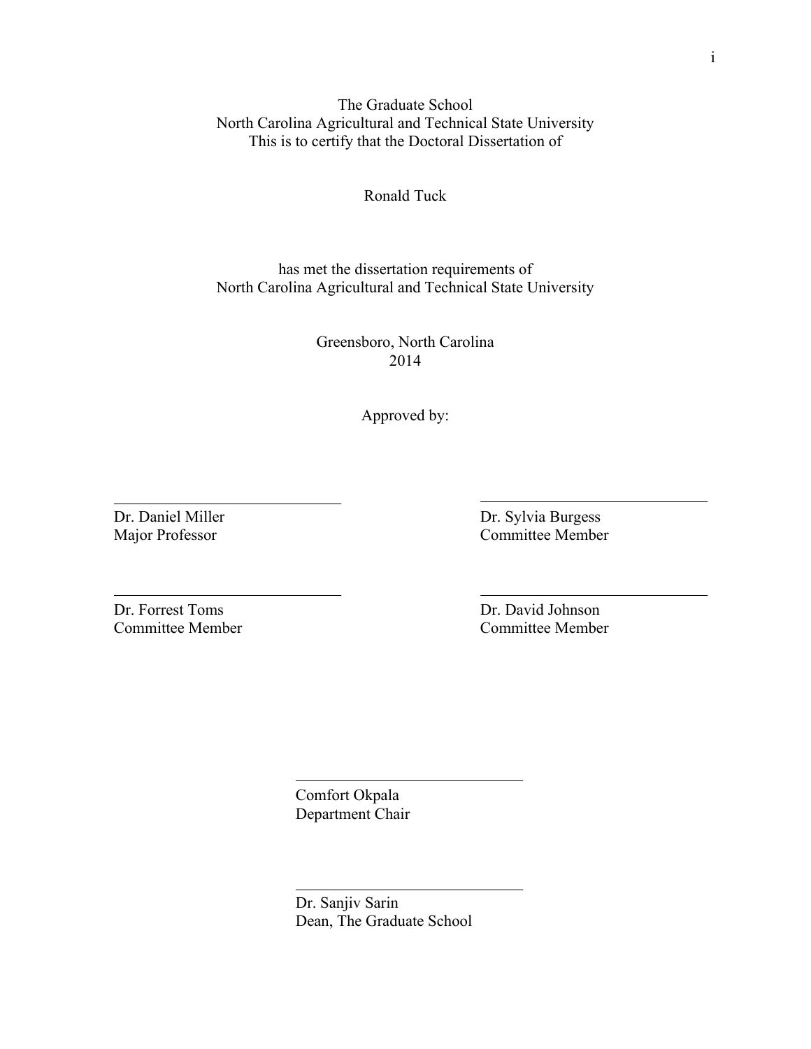The Graduate School
North Carolina Agricultural and Technical State University
This is to certify that the Doctoral Dissertation of

Ronald Tuck

has met the dissertation requirements of
North Carolina Agricultural and Technical State University

Greensboro, North Carolina
2014

Approved by:

Dr. Daniel Miller
Major Professor

Dr. Sylvia Burgess
Committee Member

Dr. Forrest Toms
Committee Member

Dr. David Johnson
Committee Member

Comfort Okpala
Department Chair

Dr. Sanjiv Sarin
Dean, The Graduate School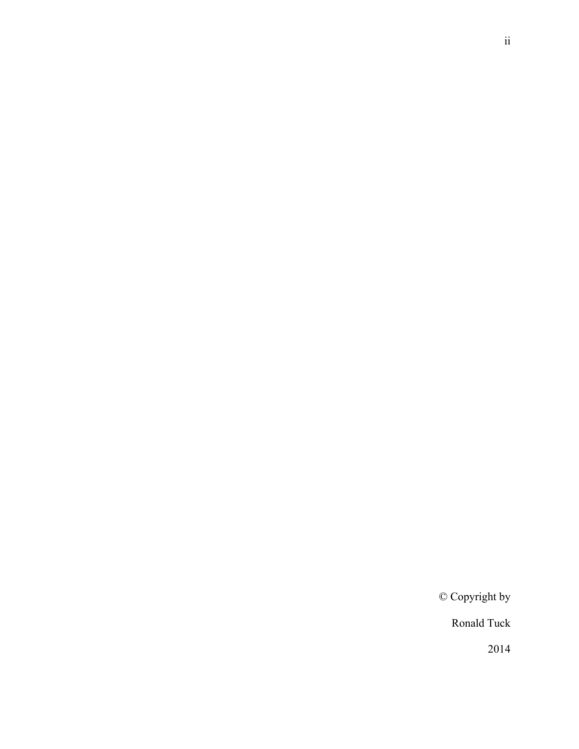© Copyright by

Ronald Tuck

2014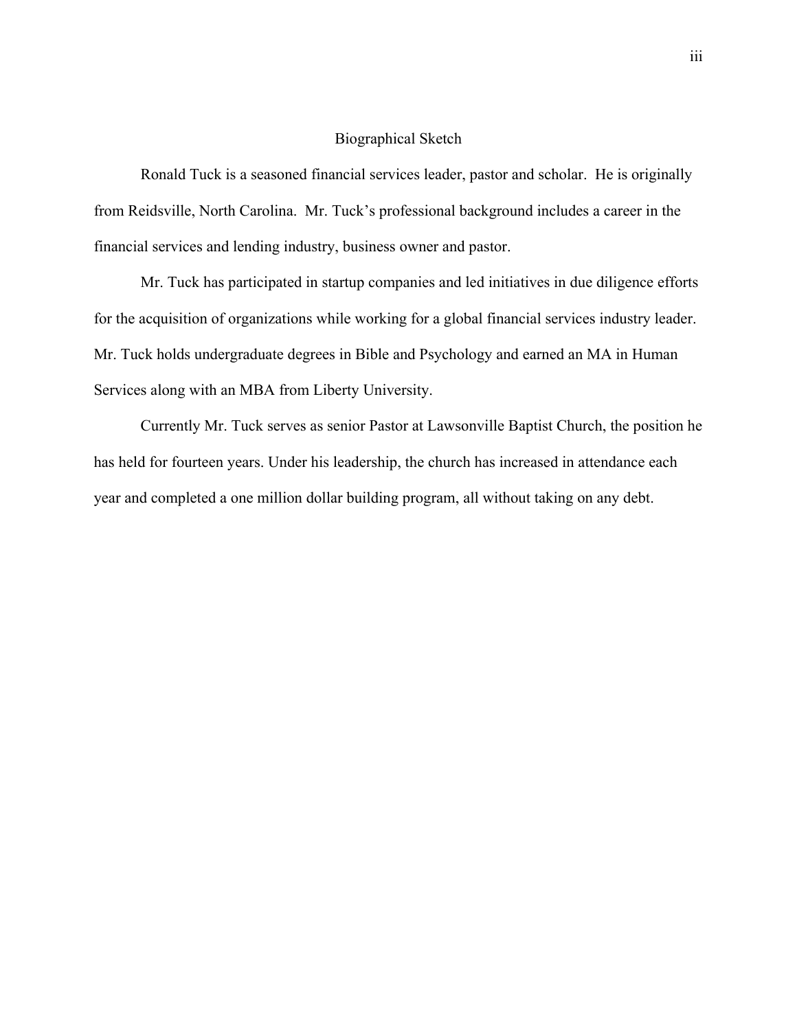# Biographical Sketch

Ronald Tuck is a seasoned financial services leader, pastor and scholar. He is originally from Reidsville, North Carolina. Mr. Tuck's professional background includes a career in the financial services and lending industry, business owner and pastor.

Mr. Tuck has participated in startup companies and led initiatives in due diligence efforts for the acquisition of organizations while working for a global financial services industry leader. Mr. Tuck holds undergraduate degrees in Bible and Psychology and earned an MA in Human Services along with an MBA from Liberty University.

Currently Mr. Tuck serves as senior Pastor at Lawsonville Baptist Church, the position he has held for fourteen years. Under his leadership, the church has increased in attendance each year and completed a one million dollar building program, all without taking on any debt.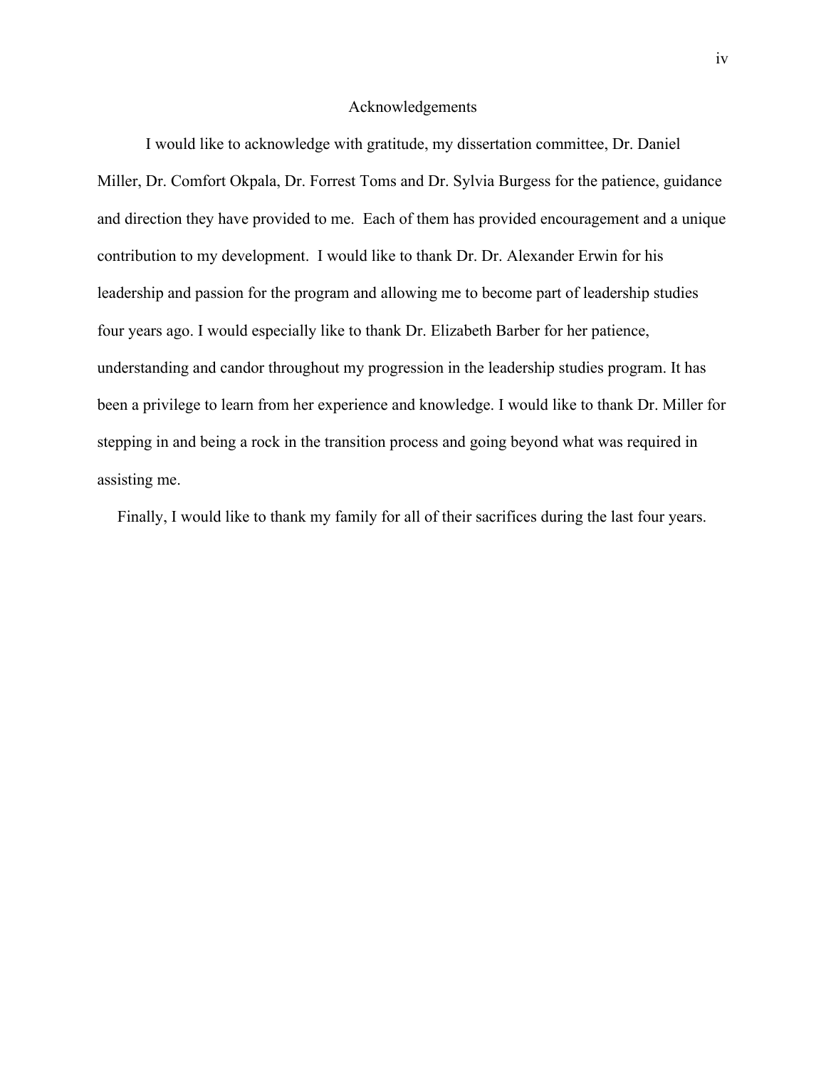# Acknowledgements

I would like to acknowledge with gratitude, my dissertation committee, Dr. Daniel Miller, Dr. Comfort Okpala, Dr. Forrest Toms and Dr. Sylvia Burgess for the patience, guidance and direction they have provided to me. Each of them has provided encouragement and a unique contribution to my development. I would like to thank Dr. Dr. Alexander Erwin for his leadership and passion for the program and allowing me to become part of leadership studies four years ago. I would especially like to thank Dr. Elizabeth Barber for her patience, understanding and candor throughout my progression in the leadership studies program. It has been a privilege to learn from her experience and knowledge. I would like to thank Dr. Miller for stepping in and being a rock in the transition process and going beyond what was required in assisting me.

Finally, I would like to thank my family for all of their sacrifices during the last four years.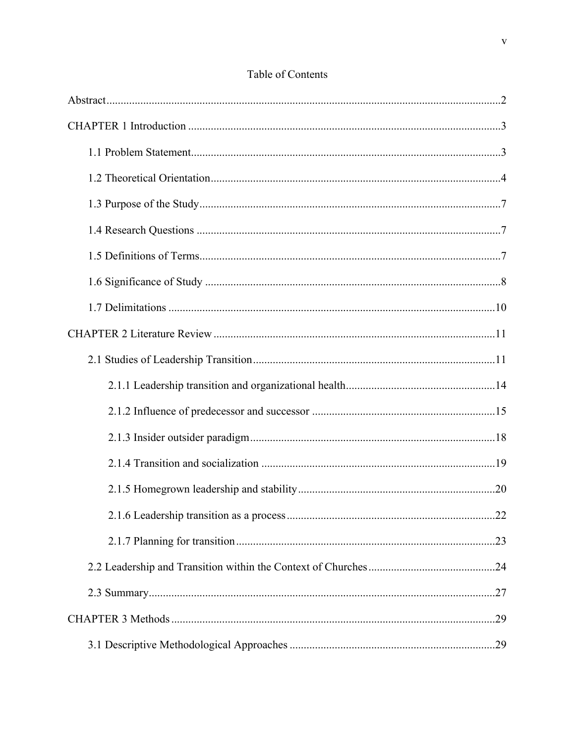# Table of Contents

Abstract ... 2

CHAPTER 1 Introduction ... 3

- 1.1 Problem Statement ... 3
- 1.2 Theoretical Orientation ... 4
- 1.3 Purpose of the Study ... 7
- 1.4 Research Questions ... 7
- 1.5 Definitions of Terms ... 7
- 1.6 Significance of Study ... 8
- 1.7 Delimitations ... 10

CHAPTER 2 Literature Review ... 11

- 2.1 Studies of Leadership Transition ... 11
  - 2.1.1 Leadership transition and organizational health ... 14
  - 2.1.2 Influence of predecessor and successor ... 15
  - 2.1.3 Insider outsider paradigm ... 18
  - 2.1.4 Transition and socialization ... 19
  - 2.1.5 Homegrown leadership and stability ... 20
  - 2.1.6 Leadership transition as a process ... 22
  - 2.1.7 Planning for transition ... 23
- 2.2 Leadership and Transition within the Context of Churches ... 24
- 2.3 Summary ... 27

CHAPTER 3 Methods ... 29

- 3.1 Descriptive Methodological Approaches ... 29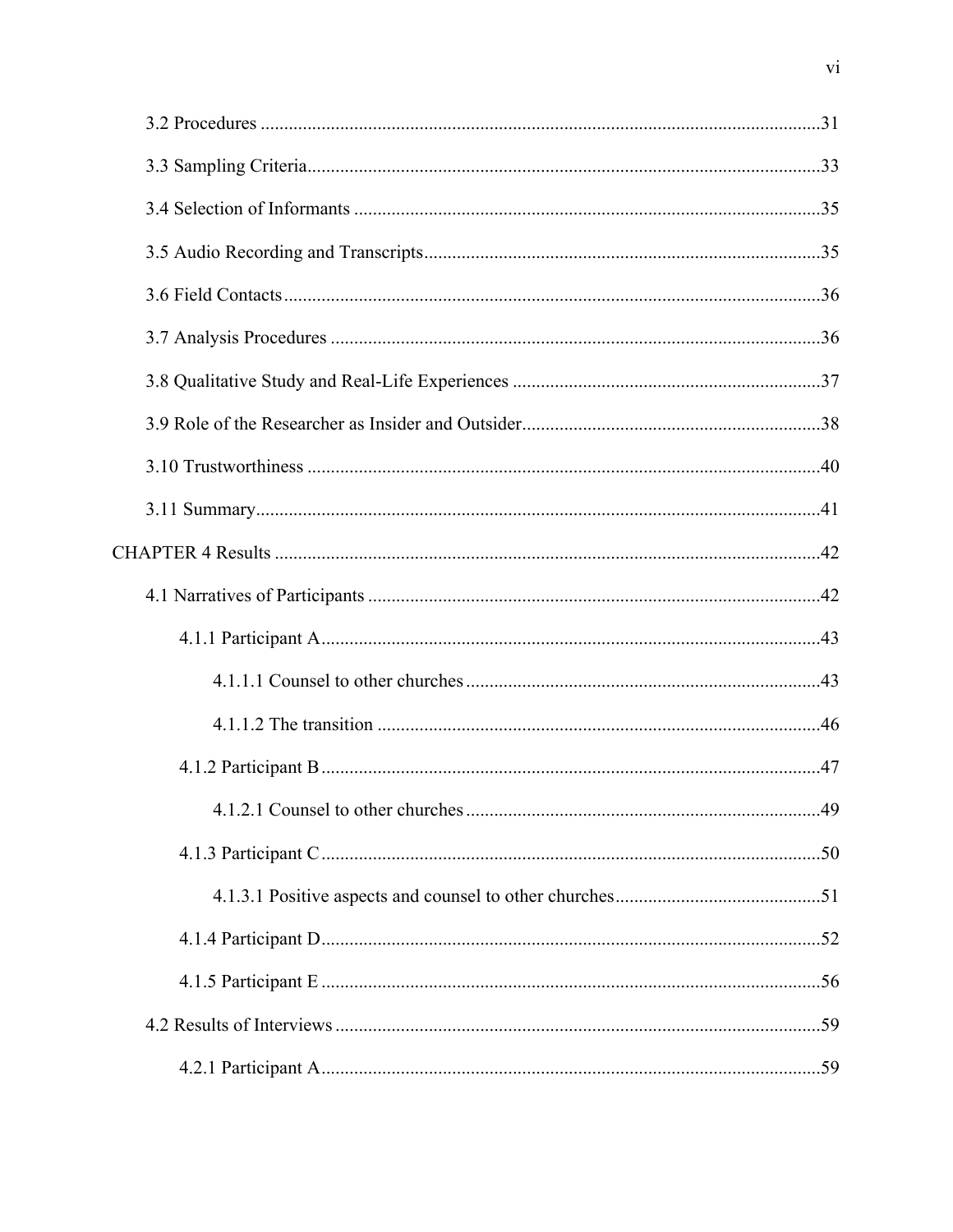3.2 Procedures ......................................................................................................31

3.3 Sampling Criteria.............................................................................................33

3.4 Selection of Informants ...................................................................................35

3.5 Audio Recording and Transcripts....................................................................35

3.6 Field Contacts ..................................................................................................36

3.7 Analysis Procedures ........................................................................................36

3.8 Qualitative Study and Real-Life Experiences .................................................37

3.9 Role of the Researcher as Insider and Outsider...............................................38

3.10 Trustworthiness .............................................................................................40

3.11 Summary........................................................................................................41

CHAPTER 4 Results ...................................................................................................42

4.1 Narratives of Participants ................................................................................42

4.1.1 Participant A..........................................................................................43

4.1.1.1 Counsel to other churches ...........................................................43

4.1.1.2 The transition .............................................................................46

4.1.2 Participant B..........................................................................................47

4.1.2.1 Counsel to other churches ...........................................................49

4.1.3 Participant C..........................................................................................50

4.1.3.1 Positive aspects and counsel to other churches............................51

4.1.4 Participant D..........................................................................................52

4.1.5 Participant E ..........................................................................................56

4.2 Results of Interviews .......................................................................................59

4.2.1 Participant A..........................................................................................59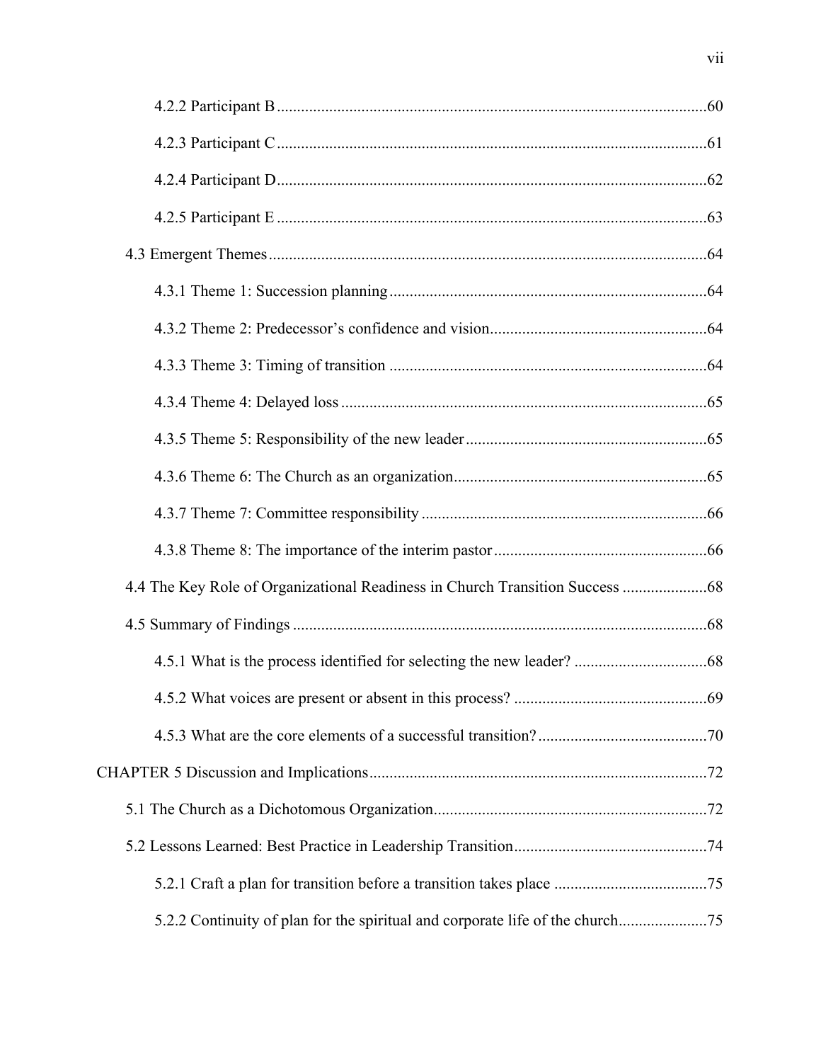4.2.2 Participant B ........................................................................................................60

4.2.3 Participant C ........................................................................................................61

4.2.4 Participant D ........................................................................................................62

4.2.5 Participant E ........................................................................................................63

4.3 Emergent Themes ........................................................................................................64

4.3.1 Theme 1: Succession planning ........................................................................64

4.3.2 Theme 2: Predecessor's confidence and vision ..............................................64

4.3.3 Theme 3: Timing of transition ........................................................................64

4.3.4 Theme 4: Delayed loss ........................................................................................65

4.3.5 Theme 5: Responsibility of the new leader ........................................................65

4.3.6 Theme 6: The Church as an organization ........................................................65

4.3.7 Theme 7: Committee responsibility ..................................................................66

4.3.8 Theme 8: The importance of the interim pastor ..............................................66

4.4 The Key Role of Organizational Readiness in Church Transition Success .....................68

4.5 Summary of Findings ......................................................................................................68

4.5.1 What is the process identified for selecting the new leader? ...............................68

4.5.2 What voices are present or absent in this process? ..............................................69

4.5.3 What are the core elements of a successful transition? .........................................70

CHAPTER 5 Discussion and Implications ..............................................................................72

5.1 The Church as a Dichotomous Organization ..................................................................72

5.2 Lessons Learned: Best Practice in Leadership Transition ..............................................74

5.2.1 Craft a plan for transition before a transition takes place .....................................75

5.2.2 Continuity of plan for the spiritual and corporate life of the church .....................75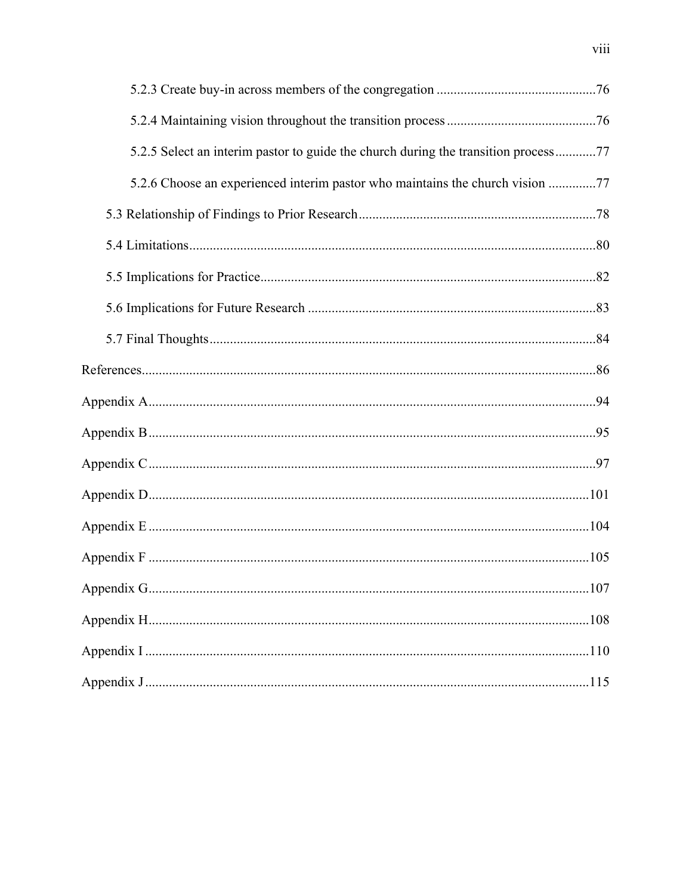5.2.3 Create buy-in across members of the congregation ............................................. 76

5.2.4 Maintaining vision throughout the transition process ........................................... 76

5.2.5 Select an interim pastor to guide the church during the transition process ........... 77

5.2.6 Choose an experienced interim pastor who maintains the church vision ............. 77

5.3 Relationship of Findings to Prior Research ..................................................................... 78

5.4 Limitations ....................................................................................................................... 80

5.5 Implications for Practice .................................................................................................. 82

5.6 Implications for Future Research .................................................................................... 83

5.7 Final Thoughts ................................................................................................................. 84

References ................................................................................................................................ 86

Appendix A .............................................................................................................................. 94

Appendix B .............................................................................................................................. 95

Appendix C .............................................................................................................................. 97

Appendix D ............................................................................................................................ 101

Appendix E ............................................................................................................................ 104

Appendix F ............................................................................................................................ 105

Appendix G ............................................................................................................................ 107

Appendix H ............................................................................................................................ 108

Appendix I ............................................................................................................................. 110

Appendix J ............................................................................................................................. 115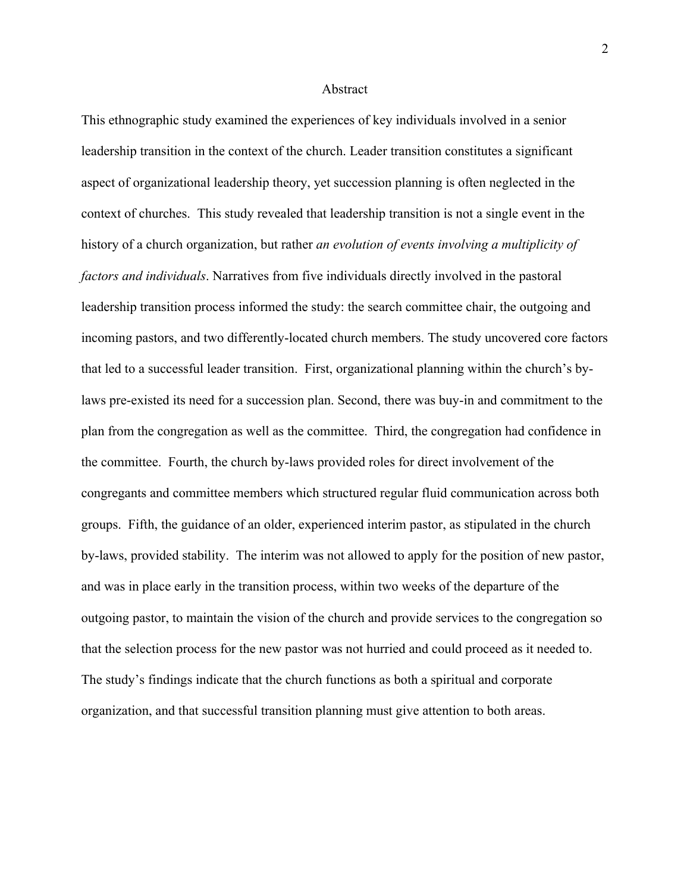# Abstract

This ethnographic study examined the experiences of key individuals involved in a senior leadership transition in the context of the church. Leader transition constitutes a significant aspect of organizational leadership theory, yet succession planning is often neglected in the context of churches. This study revealed that leadership transition is not a single event in the history of a church organization, but rather *an evolution of events involving a multiplicity of factors and individuals*. Narratives from five individuals directly involved in the pastoral leadership transition process informed the study: the search committee chair, the outgoing and incoming pastors, and two differently-located church members. The study uncovered core factors that led to a successful leader transition. First, organizational planning within the church's by-laws pre-existed its need for a succession plan. Second, there was buy-in and commitment to the plan from the congregation as well as the committee. Third, the congregation had confidence in the committee. Fourth, the church by-laws provided roles for direct involvement of the congregants and committee members which structured regular fluid communication across both groups. Fifth, the guidance of an older, experienced interim pastor, as stipulated in the church by-laws, provided stability. The interim was not allowed to apply for the position of new pastor, and was in place early in the transition process, within two weeks of the departure of the outgoing pastor, to maintain the vision of the church and provide services to the congregation so that the selection process for the new pastor was not hurried and could proceed as it needed to. The study's findings indicate that the church functions as both a spiritual and corporate organization, and that successful transition planning must give attention to both areas.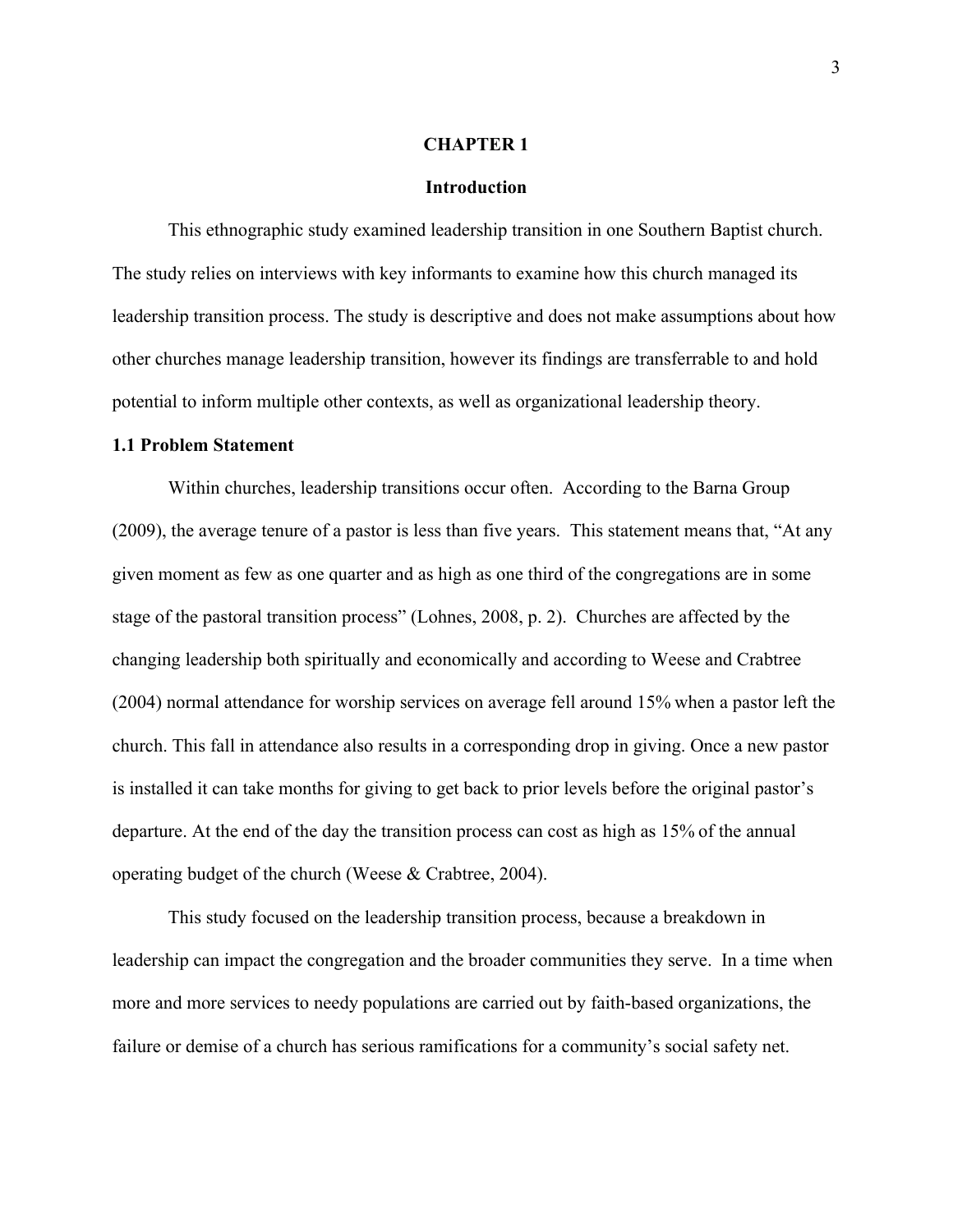# CHAPTER 1

## Introduction

This ethnographic study examined leadership transition in one Southern Baptist church. The study relies on interviews with key informants to examine how this church managed its leadership transition process. The study is descriptive and does not make assumptions about how other churches manage leadership transition, however its findings are transferrable to and hold potential to inform multiple other contexts, as well as organizational leadership theory.

### 1.1 Problem Statement

Within churches, leadership transitions occur often. According to the Barna Group (2009), the average tenure of a pastor is less than five years. This statement means that, "At any given moment as few as one quarter and as high as one third of the congregations are in some stage of the pastoral transition process" (Lohnes, 2008, p. 2). Churches are affected by the changing leadership both spiritually and economically and according to Weese and Crabtree (2004) normal attendance for worship services on average fell around 15% when a pastor left the church. This fall in attendance also results in a corresponding drop in giving. Once a new pastor is installed it can take months for giving to get back to prior levels before the original pastor's departure. At the end of the day the transition process can cost as high as 15% of the annual operating budget of the church (Weese & Crabtree, 2004).

This study focused on the leadership transition process, because a breakdown in leadership can impact the congregation and the broader communities they serve. In a time when more and more services to needy populations are carried out by faith-based organizations, the failure or demise of a church has serious ramifications for a community's social safety net.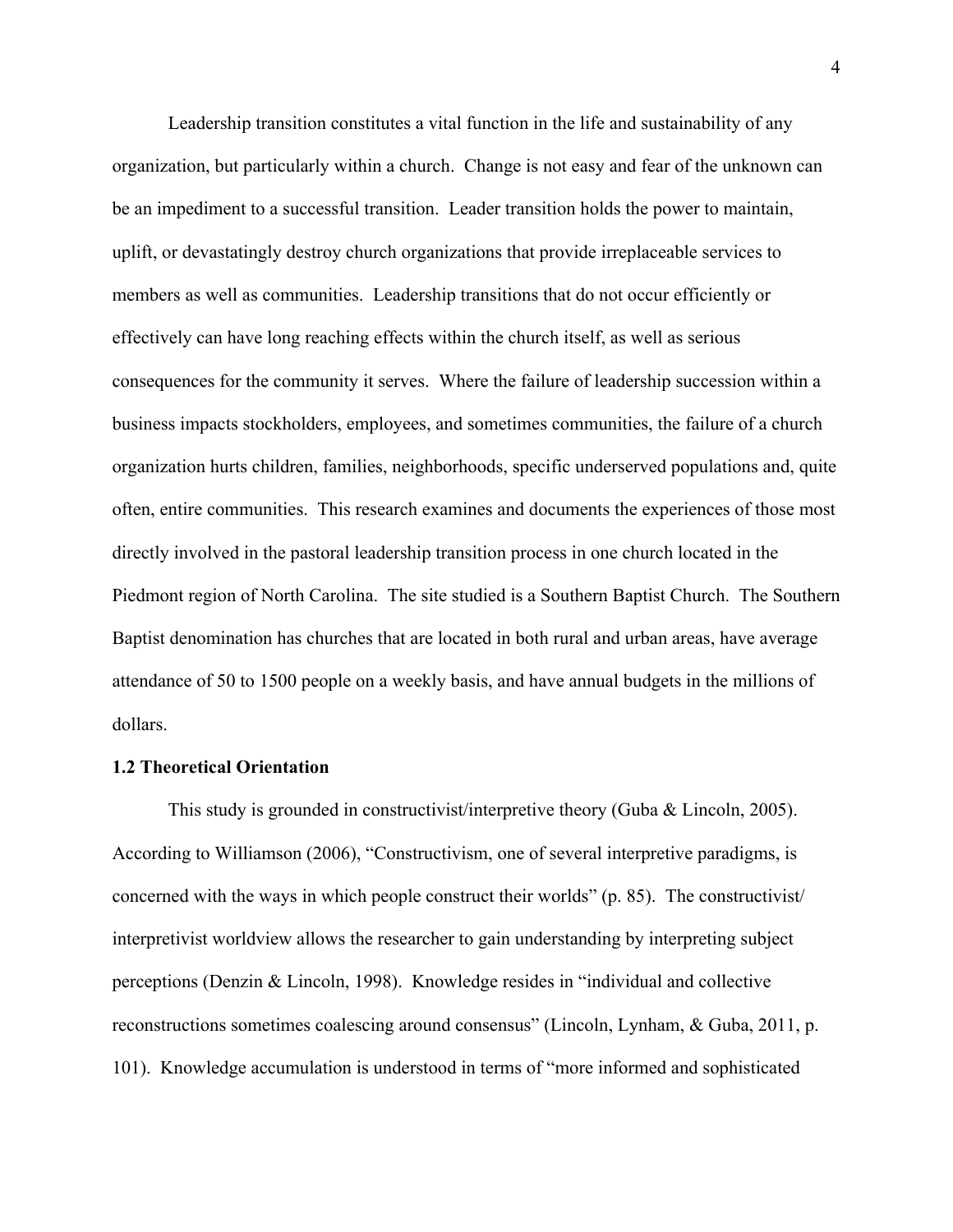Leadership transition constitutes a vital function in the life and sustainability of any organization, but particularly within a church. Change is not easy and fear of the unknown can be an impediment to a successful transition. Leader transition holds the power to maintain, uplift, or devastatingly destroy church organizations that provide irreplaceable services to members as well as communities. Leadership transitions that do not occur efficiently or effectively can have long reaching effects within the church itself, as well as serious consequences for the community it serves. Where the failure of leadership succession within a business impacts stockholders, employees, and sometimes communities, the failure of a church organization hurts children, families, neighborhoods, specific underserved populations and, quite often, entire communities. This research examines and documents the experiences of those most directly involved in the pastoral leadership transition process in one church located in the Piedmont region of North Carolina. The site studied is a Southern Baptist Church. The Southern Baptist denomination has churches that are located in both rural and urban areas, have average attendance of 50 to 1500 people on a weekly basis, and have annual budgets in the millions of dollars.

### 1.2 Theoretical Orientation

This study is grounded in constructivist/interpretive theory (Guba & Lincoln, 2005). According to Williamson (2006), "Constructivism, one of several interpretive paradigms, is concerned with the ways in which people construct their worlds" (p. 85). The constructivist/interpretivist worldview allows the researcher to gain understanding by interpreting subject perceptions (Denzin & Lincoln, 1998). Knowledge resides in "individual and collective reconstructions sometimes coalescing around consensus" (Lincoln, Lynham, & Guba, 2011, p. 101). Knowledge accumulation is understood in terms of "more informed and sophisticated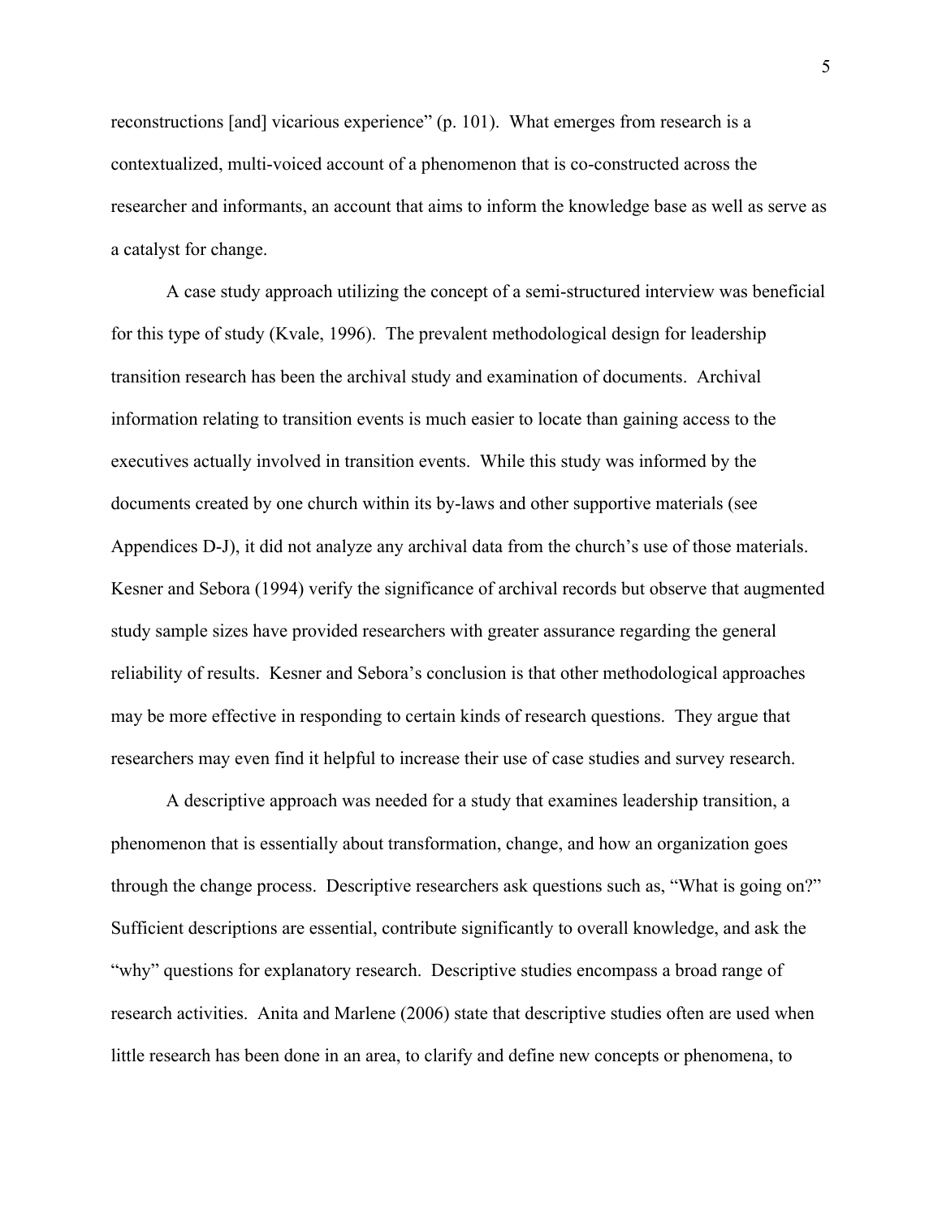reconstructions [and] vicarious experience" (p. 101). What emerges from research is a contextualized, multi-voiced account of a phenomenon that is co-constructed across the researcher and informants, an account that aims to inform the knowledge base as well as serve as a catalyst for change.

A case study approach utilizing the concept of a semi-structured interview was beneficial for this type of study (Kvale, 1996). The prevalent methodological design for leadership transition research has been the archival study and examination of documents. Archival information relating to transition events is much easier to locate than gaining access to the executives actually involved in transition events. While this study was informed by the documents created by one church within its by-laws and other supportive materials (see Appendices D-J), it did not analyze any archival data from the church's use of those materials. Kesner and Sebora (1994) verify the significance of archival records but observe that augmented study sample sizes have provided researchers with greater assurance regarding the general reliability of results. Kesner and Sebora's conclusion is that other methodological approaches may be more effective in responding to certain kinds of research questions. They argue that researchers may even find it helpful to increase their use of case studies and survey research.

A descriptive approach was needed for a study that examines leadership transition, a phenomenon that is essentially about transformation, change, and how an organization goes through the change process. Descriptive researchers ask questions such as, "What is going on?" Sufficient descriptions are essential, contribute significantly to overall knowledge, and ask the "why" questions for explanatory research. Descriptive studies encompass a broad range of research activities. Anita and Marlene (2006) state that descriptive studies often are used when little research has been done in an area, to clarify and define new concepts or phenomena, to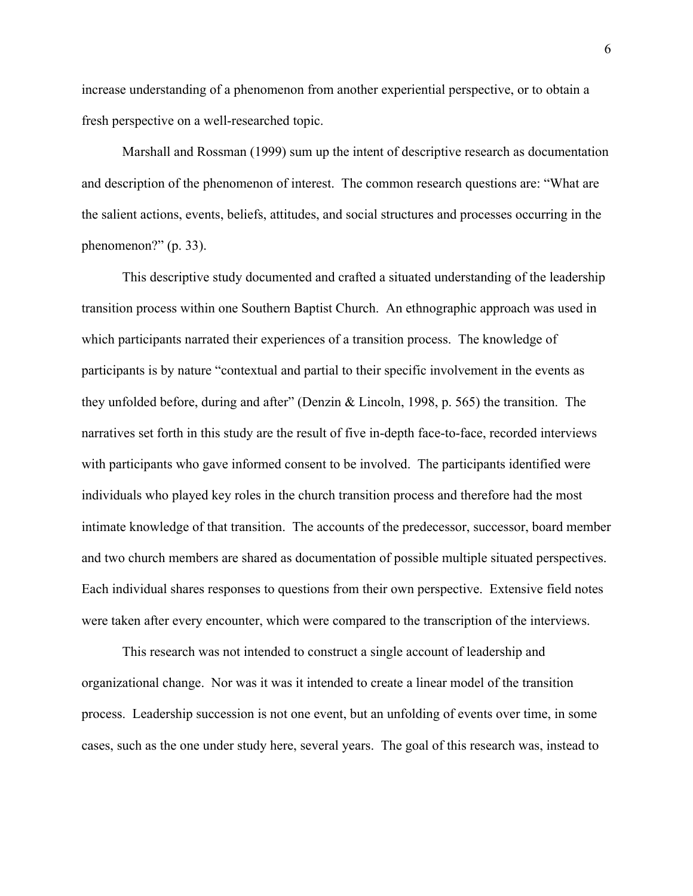increase understanding of a phenomenon from another experiential perspective, or to obtain a fresh perspective on a well-researched topic.

Marshall and Rossman (1999) sum up the intent of descriptive research as documentation and description of the phenomenon of interest. The common research questions are: "What are the salient actions, events, beliefs, attitudes, and social structures and processes occurring in the phenomenon?" (p. 33).

This descriptive study documented and crafted a situated understanding of the leadership transition process within one Southern Baptist Church. An ethnographic approach was used in which participants narrated their experiences of a transition process. The knowledge of participants is by nature "contextual and partial to their specific involvement in the events as they unfolded before, during and after" (Denzin & Lincoln, 1998, p. 565) the transition. The narratives set forth in this study are the result of five in-depth face-to-face, recorded interviews with participants who gave informed consent to be involved. The participants identified were individuals who played key roles in the church transition process and therefore had the most intimate knowledge of that transition. The accounts of the predecessor, successor, board member and two church members are shared as documentation of possible multiple situated perspectives. Each individual shares responses to questions from their own perspective. Extensive field notes were taken after every encounter, which were compared to the transcription of the interviews.

This research was not intended to construct a single account of leadership and organizational change. Nor was it was it intended to create a linear model of the transition process. Leadership succession is not one event, but an unfolding of events over time, in some cases, such as the one under study here, several years. The goal of this research was, instead to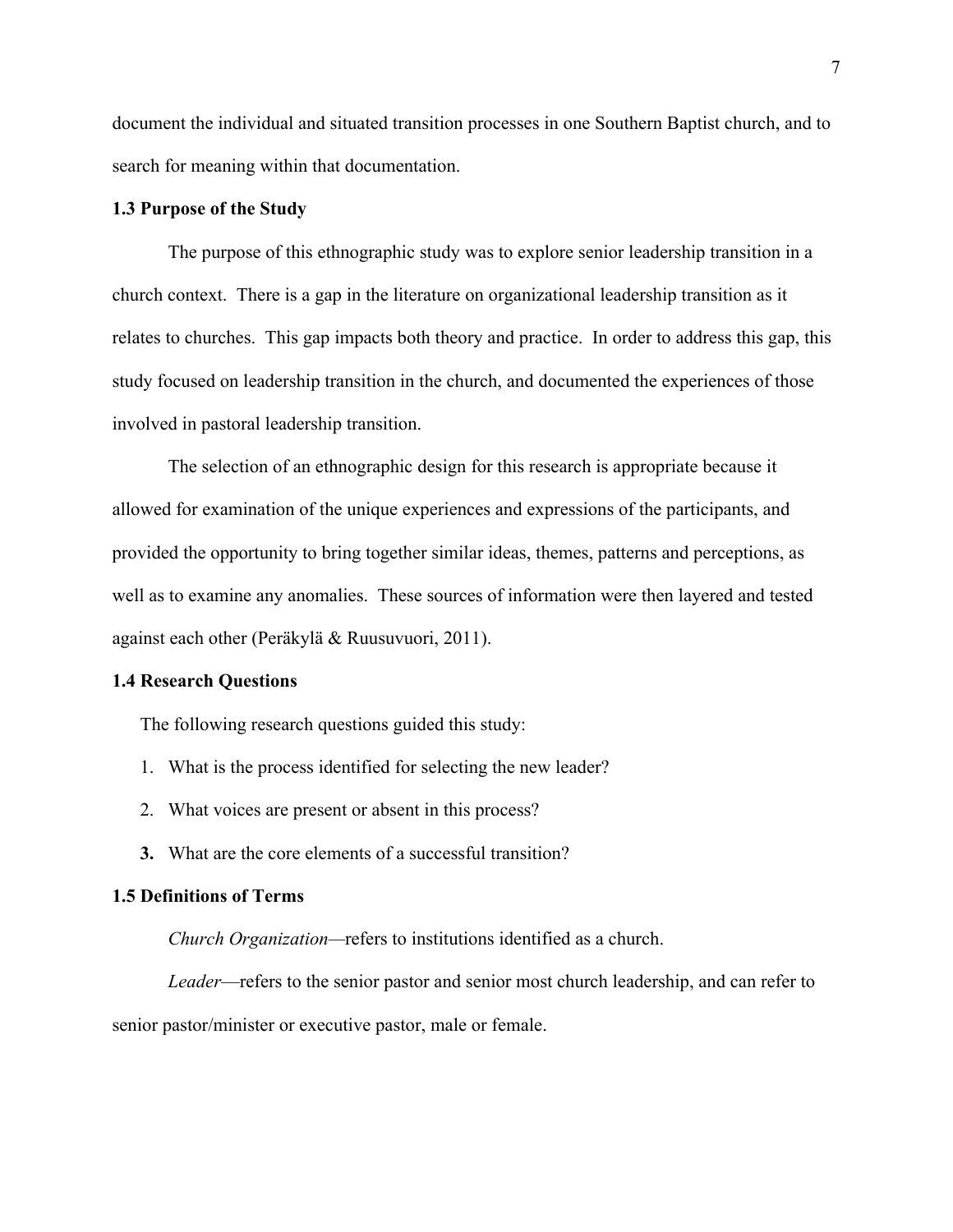document the individual and situated transition processes in one Southern Baptist church, and to search for meaning within that documentation.

### 1.3 Purpose of the Study

The purpose of this ethnographic study was to explore senior leadership transition in a church context. There is a gap in the literature on organizational leadership transition as it relates to churches. This gap impacts both theory and practice. In order to address this gap, this study focused on leadership transition in the church, and documented the experiences of those involved in pastoral leadership transition.

The selection of an ethnographic design for this research is appropriate because it allowed for examination of the unique experiences and expressions of the participants, and provided the opportunity to bring together similar ideas, themes, patterns and perceptions, as well as to examine any anomalies. These sources of information were then layered and tested against each other (Peräkylä & Ruusuvuori, 2011).

### 1.4 Research Questions

The following research questions guided this study:

1. What is the process identified for selecting the new leader?
2. What voices are present or absent in this process?
3. What are the core elements of a successful transition?

### 1.5 Definitions of Terms

*Church Organization*—refers to institutions identified as a church.

*Leader*—refers to the senior pastor and senior most church leadership, and can refer to senior pastor/minister or executive pastor, male or female.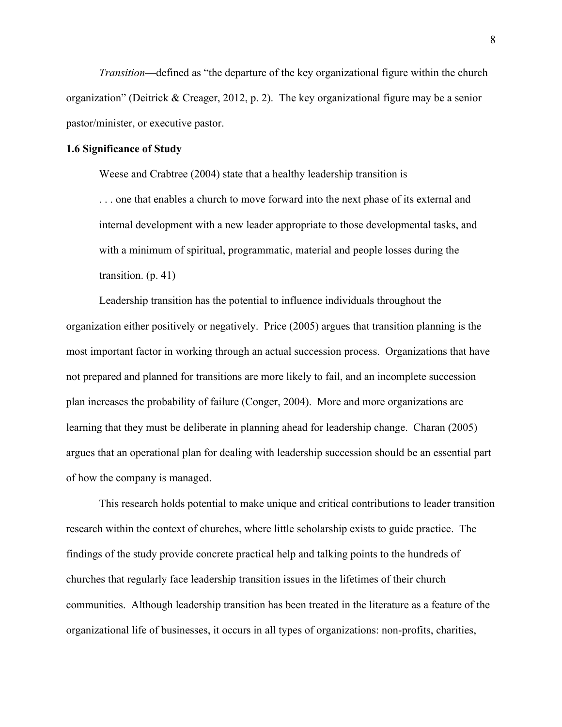*Transition*—defined as "the departure of the key organizational figure within the church organization" (Deitrick & Creager, 2012, p. 2). The key organizational figure may be a senior pastor/minister, or executive pastor.

### 1.6 Significance of Study

Weese and Crabtree (2004) state that a healthy leadership transition is

> . . . one that enables a church to move forward into the next phase of its external and internal development with a new leader appropriate to those developmental tasks, and with a minimum of spiritual, programmatic, material and people losses during the transition. (p. 41)

Leadership transition has the potential to influence individuals throughout the organization either positively or negatively. Price (2005) argues that transition planning is the most important factor in working through an actual succession process. Organizations that have not prepared and planned for transitions are more likely to fail, and an incomplete succession plan increases the probability of failure (Conger, 2004). More and more organizations are learning that they must be deliberate in planning ahead for leadership change. Charan (2005) argues that an operational plan for dealing with leadership succession should be an essential part of how the company is managed.

This research holds potential to make unique and critical contributions to leader transition research within the context of churches, where little scholarship exists to guide practice. The findings of the study provide concrete practical help and talking points to the hundreds of churches that regularly face leadership transition issues in the lifetimes of their church communities. Although leadership transition has been treated in the literature as a feature of the organizational life of businesses, it occurs in all types of organizations: non-profits, charities,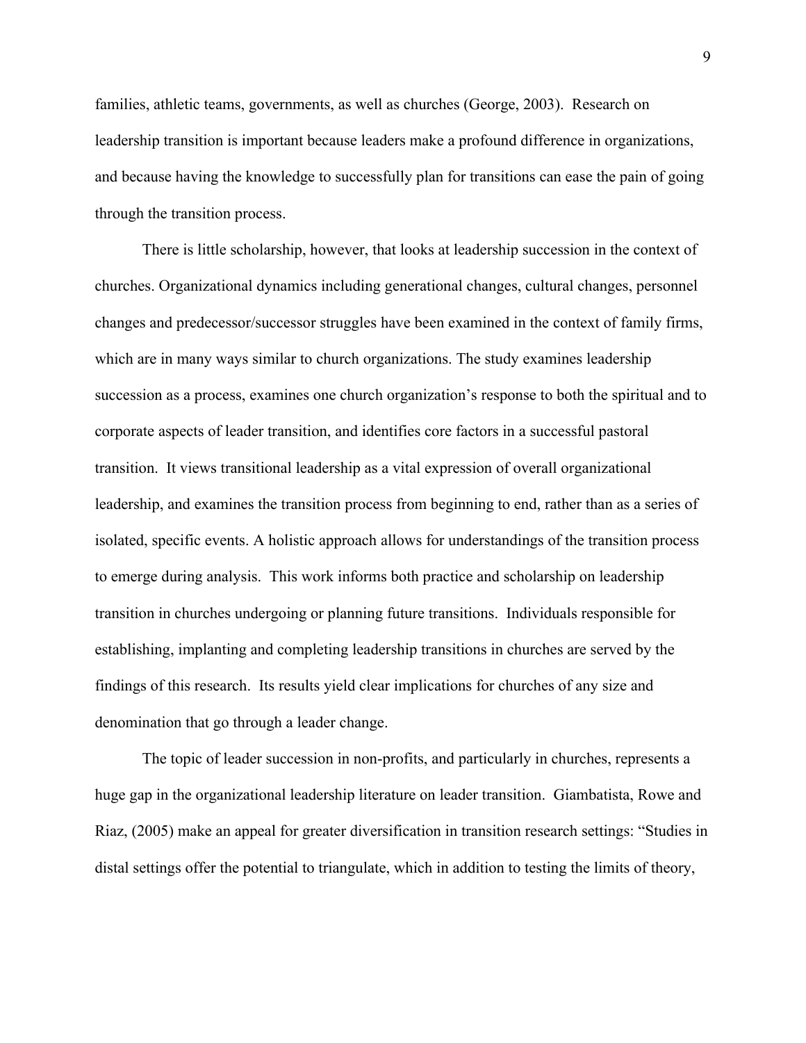families, athletic teams, governments, as well as churches (George, 2003). Research on leadership transition is important because leaders make a profound difference in organizations, and because having the knowledge to successfully plan for transitions can ease the pain of going through the transition process.

There is little scholarship, however, that looks at leadership succession in the context of churches. Organizational dynamics including generational changes, cultural changes, personnel changes and predecessor/successor struggles have been examined in the context of family firms, which are in many ways similar to church organizations. The study examines leadership succession as a process, examines one church organization's response to both the spiritual and to corporate aspects of leader transition, and identifies core factors in a successful pastoral transition. It views transitional leadership as a vital expression of overall organizational leadership, and examines the transition process from beginning to end, rather than as a series of isolated, specific events. A holistic approach allows for understandings of the transition process to emerge during analysis. This work informs both practice and scholarship on leadership transition in churches undergoing or planning future transitions. Individuals responsible for establishing, implanting and completing leadership transitions in churches are served by the findings of this research. Its results yield clear implications for churches of any size and denomination that go through a leader change.

The topic of leader succession in non-profits, and particularly in churches, represents a huge gap in the organizational leadership literature on leader transition. Giambatista, Rowe and Riaz, (2005) make an appeal for greater diversification in transition research settings: "Studies in distal settings offer the potential to triangulate, which in addition to testing the limits of theory,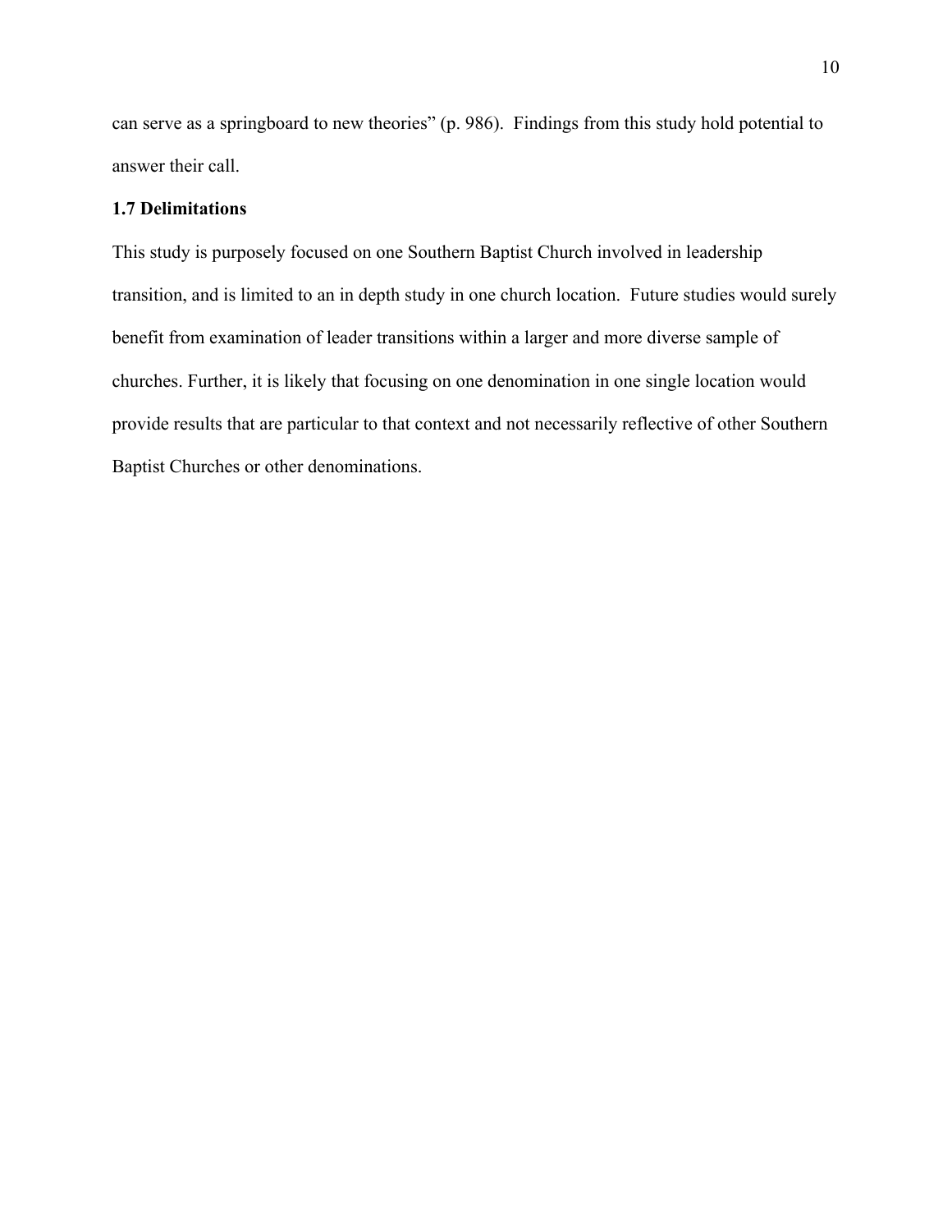can serve as a springboard to new theories" (p. 986). Findings from this study hold potential to answer their call.

### 1.7 Delimitations

This study is purposely focused on one Southern Baptist Church involved in leadership transition, and is limited to an in depth study in one church location. Future studies would surely benefit from examination of leader transitions within a larger and more diverse sample of churches. Further, it is likely that focusing on one denomination in one single location would provide results that are particular to that context and not necessarily reflective of other Southern Baptist Churches or other denominations.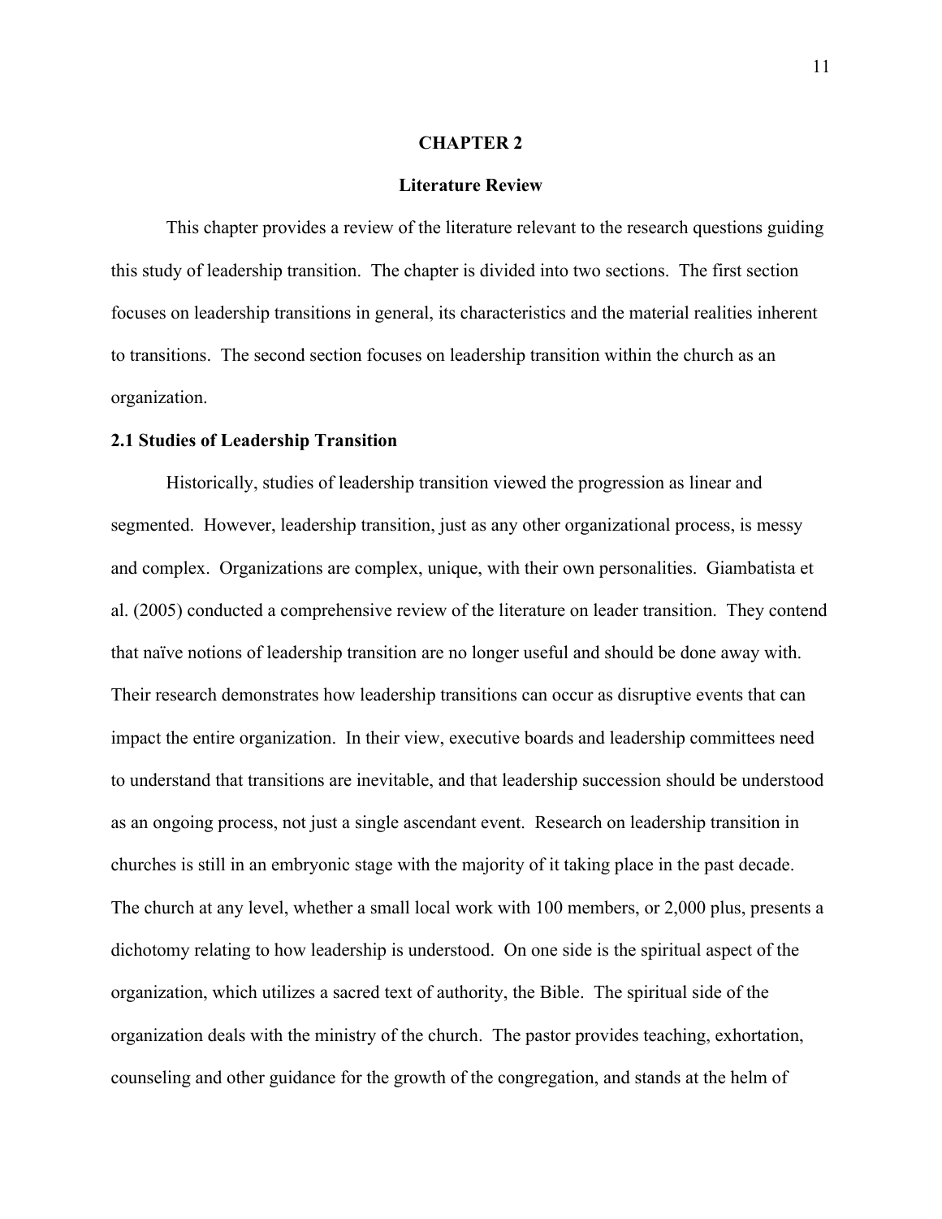# CHAPTER 2

## Literature Review

This chapter provides a review of the literature relevant to the research questions guiding this study of leadership transition. The chapter is divided into two sections. The first section focuses on leadership transitions in general, its characteristics and the material realities inherent to transitions. The second section focuses on leadership transition within the church as an organization.

### 2.1 Studies of Leadership Transition

Historically, studies of leadership transition viewed the progression as linear and segmented. However, leadership transition, just as any other organizational process, is messy and complex. Organizations are complex, unique, with their own personalities. Giambatista et al. (2005) conducted a comprehensive review of the literature on leader transition. They contend that naïve notions of leadership transition are no longer useful and should be done away with. Their research demonstrates how leadership transitions can occur as disruptive events that can impact the entire organization. In their view, executive boards and leadership committees need to understand that transitions are inevitable, and that leadership succession should be understood as an ongoing process, not just a single ascendant event. Research on leadership transition in churches is still in an embryonic stage with the majority of it taking place in the past decade. The church at any level, whether a small local work with 100 members, or 2,000 plus, presents a dichotomy relating to how leadership is understood. On one side is the spiritual aspect of the organization, which utilizes a sacred text of authority, the Bible. The spiritual side of the organization deals with the ministry of the church. The pastor provides teaching, exhortation, counseling and other guidance for the growth of the congregation, and stands at the helm of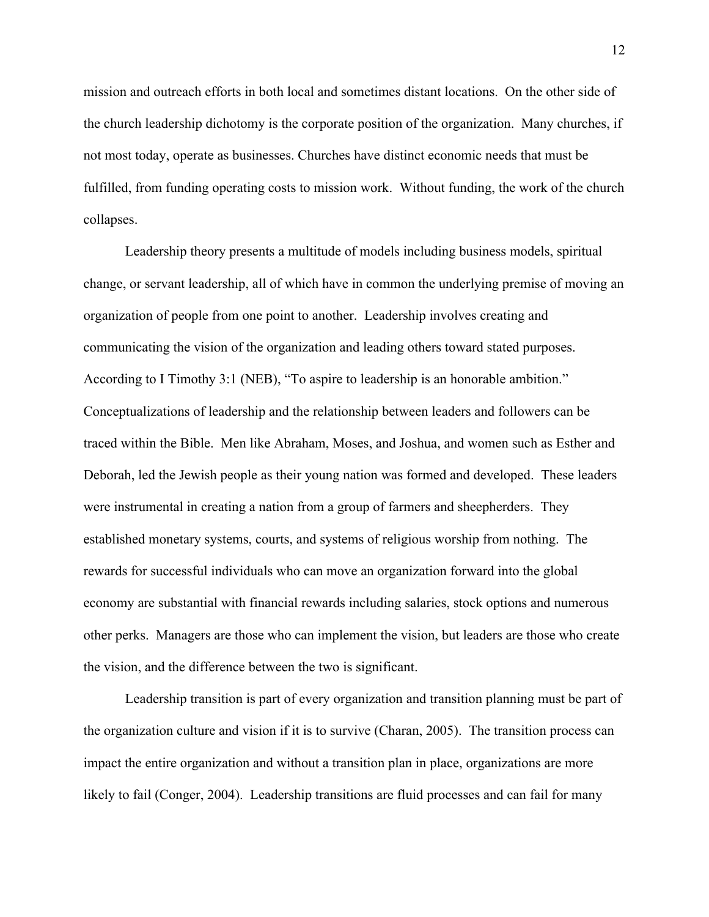mission and outreach efforts in both local and sometimes distant locations. On the other side of the church leadership dichotomy is the corporate position of the organization. Many churches, if not most today, operate as businesses. Churches have distinct economic needs that must be fulfilled, from funding operating costs to mission work. Without funding, the work of the church collapses.

Leadership theory presents a multitude of models including business models, spiritual change, or servant leadership, all of which have in common the underlying premise of moving an organization of people from one point to another. Leadership involves creating and communicating the vision of the organization and leading others toward stated purposes. According to I Timothy 3:1 (NEB), "To aspire to leadership is an honorable ambition." Conceptualizations of leadership and the relationship between leaders and followers can be traced within the Bible. Men like Abraham, Moses, and Joshua, and women such as Esther and Deborah, led the Jewish people as their young nation was formed and developed. These leaders were instrumental in creating a nation from a group of farmers and sheepherders. They established monetary systems, courts, and systems of religious worship from nothing. The rewards for successful individuals who can move an organization forward into the global economy are substantial with financial rewards including salaries, stock options and numerous other perks. Managers are those who can implement the vision, but leaders are those who create the vision, and the difference between the two is significant.

Leadership transition is part of every organization and transition planning must be part of the organization culture and vision if it is to survive (Charan, 2005). The transition process can impact the entire organization and without a transition plan in place, organizations are more likely to fail (Conger, 2004). Leadership transitions are fluid processes and can fail for many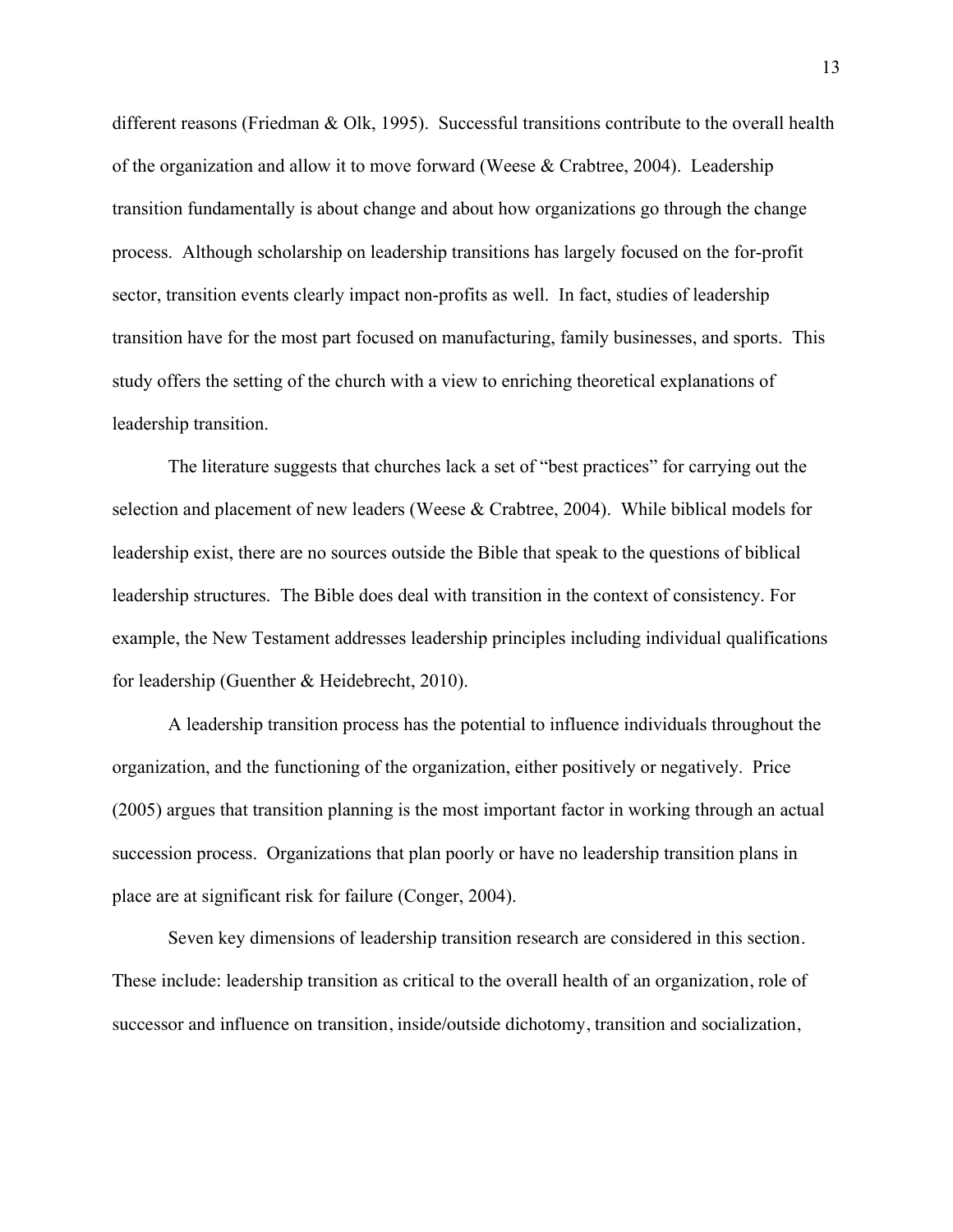different reasons (Friedman & Olk, 1995). Successful transitions contribute to the overall health of the organization and allow it to move forward (Weese & Crabtree, 2004). Leadership transition fundamentally is about change and about how organizations go through the change process. Although scholarship on leadership transitions has largely focused on the for-profit sector, transition events clearly impact non-profits as well. In fact, studies of leadership transition have for the most part focused on manufacturing, family businesses, and sports. This study offers the setting of the church with a view to enriching theoretical explanations of leadership transition.

The literature suggests that churches lack a set of "best practices" for carrying out the selection and placement of new leaders (Weese & Crabtree, 2004). While biblical models for leadership exist, there are no sources outside the Bible that speak to the questions of biblical leadership structures. The Bible does deal with transition in the context of consistency. For example, the New Testament addresses leadership principles including individual qualifications for leadership (Guenther & Heidebrecht, 2010).

A leadership transition process has the potential to influence individuals throughout the organization, and the functioning of the organization, either positively or negatively. Price (2005) argues that transition planning is the most important factor in working through an actual succession process. Organizations that plan poorly or have no leadership transition plans in place are at significant risk for failure (Conger, 2004).

Seven key dimensions of leadership transition research are considered in this section. These include: leadership transition as critical to the overall health of an organization, role of successor and influence on transition, inside/outside dichotomy, transition and socialization,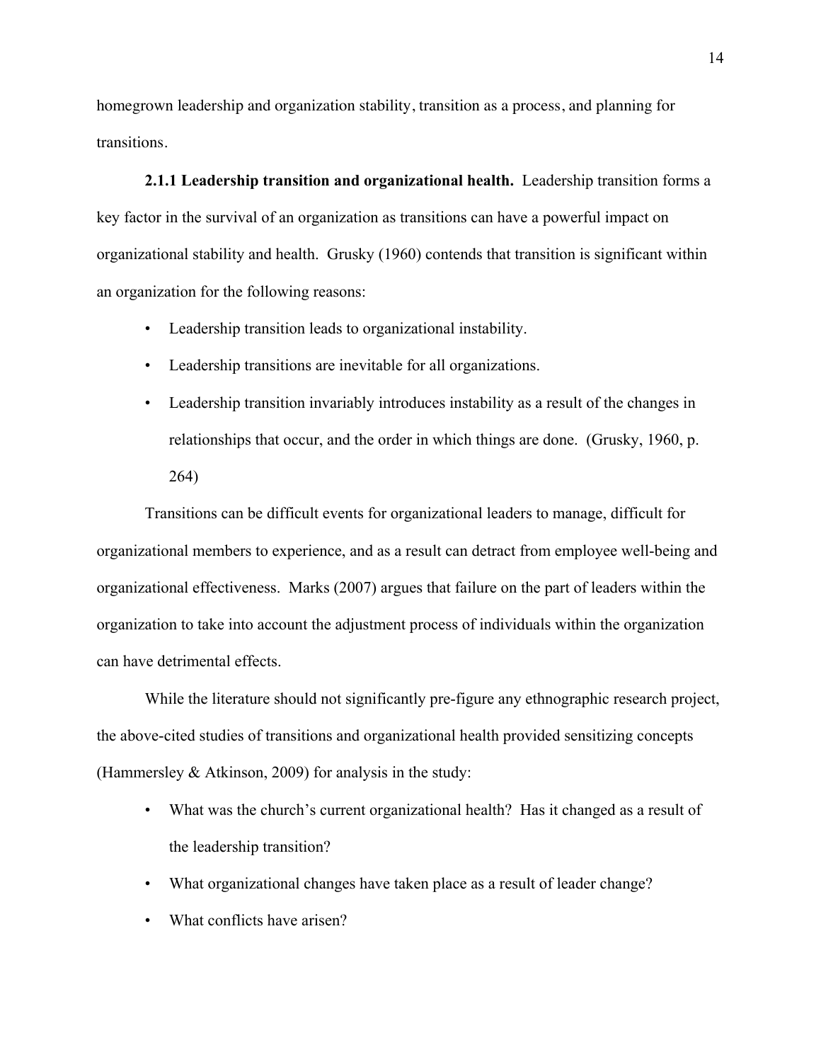homegrown leadership and organization stability, transition as a process, and planning for transitions.

**2.1.1 Leadership transition and organizational health.** Leadership transition forms a key factor in the survival of an organization as transitions can have a powerful impact on organizational stability and health. Grusky (1960) contends that transition is significant within an organization for the following reasons:

- Leadership transition leads to organizational instability.
- Leadership transitions are inevitable for all organizations.
- Leadership transition invariably introduces instability as a result of the changes in relationships that occur, and the order in which things are done. (Grusky, 1960, p. 264)

Transitions can be difficult events for organizational leaders to manage, difficult for organizational members to experience, and as a result can detract from employee well-being and organizational effectiveness. Marks (2007) argues that failure on the part of leaders within the organization to take into account the adjustment process of individuals within the organization can have detrimental effects.

While the literature should not significantly pre-figure any ethnographic research project, the above-cited studies of transitions and organizational health provided sensitizing concepts (Hammersley & Atkinson, 2009) for analysis in the study:

- What was the church's current organizational health? Has it changed as a result of the leadership transition?
- What organizational changes have taken place as a result of leader change?
- What conflicts have arisen?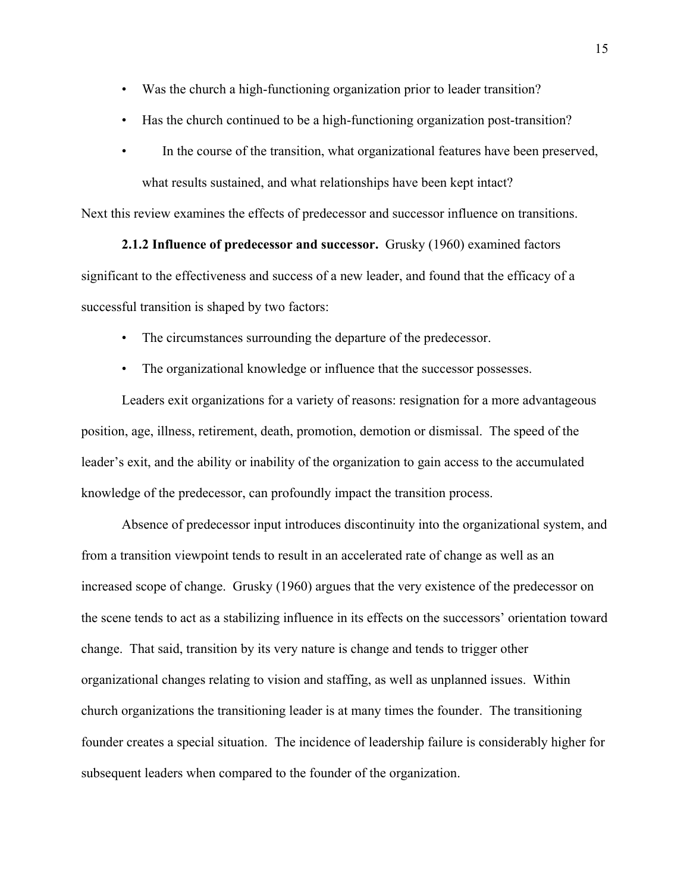- Was the church a high-functioning organization prior to leader transition?
- Has the church continued to be a high-functioning organization post-transition?
- In the course of the transition, what organizational features have been preserved, what results sustained, and what relationships have been kept intact?

Next this review examines the effects of predecessor and successor influence on transitions.

**2.1.2 Influence of predecessor and successor.** Grusky (1960) examined factors significant to the effectiveness and success of a new leader, and found that the efficacy of a successful transition is shaped by two factors:

- The circumstances surrounding the departure of the predecessor.
- The organizational knowledge or influence that the successor possesses.

Leaders exit organizations for a variety of reasons: resignation for a more advantageous position, age, illness, retirement, death, promotion, demotion or dismissal. The speed of the leader's exit, and the ability or inability of the organization to gain access to the accumulated knowledge of the predecessor, can profoundly impact the transition process.

Absence of predecessor input introduces discontinuity into the organizational system, and from a transition viewpoint tends to result in an accelerated rate of change as well as an increased scope of change. Grusky (1960) argues that the very existence of the predecessor on the scene tends to act as a stabilizing influence in its effects on the successors' orientation toward change. That said, transition by its very nature is change and tends to trigger other organizational changes relating to vision and staffing, as well as unplanned issues. Within church organizations the transitioning leader is at many times the founder. The transitioning founder creates a special situation. The incidence of leadership failure is considerably higher for subsequent leaders when compared to the founder of the organization.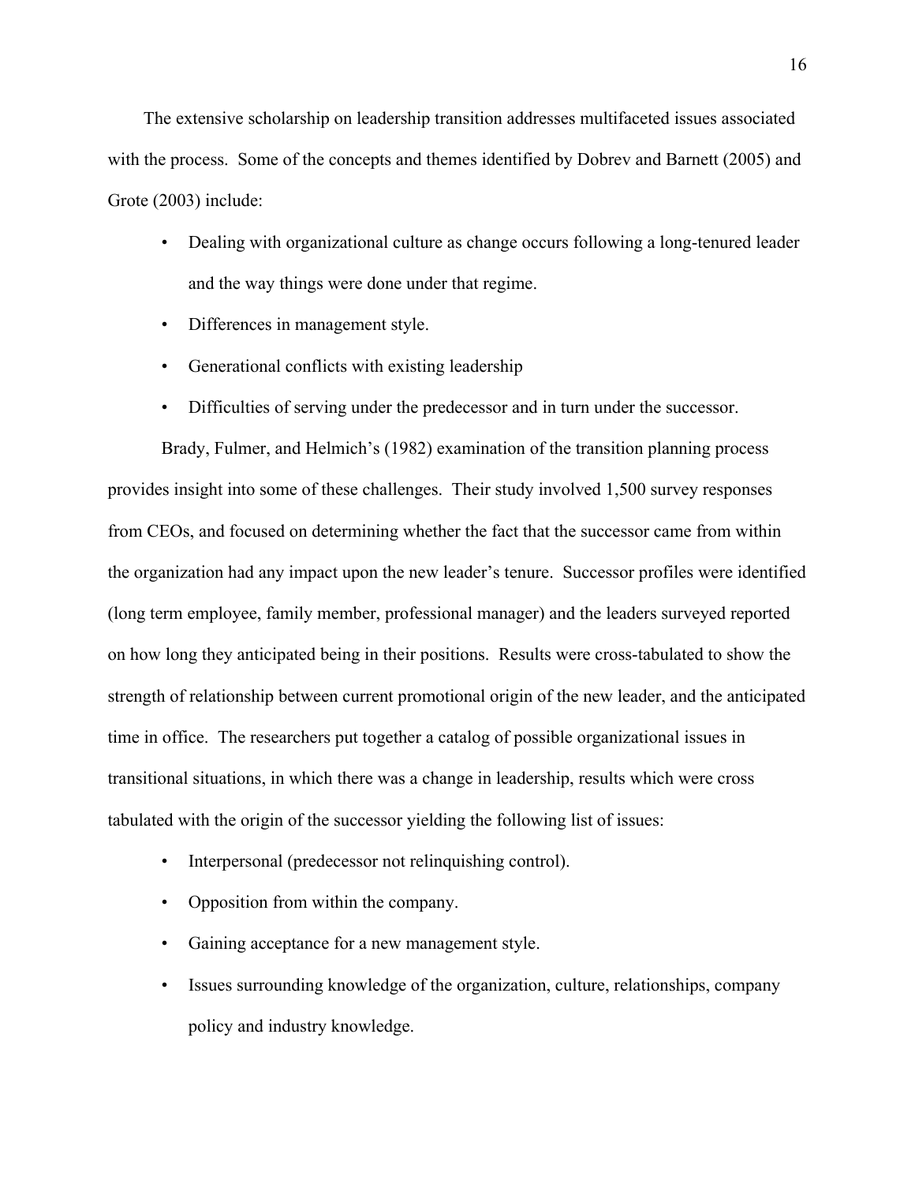The extensive scholarship on leadership transition addresses multifaceted issues associated with the process. Some of the concepts and themes identified by Dobrev and Barnett (2005) and Grote (2003) include:

- Dealing with organizational culture as change occurs following a long-tenured leader and the way things were done under that regime.
- Differences in management style.
- Generational conflicts with existing leadership
- Difficulties of serving under the predecessor and in turn under the successor.

Brady, Fulmer, and Helmich's (1982) examination of the transition planning process provides insight into some of these challenges. Their study involved 1,500 survey responses from CEOs, and focused on determining whether the fact that the successor came from within the organization had any impact upon the new leader's tenure. Successor profiles were identified (long term employee, family member, professional manager) and the leaders surveyed reported on how long they anticipated being in their positions. Results were cross-tabulated to show the strength of relationship between current promotional origin of the new leader, and the anticipated time in office. The researchers put together a catalog of possible organizational issues in transitional situations, in which there was a change in leadership, results which were cross tabulated with the origin of the successor yielding the following list of issues:

- Interpersonal (predecessor not relinquishing control).
- Opposition from within the company.
- Gaining acceptance for a new management style.
- Issues surrounding knowledge of the organization, culture, relationships, company policy and industry knowledge.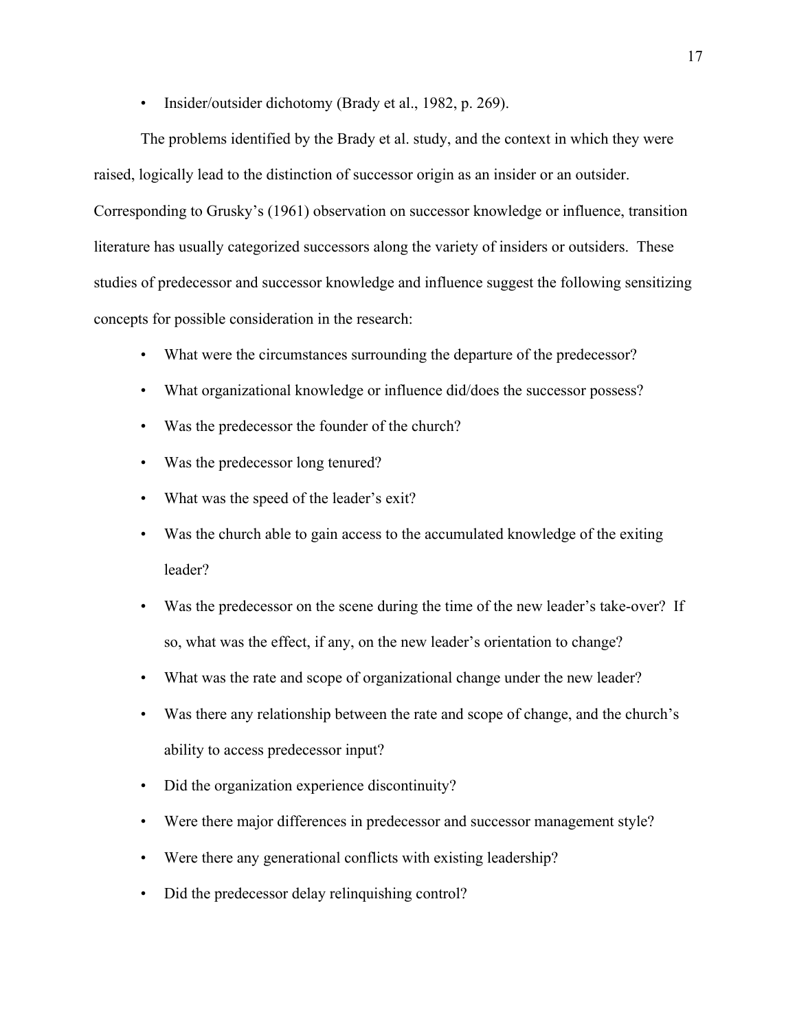- Insider/outsider dichotomy (Brady et al., 1982, p. 269).

The problems identified by the Brady et al. study, and the context in which they were raised, logically lead to the distinction of successor origin as an insider or an outsider. Corresponding to Grusky's (1961) observation on successor knowledge or influence, transition literature has usually categorized successors along the variety of insiders or outsiders. These studies of predecessor and successor knowledge and influence suggest the following sensitizing concepts for possible consideration in the research:

- What were the circumstances surrounding the departure of the predecessor?
- What organizational knowledge or influence did/does the successor possess?
- Was the predecessor the founder of the church?
- Was the predecessor long tenured?
- What was the speed of the leader's exit?
- Was the church able to gain access to the accumulated knowledge of the exiting leader?
- Was the predecessor on the scene during the time of the new leader's take-over? If so, what was the effect, if any, on the new leader's orientation to change?
- What was the rate and scope of organizational change under the new leader?
- Was there any relationship between the rate and scope of change, and the church's ability to access predecessor input?
- Did the organization experience discontinuity?
- Were there major differences in predecessor and successor management style?
- Were there any generational conflicts with existing leadership?
- Did the predecessor delay relinquishing control?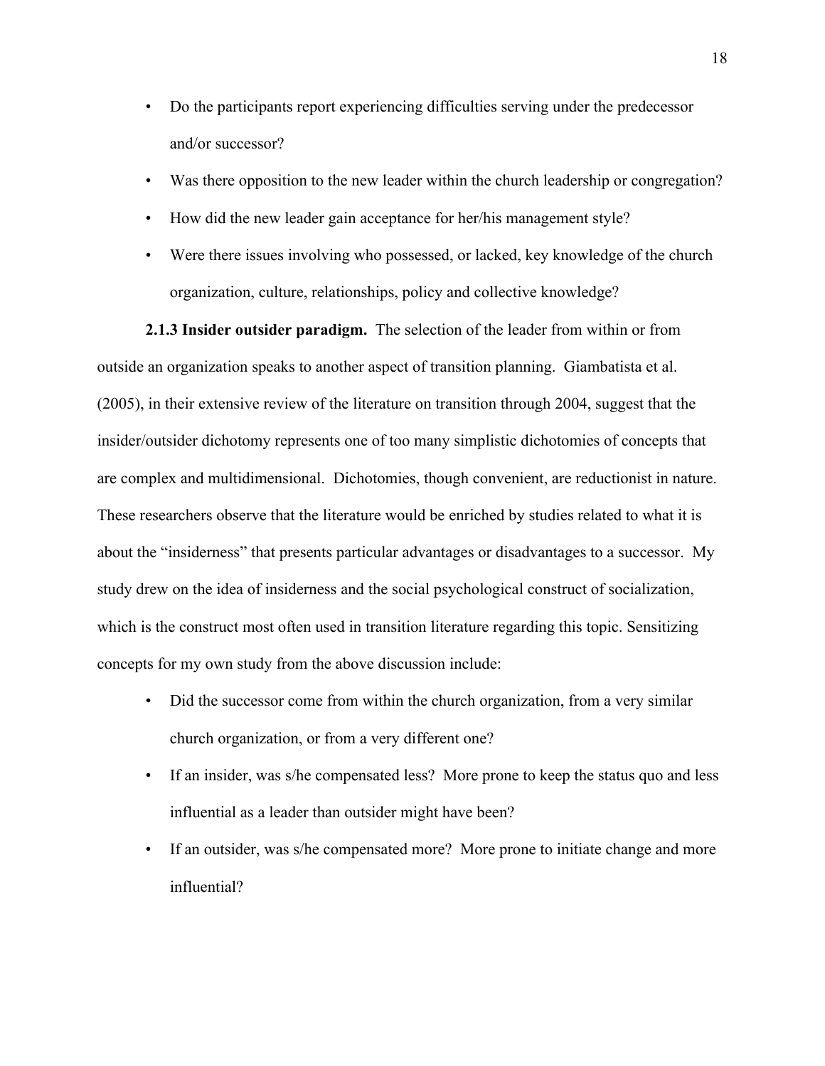- Do the participants report experiencing difficulties serving under the predecessor and/or successor?
- Was there opposition to the new leader within the church leadership or congregation?
- How did the new leader gain acceptance for her/his management style?
- Were there issues involving who possessed, or lacked, key knowledge of the church organization, culture, relationships, policy and collective knowledge?

**2.1.3 Insider outsider paradigm.** The selection of the leader from within or from outside an organization speaks to another aspect of transition planning. Giambatista et al. (2005), in their extensive review of the literature on transition through 2004, suggest that the insider/outsider dichotomy represents one of too many simplistic dichotomies of concepts that are complex and multidimensional. Dichotomies, though convenient, are reductionist in nature. These researchers observe that the literature would be enriched by studies related to what it is about the "insiderness" that presents particular advantages or disadvantages to a successor. My study drew on the idea of insiderness and the social psychological construct of socialization, which is the construct most often used in transition literature regarding this topic. Sensitizing concepts for my own study from the above discussion include:

- Did the successor come from within the church organization, from a very similar church organization, or from a very different one?
- If an insider, was s/he compensated less? More prone to keep the status quo and less influential as a leader than outsider might have been?
- If an outsider, was s/he compensated more? More prone to initiate change and more influential?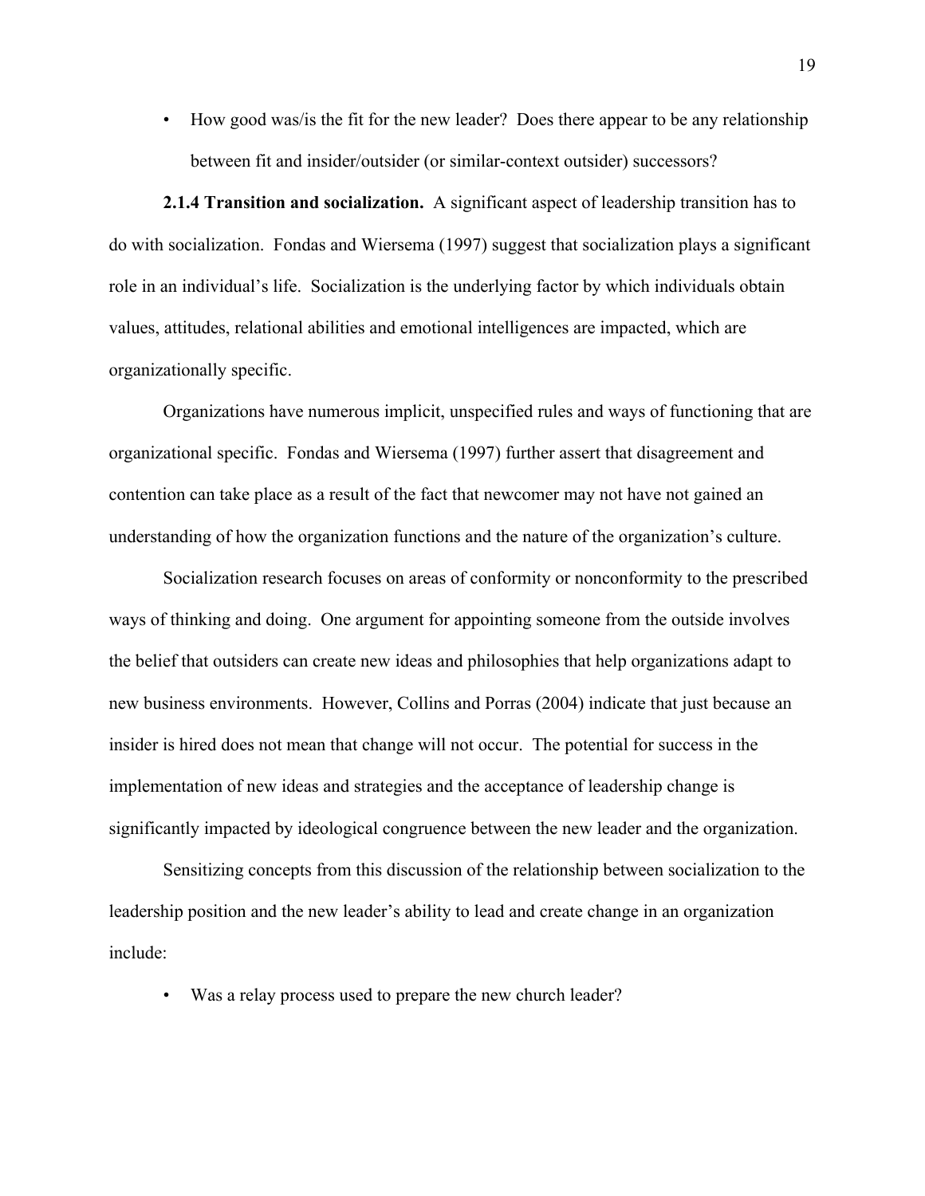- How good was/is the fit for the new leader? Does there appear to be any relationship between fit and insider/outsider (or similar-context outsider) successors?

**2.1.4 Transition and socialization.** A significant aspect of leadership transition has to do with socialization. Fondas and Wiersema (1997) suggest that socialization plays a significant role in an individual's life. Socialization is the underlying factor by which individuals obtain values, attitudes, relational abilities and emotional intelligences are impacted, which are organizationally specific.

Organizations have numerous implicit, unspecified rules and ways of functioning that are organizational specific. Fondas and Wiersema (1997) further assert that disagreement and contention can take place as a result of the fact that newcomer may not have not gained an understanding of how the organization functions and the nature of the organization's culture.

Socialization research focuses on areas of conformity or nonconformity to the prescribed ways of thinking and doing. One argument for appointing someone from the outside involves the belief that outsiders can create new ideas and philosophies that help organizations adapt to new business environments. However, Collins and Porras (2004) indicate that just because an insider is hired does not mean that change will not occur. The potential for success in the implementation of new ideas and strategies and the acceptance of leadership change is significantly impacted by ideological congruence between the new leader and the organization.

Sensitizing concepts from this discussion of the relationship between socialization to the leadership position and the new leader's ability to lead and create change in an organization include:

- Was a relay process used to prepare the new church leader?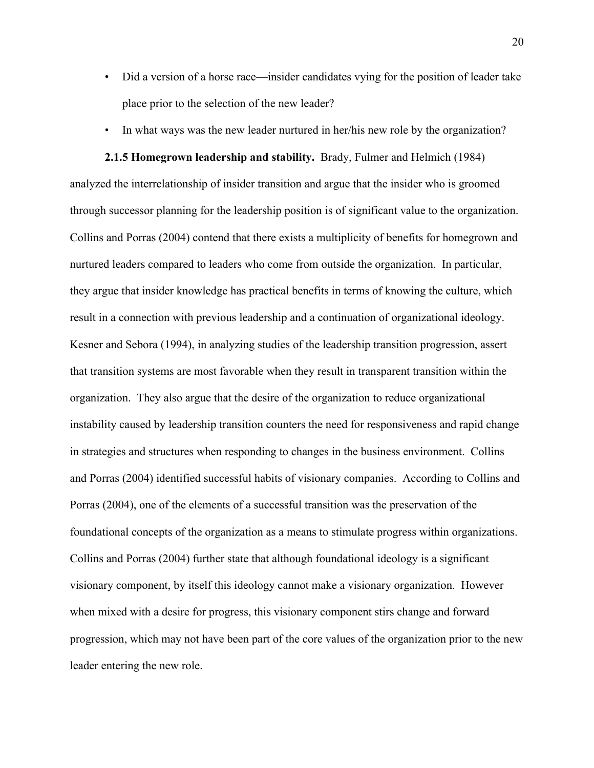- Did a version of a horse race—insider candidates vying for the position of leader take place prior to the selection of the new leader?
- In what ways was the new leader nurtured in her/his new role by the organization?

**2.1.5 Homegrown leadership and stability.** Brady, Fulmer and Helmich (1984) analyzed the interrelationship of insider transition and argue that the insider who is groomed through successor planning for the leadership position is of significant value to the organization. Collins and Porras (2004) contend that there exists a multiplicity of benefits for homegrown and nurtured leaders compared to leaders who come from outside the organization. In particular, they argue that insider knowledge has practical benefits in terms of knowing the culture, which result in a connection with previous leadership and a continuation of organizational ideology. Kesner and Sebora (1994), in analyzing studies of the leadership transition progression, assert that transition systems are most favorable when they result in transparent transition within the organization. They also argue that the desire of the organization to reduce organizational instability caused by leadership transition counters the need for responsiveness and rapid change in strategies and structures when responding to changes in the business environment. Collins and Porras (2004) identified successful habits of visionary companies. According to Collins and Porras (2004), one of the elements of a successful transition was the preservation of the foundational concepts of the organization as a means to stimulate progress within organizations. Collins and Porras (2004) further state that although foundational ideology is a significant visionary component, by itself this ideology cannot make a visionary organization. However when mixed with a desire for progress, this visionary component stirs change and forward progression, which may not have been part of the core values of the organization prior to the new leader entering the new role.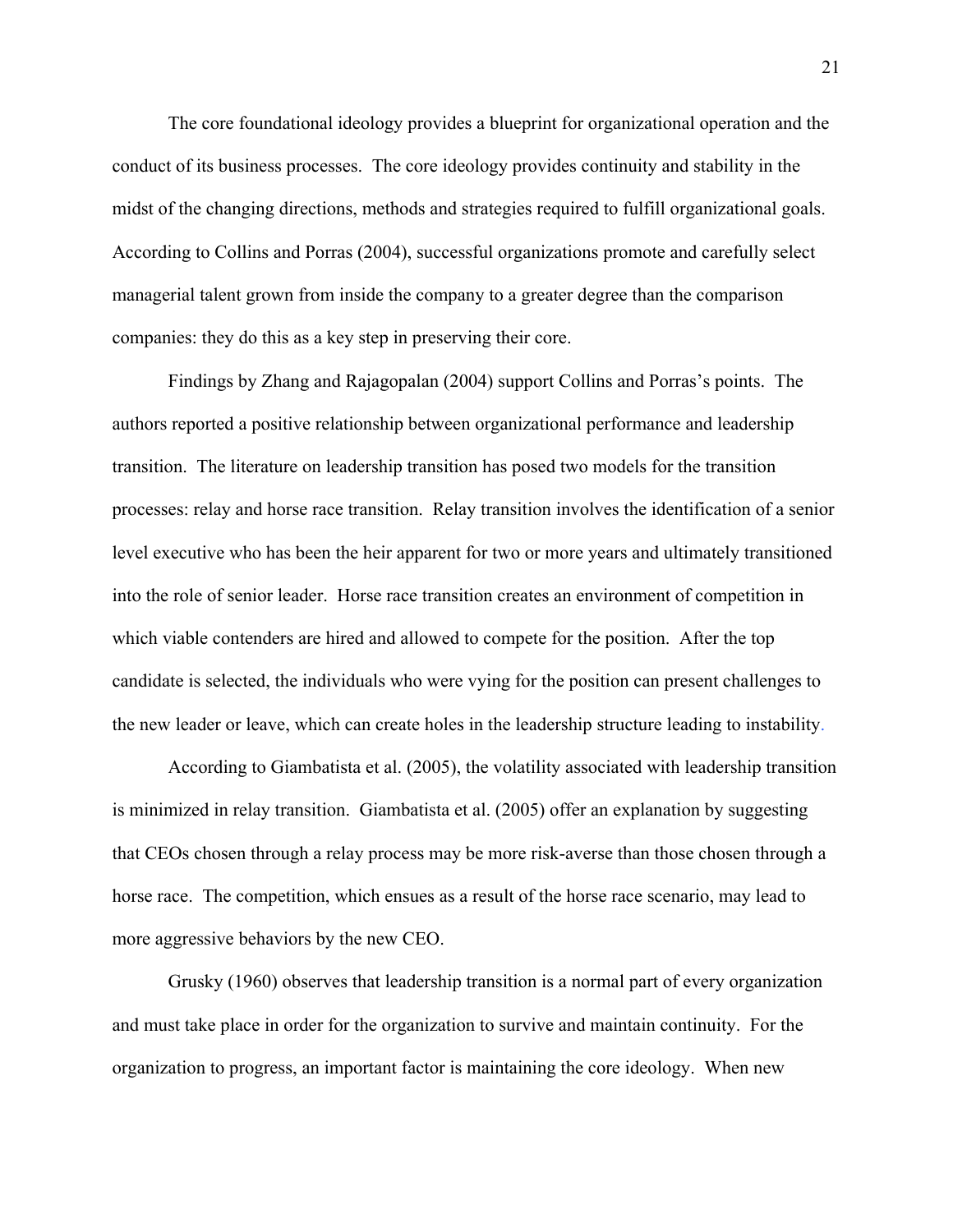The core foundational ideology provides a blueprint for organizational operation and the conduct of its business processes. The core ideology provides continuity and stability in the midst of the changing directions, methods and strategies required to fulfill organizational goals. According to Collins and Porras (2004), successful organizations promote and carefully select managerial talent grown from inside the company to a greater degree than the comparison companies: they do this as a key step in preserving their core.

Findings by Zhang and Rajagopalan (2004) support Collins and Porras's points. The authors reported a positive relationship between organizational performance and leadership transition. The literature on leadership transition has posed two models for the transition processes: relay and horse race transition. Relay transition involves the identification of a senior level executive who has been the heir apparent for two or more years and ultimately transitioned into the role of senior leader. Horse race transition creates an environment of competition in which viable contenders are hired and allowed to compete for the position. After the top candidate is selected, the individuals who were vying for the position can present challenges to the new leader or leave, which can create holes in the leadership structure leading to instability.

According to Giambatista et al. (2005), the volatility associated with leadership transition is minimized in relay transition. Giambatista et al. (2005) offer an explanation by suggesting that CEOs chosen through a relay process may be more risk-averse than those chosen through a horse race. The competition, which ensues as a result of the horse race scenario, may lead to more aggressive behaviors by the new CEO.

Grusky (1960) observes that leadership transition is a normal part of every organization and must take place in order for the organization to survive and maintain continuity. For the organization to progress, an important factor is maintaining the core ideology. When new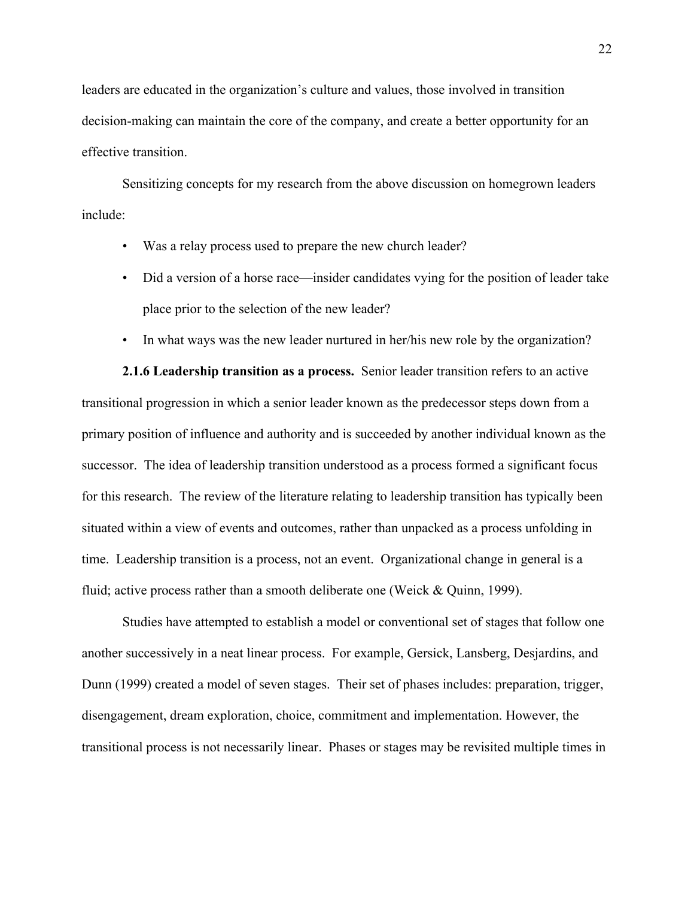leaders are educated in the organization's culture and values, those involved in transition decision-making can maintain the core of the company, and create a better opportunity for an effective transition.

Sensitizing concepts for my research from the above discussion on homegrown leaders include:

- Was a relay process used to prepare the new church leader?
- Did a version of a horse race—insider candidates vying for the position of leader take place prior to the selection of the new leader?
- In what ways was the new leader nurtured in her/his new role by the organization?

**2.1.6 Leadership transition as a process.** Senior leader transition refers to an active transitional progression in which a senior leader known as the predecessor steps down from a primary position of influence and authority and is succeeded by another individual known as the successor. The idea of leadership transition understood as a process formed a significant focus for this research. The review of the literature relating to leadership transition has typically been situated within a view of events and outcomes, rather than unpacked as a process unfolding in time. Leadership transition is a process, not an event. Organizational change in general is a fluid; active process rather than a smooth deliberate one (Weick & Quinn, 1999).

Studies have attempted to establish a model or conventional set of stages that follow one another successively in a neat linear process. For example, Gersick, Lansberg, Desjardins, and Dunn (1999) created a model of seven stages. Their set of phases includes: preparation, trigger, disengagement, dream exploration, choice, commitment and implementation. However, the transitional process is not necessarily linear. Phases or stages may be revisited multiple times in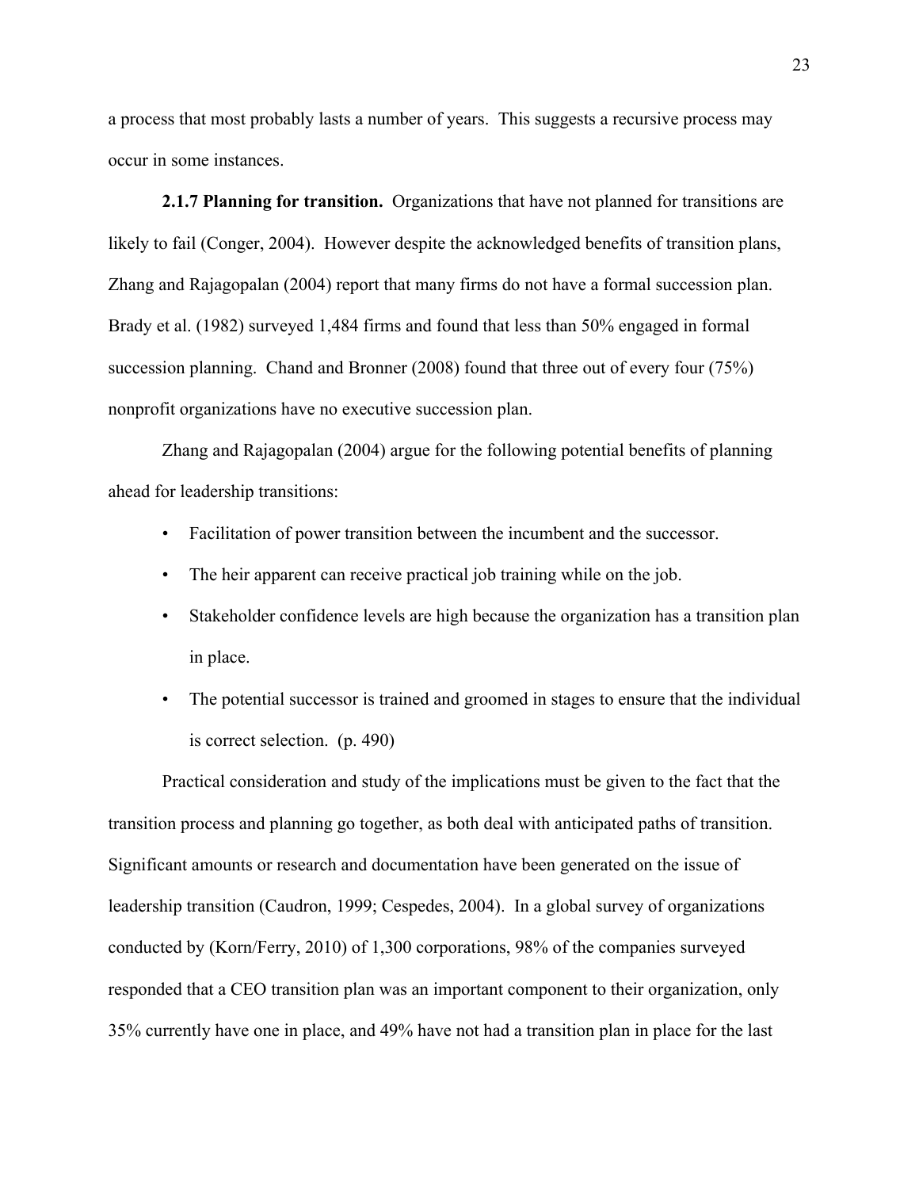a process that most probably lasts a number of years. This suggests a recursive process may occur in some instances.

**2.1.7 Planning for transition.** Organizations that have not planned for transitions are likely to fail (Conger, 2004). However despite the acknowledged benefits of transition plans, Zhang and Rajagopalan (2004) report that many firms do not have a formal succession plan. Brady et al. (1982) surveyed 1,484 firms and found that less than 50% engaged in formal succession planning. Chand and Bronner (2008) found that three out of every four (75%) nonprofit organizations have no executive succession plan.

Zhang and Rajagopalan (2004) argue for the following potential benefits of planning ahead for leadership transitions:

- Facilitation of power transition between the incumbent and the successor.
- The heir apparent can receive practical job training while on the job.
- Stakeholder confidence levels are high because the organization has a transition plan in place.
- The potential successor is trained and groomed in stages to ensure that the individual is correct selection. (p. 490)

Practical consideration and study of the implications must be given to the fact that the transition process and planning go together, as both deal with anticipated paths of transition. Significant amounts or research and documentation have been generated on the issue of leadership transition (Caudron, 1999; Cespedes, 2004). In a global survey of organizations conducted by (Korn/Ferry, 2010) of 1,300 corporations, 98% of the companies surveyed responded that a CEO transition plan was an important component to their organization, only 35% currently have one in place, and 49% have not had a transition plan in place for the last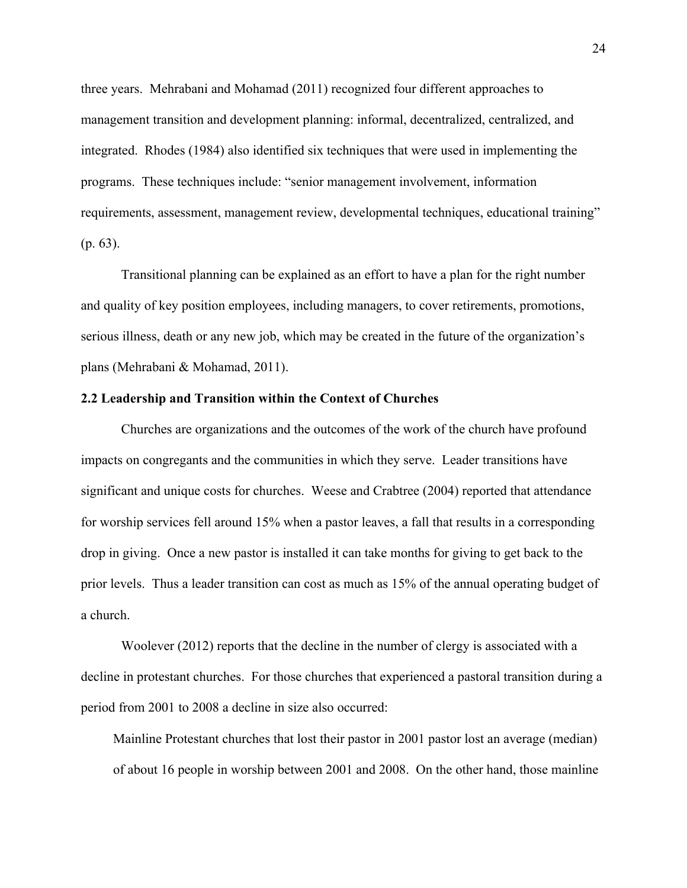three years. Mehrabani and Mohamad (2011) recognized four different approaches to management transition and development planning: informal, decentralized, centralized, and integrated. Rhodes (1984) also identified six techniques that were used in implementing the programs. These techniques include: "senior management involvement, information requirements, assessment, management review, developmental techniques, educational training" (p. 63).

Transitional planning can be explained as an effort to have a plan for the right number and quality of key position employees, including managers, to cover retirements, promotions, serious illness, death or any new job, which may be created in the future of the organization's plans (Mehrabani & Mohamad, 2011).

**2.2 Leadership and Transition within the Context of Churches**

Churches are organizations and the outcomes of the work of the church have profound impacts on congregants and the communities in which they serve. Leader transitions have significant and unique costs for churches. Weese and Crabtree (2004) reported that attendance for worship services fell around 15% when a pastor leaves, a fall that results in a corresponding drop in giving. Once a new pastor is installed it can take months for giving to get back to the prior levels. Thus a leader transition can cost as much as 15% of the annual operating budget of a church.

Woolever (2012) reports that the decline in the number of clergy is associated with a decline in protestant churches. For those churches that experienced a pastoral transition during a period from 2001 to 2008 a decline in size also occurred:

> Mainline Protestant churches that lost their pastor in 2001 pastor lost an average (median) of about 16 people in worship between 2001 and 2008. On the other hand, those mainline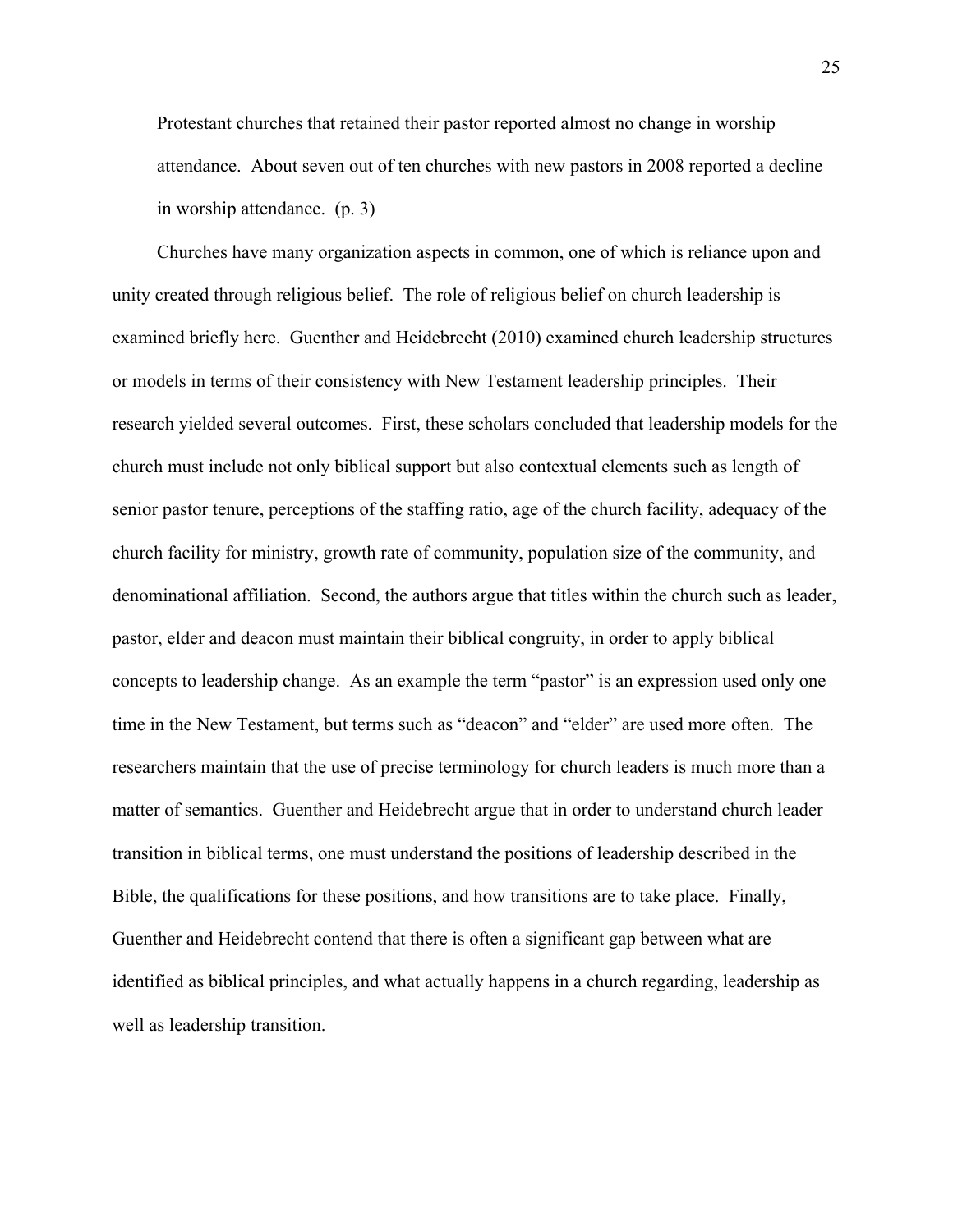> Protestant churches that retained their pastor reported almost no change in worship attendance. About seven out of ten churches with new pastors in 2008 reported a decline in worship attendance. (p. 3)

Churches have many organization aspects in common, one of which is reliance upon and unity created through religious belief. The role of religious belief on church leadership is examined briefly here. Guenther and Heidebrecht (2010) examined church leadership structures or models in terms of their consistency with New Testament leadership principles. Their research yielded several outcomes. First, these scholars concluded that leadership models for the church must include not only biblical support but also contextual elements such as length of senior pastor tenure, perceptions of the staffing ratio, age of the church facility, adequacy of the church facility for ministry, growth rate of community, population size of the community, and denominational affiliation. Second, the authors argue that titles within the church such as leader, pastor, elder and deacon must maintain their biblical congruity, in order to apply biblical concepts to leadership change. As an example the term "pastor" is an expression used only one time in the New Testament, but terms such as "deacon" and "elder" are used more often. The researchers maintain that the use of precise terminology for church leaders is much more than a matter of semantics. Guenther and Heidebrecht argue that in order to understand church leader transition in biblical terms, one must understand the positions of leadership described in the Bible, the qualifications for these positions, and how transitions are to take place. Finally, Guenther and Heidebrecht contend that there is often a significant gap between what are identified as biblical principles, and what actually happens in a church regarding, leadership as well as leadership transition.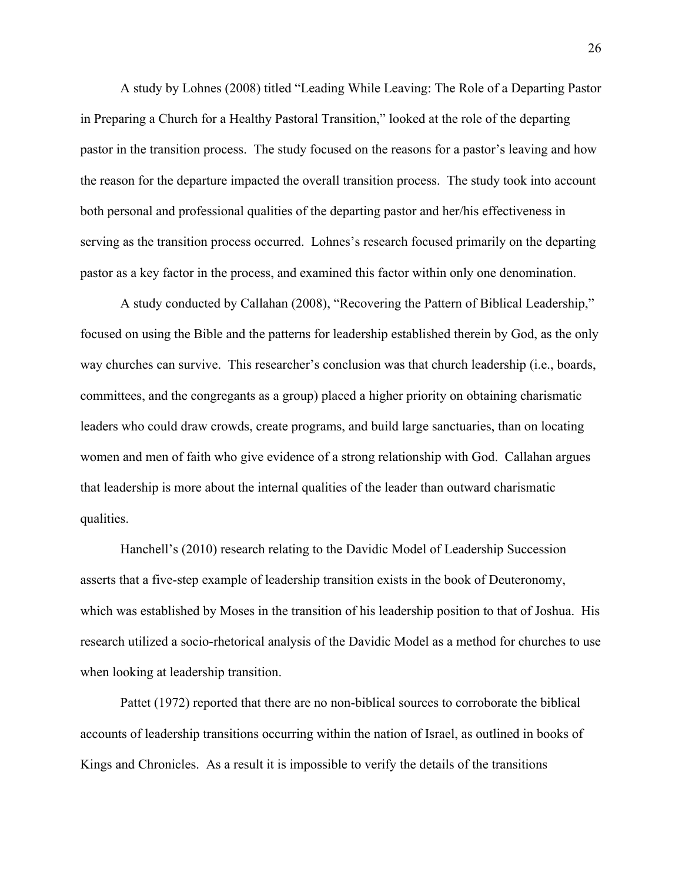A study by Lohnes (2008) titled "Leading While Leaving: The Role of a Departing Pastor in Preparing a Church for a Healthy Pastoral Transition," looked at the role of the departing pastor in the transition process. The study focused on the reasons for a pastor's leaving and how the reason for the departure impacted the overall transition process. The study took into account both personal and professional qualities of the departing pastor and her/his effectiveness in serving as the transition process occurred. Lohnes's research focused primarily on the departing pastor as a key factor in the process, and examined this factor within only one denomination.

A study conducted by Callahan (2008), "Recovering the Pattern of Biblical Leadership," focused on using the Bible and the patterns for leadership established therein by God, as the only way churches can survive. This researcher's conclusion was that church leadership (i.e., boards, committees, and the congregants as a group) placed a higher priority on obtaining charismatic leaders who could draw crowds, create programs, and build large sanctuaries, than on locating women and men of faith who give evidence of a strong relationship with God. Callahan argues that leadership is more about the internal qualities of the leader than outward charismatic qualities.

Hanchell's (2010) research relating to the Davidic Model of Leadership Succession asserts that a five-step example of leadership transition exists in the book of Deuteronomy, which was established by Moses in the transition of his leadership position to that of Joshua. His research utilized a socio-rhetorical analysis of the Davidic Model as a method for churches to use when looking at leadership transition.

Pattet (1972) reported that there are no non-biblical sources to corroborate the biblical accounts of leadership transitions occurring within the nation of Israel, as outlined in books of Kings and Chronicles. As a result it is impossible to verify the details of the transitions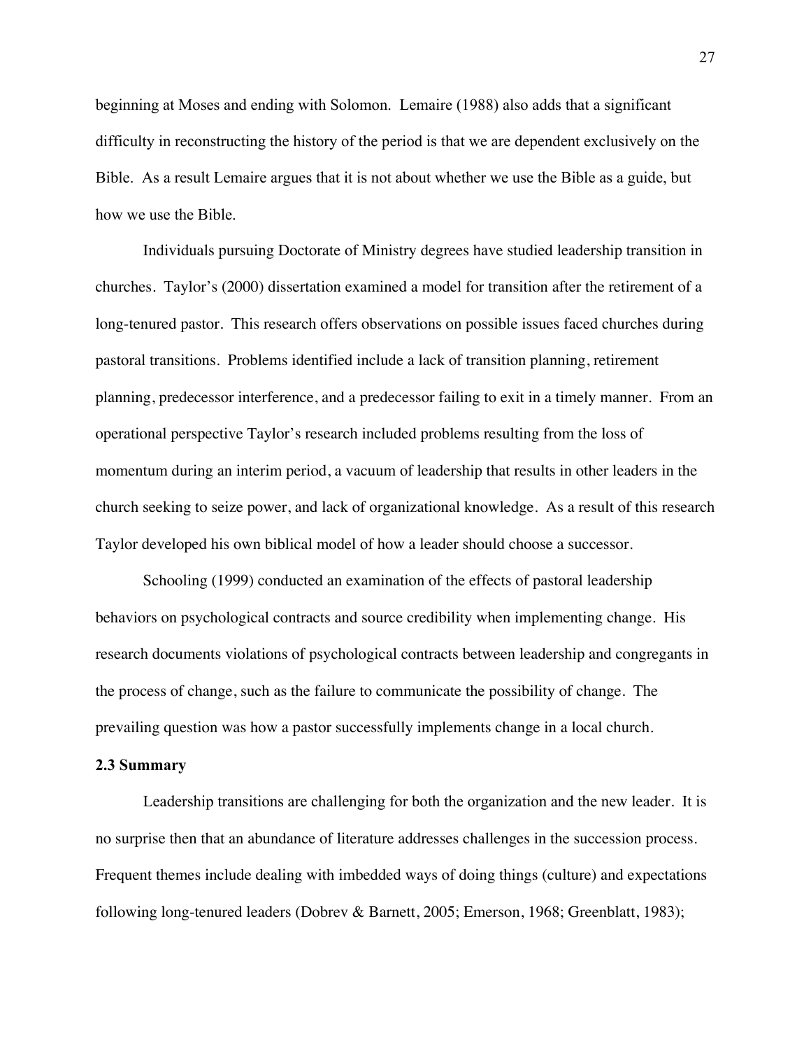beginning at Moses and ending with Solomon. Lemaire (1988) also adds that a significant difficulty in reconstructing the history of the period is that we are dependent exclusively on the Bible. As a result Lemaire argues that it is not about whether we use the Bible as a guide, but how we use the Bible.

Individuals pursuing Doctorate of Ministry degrees have studied leadership transition in churches. Taylor's (2000) dissertation examined a model for transition after the retirement of a long-tenured pastor. This research offers observations on possible issues faced churches during pastoral transitions. Problems identified include a lack of transition planning, retirement planning, predecessor interference, and a predecessor failing to exit in a timely manner. From an operational perspective Taylor's research included problems resulting from the loss of momentum during an interim period, a vacuum of leadership that results in other leaders in the church seeking to seize power, and lack of organizational knowledge. As a result of this research Taylor developed his own biblical model of how a leader should choose a successor.

Schooling (1999) conducted an examination of the effects of pastoral leadership behaviors on psychological contracts and source credibility when implementing change. His research documents violations of psychological contracts between leadership and congregants in the process of change, such as the failure to communicate the possibility of change. The prevailing question was how a pastor successfully implements change in a local church.

### 2.3 Summary

Leadership transitions are challenging for both the organization and the new leader. It is no surprise then that an abundance of literature addresses challenges in the succession process. Frequent themes include dealing with imbedded ways of doing things (culture) and expectations following long-tenured leaders (Dobrev & Barnett, 2005; Emerson, 1968; Greenblatt, 1983);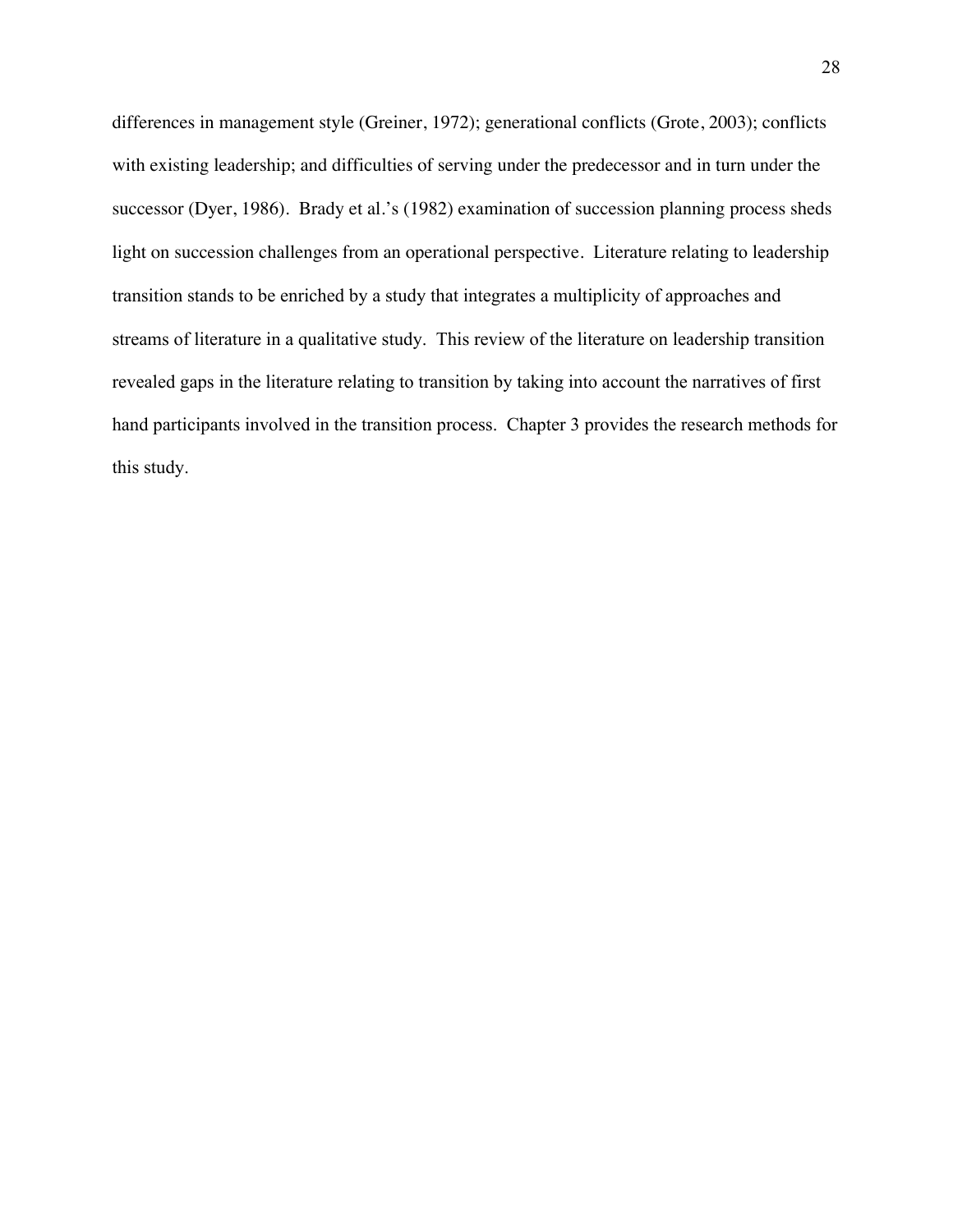differences in management style (Greiner, 1972); generational conflicts (Grote, 2003); conflicts with existing leadership; and difficulties of serving under the predecessor and in turn under the successor (Dyer, 1986). Brady et al.'s (1982) examination of succession planning process sheds light on succession challenges from an operational perspective. Literature relating to leadership transition stands to be enriched by a study that integrates a multiplicity of approaches and streams of literature in a qualitative study. This review of the literature on leadership transition revealed gaps in the literature relating to transition by taking into account the narratives of first hand participants involved in the transition process. Chapter 3 provides the research methods for this study.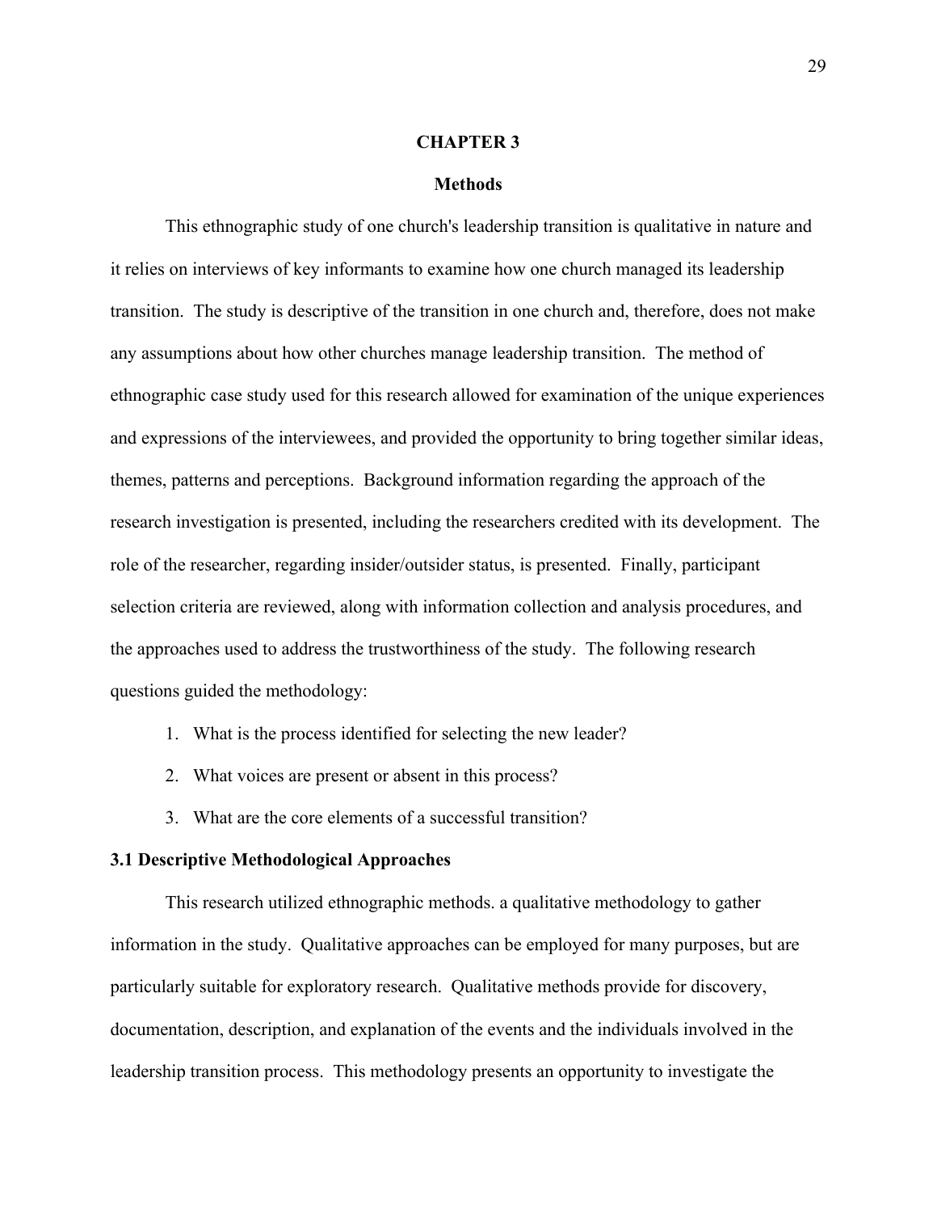# CHAPTER 3

## Methods

This ethnographic study of one church's leadership transition is qualitative in nature and it relies on interviews of key informants to examine how one church managed its leadership transition. The study is descriptive of the transition in one church and, therefore, does not make any assumptions about how other churches manage leadership transition. The method of ethnographic case study used for this research allowed for examination of the unique experiences and expressions of the interviewees, and provided the opportunity to bring together similar ideas, themes, patterns and perceptions. Background information regarding the approach of the research investigation is presented, including the researchers credited with its development. The role of the researcher, regarding insider/outsider status, is presented. Finally, participant selection criteria are reviewed, along with information collection and analysis procedures, and the approaches used to address the trustworthiness of the study. The following research questions guided the methodology:

1. What is the process identified for selecting the new leader?
2. What voices are present or absent in this process?
3. What are the core elements of a successful transition?

### 3.1 Descriptive Methodological Approaches

This research utilized ethnographic methods. a qualitative methodology to gather information in the study. Qualitative approaches can be employed for many purposes, but are particularly suitable for exploratory research. Qualitative methods provide for discovery, documentation, description, and explanation of the events and the individuals involved in the leadership transition process. This methodology presents an opportunity to investigate the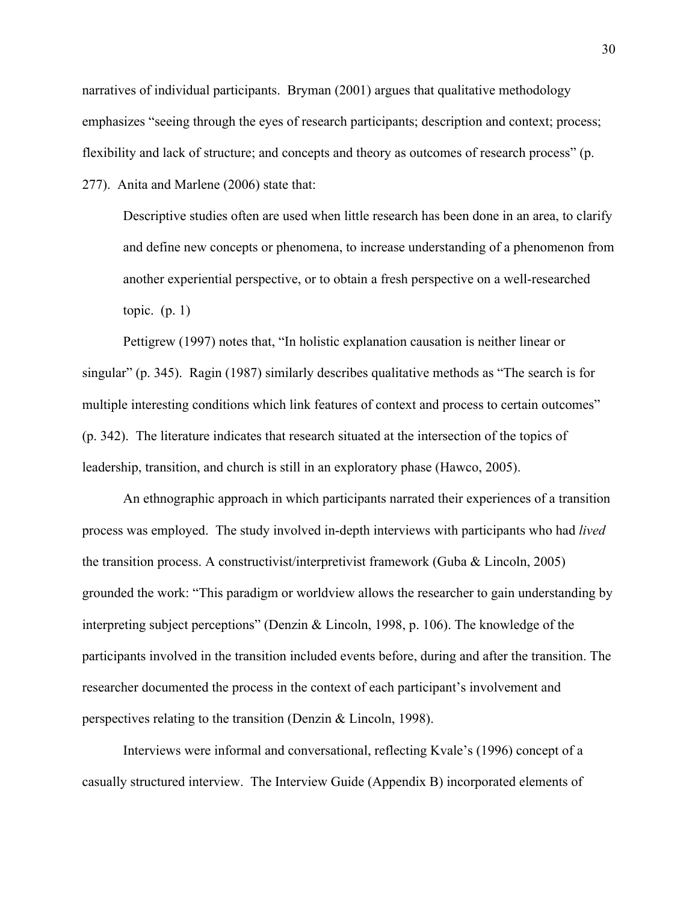narratives of individual participants. Bryman (2001) argues that qualitative methodology emphasizes “seeing through the eyes of research participants; description and context; process; flexibility and lack of structure; and concepts and theory as outcomes of research process” (p. 277). Anita and Marlene (2006) state that:

> Descriptive studies often are used when little research has been done in an area, to clarify and define new concepts or phenomena, to increase understanding of a phenomenon from another experiential perspective, or to obtain a fresh perspective on a well-researched topic. (p. 1)

Pettigrew (1997) notes that, “In holistic explanation causation is neither linear or singular” (p. 345). Ragin (1987) similarly describes qualitative methods as “The search is for multiple interesting conditions which link features of context and process to certain outcomes” (p. 342). The literature indicates that research situated at the intersection of the topics of leadership, transition, and church is still in an exploratory phase (Hawco, 2005).

An ethnographic approach in which participants narrated their experiences of a transition process was employed. The study involved in-depth interviews with participants who had *lived* the transition process. A constructivist/interpretivist framework (Guba & Lincoln, 2005) grounded the work: “This paradigm or worldview allows the researcher to gain understanding by interpreting subject perceptions” (Denzin & Lincoln, 1998, p. 106). The knowledge of the participants involved in the transition included events before, during and after the transition. The researcher documented the process in the context of each participant’s involvement and perspectives relating to the transition (Denzin & Lincoln, 1998).

Interviews were informal and conversational, reflecting Kvale’s (1996) concept of a casually structured interview. The Interview Guide (Appendix B) incorporated elements of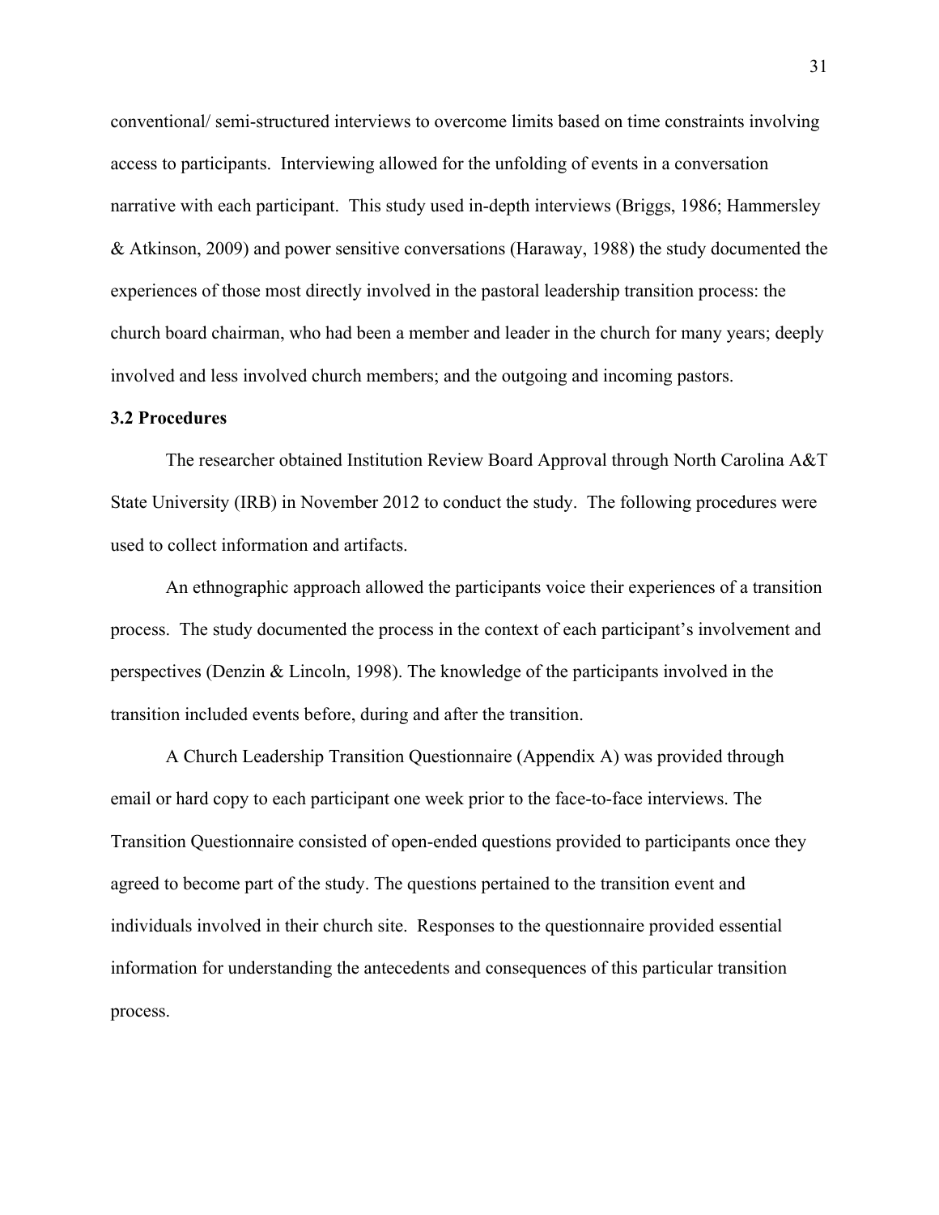conventional/ semi-structured interviews to overcome limits based on time constraints involving access to participants. Interviewing allowed for the unfolding of events in a conversation narrative with each participant. This study used in-depth interviews (Briggs, 1986; Hammersley & Atkinson, 2009) and power sensitive conversations (Haraway, 1988) the study documented the experiences of those most directly involved in the pastoral leadership transition process: the church board chairman, who had been a member and leader in the church for many years; deeply involved and less involved church members; and the outgoing and incoming pastors.

### 3.2 Procedures

The researcher obtained Institution Review Board Approval through North Carolina A&T State University (IRB) in November 2012 to conduct the study. The following procedures were used to collect information and artifacts.

An ethnographic approach allowed the participants voice their experiences of a transition process. The study documented the process in the context of each participant's involvement and perspectives (Denzin & Lincoln, 1998). The knowledge of the participants involved in the transition included events before, during and after the transition.

A Church Leadership Transition Questionnaire (Appendix A) was provided through email or hard copy to each participant one week prior to the face-to-face interviews. The Transition Questionnaire consisted of open-ended questions provided to participants once they agreed to become part of the study. The questions pertained to the transition event and individuals involved in their church site. Responses to the questionnaire provided essential information for understanding the antecedents and consequences of this particular transition process.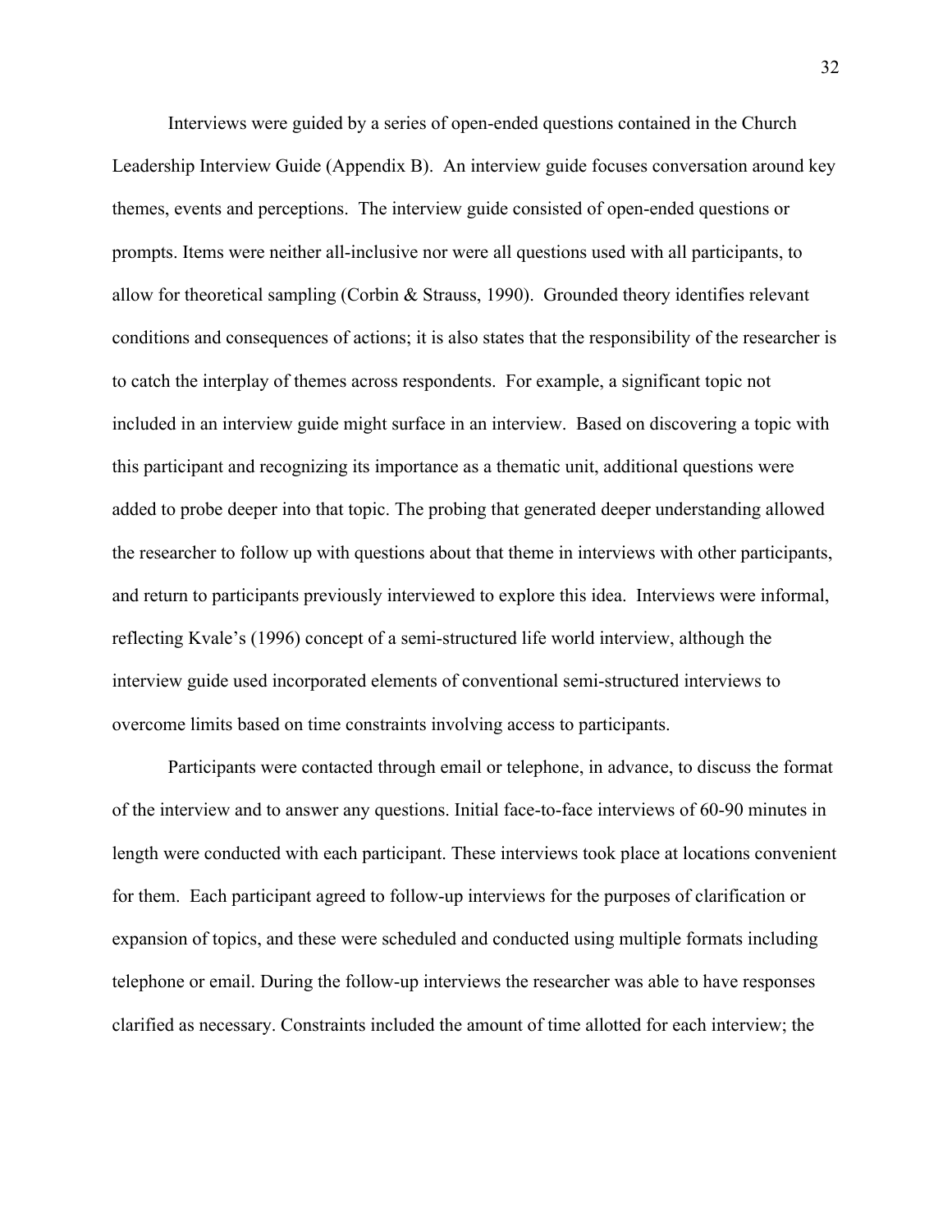Interviews were guided by a series of open-ended questions contained in the Church Leadership Interview Guide (Appendix B). An interview guide focuses conversation around key themes, events and perceptions. The interview guide consisted of open-ended questions or prompts. Items were neither all-inclusive nor were all questions used with all participants, to allow for theoretical sampling (Corbin & Strauss, 1990). Grounded theory identifies relevant conditions and consequences of actions; it is also states that the responsibility of the researcher is to catch the interplay of themes across respondents. For example, a significant topic not included in an interview guide might surface in an interview. Based on discovering a topic with this participant and recognizing its importance as a thematic unit, additional questions were added to probe deeper into that topic. The probing that generated deeper understanding allowed the researcher to follow up with questions about that theme in interviews with other participants, and return to participants previously interviewed to explore this idea. Interviews were informal, reflecting Kvale's (1996) concept of a semi-structured life world interview, although the interview guide used incorporated elements of conventional semi-structured interviews to overcome limits based on time constraints involving access to participants.

Participants were contacted through email or telephone, in advance, to discuss the format of the interview and to answer any questions. Initial face-to-face interviews of 60-90 minutes in length were conducted with each participant. These interviews took place at locations convenient for them. Each participant agreed to follow-up interviews for the purposes of clarification or expansion of topics, and these were scheduled and conducted using multiple formats including telephone or email. During the follow-up interviews the researcher was able to have responses clarified as necessary. Constraints included the amount of time allotted for each interview; the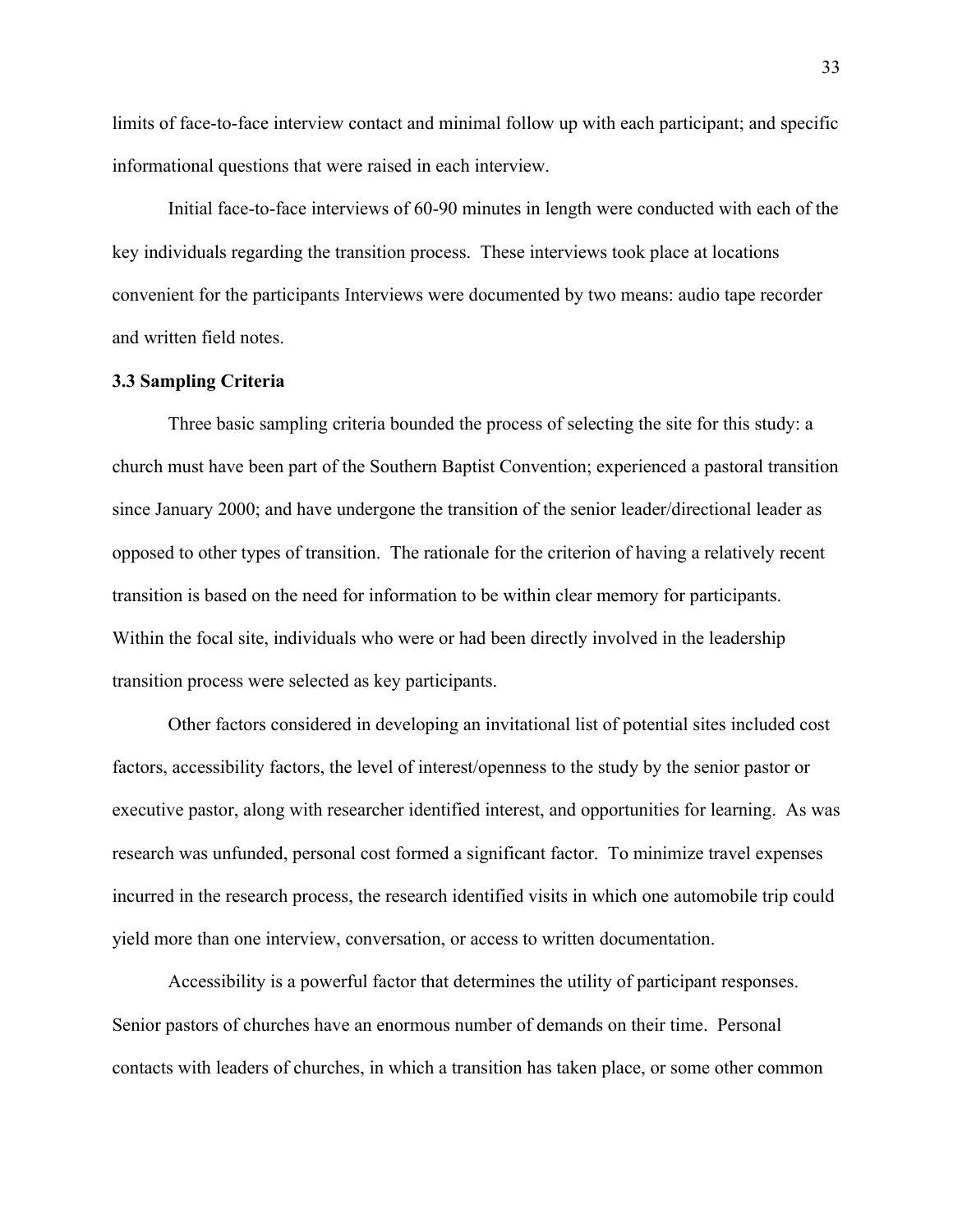limits of face-to-face interview contact and minimal follow up with each participant; and specific informational questions that were raised in each interview.

Initial face-to-face interviews of 60-90 minutes in length were conducted with each of the key individuals regarding the transition process. These interviews took place at locations convenient for the participants Interviews were documented by two means: audio tape recorder and written field notes.

### 3.3 Sampling Criteria

Three basic sampling criteria bounded the process of selecting the site for this study: a church must have been part of the Southern Baptist Convention; experienced a pastoral transition since January 2000; and have undergone the transition of the senior leader/directional leader as opposed to other types of transition. The rationale for the criterion of having a relatively recent transition is based on the need for information to be within clear memory for participants. Within the focal site, individuals who were or had been directly involved in the leadership transition process were selected as key participants.

Other factors considered in developing an invitational list of potential sites included cost factors, accessibility factors, the level of interest/openness to the study by the senior pastor or executive pastor, along with researcher identified interest, and opportunities for learning. As was research was unfunded, personal cost formed a significant factor. To minimize travel expenses incurred in the research process, the research identified visits in which one automobile trip could yield more than one interview, conversation, or access to written documentation.

Accessibility is a powerful factor that determines the utility of participant responses. Senior pastors of churches have an enormous number of demands on their time. Personal contacts with leaders of churches, in which a transition has taken place, or some other common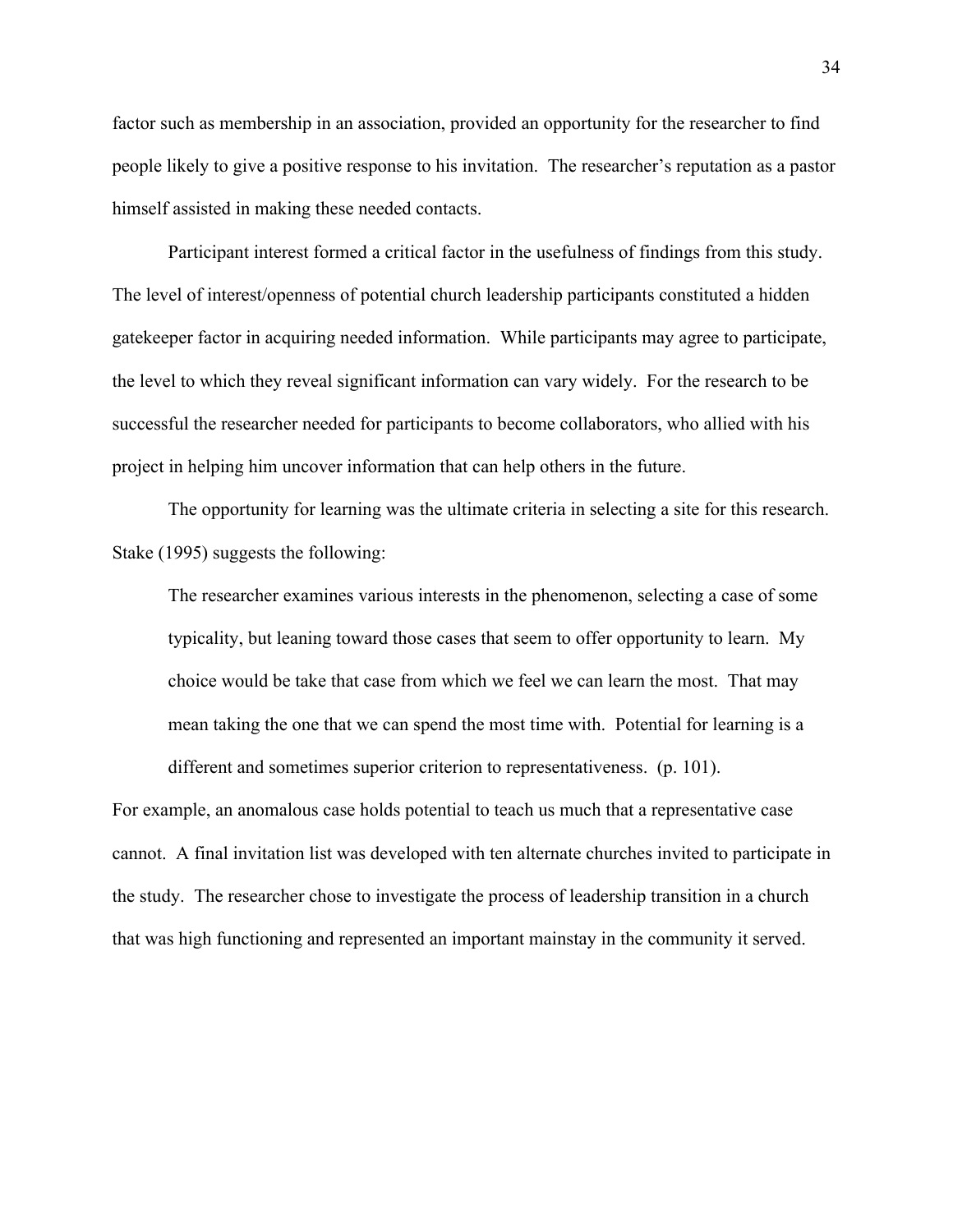factor such as membership in an association, provided an opportunity for the researcher to find people likely to give a positive response to his invitation. The researcher's reputation as a pastor himself assisted in making these needed contacts.

Participant interest formed a critical factor in the usefulness of findings from this study. The level of interest/openness of potential church leadership participants constituted a hidden gatekeeper factor in acquiring needed information. While participants may agree to participate, the level to which they reveal significant information can vary widely. For the research to be successful the researcher needed for participants to become collaborators, who allied with his project in helping him uncover information that can help others in the future.

The opportunity for learning was the ultimate criteria in selecting a site for this research. Stake (1995) suggests the following:

> The researcher examines various interests in the phenomenon, selecting a case of some typicality, but leaning toward those cases that seem to offer opportunity to learn. My choice would be take that case from which we feel we can learn the most. That may mean taking the one that we can spend the most time with. Potential for learning is a different and sometimes superior criterion to representativeness. (p. 101).

For example, an anomalous case holds potential to teach us much that a representative case cannot. A final invitation list was developed with ten alternate churches invited to participate in the study. The researcher chose to investigate the process of leadership transition in a church that was high functioning and represented an important mainstay in the community it served.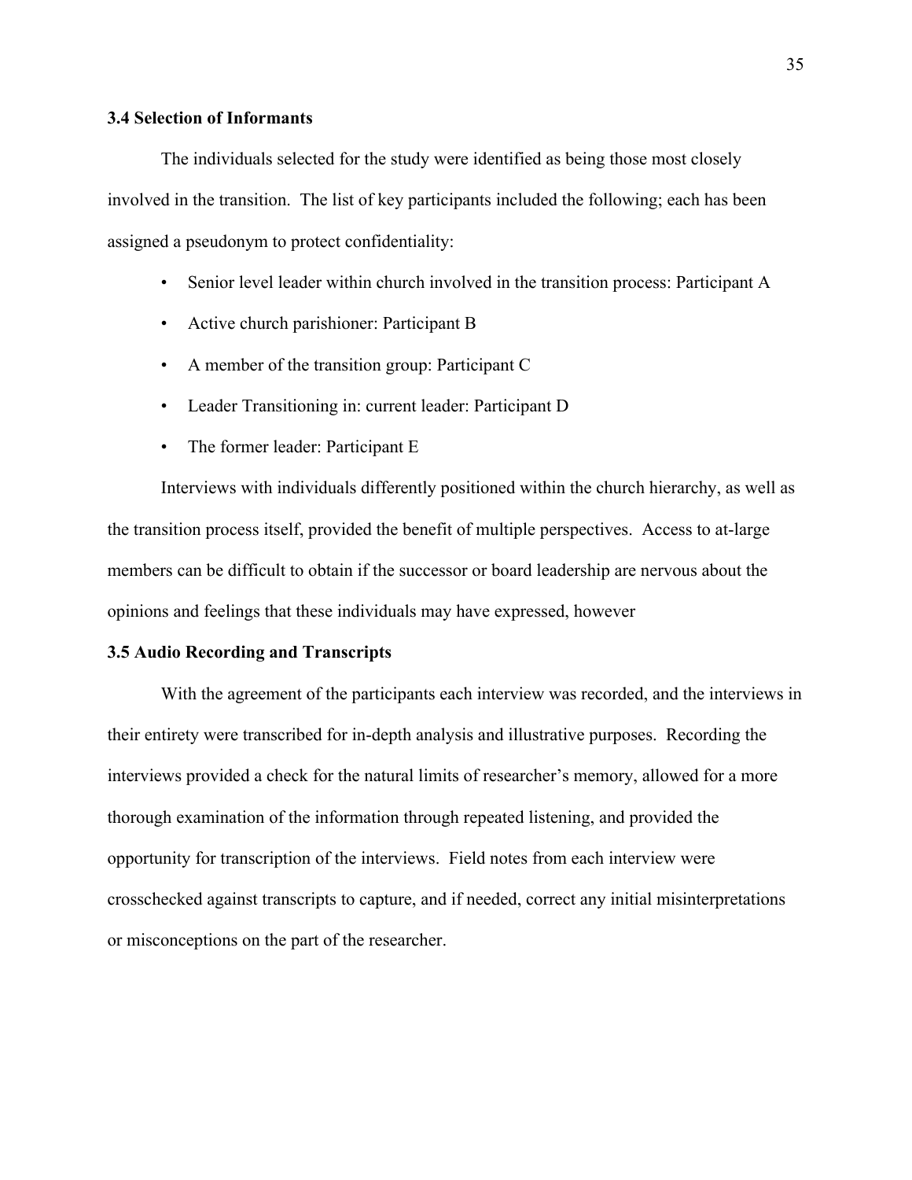### 3.4 Selection of Informants

The individuals selected for the study were identified as being those most closely involved in the transition. The list of key participants included the following; each has been assigned a pseudonym to protect confidentiality:

- Senior level leader within church involved in the transition process: Participant A
- Active church parishioner: Participant B
- A member of the transition group: Participant C
- Leader Transitioning in: current leader: Participant D
- The former leader: Participant E

Interviews with individuals differently positioned within the church hierarchy, as well as the transition process itself, provided the benefit of multiple perspectives. Access to at-large members can be difficult to obtain if the successor or board leadership are nervous about the opinions and feelings that these individuals may have expressed, however

### 3.5 Audio Recording and Transcripts

With the agreement of the participants each interview was recorded, and the interviews in their entirety were transcribed for in-depth analysis and illustrative purposes. Recording the interviews provided a check for the natural limits of researcher's memory, allowed for a more thorough examination of the information through repeated listening, and provided the opportunity for transcription of the interviews. Field notes from each interview were crosschecked against transcripts to capture, and if needed, correct any initial misinterpretations or misconceptions on the part of the researcher.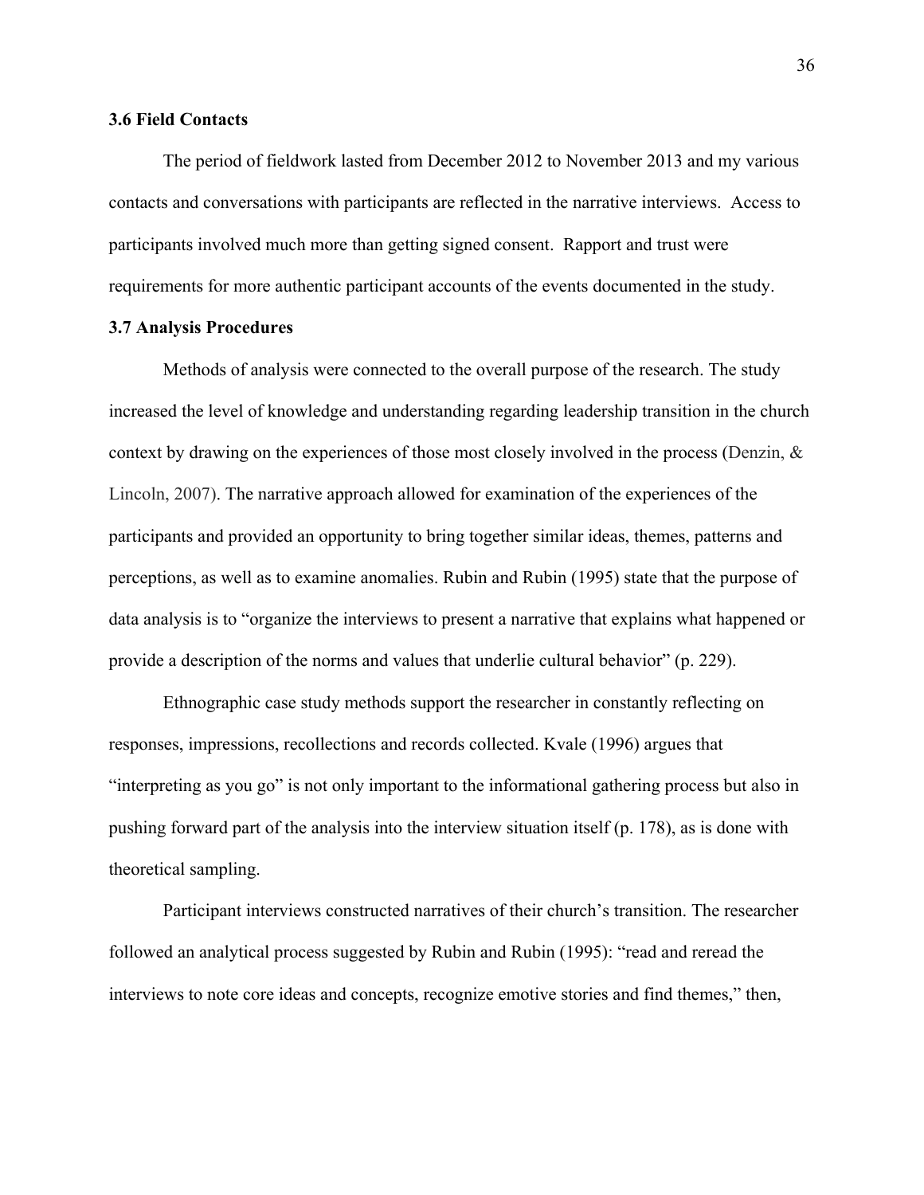### 3.6 Field Contacts

The period of fieldwork lasted from December 2012 to November 2013 and my various contacts and conversations with participants are reflected in the narrative interviews. Access to participants involved much more than getting signed consent. Rapport and trust were requirements for more authentic participant accounts of the events documented in the study.

### 3.7 Analysis Procedures

Methods of analysis were connected to the overall purpose of the research. The study increased the level of knowledge and understanding regarding leadership transition in the church context by drawing on the experiences of those most closely involved in the process (Denzin, & Lincoln, 2007). The narrative approach allowed for examination of the experiences of the participants and provided an opportunity to bring together similar ideas, themes, patterns and perceptions, as well as to examine anomalies. Rubin and Rubin (1995) state that the purpose of data analysis is to "organize the interviews to present a narrative that explains what happened or provide a description of the norms and values that underlie cultural behavior" (p. 229).

Ethnographic case study methods support the researcher in constantly reflecting on responses, impressions, recollections and records collected. Kvale (1996) argues that "interpreting as you go" is not only important to the informational gathering process but also in pushing forward part of the analysis into the interview situation itself (p. 178), as is done with theoretical sampling.

Participant interviews constructed narratives of their church's transition. The researcher followed an analytical process suggested by Rubin and Rubin (1995): "read and reread the interviews to note core ideas and concepts, recognize emotive stories and find themes," then,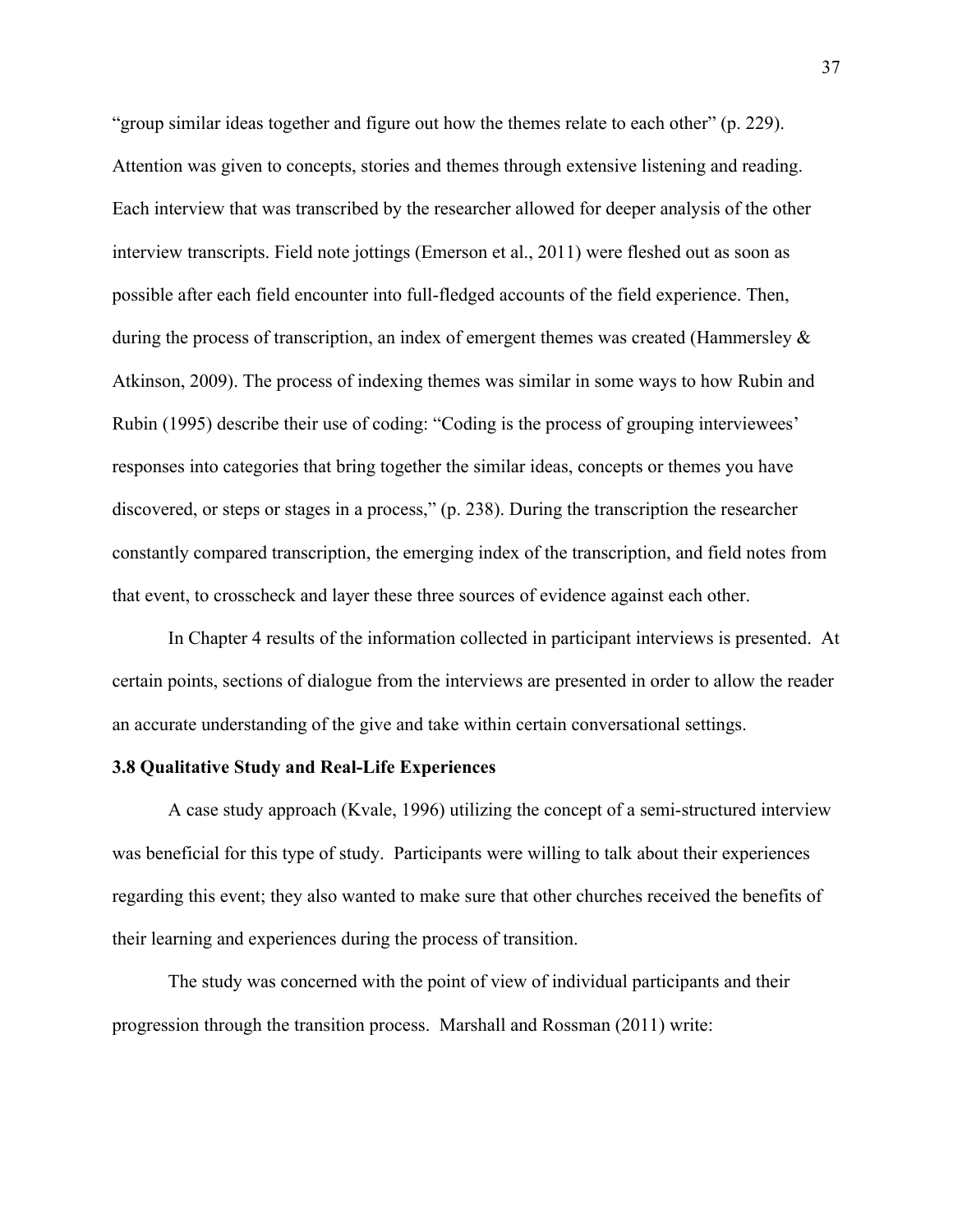"group similar ideas together and figure out how the themes relate to each other" (p. 229). Attention was given to concepts, stories and themes through extensive listening and reading. Each interview that was transcribed by the researcher allowed for deeper analysis of the other interview transcripts. Field note jottings (Emerson et al., 2011) were fleshed out as soon as possible after each field encounter into full-fledged accounts of the field experience. Then, during the process of transcription, an index of emergent themes was created (Hammersley & Atkinson, 2009). The process of indexing themes was similar in some ways to how Rubin and Rubin (1995) describe their use of coding: "Coding is the process of grouping interviewees' responses into categories that bring together the similar ideas, concepts or themes you have discovered, or steps or stages in a process," (p. 238). During the transcription the researcher constantly compared transcription, the emerging index of the transcription, and field notes from that event, to crosscheck and layer these three sources of evidence against each other.

In Chapter 4 results of the information collected in participant interviews is presented. At certain points, sections of dialogue from the interviews are presented in order to allow the reader an accurate understanding of the give and take within certain conversational settings.

**3.8 Qualitative Study and Real-Life Experiences**

A case study approach (Kvale, 1996) utilizing the concept of a semi-structured interview was beneficial for this type of study. Participants were willing to talk about their experiences regarding this event; they also wanted to make sure that other churches received the benefits of their learning and experiences during the process of transition.

The study was concerned with the point of view of individual participants and their progression through the transition process. Marshall and Rossman (2011) write: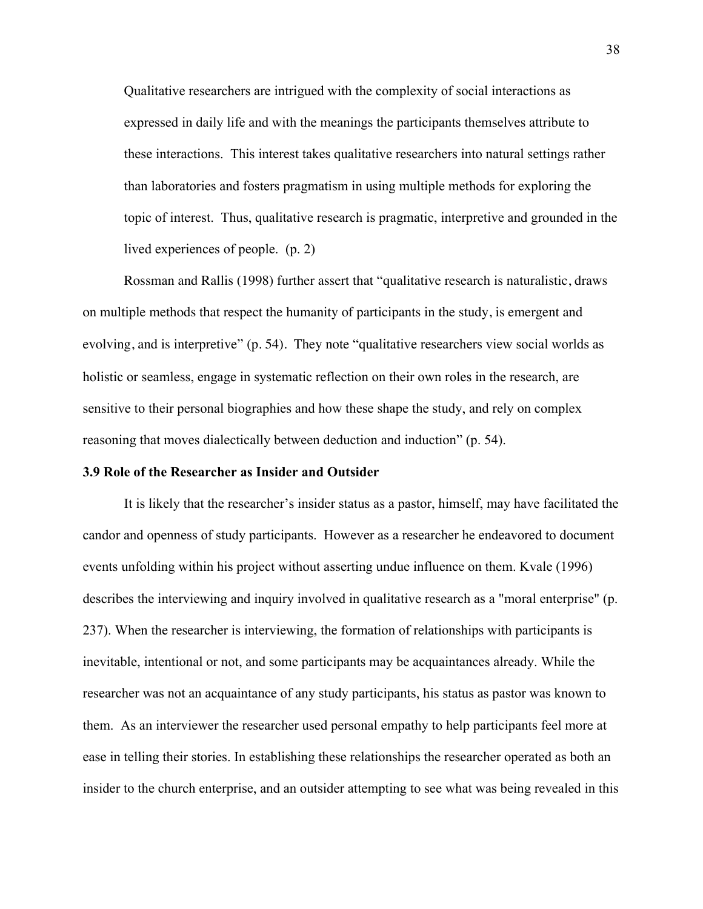> Qualitative researchers are intrigued with the complexity of social interactions as expressed in daily life and with the meanings the participants themselves attribute to these interactions. This interest takes qualitative researchers into natural settings rather than laboratories and fosters pragmatism in using multiple methods for exploring the topic of interest. Thus, qualitative research is pragmatic, interpretive and grounded in the lived experiences of people. (p. 2)

Rossman and Rallis (1998) further assert that "qualitative research is naturalistic, draws on multiple methods that respect the humanity of participants in the study, is emergent and evolving, and is interpretive" (p. 54). They note "qualitative researchers view social worlds as holistic or seamless, engage in systematic reflection on their own roles in the research, are sensitive to their personal biographies and how these shape the study, and rely on complex reasoning that moves dialectically between deduction and induction" (p. 54).

### 3.9 Role of the Researcher as Insider and Outsider

It is likely that the researcher's insider status as a pastor, himself, may have facilitated the candor and openness of study participants. However as a researcher he endeavored to document events unfolding within his project without asserting undue influence on them. Kvale (1996) describes the interviewing and inquiry involved in qualitative research as a "moral enterprise" (p. 237). When the researcher is interviewing, the formation of relationships with participants is inevitable, intentional or not, and some participants may be acquaintances already. While the researcher was not an acquaintance of any study participants, his status as pastor was known to them. As an interviewer the researcher used personal empathy to help participants feel more at ease in telling their stories. In establishing these relationships the researcher operated as both an insider to the church enterprise, and an outsider attempting to see what was being revealed in this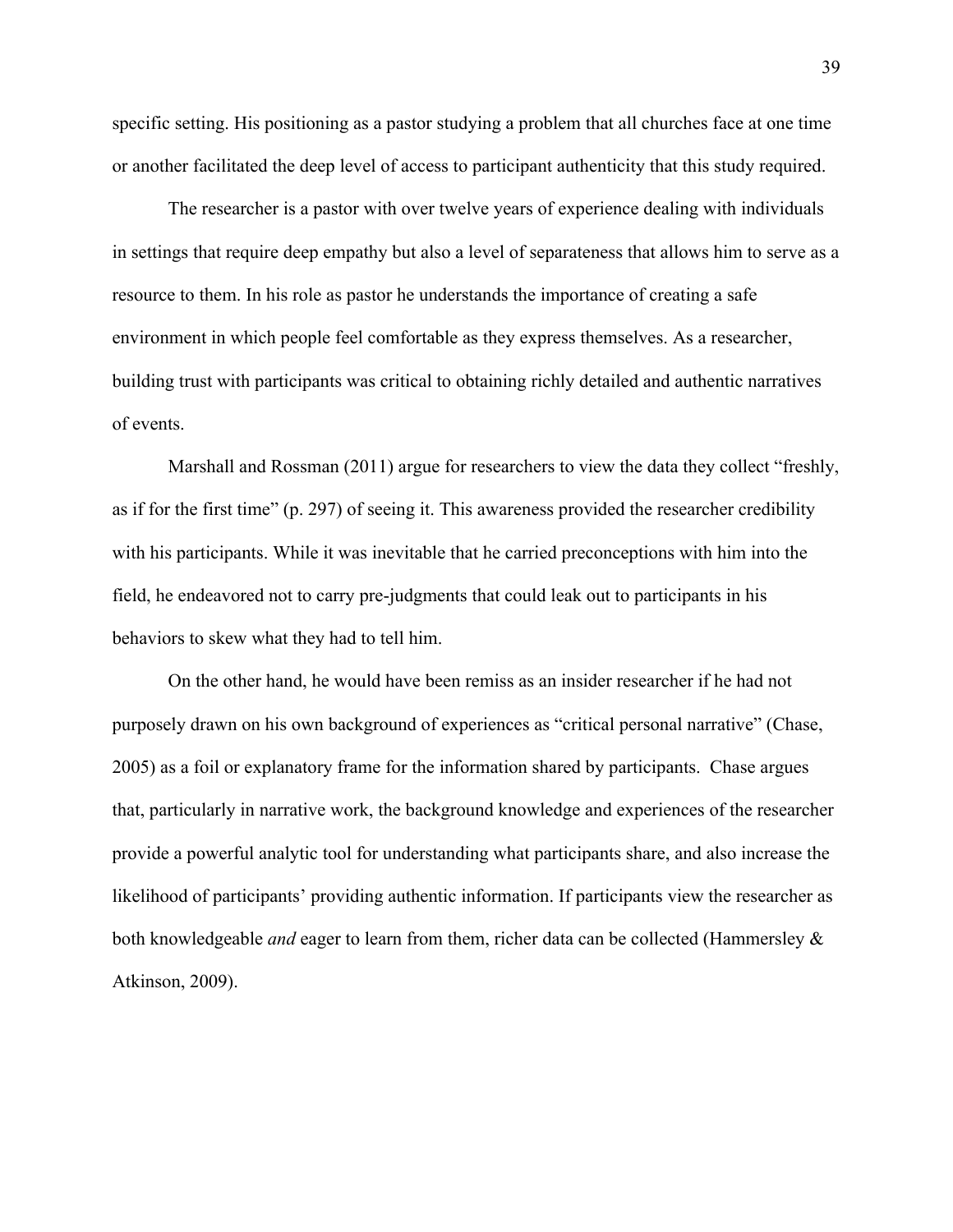specific setting. His positioning as a pastor studying a problem that all churches face at one time or another facilitated the deep level of access to participant authenticity that this study required.

The researcher is a pastor with over twelve years of experience dealing with individuals in settings that require deep empathy but also a level of separateness that allows him to serve as a resource to them. In his role as pastor he understands the importance of creating a safe environment in which people feel comfortable as they express themselves. As a researcher, building trust with participants was critical to obtaining richly detailed and authentic narratives of events.

Marshall and Rossman (2011) argue for researchers to view the data they collect "freshly, as if for the first time" (p. 297) of seeing it. This awareness provided the researcher credibility with his participants. While it was inevitable that he carried preconceptions with him into the field, he endeavored not to carry pre-judgments that could leak out to participants in his behaviors to skew what they had to tell him.

On the other hand, he would have been remiss as an insider researcher if he had not purposely drawn on his own background of experiences as "critical personal narrative" (Chase, 2005) as a foil or explanatory frame for the information shared by participants. Chase argues that, particularly in narrative work, the background knowledge and experiences of the researcher provide a powerful analytic tool for understanding what participants share, and also increase the likelihood of participants' providing authentic information. If participants view the researcher as both knowledgeable *and* eager to learn from them, richer data can be collected (Hammersley & Atkinson, 2009).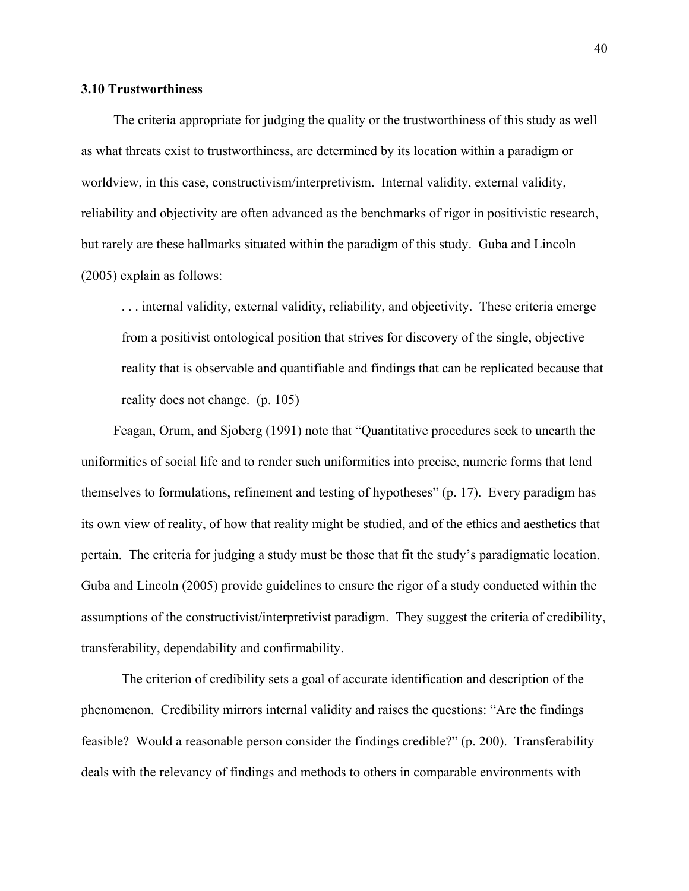### 3.10 Trustworthiness

The criteria appropriate for judging the quality or the trustworthiness of this study as well as what threats exist to trustworthiness, are determined by its location within a paradigm or worldview, in this case, constructivism/interpretivism. Internal validity, external validity, reliability and objectivity are often advanced as the benchmarks of rigor in positivistic research, but rarely are these hallmarks situated within the paradigm of this study. Guba and Lincoln (2005) explain as follows:

> . . . internal validity, external validity, reliability, and objectivity. These criteria emerge from a positivist ontological position that strives for discovery of the single, objective reality that is observable and quantifiable and findings that can be replicated because that reality does not change. (p. 105)

Feagan, Orum, and Sjoberg (1991) note that "Quantitative procedures seek to unearth the uniformities of social life and to render such uniformities into precise, numeric forms that lend themselves to formulations, refinement and testing of hypotheses" (p. 17). Every paradigm has its own view of reality, of how that reality might be studied, and of the ethics and aesthetics that pertain. The criteria for judging a study must be those that fit the study's paradigmatic location. Guba and Lincoln (2005) provide guidelines to ensure the rigor of a study conducted within the assumptions of the constructivist/interpretivist paradigm. They suggest the criteria of credibility, transferability, dependability and confirmability.

The criterion of credibility sets a goal of accurate identification and description of the phenomenon. Credibility mirrors internal validity and raises the questions: "Are the findings feasible? Would a reasonable person consider the findings credible?" (p. 200). Transferability deals with the relevancy of findings and methods to others in comparable environments with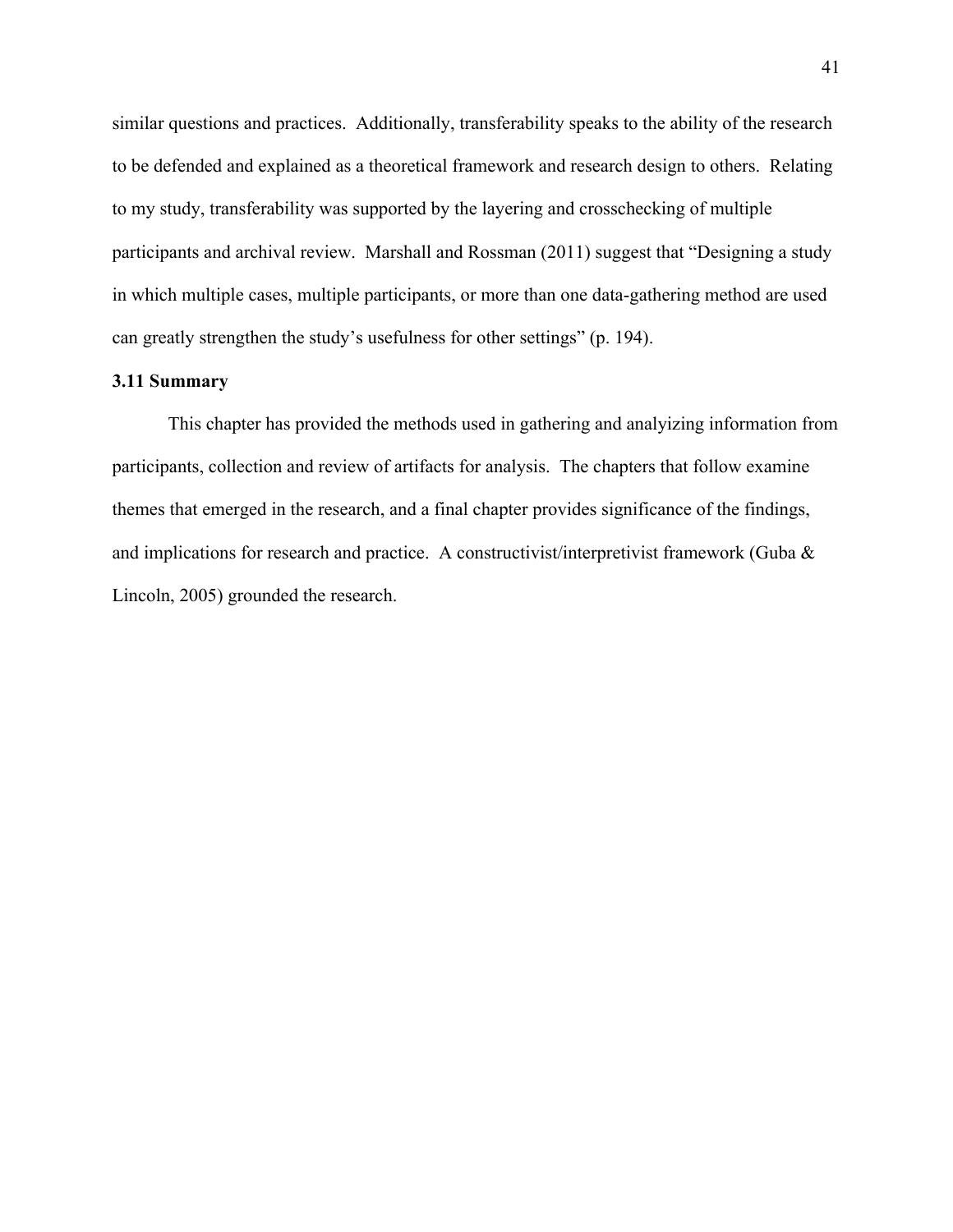similar questions and practices.  Additionally, transferability speaks to the ability of the research to be defended and explained as a theoretical framework and research design to others.  Relating to my study, transferability was supported by the layering and crosschecking of multiple participants and archival review.  Marshall and Rossman (2011) suggest that "Designing a study in which multiple cases, multiple participants, or more than one data-gathering method are used can greatly strengthen the study's usefulness for other settings" (p. 194).

### 3.11 Summary

This chapter has provided the methods used in gathering and analyizing information from participants, collection and review of artifacts for analysis.  The chapters that follow examine themes that emerged in the research, and a final chapter provides significance of the findings, and implications for research and practice.  A constructivist/interpretivist framework (Guba & Lincoln, 2005) grounded the research.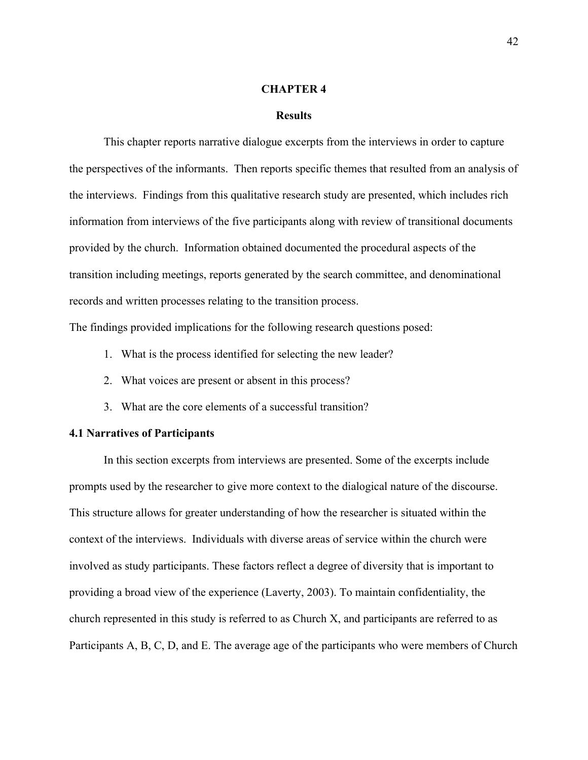# CHAPTER 4

## Results

This chapter reports narrative dialogue excerpts from the interviews in order to capture the perspectives of the informants. Then reports specific themes that resulted from an analysis of the interviews. Findings from this qualitative research study are presented, which includes rich information from interviews of the five participants along with review of transitional documents provided by the church. Information obtained documented the procedural aspects of the transition including meetings, reports generated by the search committee, and denominational records and written processes relating to the transition process.

The findings provided implications for the following research questions posed:

1. What is the process identified for selecting the new leader?
2. What voices are present or absent in this process?
3. What are the core elements of a successful transition?

### 4.1 Narratives of Participants

In this section excerpts from interviews are presented. Some of the excerpts include prompts used by the researcher to give more context to the dialogical nature of the discourse. This structure allows for greater understanding of how the researcher is situated within the context of the interviews. Individuals with diverse areas of service within the church were involved as study participants. These factors reflect a degree of diversity that is important to providing a broad view of the experience (Laverty, 2003). To maintain confidentiality, the church represented in this study is referred to as Church X, and participants are referred to as Participants A, B, C, D, and E. The average age of the participants who were members of Church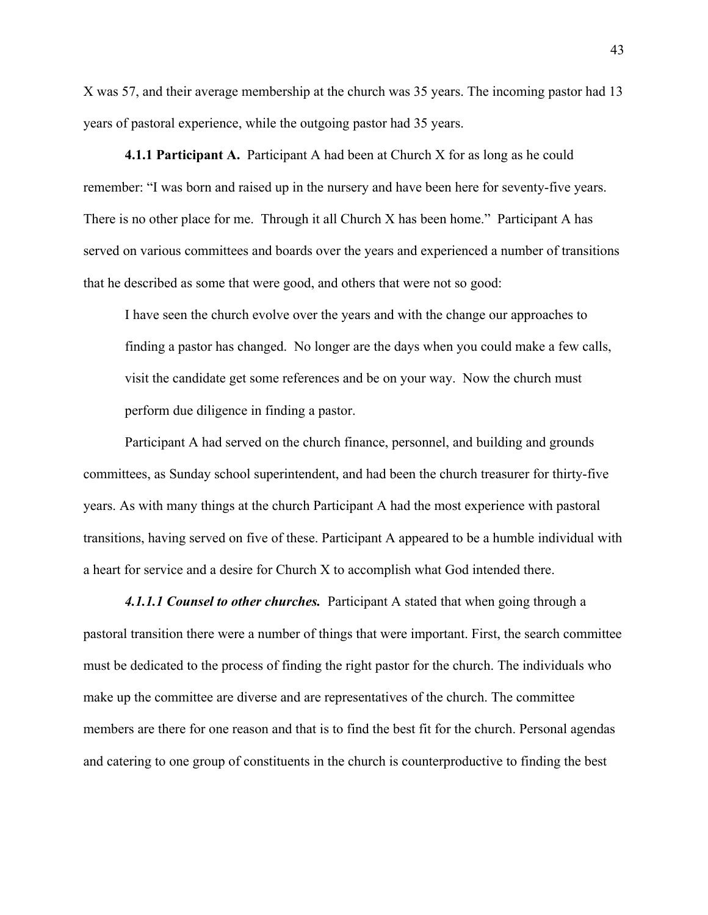X was 57, and their average membership at the church was 35 years. The incoming pastor had 13 years of pastoral experience, while the outgoing pastor had 35 years.

**4.1.1 Participant A.** Participant A had been at Church X for as long as he could remember: "I was born and raised up in the nursery and have been here for seventy-five years. There is no other place for me. Through it all Church X has been home." Participant A has served on various committees and boards over the years and experienced a number of transitions that he described as some that were good, and others that were not so good:

> I have seen the church evolve over the years and with the change our approaches to finding a pastor has changed. No longer are the days when you could make a few calls, visit the candidate get some references and be on your way. Now the church must perform due diligence in finding a pastor.

Participant A had served on the church finance, personnel, and building and grounds committees, as Sunday school superintendent, and had been the church treasurer for thirty-five years. As with many things at the church Participant A had the most experience with pastoral transitions, having served on five of these. Participant A appeared to be a humble individual with a heart for service and a desire for Church X to accomplish what God intended there.

***4.1.1.1 Counsel to other churches.*** Participant A stated that when going through a pastoral transition there were a number of things that were important. First, the search committee must be dedicated to the process of finding the right pastor for the church. The individuals who make up the committee are diverse and are representatives of the church. The committee members are there for one reason and that is to find the best fit for the church. Personal agendas and catering to one group of constituents in the church is counterproductive to finding the best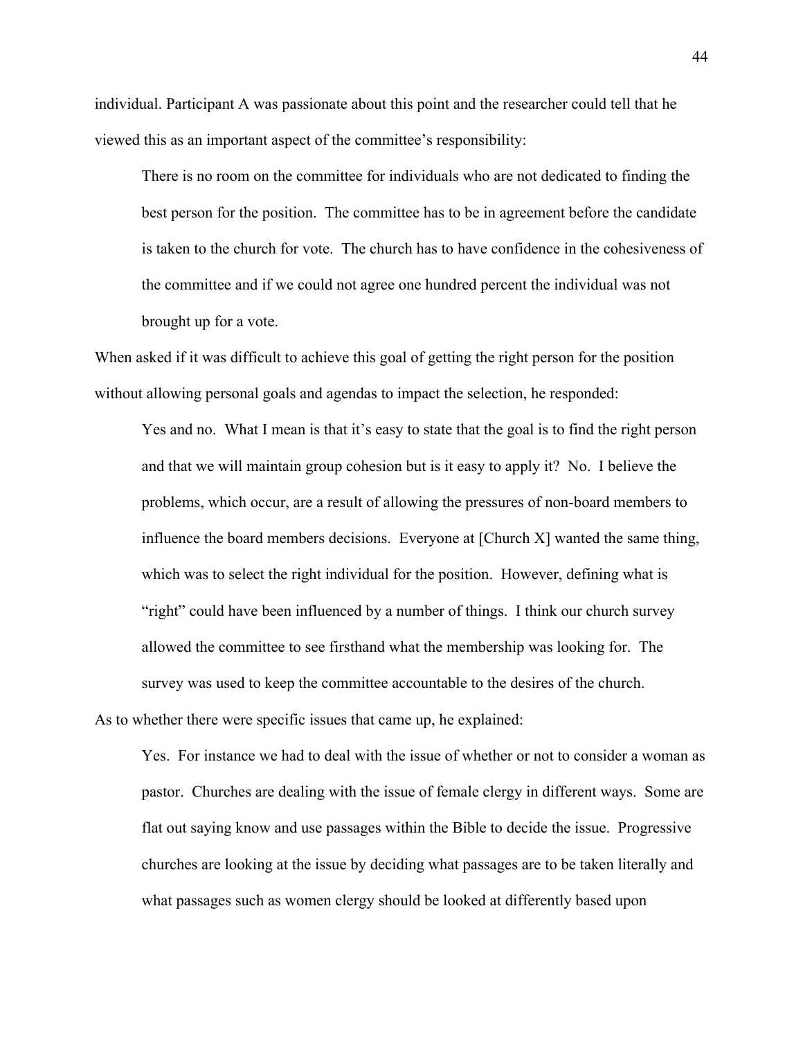individual. Participant A was passionate about this point and the researcher could tell that he viewed this as an important aspect of the committee's responsibility:

> There is no room on the committee for individuals who are not dedicated to finding the best person for the position. The committee has to be in agreement before the candidate is taken to the church for vote. The church has to have confidence in the cohesiveness of the committee and if we could not agree one hundred percent the individual was not brought up for a vote.

When asked if it was difficult to achieve this goal of getting the right person for the position without allowing personal goals and agendas to impact the selection, he responded:

> Yes and no. What I mean is that it's easy to state that the goal is to find the right person and that we will maintain group cohesion but is it easy to apply it? No. I believe the problems, which occur, are a result of allowing the pressures of non-board members to influence the board members decisions. Everyone at [Church X] wanted the same thing, which was to select the right individual for the position. However, defining what is "right" could have been influenced by a number of things. I think our church survey allowed the committee to see firsthand what the membership was looking for. The survey was used to keep the committee accountable to the desires of the church.

As to whether there were specific issues that came up, he explained:

> Yes. For instance we had to deal with the issue of whether or not to consider a woman as pastor. Churches are dealing with the issue of female clergy in different ways. Some are flat out saying know and use passages within the Bible to decide the issue. Progressive churches are looking at the issue by deciding what passages are to be taken literally and what passages such as women clergy should be looked at differently based upon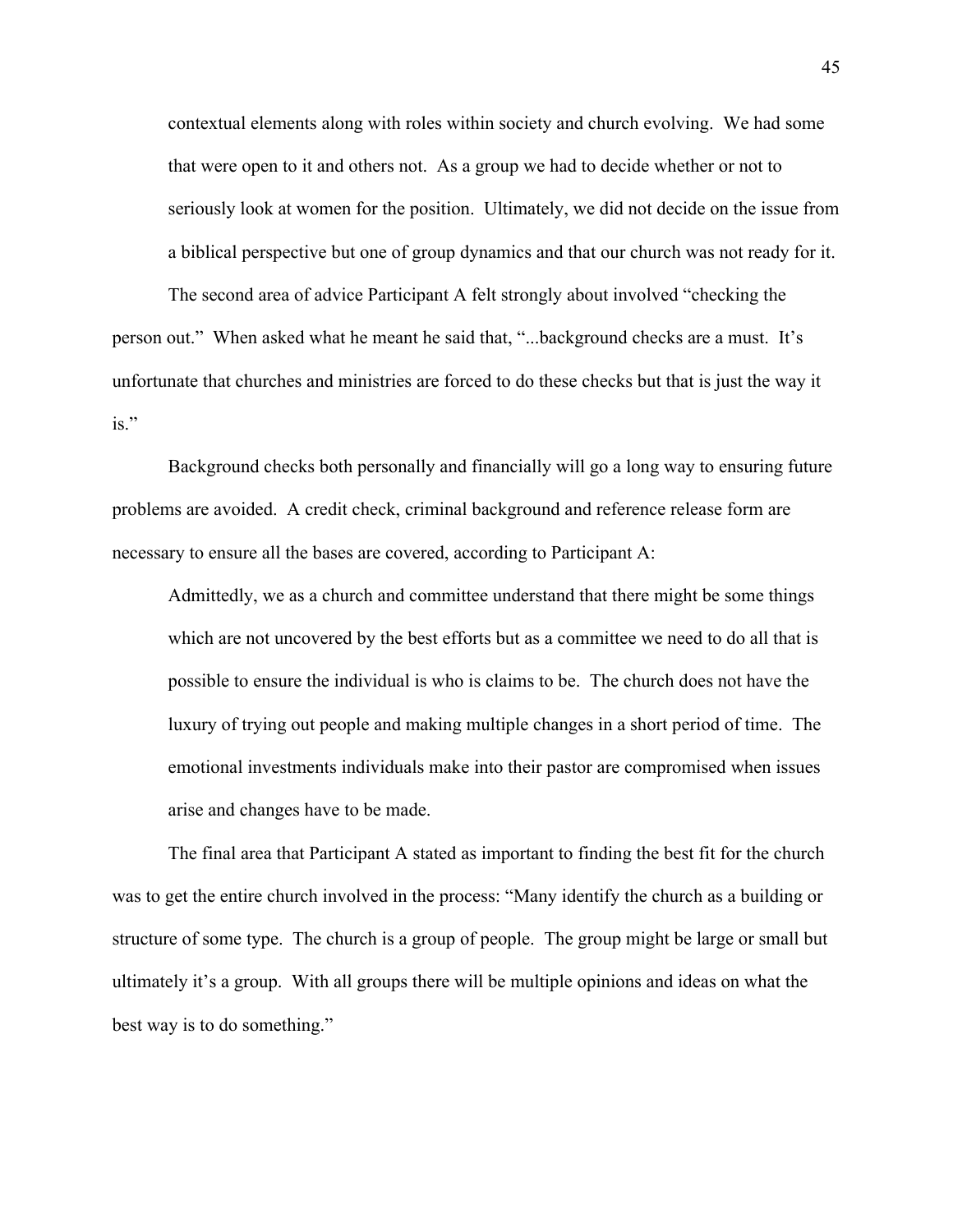> contextual elements along with roles within society and church evolving. We had some that were open to it and others not. As a group we had to decide whether or not to seriously look at women for the position. Ultimately, we did not decide on the issue from a biblical perspective but one of group dynamics and that our church was not ready for it.

The second area of advice Participant A felt strongly about involved "checking the person out." When asked what he meant he said that, "...background checks are a must. It's unfortunate that churches and ministries are forced to do these checks but that is just the way it is."

Background checks both personally and financially will go a long way to ensuring future problems are avoided. A credit check, criminal background and reference release form are necessary to ensure all the bases are covered, according to Participant A:

> Admittedly, we as a church and committee understand that there might be some things which are not uncovered by the best efforts but as a committee we need to do all that is possible to ensure the individual is who is claims to be. The church does not have the luxury of trying out people and making multiple changes in a short period of time. The emotional investments individuals make into their pastor are compromised when issues arise and changes have to be made.

The final area that Participant A stated as important to finding the best fit for the church was to get the entire church involved in the process: "Many identify the church as a building or structure of some type. The church is a group of people. The group might be large or small but ultimately it's a group. With all groups there will be multiple opinions and ideas on what the best way is to do something."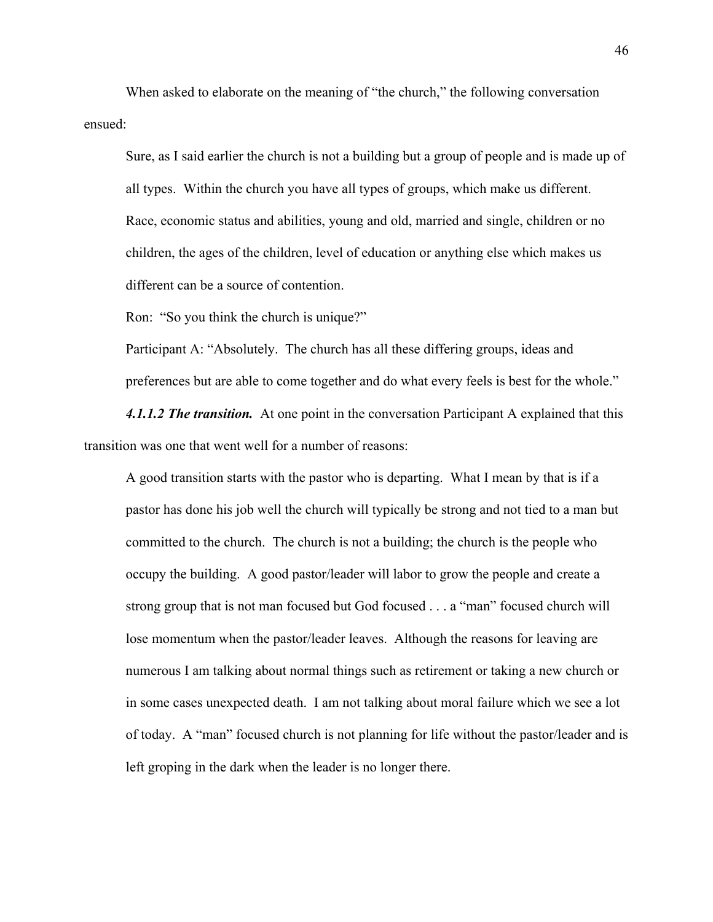When asked to elaborate on the meaning of "the church," the following conversation ensued:

> Sure, as I said earlier the church is not a building but a group of people and is made up of all types. Within the church you have all types of groups, which make us different. Race, economic status and abilities, young and old, married and single, children or no children, the ages of the children, level of education or anything else which makes us different can be a source of contention.
>
> Ron: "So you think the church is unique?"
>
> Participant A: "Absolutely. The church has all these differing groups, ideas and preferences but are able to come together and do what every feels is best for the whole."

***4.1.1.2 The transition.*** At one point in the conversation Participant A explained that this transition was one that went well for a number of reasons:

> A good transition starts with the pastor who is departing. What I mean by that is if a pastor has done his job well the church will typically be strong and not tied to a man but committed to the church. The church is not a building; the church is the people who occupy the building. A good pastor/leader will labor to grow the people and create a strong group that is not man focused but God focused . . . a "man" focused church will lose momentum when the pastor/leader leaves. Although the reasons for leaving are numerous I am talking about normal things such as retirement or taking a new church or in some cases unexpected death. I am not talking about moral failure which we see a lot of today. A "man" focused church is not planning for life without the pastor/leader and is left groping in the dark when the leader is no longer there.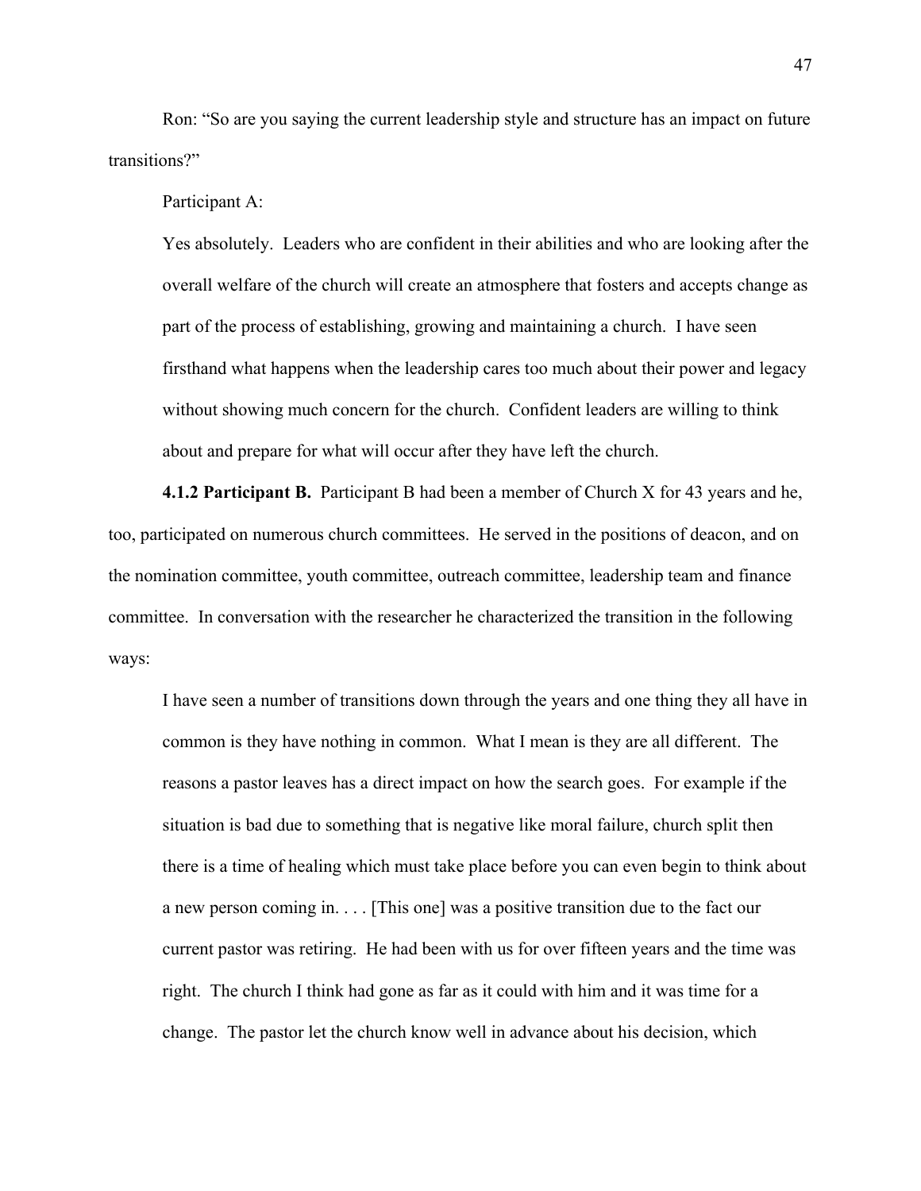Ron: “So are you saying the current leadership style and structure has an impact on future transitions?”

Participant A:

> Yes absolutely. Leaders who are confident in their abilities and who are looking after the overall welfare of the church will create an atmosphere that fosters and accepts change as part of the process of establishing, growing and maintaining a church. I have seen firsthand what happens when the leadership cares too much about their power and legacy without showing much concern for the church. Confident leaders are willing to think about and prepare for what will occur after they have left the church.

**4.1.2 Participant B.** Participant B had been a member of Church X for 43 years and he, too, participated on numerous church committees. He served in the positions of deacon, and on the nomination committee, youth committee, outreach committee, leadership team and finance committee. In conversation with the researcher he characterized the transition in the following ways:

> I have seen a number of transitions down through the years and one thing they all have in common is they have nothing in common. What I mean is they are all different. The reasons a pastor leaves has a direct impact on how the search goes. For example if the situation is bad due to something that is negative like moral failure, church split then there is a time of healing which must take place before you can even begin to think about a new person coming in. . . . [This one] was a positive transition due to the fact our current pastor was retiring. He had been with us for over fifteen years and the time was right. The church I think had gone as far as it could with him and it was time for a change. The pastor let the church know well in advance about his decision, which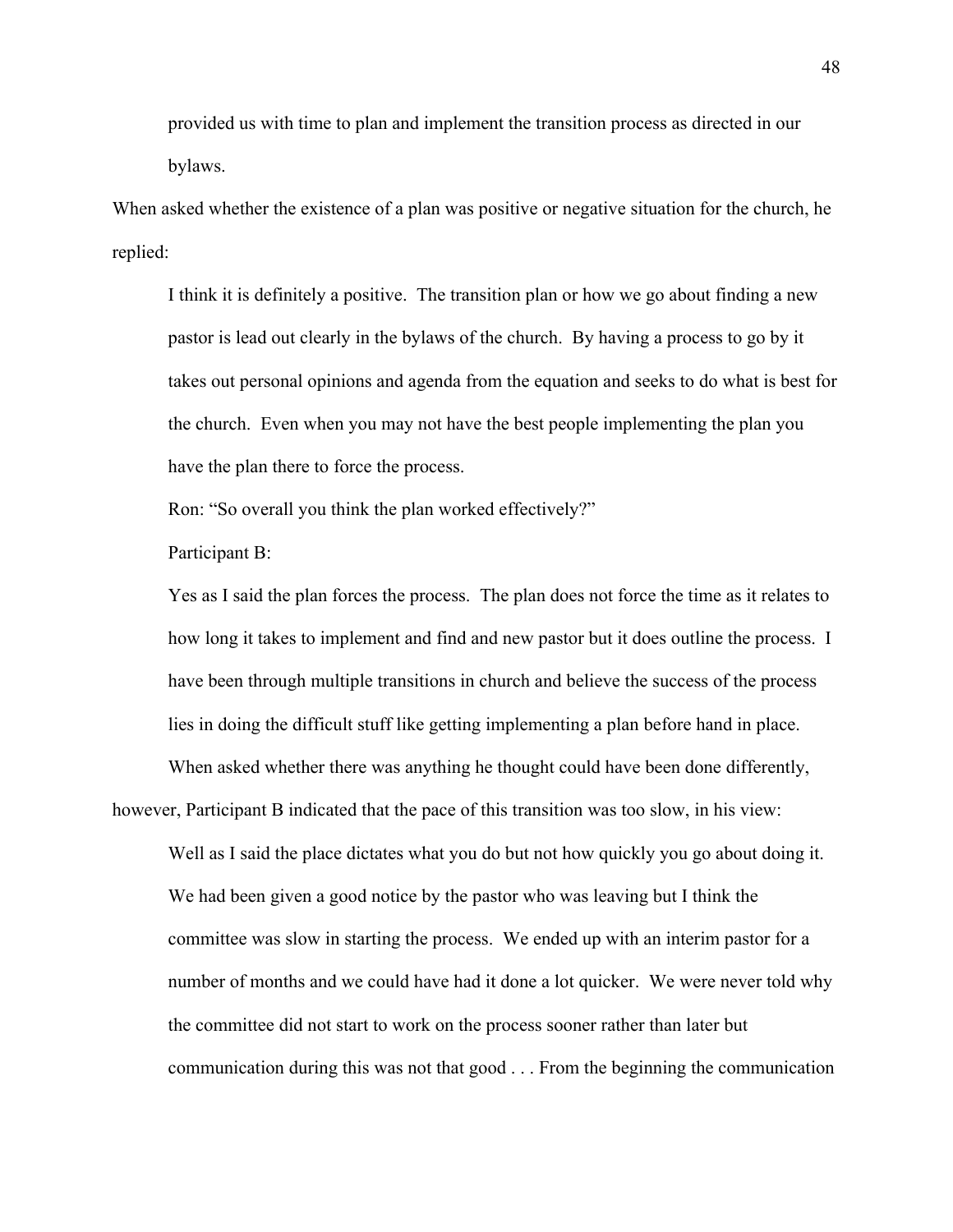> provided us with time to plan and implement the transition process as directed in our bylaws.

When asked whether the existence of a plan was positive or negative situation for the church, he replied:

> I think it is definitely a positive. The transition plan or how we go about finding a new pastor is lead out clearly in the bylaws of the church. By having a process to go by it takes out personal opinions and agenda from the equation and seeks to do what is best for the church. Even when you may not have the best people implementing the plan you have the plan there to force the process.
>
> Ron: "So overall you think the plan worked effectively?"
>
> Participant B:
>
> Yes as I said the plan forces the process. The plan does not force the time as it relates to how long it takes to implement and find and new pastor but it does outline the process. I have been through multiple transitions in church and believe the success of the process lies in doing the difficult stuff like getting implementing a plan before hand in place.

When asked whether there was anything he thought could have been done differently, however, Participant B indicated that the pace of this transition was too slow, in his view:

> Well as I said the place dictates what you do but not how quickly you go about doing it. We had been given a good notice by the pastor who was leaving but I think the committee was slow in starting the process. We ended up with an interim pastor for a number of months and we could have had it done a lot quicker. We were never told why the committee did not start to work on the process sooner rather than later but communication during this was not that good . . . From the beginning the communication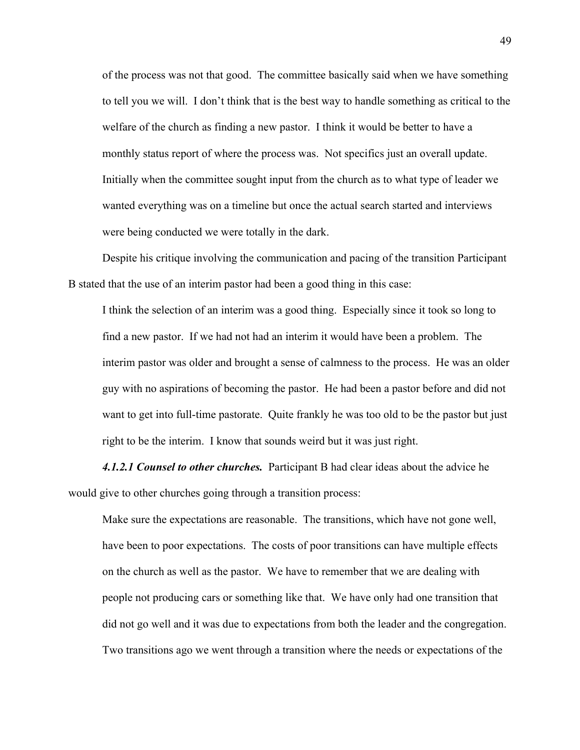of the process was not that good. The committee basically said when we have something to tell you we will. I don't think that is the best way to handle something as critical to the welfare of the church as finding a new pastor. I think it would be better to have a monthly status report of where the process was. Not specifics just an overall update. Initially when the committee sought input from the church as to what type of leader we wanted everything was on a timeline but once the actual search started and interviews were being conducted we were totally in the dark.

Despite his critique involving the communication and pacing of the transition Participant B stated that the use of an interim pastor had been a good thing in this case:

> I think the selection of an interim was a good thing. Especially since it took so long to find a new pastor. If we had not had an interim it would have been a problem. The interim pastor was older and brought a sense of calmness to the process. He was an older guy with no aspirations of becoming the pastor. He had been a pastor before and did not want to get into full-time pastorate. Quite frankly he was too old to be the pastor but just right to be the interim. I know that sounds weird but it was just right.

***4.1.2.1 Counsel to other churches.*** Participant B had clear ideas about the advice he would give to other churches going through a transition process:

> Make sure the expectations are reasonable. The transitions, which have not gone well, have been to poor expectations. The costs of poor transitions can have multiple effects on the church as well as the pastor. We have to remember that we are dealing with people not producing cars or something like that. We have only had one transition that did not go well and it was due to expectations from both the leader and the congregation. Two transitions ago we went through a transition where the needs or expectations of the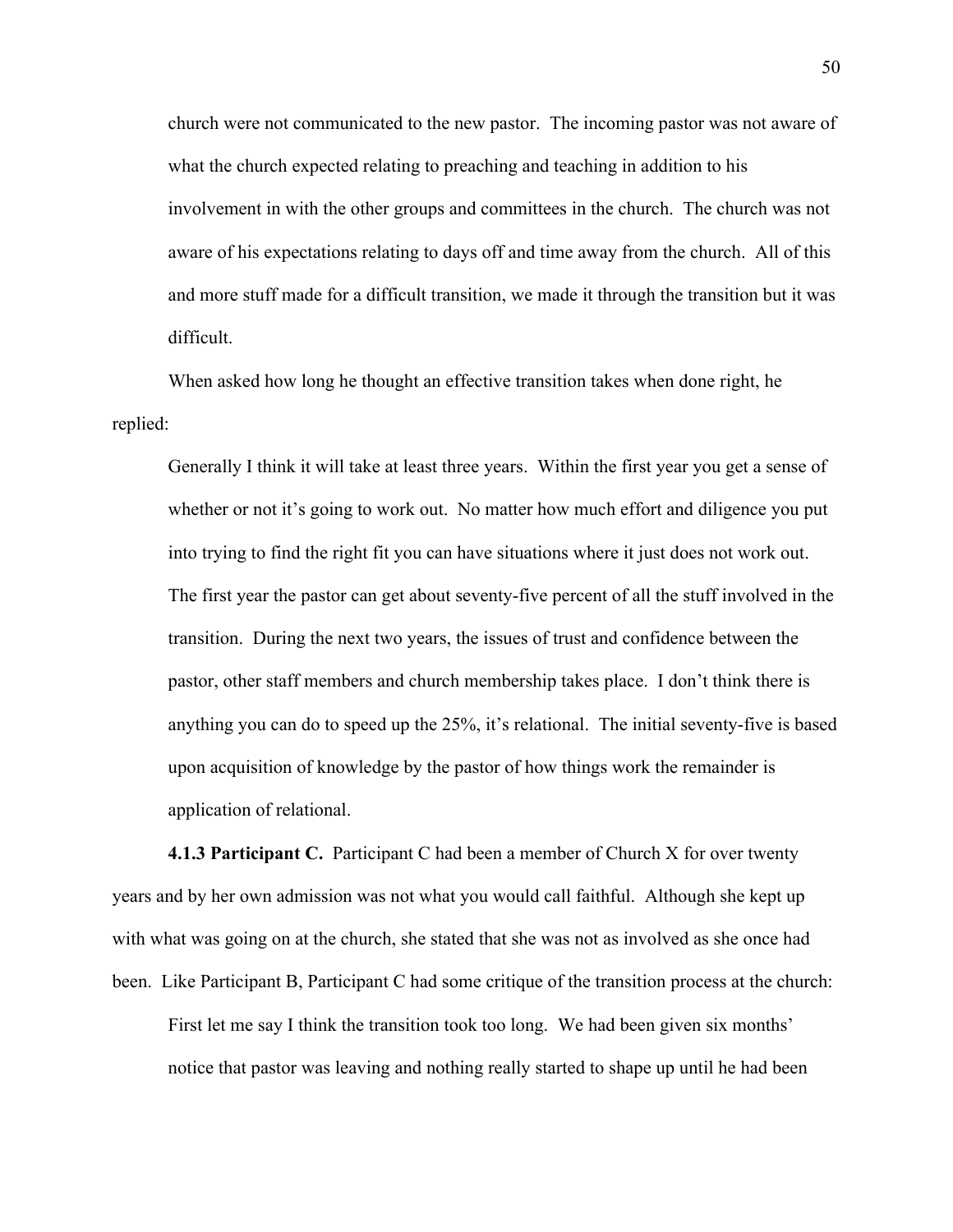> church were not communicated to the new pastor. The incoming pastor was not aware of what the church expected relating to preaching and teaching in addition to his involvement in with the other groups and committees in the church. The church was not aware of his expectations relating to days off and time away from the church. All of this and more stuff made for a difficult transition, we made it through the transition but it was difficult.

When asked how long he thought an effective transition takes when done right, he replied:

> Generally I think it will take at least three years. Within the first year you get a sense of whether or not it's going to work out. No matter how much effort and diligence you put into trying to find the right fit you can have situations where it just does not work out. The first year the pastor can get about seventy-five percent of all the stuff involved in the transition. During the next two years, the issues of trust and confidence between the pastor, other staff members and church membership takes place. I don't think there is anything you can do to speed up the 25%, it's relational. The initial seventy-five is based upon acquisition of knowledge by the pastor of how things work the remainder is application of relational.

**4.1.3 Participant C.** Participant C had been a member of Church X for over twenty years and by her own admission was not what you would call faithful. Although she kept up with what was going on at the church, she stated that she was not as involved as she once had been. Like Participant B, Participant C had some critique of the transition process at the church:

> First let me say I think the transition took too long. We had been given six months' notice that pastor was leaving and nothing really started to shape up until he had been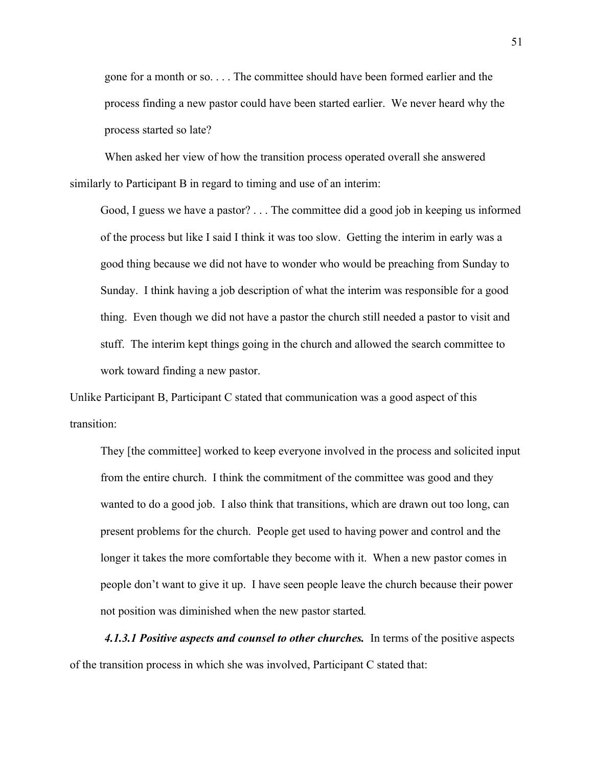gone for a month or so. . . . The committee should have been formed earlier and the process finding a new pastor could have been started earlier. We never heard why the process started so late?

When asked her view of how the transition process operated overall she answered similarly to Participant B in regard to timing and use of an interim:

> Good, I guess we have a pastor? . . . The committee did a good job in keeping us informed of the process but like I said I think it was too slow. Getting the interim in early was a good thing because we did not have to wonder who would be preaching from Sunday to Sunday. I think having a job description of what the interim was responsible for a good thing. Even though we did not have a pastor the church still needed a pastor to visit and stuff. The interim kept things going in the church and allowed the search committee to work toward finding a new pastor.

Unlike Participant B, Participant C stated that communication was a good aspect of this transition:

> They [the committee] worked to keep everyone involved in the process and solicited input from the entire church. I think the commitment of the committee was good and they wanted to do a good job. I also think that transitions, which are drawn out too long, can present problems for the church. People get used to having power and control and the longer it takes the more comfortable they become with it. When a new pastor comes in people don't want to give it up. I have seen people leave the church because their power not position was diminished when the new pastor started*.*

***4.1.3.1 Positive aspects and counsel to other churches.*** In terms of the positive aspects of the transition process in which she was involved, Participant C stated that: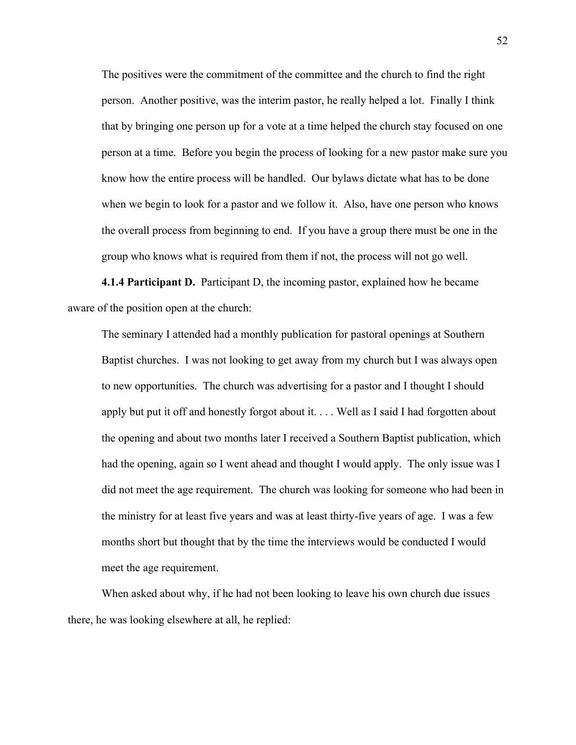> The positives were the commitment of the committee and the church to find the right person. Another positive, was the interim pastor, he really helped a lot. Finally I think that by bringing one person up for a vote at a time helped the church stay focused on one person at a time. Before you begin the process of looking for a new pastor make sure you know how the entire process will be handled. Our bylaws dictate what has to be done when we begin to look for a pastor and we follow it. Also, have one person who knows the overall process from beginning to end. If you have a group there must be one in the group who knows what is required from them if not, the process will not go well.

**4.1.4 Participant D.** Participant D, the incoming pastor, explained how he became aware of the position open at the church:

> The seminary I attended had a monthly publication for pastoral openings at Southern Baptist churches. I was not looking to get away from my church but I was always open to new opportunities. The church was advertising for a pastor and I thought I should apply but put it off and honestly forgot about it. . . . Well as I said I had forgotten about the opening and about two months later I received a Southern Baptist publication, which had the opening, again so I went ahead and thought I would apply. The only issue was I did not meet the age requirement. The church was looking for someone who had been in the ministry for at least five years and was at least thirty-five years of age. I was a few months short but thought that by the time the interviews would be conducted I would meet the age requirement.

When asked about why, if he had not been looking to leave his own church due issues there, he was looking elsewhere at all, he replied: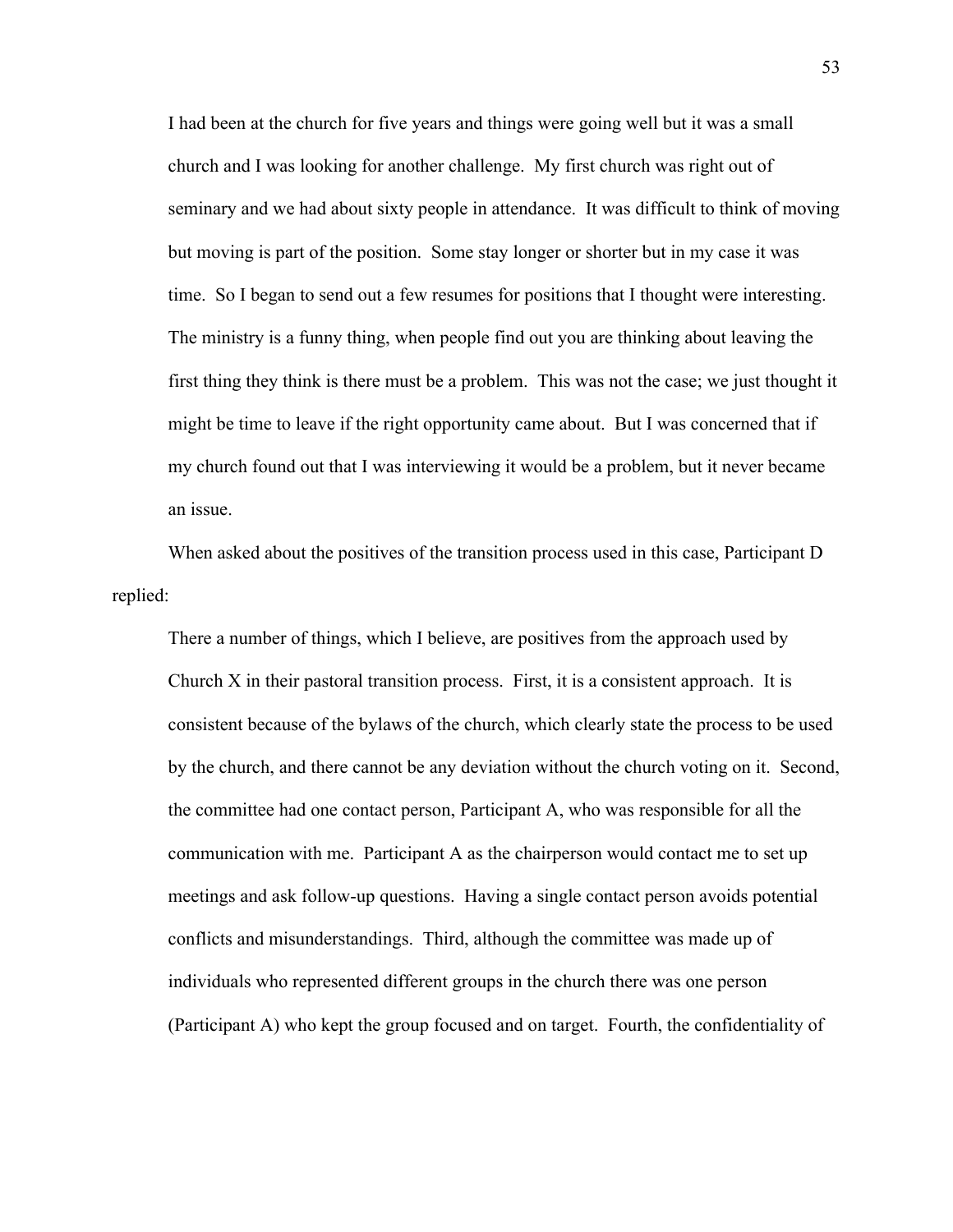> I had been at the church for five years and things were going well but it was a small church and I was looking for another challenge. My first church was right out of seminary and we had about sixty people in attendance. It was difficult to think of moving but moving is part of the position. Some stay longer or shorter but in my case it was time. So I began to send out a few resumes for positions that I thought were interesting. The ministry is a funny thing, when people find out you are thinking about leaving the first thing they think is there must be a problem. This was not the case; we just thought it might be time to leave if the right opportunity came about. But I was concerned that if my church found out that I was interviewing it would be a problem, but it never became an issue.

When asked about the positives of the transition process used in this case, Participant D replied:

> There a number of things, which I believe, are positives from the approach used by Church X in their pastoral transition process. First, it is a consistent approach. It is consistent because of the bylaws of the church, which clearly state the process to be used by the church, and there cannot be any deviation without the church voting on it. Second, the committee had one contact person, Participant A, who was responsible for all the communication with me. Participant A as the chairperson would contact me to set up meetings and ask follow-up questions. Having a single contact person avoids potential conflicts and misunderstandings. Third, although the committee was made up of individuals who represented different groups in the church there was one person (Participant A) who kept the group focused and on target. Fourth, the confidentiality of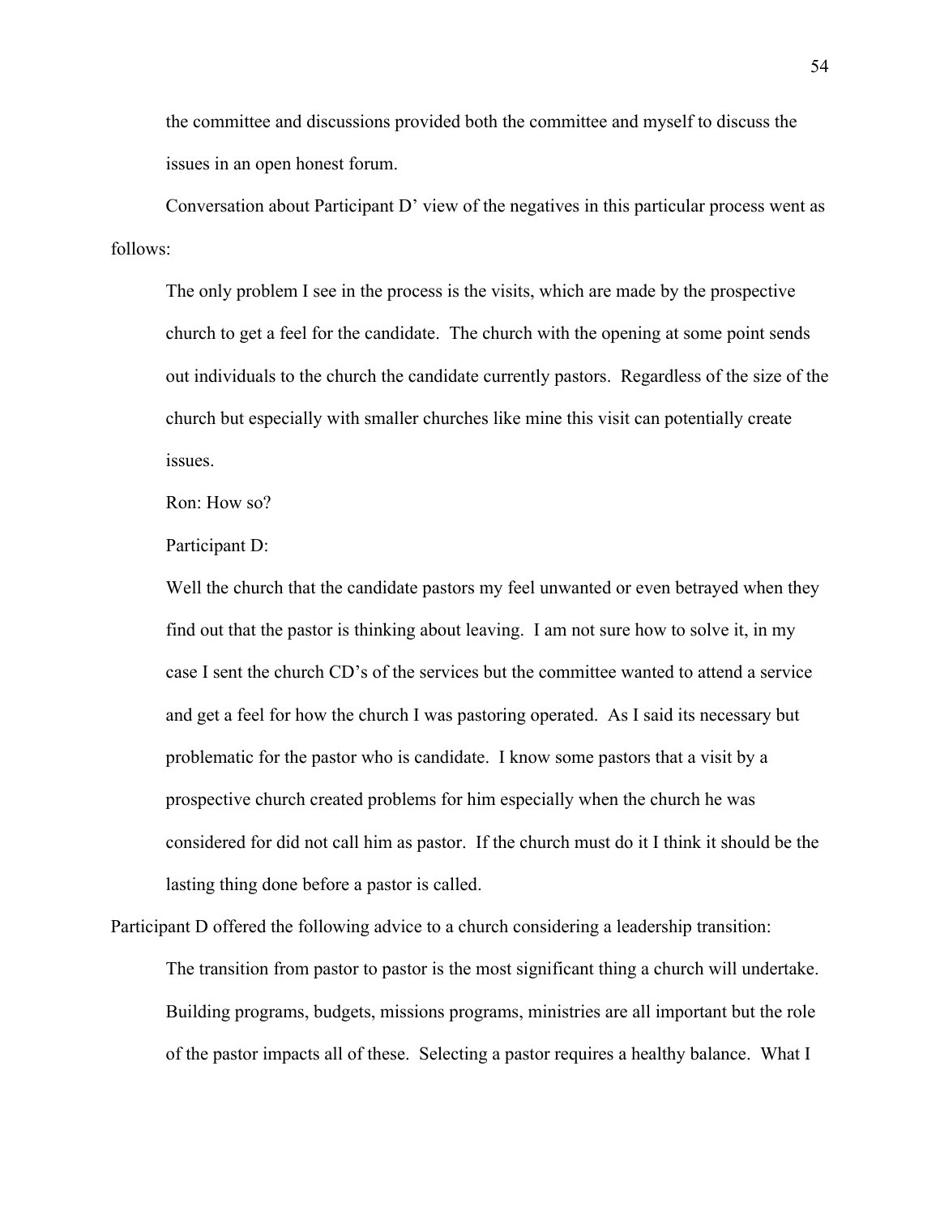the committee and discussions provided both the committee and myself to discuss the issues in an open honest forum.

Conversation about Participant D' view of the negatives in this particular process went as follows:

> The only problem I see in the process is the visits, which are made by the prospective church to get a feel for the candidate. The church with the opening at some point sends out individuals to the church the candidate currently pastors. Regardless of the size of the church but especially with smaller churches like mine this visit can potentially create issues.
>
> Ron: How so?
>
> Participant D:
>
> Well the church that the candidate pastors my feel unwanted or even betrayed when they find out that the pastor is thinking about leaving. I am not sure how to solve it, in my case I sent the church CD's of the services but the committee wanted to attend a service and get a feel for how the church I was pastoring operated. As I said its necessary but problematic for the pastor who is candidate. I know some pastors that a visit by a prospective church created problems for him especially when the church he was considered for did not call him as pastor. If the church must do it I think it should be the lasting thing done before a pastor is called.

Participant D offered the following advice to a church considering a leadership transition:

> The transition from pastor to pastor is the most significant thing a church will undertake. Building programs, budgets, missions programs, ministries are all important but the role of the pastor impacts all of these. Selecting a pastor requires a healthy balance. What I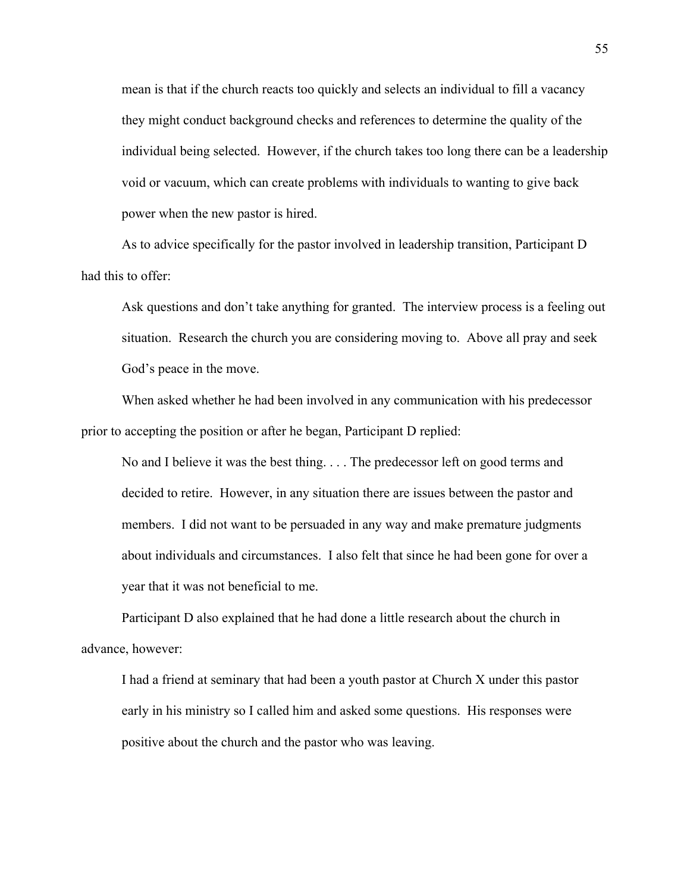mean is that if the church reacts too quickly and selects an individual to fill a vacancy they might conduct background checks and references to determine the quality of the individual being selected. However, if the church takes too long there can be a leadership void or vacuum, which can create problems with individuals to wanting to give back power when the new pastor is hired.

As to advice specifically for the pastor involved in leadership transition, Participant D had this to offer:

> Ask questions and don't take anything for granted. The interview process is a feeling out situation. Research the church you are considering moving to. Above all pray and seek God's peace in the move.

When asked whether he had been involved in any communication with his predecessor prior to accepting the position or after he began, Participant D replied:

> No and I believe it was the best thing. . . . The predecessor left on good terms and decided to retire. However, in any situation there are issues between the pastor and members. I did not want to be persuaded in any way and make premature judgments about individuals and circumstances. I also felt that since he had been gone for over a year that it was not beneficial to me.

Participant D also explained that he had done a little research about the church in advance, however:

> I had a friend at seminary that had been a youth pastor at Church X under this pastor early in his ministry so I called him and asked some questions. His responses were positive about the church and the pastor who was leaving.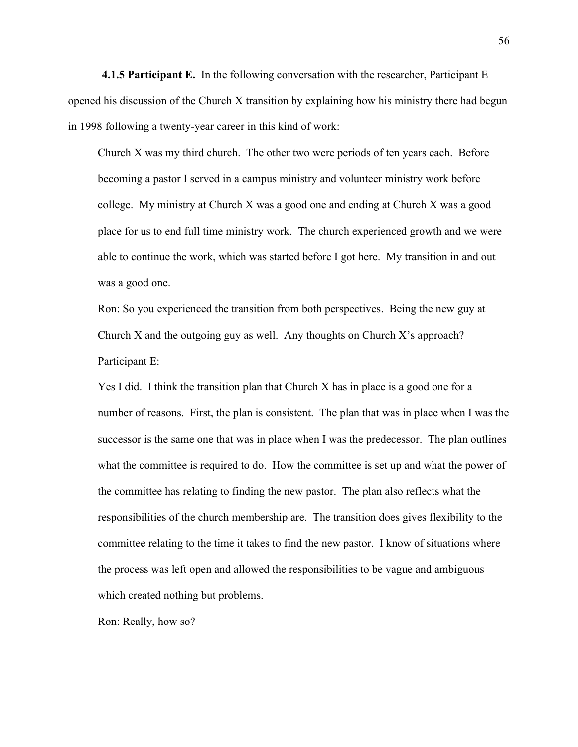**4.1.5 Participant E.** In the following conversation with the researcher, Participant E opened his discussion of the Church X transition by explaining how his ministry there had begun in 1998 following a twenty-year career in this kind of work:

> Church X was my third church. The other two were periods of ten years each. Before becoming a pastor I served in a campus ministry and volunteer ministry work before college. My ministry at Church X was a good one and ending at Church X was a good place for us to end full time ministry work. The church experienced growth and we were able to continue the work, which was started before I got here. My transition in and out was a good one.
>
> Ron: So you experienced the transition from both perspectives. Being the new guy at Church X and the outgoing guy as well. Any thoughts on Church X's approach?
>
> Participant E:
>
> Yes I did. I think the transition plan that Church X has in place is a good one for a number of reasons. First, the plan is consistent. The plan that was in place when I was the successor is the same one that was in place when I was the predecessor. The plan outlines what the committee is required to do. How the committee is set up and what the power of the committee has relating to finding the new pastor. The plan also reflects what the responsibilities of the church membership are. The transition does gives flexibility to the committee relating to the time it takes to find the new pastor. I know of situations where the process was left open and allowed the responsibilities to be vague and ambiguous which created nothing but problems.
>
> Ron: Really, how so?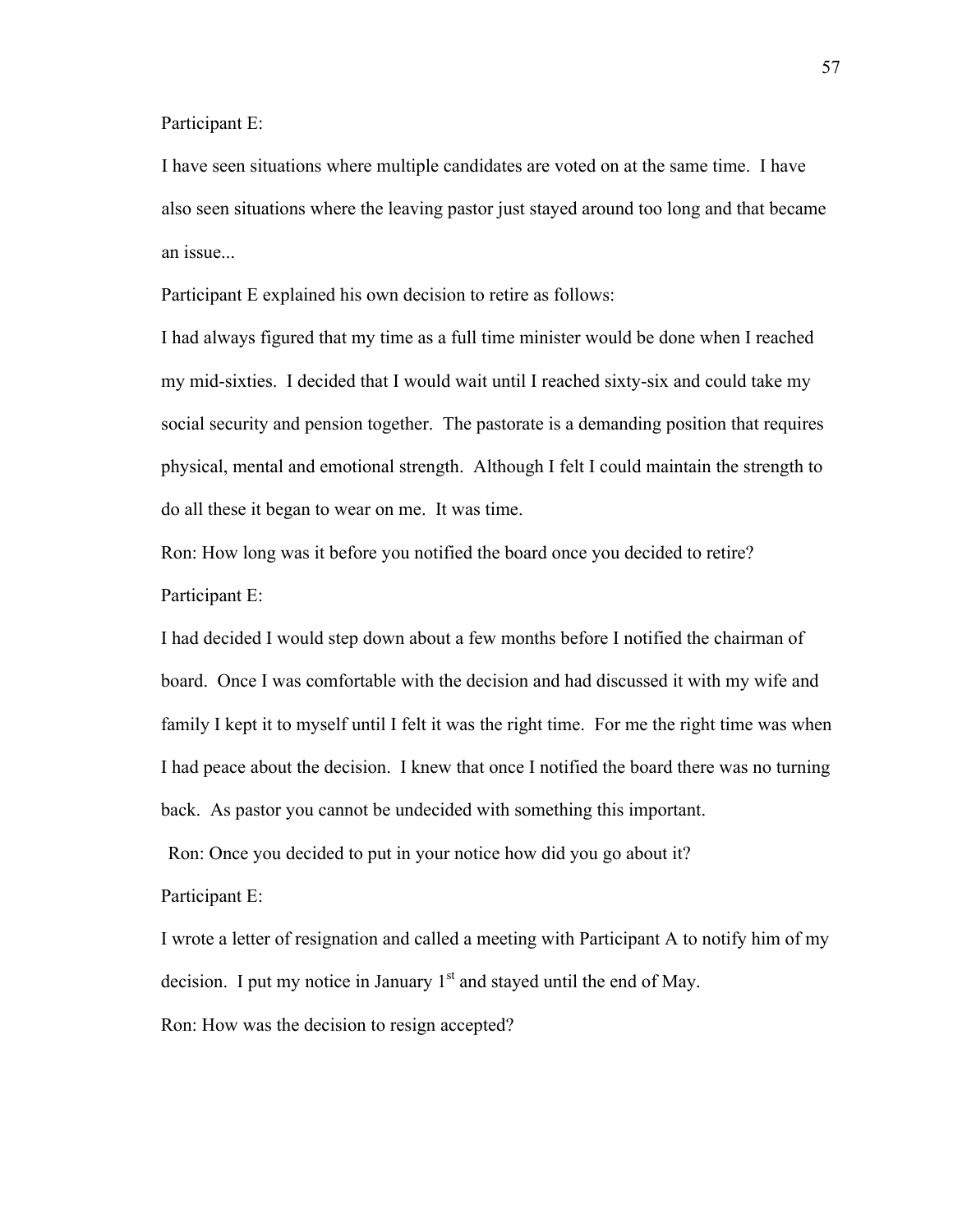Participant E:

I have seen situations where multiple candidates are voted on at the same time. I have also seen situations where the leaving pastor just stayed around too long and that became an issue...

Participant E explained his own decision to retire as follows:

I had always figured that my time as a full time minister would be done when I reached my mid-sixties. I decided that I would wait until I reached sixty-six and could take my social security and pension together. The pastorate is a demanding position that requires physical, mental and emotional strength. Although I felt I could maintain the strength to do all these it began to wear on me. It was time.

Ron: How long was it before you notified the board once you decided to retire?

Participant E:

I had decided I would step down about a few months before I notified the chairman of board. Once I was comfortable with the decision and had discussed it with my wife and family I kept it to myself until I felt it was the right time. For me the right time was when I had peace about the decision. I knew that once I notified the board there was no turning back. As pastor you cannot be undecided with something this important.

Ron: Once you decided to put in your notice how did you go about it?

Participant E:

I wrote a letter of resignation and called a meeting with Participant A to notify him of my decision. I put my notice in January 1st and stayed until the end of May.

Ron: How was the decision to resign accepted?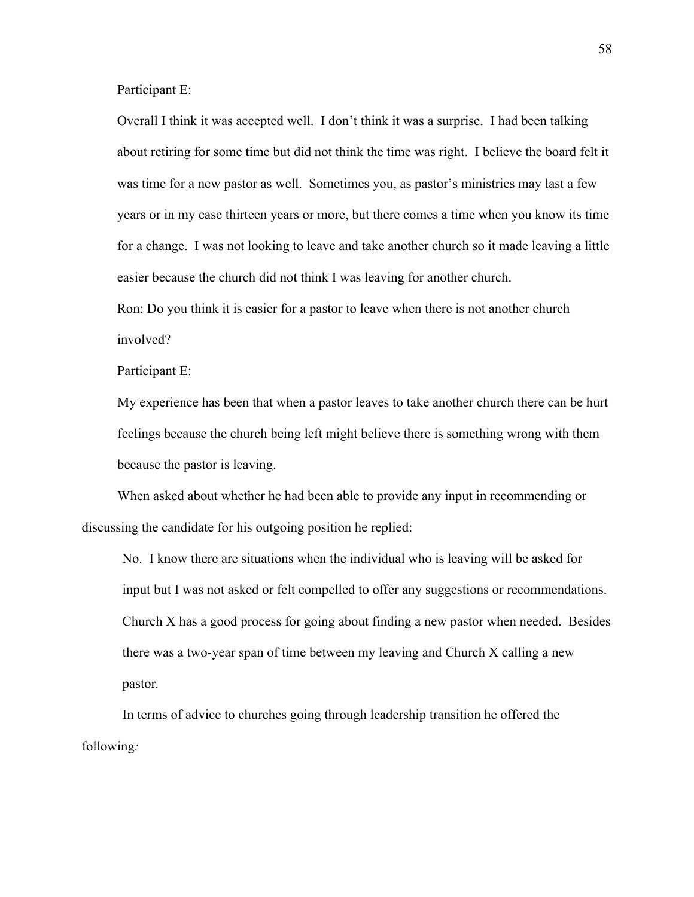Participant E:

> Overall I think it was accepted well. I don't think it was a surprise. I had been talking about retiring for some time but did not think the time was right. I believe the board felt it was time for a new pastor as well. Sometimes you, as pastor's ministries may last a few years or in my case thirteen years or more, but there comes a time when you know its time for a change. I was not looking to leave and take another church so it made leaving a little easier because the church did not think I was leaving for another church.
>
> Ron: Do you think it is easier for a pastor to leave when there is not another church involved?
>
> Participant E:
>
> My experience has been that when a pastor leaves to take another church there can be hurt feelings because the church being left might believe there is something wrong with them because the pastor is leaving.

When asked about whether he had been able to provide any input in recommending or discussing the candidate for his outgoing position he replied:

> No. I know there are situations when the individual who is leaving will be asked for input but I was not asked or felt compelled to offer any suggestions or recommendations. Church X has a good process for going about finding a new pastor when needed. Besides there was a two-year span of time between my leaving and Church X calling a new pastor.

In terms of advice to churches going through leadership transition he offered the following: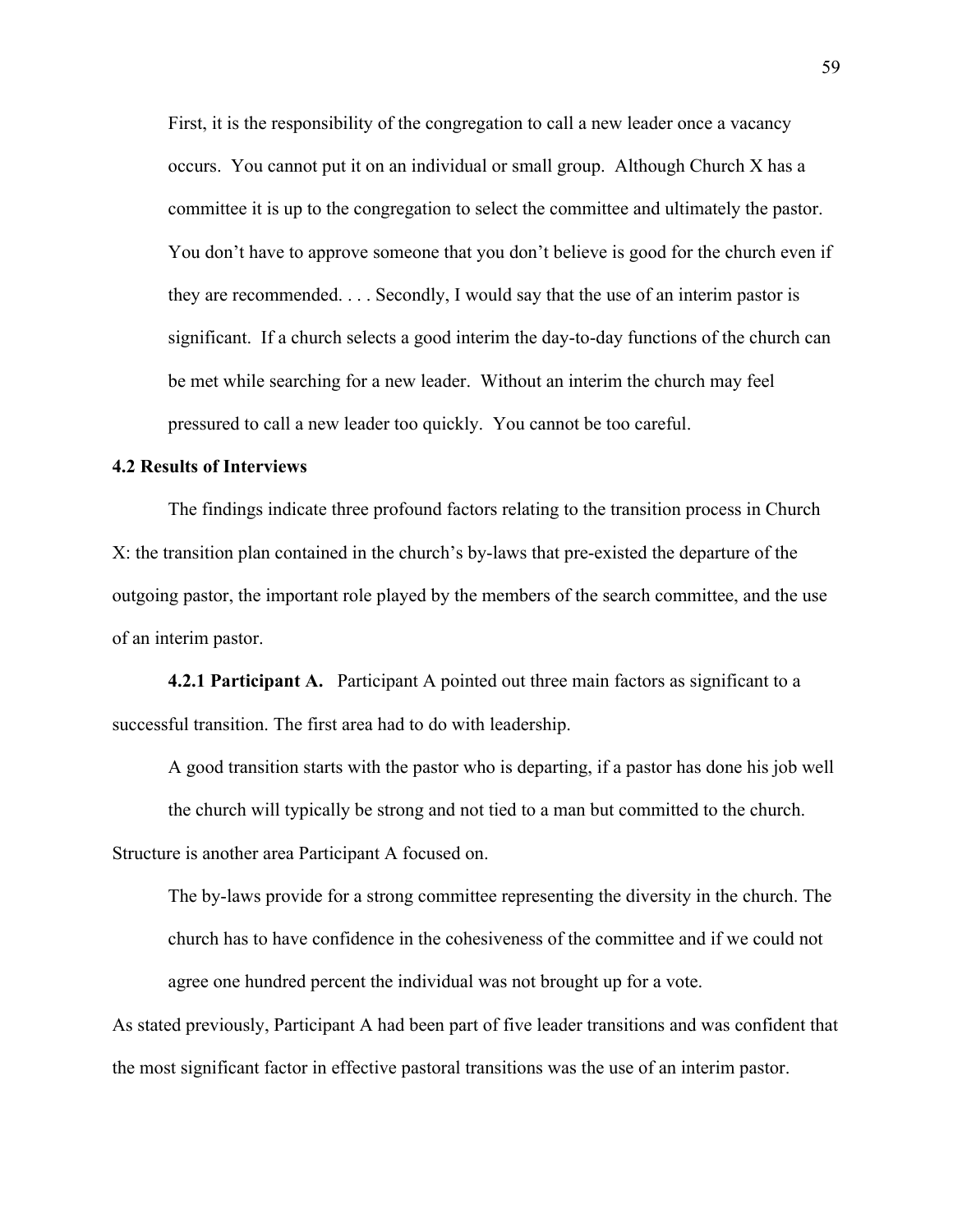> First, it is the responsibility of the congregation to call a new leader once a vacancy occurs. You cannot put it on an individual or small group. Although Church X has a committee it is up to the congregation to select the committee and ultimately the pastor. You don't have to approve someone that you don't believe is good for the church even if they are recommended. . . . Secondly, I would say that the use of an interim pastor is significant. If a church selects a good interim the day-to-day functions of the church can be met while searching for a new leader. Without an interim the church may feel pressured to call a new leader too quickly. You cannot be too careful.

### 4.2 Results of Interviews

The findings indicate three profound factors relating to the transition process in Church X: the transition plan contained in the church's by-laws that pre-existed the departure of the outgoing pastor, the important role played by the members of the search committee, and the use of an interim pastor.

**4.2.1 Participant A.** Participant A pointed out three main factors as significant to a successful transition. The first area had to do with leadership.

> A good transition starts with the pastor who is departing, if a pastor has done his job well the church will typically be strong and not tied to a man but committed to the church.

Structure is another area Participant A focused on.

> The by-laws provide for a strong committee representing the diversity in the church. The church has to have confidence in the cohesiveness of the committee and if we could not agree one hundred percent the individual was not brought up for a vote.

As stated previously, Participant A had been part of five leader transitions and was confident that the most significant factor in effective pastoral transitions was the use of an interim pastor.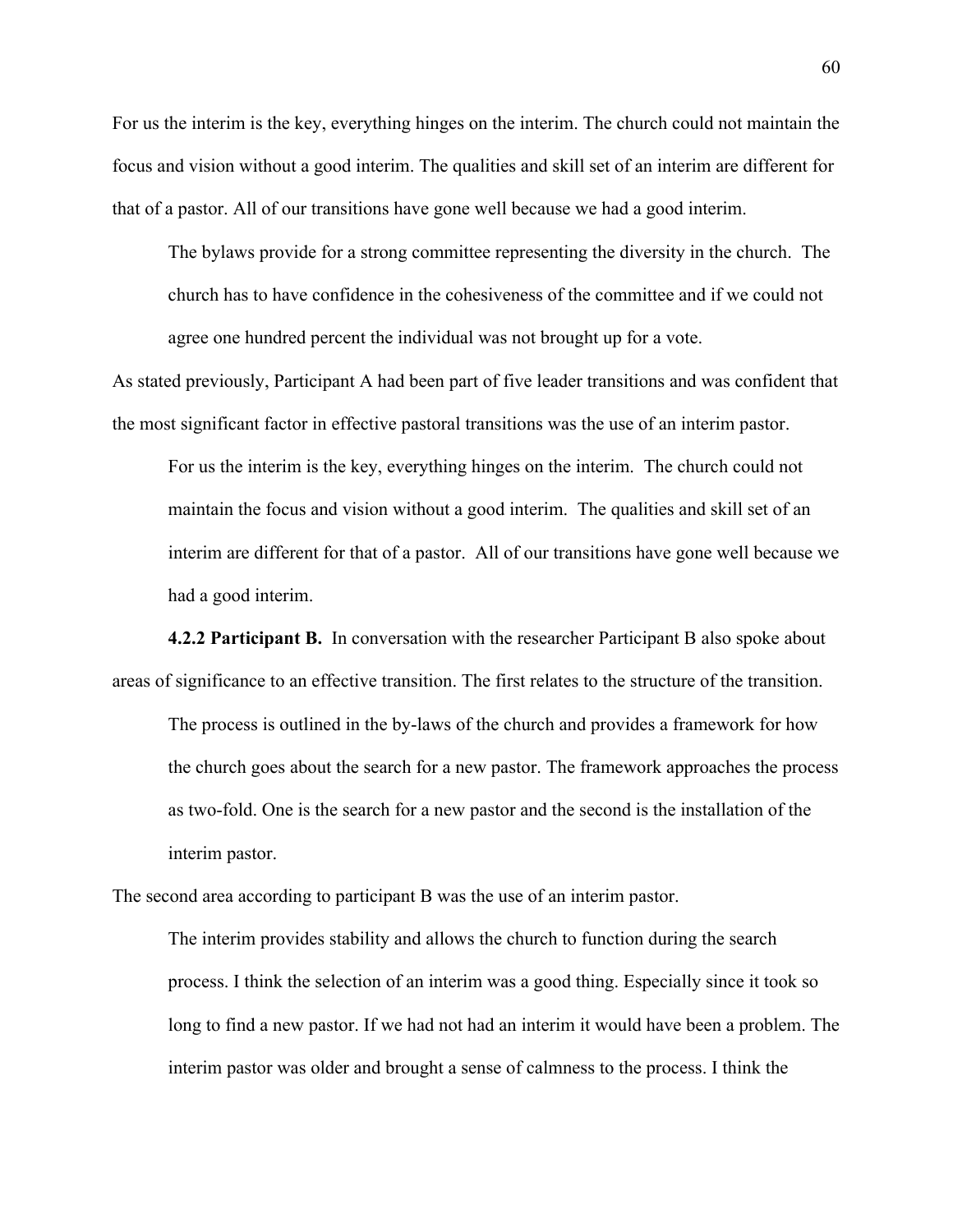For us the interim is the key, everything hinges on the interim. The church could not maintain the focus and vision without a good interim. The qualities and skill set of an interim are different for that of a pastor. All of our transitions have gone well because we had a good interim.

> The bylaws provide for a strong committee representing the diversity in the church. The church has to have confidence in the cohesiveness of the committee and if we could not agree one hundred percent the individual was not brought up for a vote.

As stated previously, Participant A had been part of five leader transitions and was confident that the most significant factor in effective pastoral transitions was the use of an interim pastor.

> For us the interim is the key, everything hinges on the interim. The church could not maintain the focus and vision without a good interim. The qualities and skill set of an interim are different for that of a pastor. All of our transitions have gone well because we had a good interim.

**4.2.2 Participant B.** In conversation with the researcher Participant B also spoke about areas of significance to an effective transition. The first relates to the structure of the transition.

> The process is outlined in the by-laws of the church and provides a framework for how the church goes about the search for a new pastor. The framework approaches the process as two-fold. One is the search for a new pastor and the second is the installation of the interim pastor.

The second area according to participant B was the use of an interim pastor.

> The interim provides stability and allows the church to function during the search process. I think the selection of an interim was a good thing. Especially since it took so long to find a new pastor. If we had not had an interim it would have been a problem. The interim pastor was older and brought a sense of calmness to the process. I think the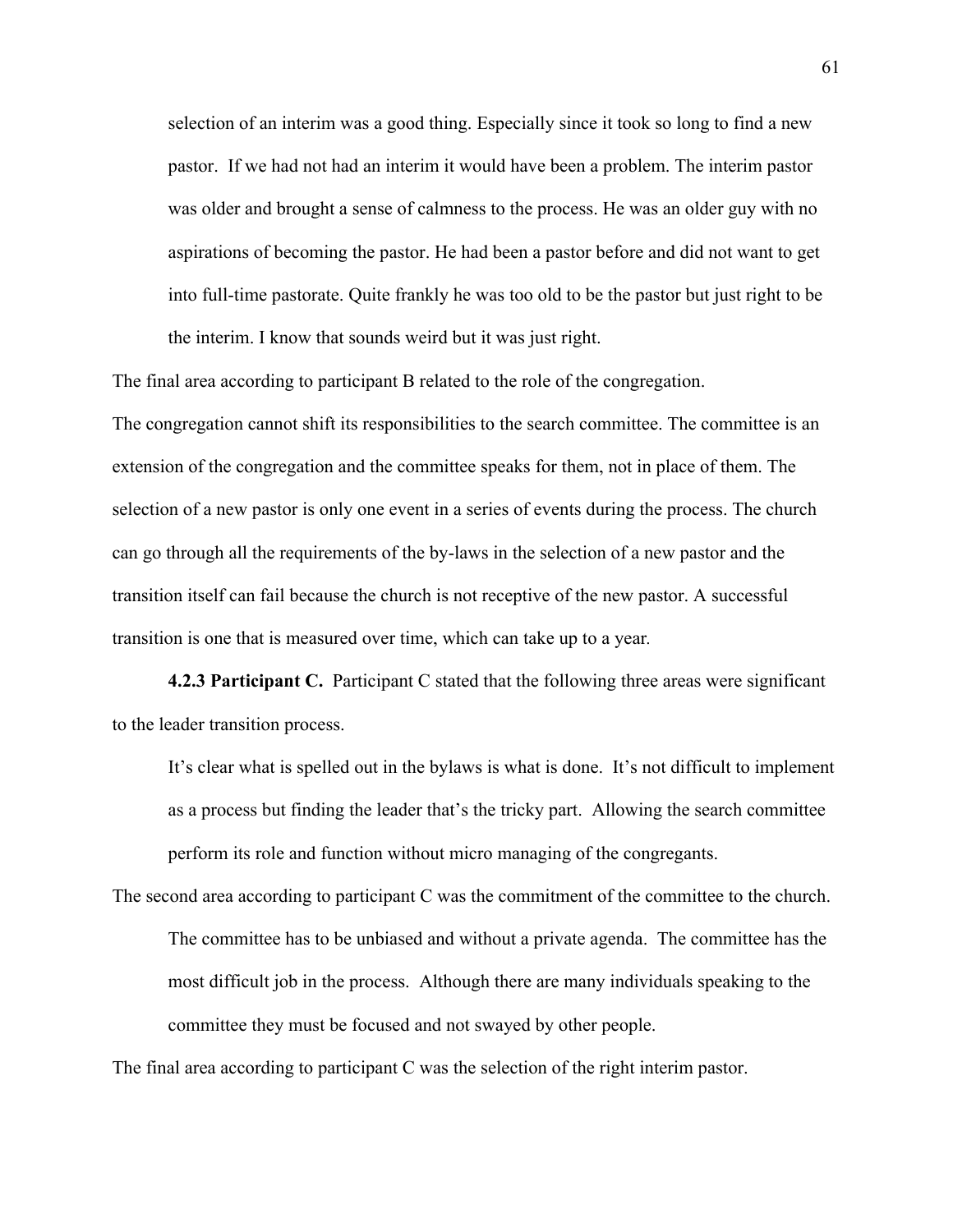> selection of an interim was a good thing. Especially since it took so long to find a new pastor. If we had not had an interim it would have been a problem. The interim pastor was older and brought a sense of calmness to the process. He was an older guy with no aspirations of becoming the pastor. He had been a pastor before and did not want to get into full-time pastorate. Quite frankly he was too old to be the pastor but just right to be the interim. I know that sounds weird but it was just right.

The final area according to participant B related to the role of the congregation.

The congregation cannot shift its responsibilities to the search committee. The committee is an extension of the congregation and the committee speaks for them, not in place of them. The selection of a new pastor is only one event in a series of events during the process. The church can go through all the requirements of the by-laws in the selection of a new pastor and the transition itself can fail because the church is not receptive of the new pastor. A successful transition is one that is measured over time, which can take up to a year.

**4.2.3 Participant C.** Participant C stated that the following three areas were significant to the leader transition process.

> It's clear what is spelled out in the bylaws is what is done. It's not difficult to implement as a process but finding the leader that's the tricky part. Allowing the search committee perform its role and function without micro managing of the congregants.

The second area according to participant C was the commitment of the committee to the church.

> The committee has to be unbiased and without a private agenda. The committee has the most difficult job in the process. Although there are many individuals speaking to the committee they must be focused and not swayed by other people.

The final area according to participant C was the selection of the right interim pastor.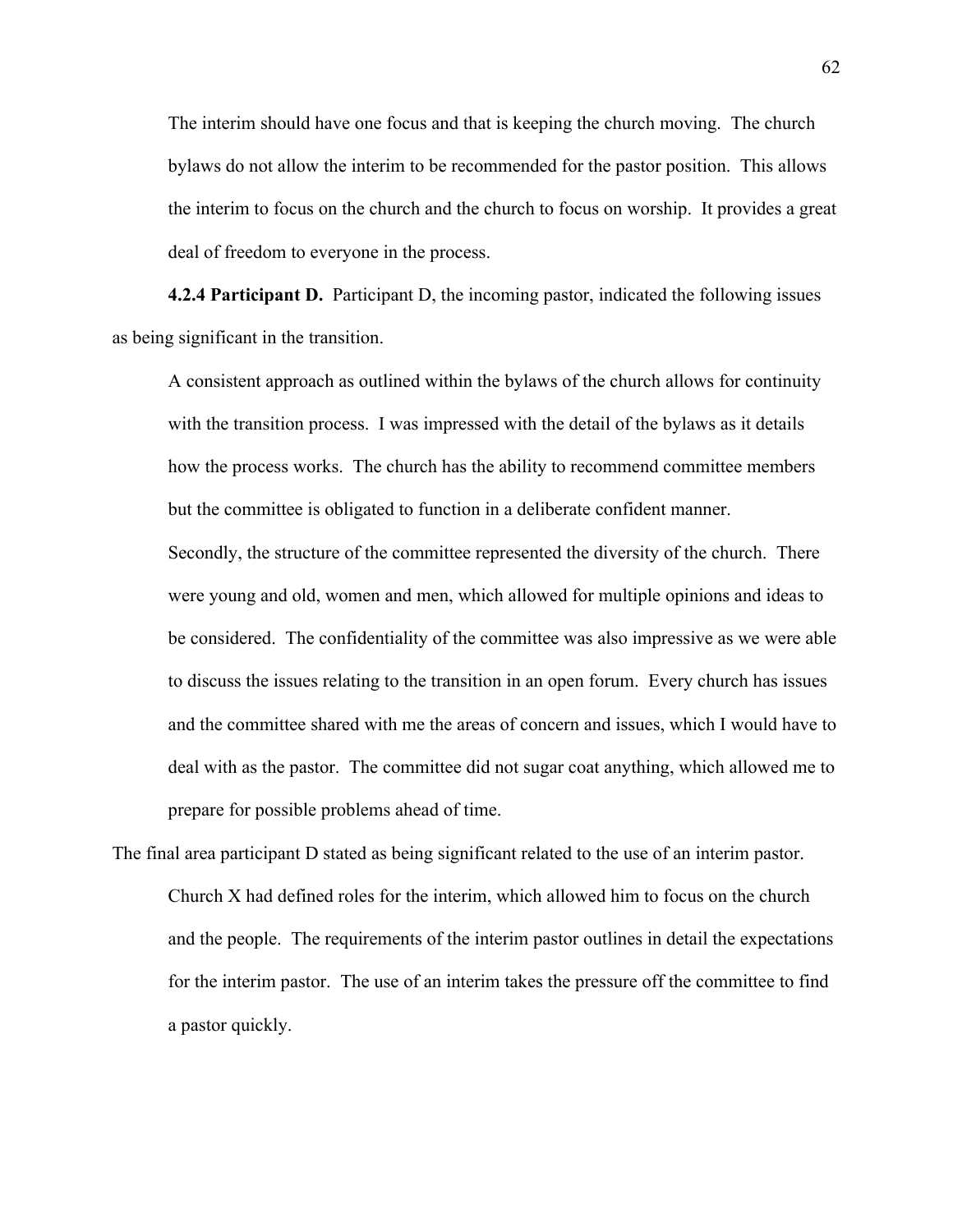> The interim should have one focus and that is keeping the church moving. The church bylaws do not allow the interim to be recommended for the pastor position. This allows the interim to focus on the church and the church to focus on worship. It provides a great deal of freedom to everyone in the process.

**4.2.4 Participant D.** Participant D, the incoming pastor, indicated the following issues as being significant in the transition.

> A consistent approach as outlined within the bylaws of the church allows for continuity with the transition process. I was impressed with the detail of the bylaws as it details how the process works. The church has the ability to recommend committee members but the committee is obligated to function in a deliberate confident manner.
>
> Secondly, the structure of the committee represented the diversity of the church. There were young and old, women and men, which allowed for multiple opinions and ideas to be considered. The confidentiality of the committee was also impressive as we were able to discuss the issues relating to the transition in an open forum. Every church has issues and the committee shared with me the areas of concern and issues, which I would have to deal with as the pastor. The committee did not sugar coat anything, which allowed me to prepare for possible problems ahead of time.

The final area participant D stated as being significant related to the use of an interim pastor.

> Church X had defined roles for the interim, which allowed him to focus on the church and the people. The requirements of the interim pastor outlines in detail the expectations for the interim pastor. The use of an interim takes the pressure off the committee to find a pastor quickly.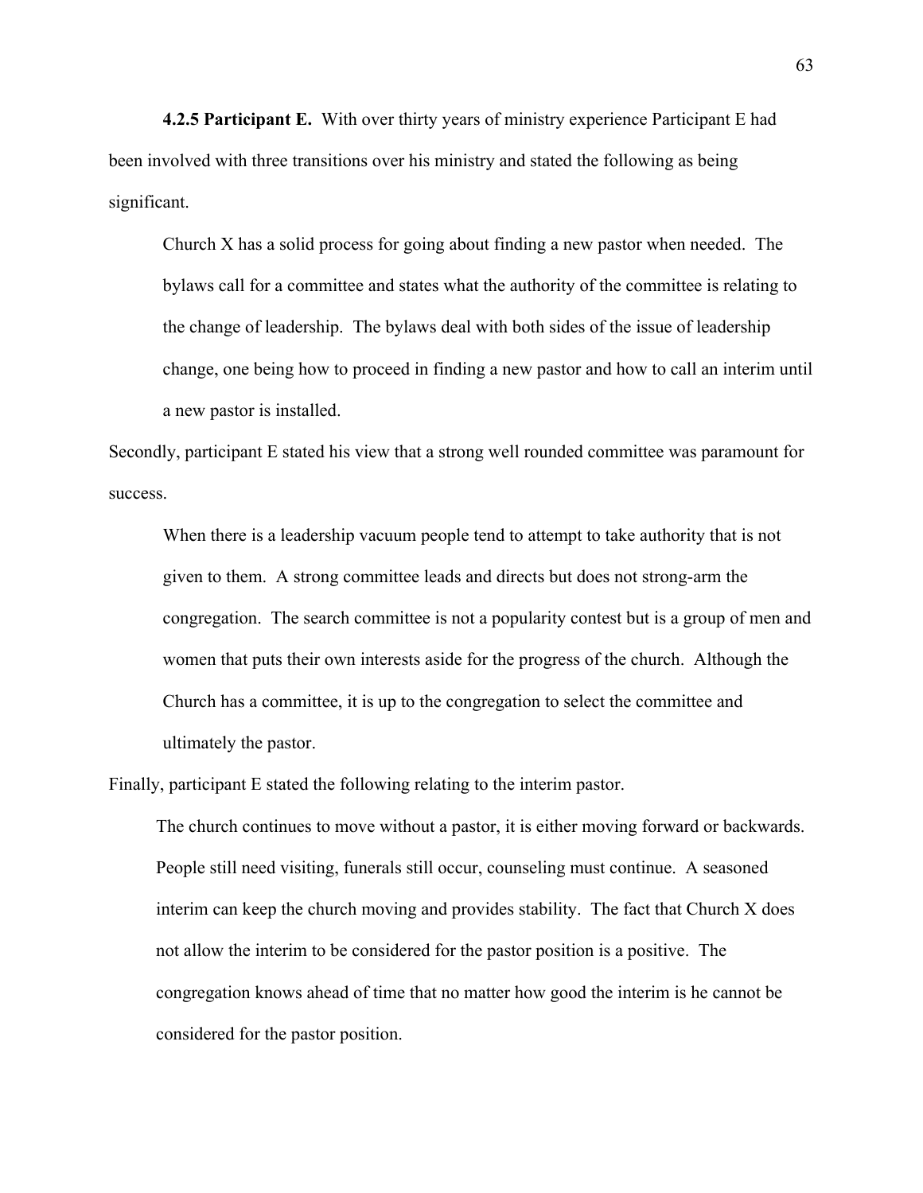**4.2.5 Participant E.** With over thirty years of ministry experience Participant E had been involved with three transitions over his ministry and stated the following as being significant.

> Church X has a solid process for going about finding a new pastor when needed. The bylaws call for a committee and states what the authority of the committee is relating to the change of leadership. The bylaws deal with both sides of the issue of leadership change, one being how to proceed in finding a new pastor and how to call an interim until a new pastor is installed.

Secondly, participant E stated his view that a strong well rounded committee was paramount for success.

> When there is a leadership vacuum people tend to attempt to take authority that is not given to them. A strong committee leads and directs but does not strong-arm the congregation. The search committee is not a popularity contest but is a group of men and women that puts their own interests aside for the progress of the church. Although the Church has a committee, it is up to the congregation to select the committee and ultimately the pastor.

Finally, participant E stated the following relating to the interim pastor.

> The church continues to move without a pastor, it is either moving forward or backwards. People still need visiting, funerals still occur, counseling must continue. A seasoned interim can keep the church moving and provides stability. The fact that Church X does not allow the interim to be considered for the pastor position is a positive. The congregation knows ahead of time that no matter how good the interim is he cannot be considered for the pastor position.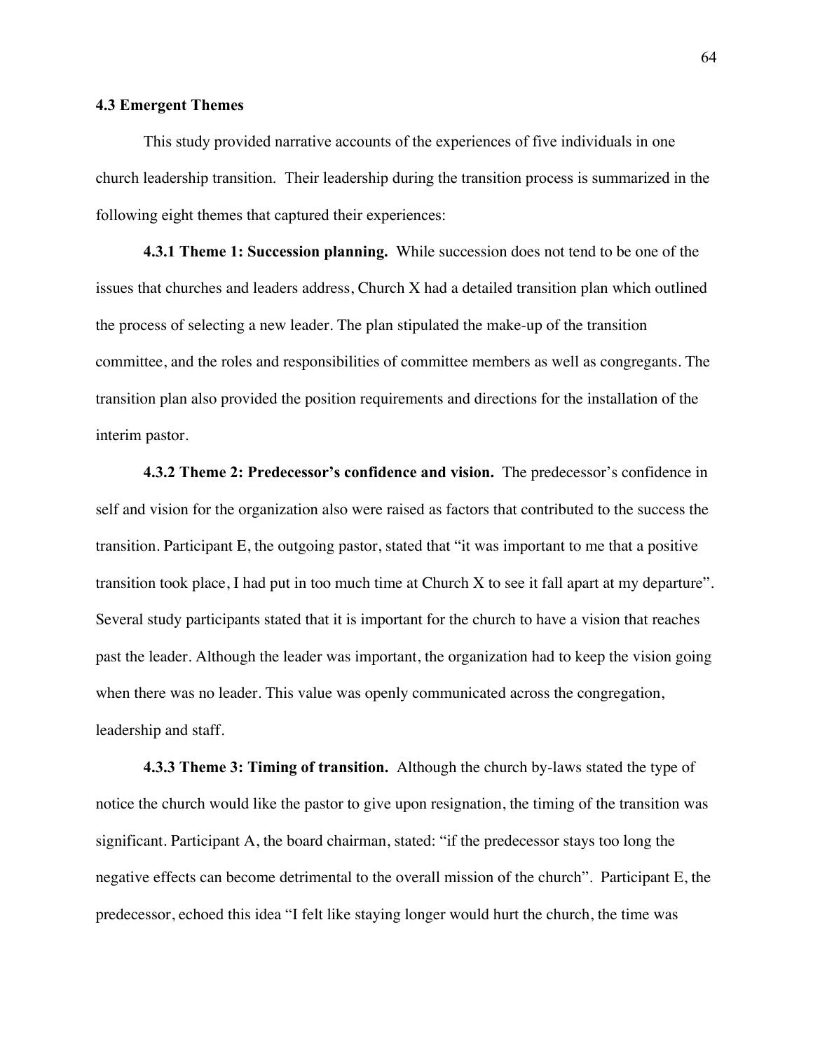### 4.3 Emergent Themes

This study provided narrative accounts of the experiences of five individuals in one church leadership transition. Their leadership during the transition process is summarized in the following eight themes that captured their experiences:

**4.3.1 Theme 1: Succession planning.** While succession does not tend to be one of the issues that churches and leaders address, Church X had a detailed transition plan which outlined the process of selecting a new leader. The plan stipulated the make-up of the transition committee, and the roles and responsibilities of committee members as well as congregants. The transition plan also provided the position requirements and directions for the installation of the interim pastor.

**4.3.2 Theme 2: Predecessor's confidence and vision.** The predecessor's confidence in self and vision for the organization also were raised as factors that contributed to the success the transition. Participant E, the outgoing pastor, stated that "it was important to me that a positive transition took place, I had put in too much time at Church X to see it fall apart at my departure". Several study participants stated that it is important for the church to have a vision that reaches past the leader. Although the leader was important, the organization had to keep the vision going when there was no leader. This value was openly communicated across the congregation, leadership and staff.

**4.3.3 Theme 3: Timing of transition.** Although the church by-laws stated the type of notice the church would like the pastor to give upon resignation, the timing of the transition was significant. Participant A, the board chairman, stated: "if the predecessor stays too long the negative effects can become detrimental to the overall mission of the church". Participant E, the predecessor, echoed this idea "I felt like staying longer would hurt the church, the time was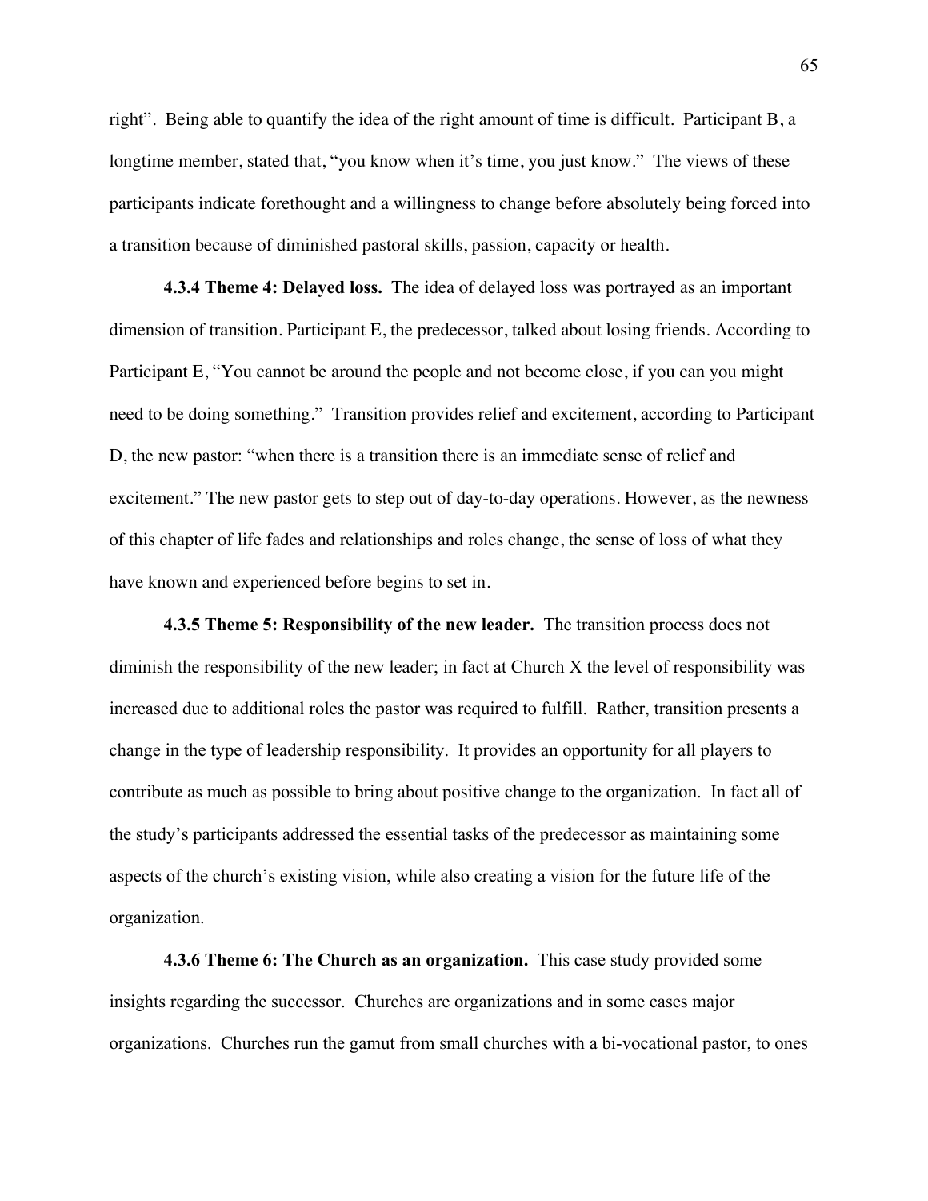right". Being able to quantify the idea of the right amount of time is difficult. Participant B, a longtime member, stated that, "you know when it's time, you just know." The views of these participants indicate forethought and a willingness to change before absolutely being forced into a transition because of diminished pastoral skills, passion, capacity or health.

**4.3.4 Theme 4: Delayed loss.** The idea of delayed loss was portrayed as an important dimension of transition. Participant E, the predecessor, talked about losing friends. According to Participant E, "You cannot be around the people and not become close, if you can you might need to be doing something." Transition provides relief and excitement, according to Participant D, the new pastor: "when there is a transition there is an immediate sense of relief and excitement." The new pastor gets to step out of day-to-day operations. However, as the newness of this chapter of life fades and relationships and roles change, the sense of loss of what they have known and experienced before begins to set in.

**4.3.5 Theme 5: Responsibility of the new leader.** The transition process does not diminish the responsibility of the new leader; in fact at Church X the level of responsibility was increased due to additional roles the pastor was required to fulfill. Rather, transition presents a change in the type of leadership responsibility. It provides an opportunity for all players to contribute as much as possible to bring about positive change to the organization. In fact all of the study's participants addressed the essential tasks of the predecessor as maintaining some aspects of the church's existing vision, while also creating a vision for the future life of the organization.

**4.3.6 Theme 6: The Church as an organization.** This case study provided some insights regarding the successor. Churches are organizations and in some cases major organizations. Churches run the gamut from small churches with a bi-vocational pastor, to ones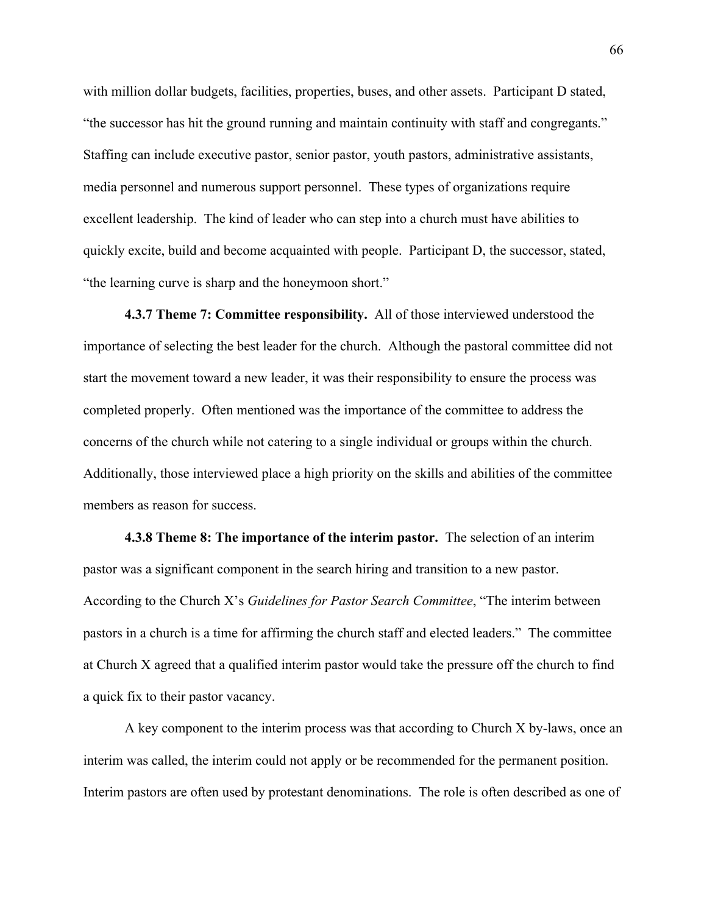with million dollar budgets, facilities, properties, buses, and other assets. Participant D stated, "the successor has hit the ground running and maintain continuity with staff and congregants." Staffing can include executive pastor, senior pastor, youth pastors, administrative assistants, media personnel and numerous support personnel. These types of organizations require excellent leadership. The kind of leader who can step into a church must have abilities to quickly excite, build and become acquainted with people. Participant D, the successor, stated, "the learning curve is sharp and the honeymoon short."

**4.3.7 Theme 7: Committee responsibility.** All of those interviewed understood the importance of selecting the best leader for the church. Although the pastoral committee did not start the movement toward a new leader, it was their responsibility to ensure the process was completed properly. Often mentioned was the importance of the committee to address the concerns of the church while not catering to a single individual or groups within the church. Additionally, those interviewed place a high priority on the skills and abilities of the committee members as reason for success.

**4.3.8 Theme 8: The importance of the interim pastor.** The selection of an interim pastor was a significant component in the search hiring and transition to a new pastor. According to the Church X's *Guidelines for Pastor Search Committee*, "The interim between pastors in a church is a time for affirming the church staff and elected leaders." The committee at Church X agreed that a qualified interim pastor would take the pressure off the church to find a quick fix to their pastor vacancy.

A key component to the interim process was that according to Church X by-laws, once an interim was called, the interim could not apply or be recommended for the permanent position. Interim pastors are often used by protestant denominations. The role is often described as one of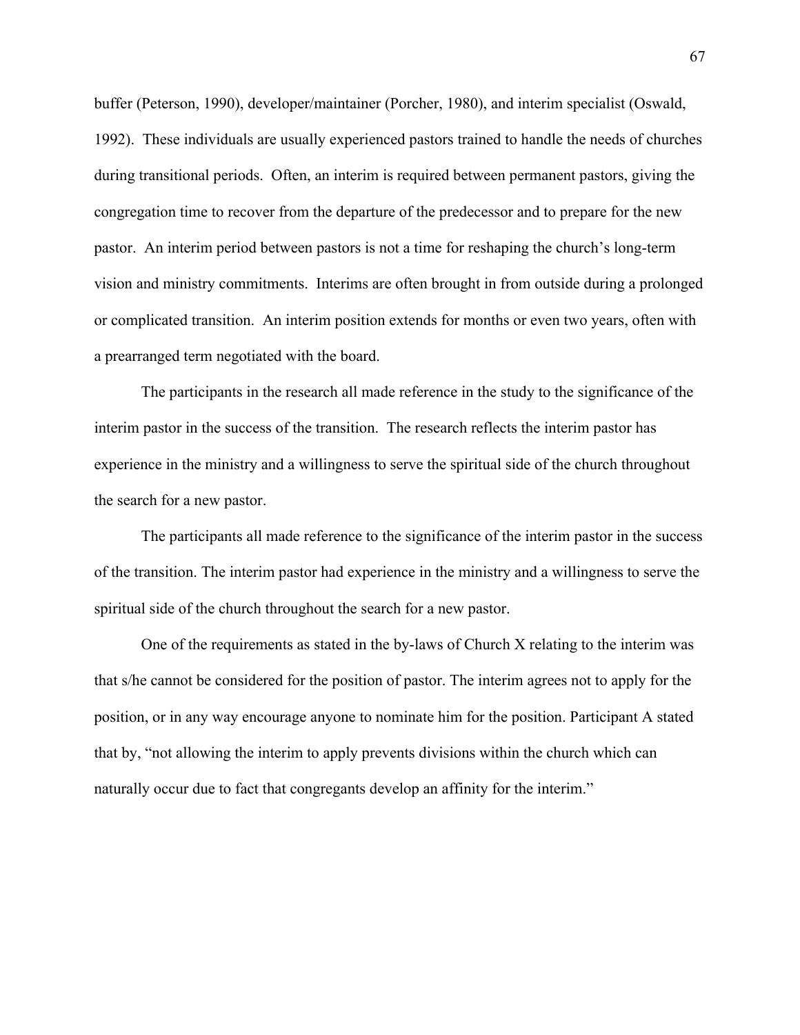buffer (Peterson, 1990), developer/maintainer (Porcher, 1980), and interim specialist (Oswald, 1992). These individuals are usually experienced pastors trained to handle the needs of churches during transitional periods. Often, an interim is required between permanent pastors, giving the congregation time to recover from the departure of the predecessor and to prepare for the new pastor. An interim period between pastors is not a time for reshaping the church's long-term vision and ministry commitments. Interims are often brought in from outside during a prolonged or complicated transition. An interim position extends for months or even two years, often with a prearranged term negotiated with the board.

The participants in the research all made reference in the study to the significance of the interim pastor in the success of the transition. The research reflects the interim pastor has experience in the ministry and a willingness to serve the spiritual side of the church throughout the search for a new pastor.

The participants all made reference to the significance of the interim pastor in the success of the transition. The interim pastor had experience in the ministry and a willingness to serve the spiritual side of the church throughout the search for a new pastor.

One of the requirements as stated in the by-laws of Church X relating to the interim was that s/he cannot be considered for the position of pastor. The interim agrees not to apply for the position, or in any way encourage anyone to nominate him for the position. Participant A stated that by, "not allowing the interim to apply prevents divisions within the church which can naturally occur due to fact that congregants develop an affinity for the interim."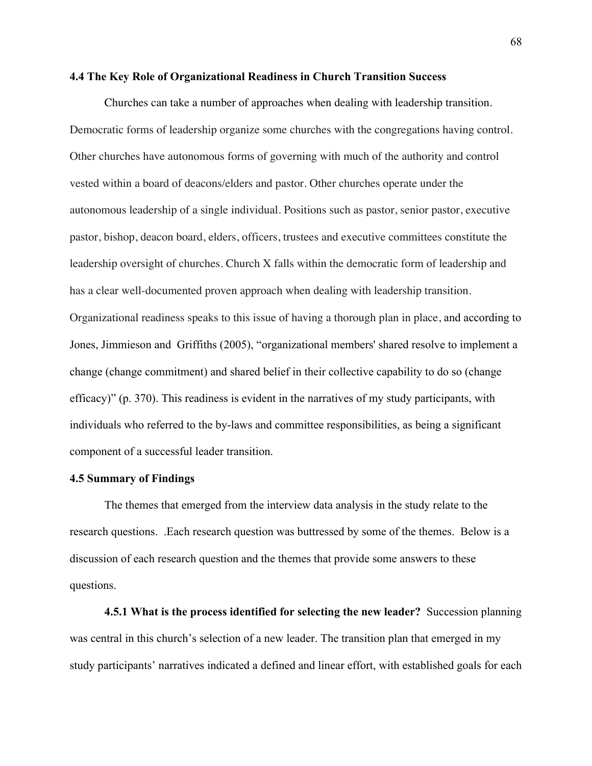### 4.4 The Key Role of Organizational Readiness in Church Transition Success

Churches can take a number of approaches when dealing with leadership transition. Democratic forms of leadership organize some churches with the congregations having control. Other churches have autonomous forms of governing with much of the authority and control vested within a board of deacons/elders and pastor. Other churches operate under the autonomous leadership of a single individual. Positions such as pastor, senior pastor, executive pastor, bishop, deacon board, elders, officers, trustees and executive committees constitute the leadership oversight of churches. Church X falls within the democratic form of leadership and has a clear well-documented proven approach when dealing with leadership transition. Organizational readiness speaks to this issue of having a thorough plan in place, and according to Jones, Jimmieson and Griffiths (2005), "organizational members' shared resolve to implement a change (change commitment) and shared belief in their collective capability to do so (change efficacy)" (p. 370). This readiness is evident in the narratives of my study participants, with individuals who referred to the by-laws and committee responsibilities, as being a significant component of a successful leader transition.

### 4.5 Summary of Findings

The themes that emerged from the interview data analysis in the study relate to the research questions. .Each research question was buttressed by some of the themes. Below is a discussion of each research question and the themes that provide some answers to these questions.

**4.5.1 What is the process identified for selecting the new leader?** Succession planning was central in this church's selection of a new leader. The transition plan that emerged in my study participants' narratives indicated a defined and linear effort, with established goals for each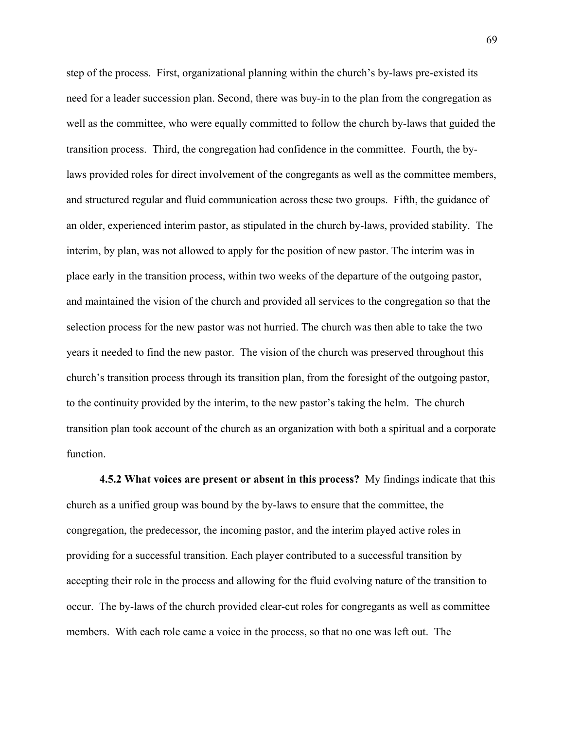step of the process. First, organizational planning within the church's by-laws pre-existed its need for a leader succession plan. Second, there was buy-in to the plan from the congregation as well as the committee, who were equally committed to follow the church by-laws that guided the transition process. Third, the congregation had confidence in the committee. Fourth, the by-laws provided roles for direct involvement of the congregants as well as the committee members, and structured regular and fluid communication across these two groups. Fifth, the guidance of an older, experienced interim pastor, as stipulated in the church by-laws, provided stability. The interim, by plan, was not allowed to apply for the position of new pastor. The interim was in place early in the transition process, within two weeks of the departure of the outgoing pastor, and maintained the vision of the church and provided all services to the congregation so that the selection process for the new pastor was not hurried. The church was then able to take the two years it needed to find the new pastor. The vision of the church was preserved throughout this church's transition process through its transition plan, from the foresight of the outgoing pastor, to the continuity provided by the interim, to the new pastor's taking the helm. The church transition plan took account of the church as an organization with both a spiritual and a corporate function.

**4.5.2 What voices are present or absent in this process?** My findings indicate that this church as a unified group was bound by the by-laws to ensure that the committee, the congregation, the predecessor, the incoming pastor, and the interim played active roles in providing for a successful transition. Each player contributed to a successful transition by accepting their role in the process and allowing for the fluid evolving nature of the transition to occur. The by-laws of the church provided clear-cut roles for congregants as well as committee members. With each role came a voice in the process, so that no one was left out. The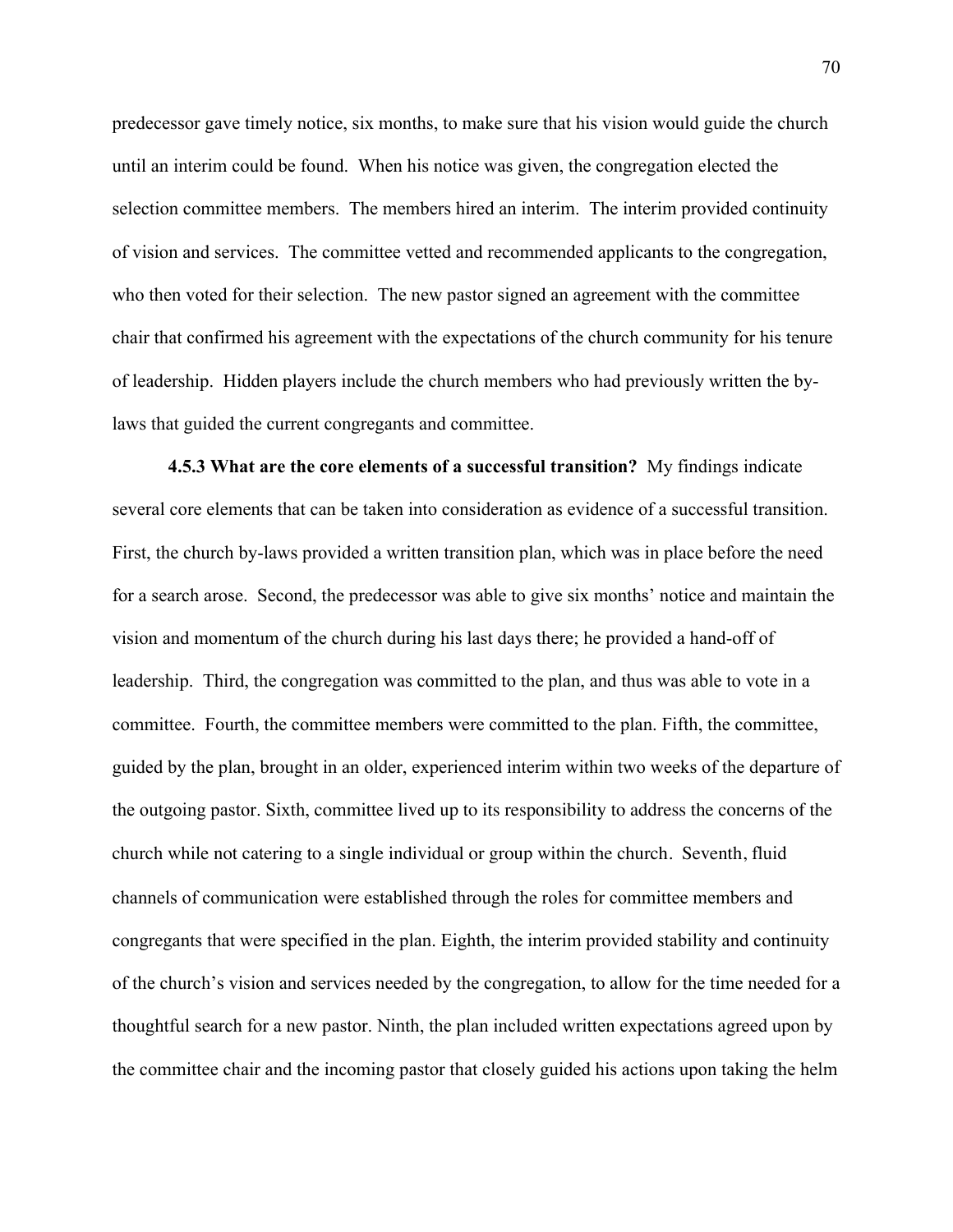predecessor gave timely notice, six months, to make sure that his vision would guide the church until an interim could be found. When his notice was given, the congregation elected the selection committee members. The members hired an interim. The interim provided continuity of vision and services. The committee vetted and recommended applicants to the congregation, who then voted for their selection. The new pastor signed an agreement with the committee chair that confirmed his agreement with the expectations of the church community for his tenure of leadership. Hidden players include the church members who had previously written the by-laws that guided the current congregants and committee.

**4.5.3 What are the core elements of a successful transition?** My findings indicate several core elements that can be taken into consideration as evidence of a successful transition. First, the church by-laws provided a written transition plan, which was in place before the need for a search arose. Second, the predecessor was able to give six months' notice and maintain the vision and momentum of the church during his last days there; he provided a hand-off of leadership. Third, the congregation was committed to the plan, and thus was able to vote in a committee. Fourth, the committee members were committed to the plan. Fifth, the committee, guided by the plan, brought in an older, experienced interim within two weeks of the departure of the outgoing pastor. Sixth, committee lived up to its responsibility to address the concerns of the church while not catering to a single individual or group within the church. Seventh, fluid channels of communication were established through the roles for committee members and congregants that were specified in the plan. Eighth, the interim provided stability and continuity of the church's vision and services needed by the congregation, to allow for the time needed for a thoughtful search for a new pastor. Ninth, the plan included written expectations agreed upon by the committee chair and the incoming pastor that closely guided his actions upon taking the helm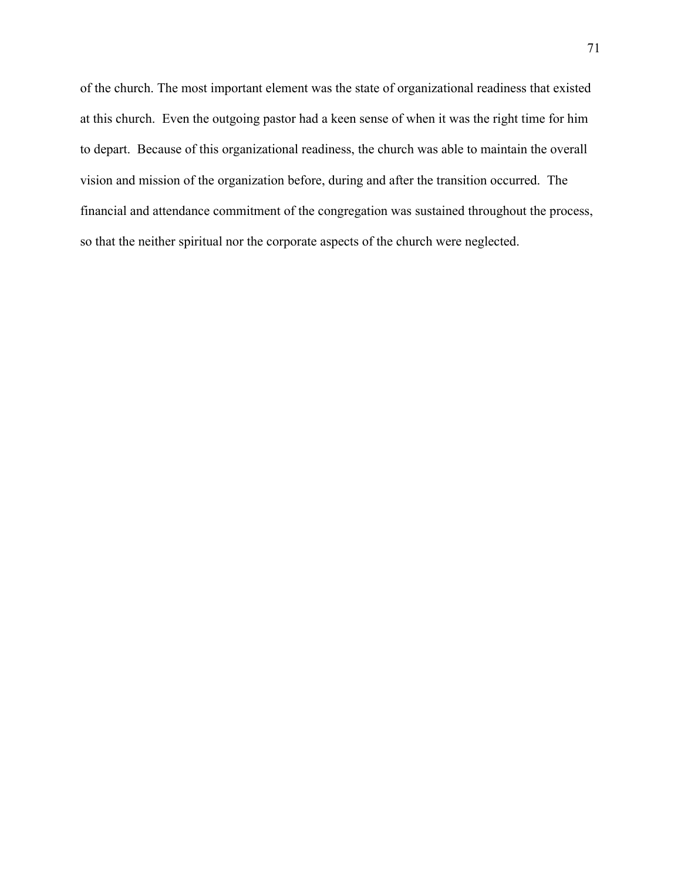of the church. The most important element was the state of organizational readiness that existed at this church. Even the outgoing pastor had a keen sense of when it was the right time for him to depart. Because of this organizational readiness, the church was able to maintain the overall vision and mission of the organization before, during and after the transition occurred. The financial and attendance commitment of the congregation was sustained throughout the process, so that the neither spiritual nor the corporate aspects of the church were neglected.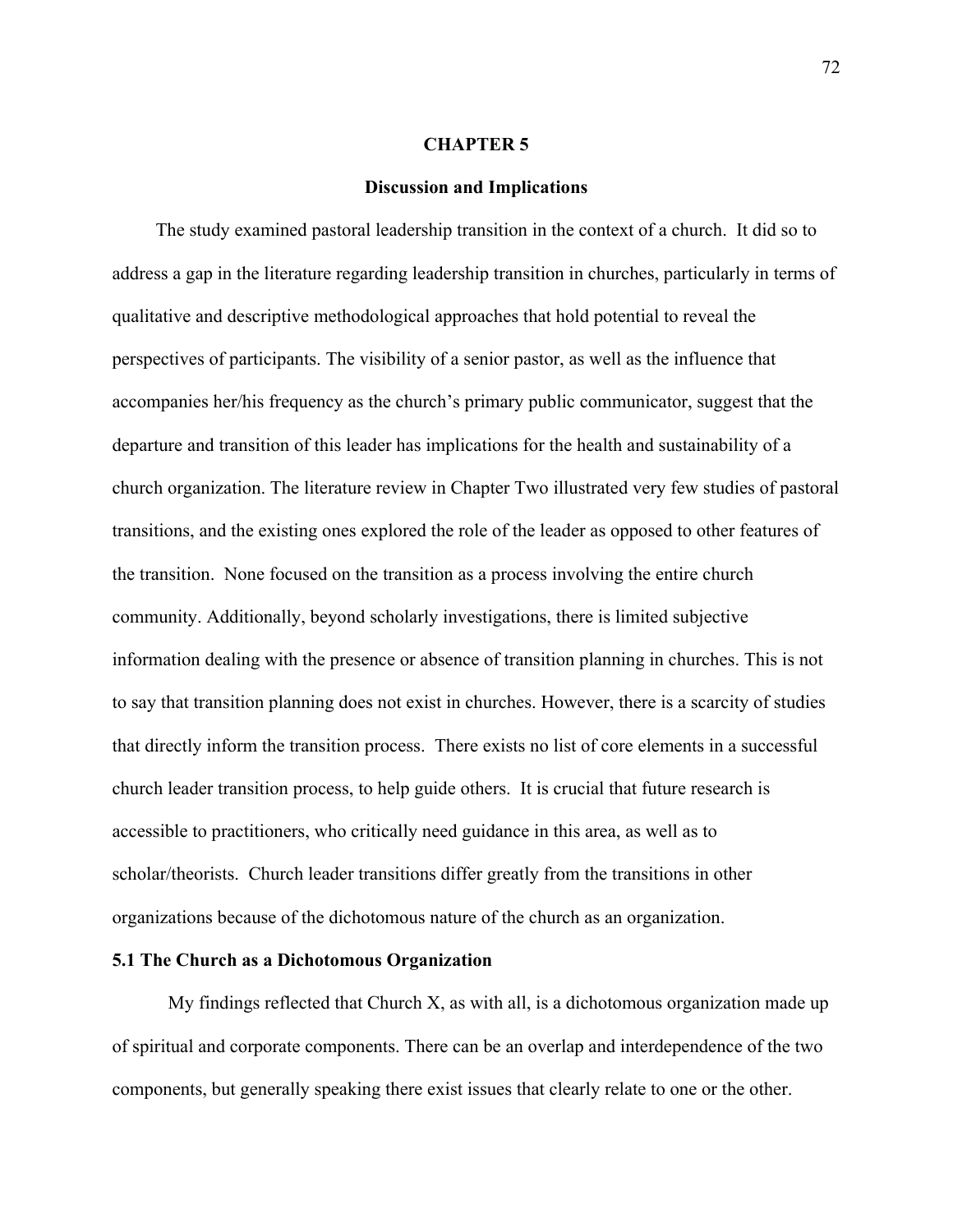# CHAPTER 5

## Discussion and Implications

The study examined pastoral leadership transition in the context of a church. It did so to address a gap in the literature regarding leadership transition in churches, particularly in terms of qualitative and descriptive methodological approaches that hold potential to reveal the perspectives of participants. The visibility of a senior pastor, as well as the influence that accompanies her/his frequency as the church's primary public communicator, suggest that the departure and transition of this leader has implications for the health and sustainability of a church organization. The literature review in Chapter Two illustrated very few studies of pastoral transitions, and the existing ones explored the role of the leader as opposed to other features of the transition. None focused on the transition as a process involving the entire church community. Additionally, beyond scholarly investigations, there is limited subjective information dealing with the presence or absence of transition planning in churches. This is not to say that transition planning does not exist in churches. However, there is a scarcity of studies that directly inform the transition process. There exists no list of core elements in a successful church leader transition process, to help guide others. It is crucial that future research is accessible to practitioners, who critically need guidance in this area, as well as to scholar/theorists. Church leader transitions differ greatly from the transitions in other organizations because of the dichotomous nature of the church as an organization.

### 5.1 The Church as a Dichotomous Organization

My findings reflected that Church X, as with all, is a dichotomous organization made up of spiritual and corporate components. There can be an overlap and interdependence of the two components, but generally speaking there exist issues that clearly relate to one or the other.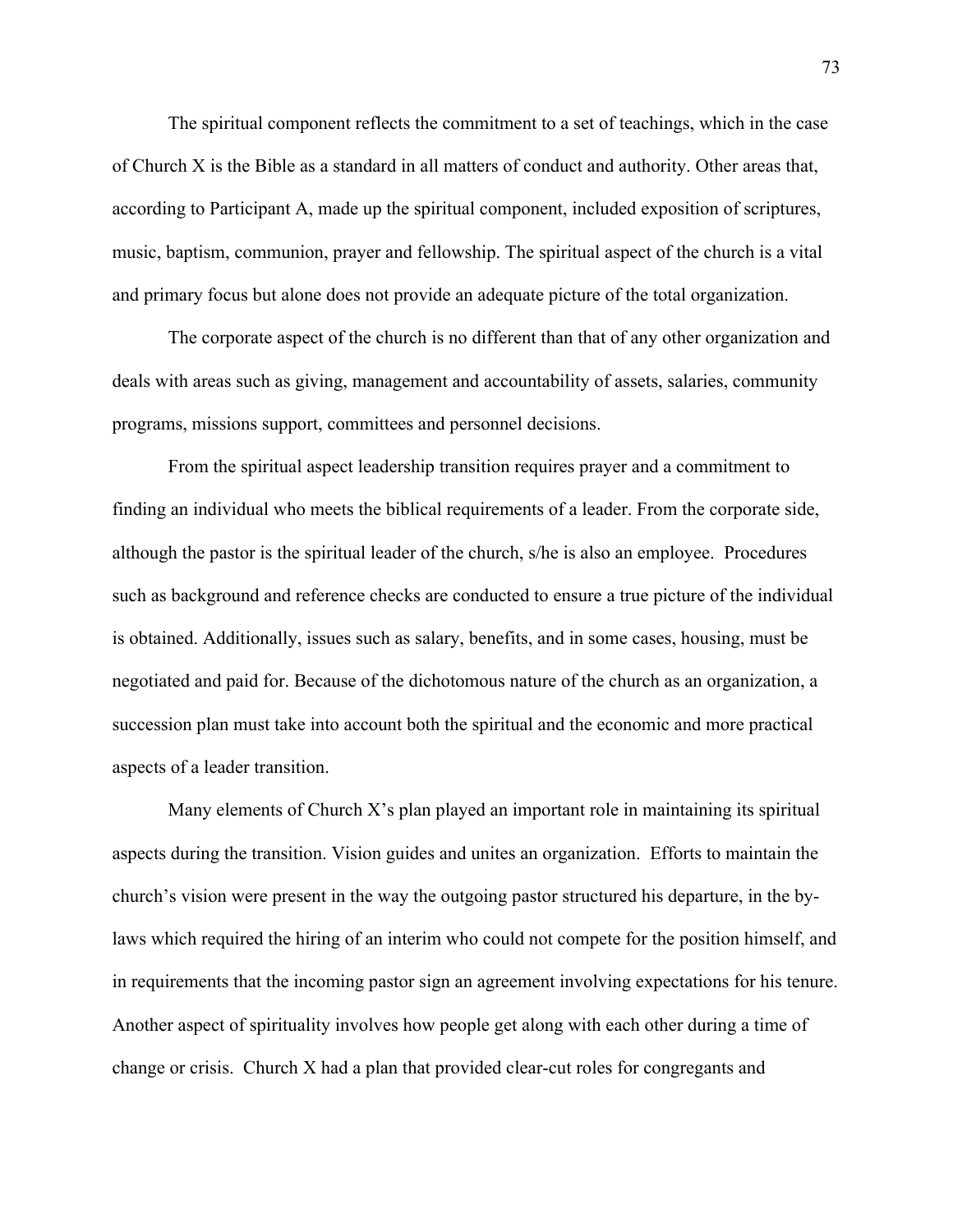The spiritual component reflects the commitment to a set of teachings, which in the case of Church X is the Bible as a standard in all matters of conduct and authority. Other areas that, according to Participant A, made up the spiritual component, included exposition of scriptures, music, baptism, communion, prayer and fellowship. The spiritual aspect of the church is a vital and primary focus but alone does not provide an adequate picture of the total organization.

The corporate aspect of the church is no different than that of any other organization and deals with areas such as giving, management and accountability of assets, salaries, community programs, missions support, committees and personnel decisions.

From the spiritual aspect leadership transition requires prayer and a commitment to finding an individual who meets the biblical requirements of a leader. From the corporate side, although the pastor is the spiritual leader of the church, s/he is also an employee. Procedures such as background and reference checks are conducted to ensure a true picture of the individual is obtained. Additionally, issues such as salary, benefits, and in some cases, housing, must be negotiated and paid for. Because of the dichotomous nature of the church as an organization, a succession plan must take into account both the spiritual and the economic and more practical aspects of a leader transition.

Many elements of Church X's plan played an important role in maintaining its spiritual aspects during the transition. Vision guides and unites an organization. Efforts to maintain the church's vision were present in the way the outgoing pastor structured his departure, in the by-laws which required the hiring of an interim who could not compete for the position himself, and in requirements that the incoming pastor sign an agreement involving expectations for his tenure. Another aspect of spirituality involves how people get along with each other during a time of change or crisis. Church X had a plan that provided clear-cut roles for congregants and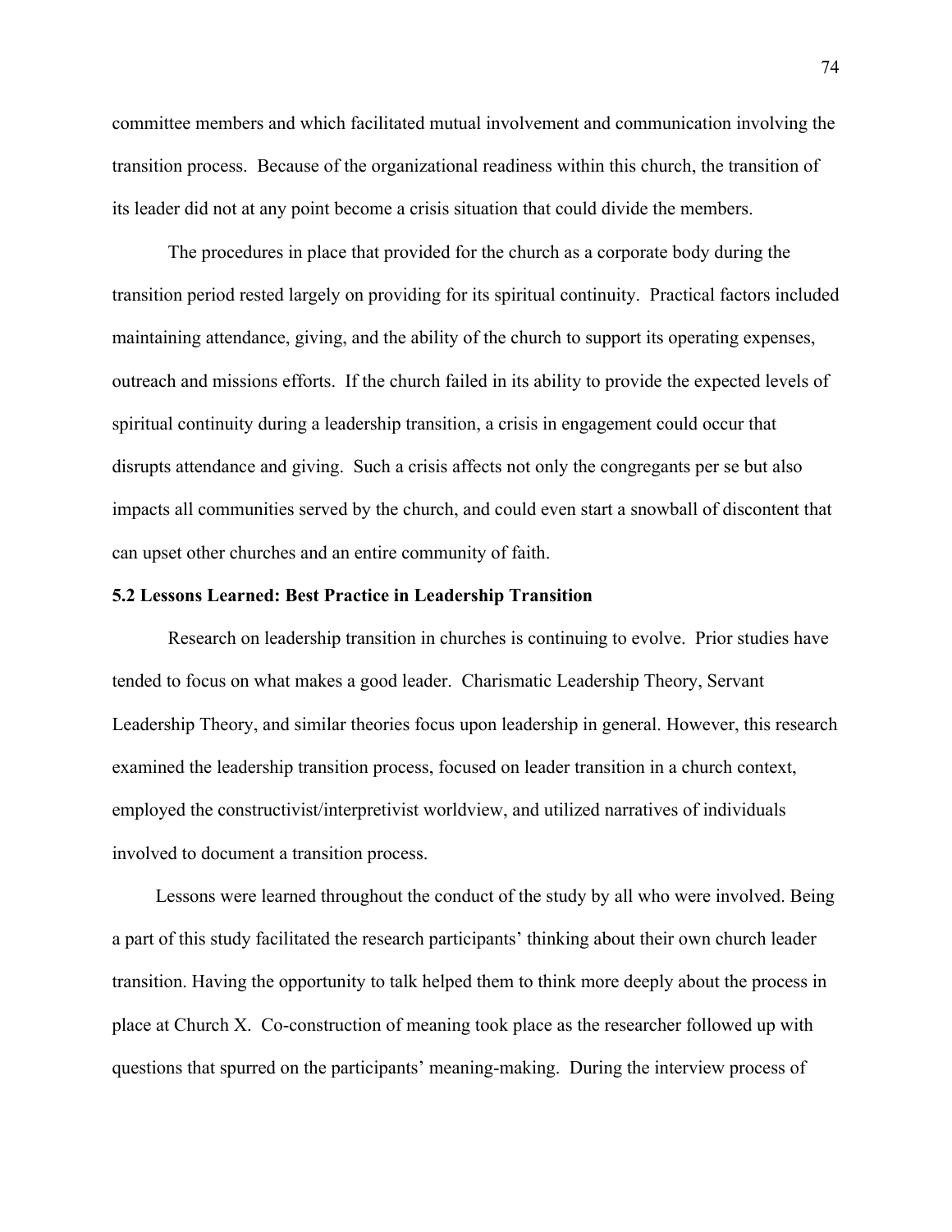committee members and which facilitated mutual involvement and communication involving the transition process. Because of the organizational readiness within this church, the transition of its leader did not at any point become a crisis situation that could divide the members.

The procedures in place that provided for the church as a corporate body during the transition period rested largely on providing for its spiritual continuity. Practical factors included maintaining attendance, giving, and the ability of the church to support its operating expenses, outreach and missions efforts. If the church failed in its ability to provide the expected levels of spiritual continuity during a leadership transition, a crisis in engagement could occur that disrupts attendance and giving. Such a crisis affects not only the congregants per se but also impacts all communities served by the church, and could even start a snowball of discontent that can upset other churches and an entire community of faith.

### 5.2 Lessons Learned: Best Practice in Leadership Transition

Research on leadership transition in churches is continuing to evolve. Prior studies have tended to focus on what makes a good leader. Charismatic Leadership Theory, Servant Leadership Theory, and similar theories focus upon leadership in general. However, this research examined the leadership transition process, focused on leader transition in a church context, employed the constructivist/interpretivist worldview, and utilized narratives of individuals involved to document a transition process.

Lessons were learned throughout the conduct of the study by all who were involved. Being a part of this study facilitated the research participants' thinking about their own church leader transition. Having the opportunity to talk helped them to think more deeply about the process in place at Church X. Co-construction of meaning took place as the researcher followed up with questions that spurred on the participants' meaning-making. During the interview process of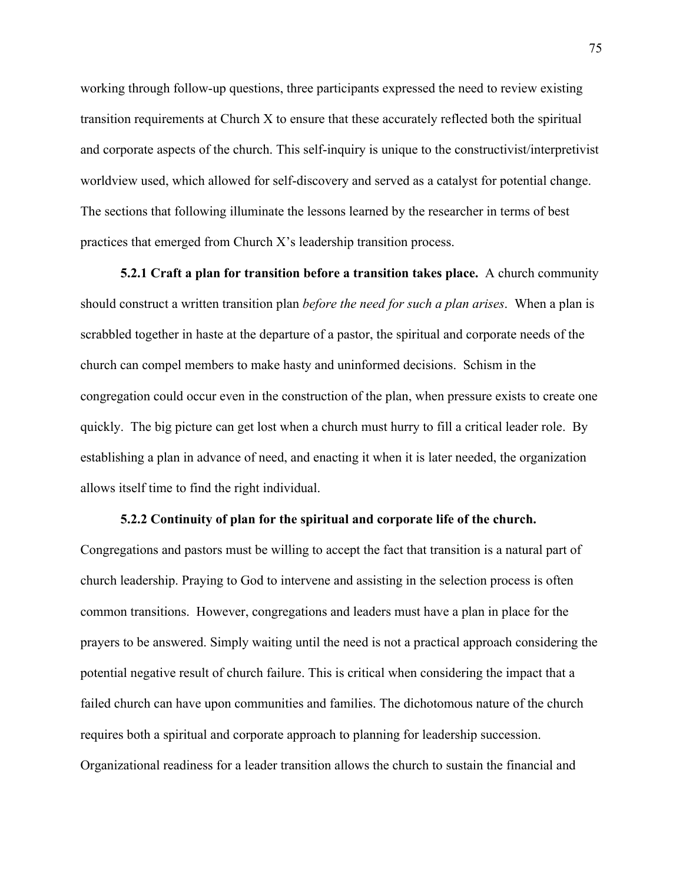working through follow-up questions, three participants expressed the need to review existing transition requirements at Church X to ensure that these accurately reflected both the spiritual and corporate aspects of the church. This self-inquiry is unique to the constructivist/interpretivist worldview used, which allowed for self-discovery and served as a catalyst for potential change. The sections that following illuminate the lessons learned by the researcher in terms of best practices that emerged from Church X's leadership transition process.

**5.2.1 Craft a plan for transition before a transition takes place.** A church community should construct a written transition plan *before the need for such a plan arises*. When a plan is scrabbled together in haste at the departure of a pastor, the spiritual and corporate needs of the church can compel members to make hasty and uninformed decisions. Schism in the congregation could occur even in the construction of the plan, when pressure exists to create one quickly. The big picture can get lost when a church must hurry to fill a critical leader role. By establishing a plan in advance of need, and enacting it when it is later needed, the organization allows itself time to find the right individual.

**5.2.2 Continuity of plan for the spiritual and corporate life of the church.**
Congregations and pastors must be willing to accept the fact that transition is a natural part of church leadership. Praying to God to intervene and assisting in the selection process is often common transitions. However, congregations and leaders must have a plan in place for the prayers to be answered. Simply waiting until the need is not a practical approach considering the potential negative result of church failure. This is critical when considering the impact that a failed church can have upon communities and families. The dichotomous nature of the church requires both a spiritual and corporate approach to planning for leadership succession. Organizational readiness for a leader transition allows the church to sustain the financial and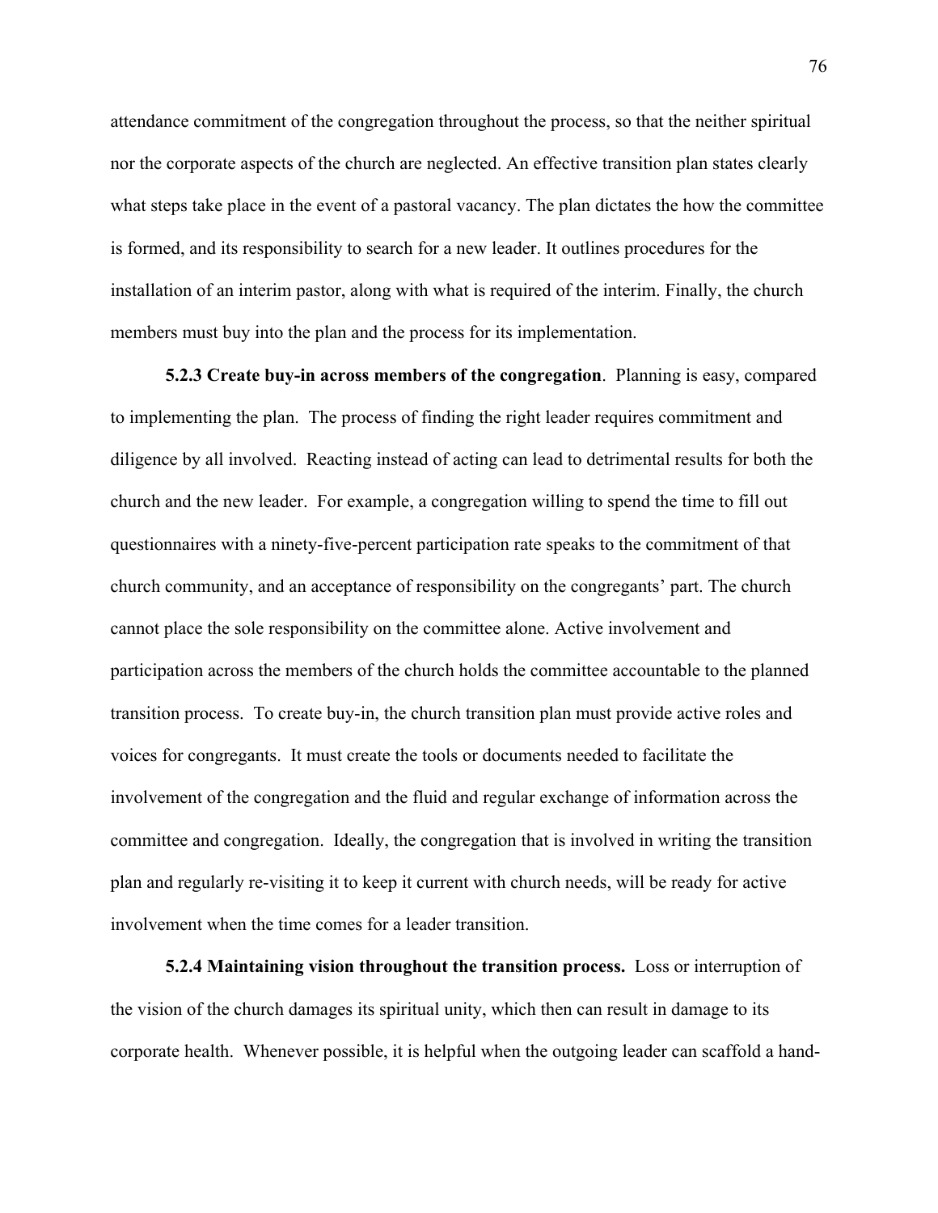attendance commitment of the congregation throughout the process, so that the neither spiritual nor the corporate aspects of the church are neglected. An effective transition plan states clearly what steps take place in the event of a pastoral vacancy. The plan dictates the how the committee is formed, and its responsibility to search for a new leader. It outlines procedures for the installation of an interim pastor, along with what is required of the interim. Finally, the church members must buy into the plan and the process for its implementation.

**5.2.3 Create buy-in across members of the congregation**. Planning is easy, compared to implementing the plan. The process of finding the right leader requires commitment and diligence by all involved. Reacting instead of acting can lead to detrimental results for both the church and the new leader. For example, a congregation willing to spend the time to fill out questionnaires with a ninety-five-percent participation rate speaks to the commitment of that church community, and an acceptance of responsibility on the congregants' part. The church cannot place the sole responsibility on the committee alone. Active involvement and participation across the members of the church holds the committee accountable to the planned transition process. To create buy-in, the church transition plan must provide active roles and voices for congregants. It must create the tools or documents needed to facilitate the involvement of the congregation and the fluid and regular exchange of information across the committee and congregation. Ideally, the congregation that is involved in writing the transition plan and regularly re-visiting it to keep it current with church needs, will be ready for active involvement when the time comes for a leader transition.

**5.2.4 Maintaining vision throughout the transition process.** Loss or interruption of the vision of the church damages its spiritual unity, which then can result in damage to its corporate health. Whenever possible, it is helpful when the outgoing leader can scaffold a hand-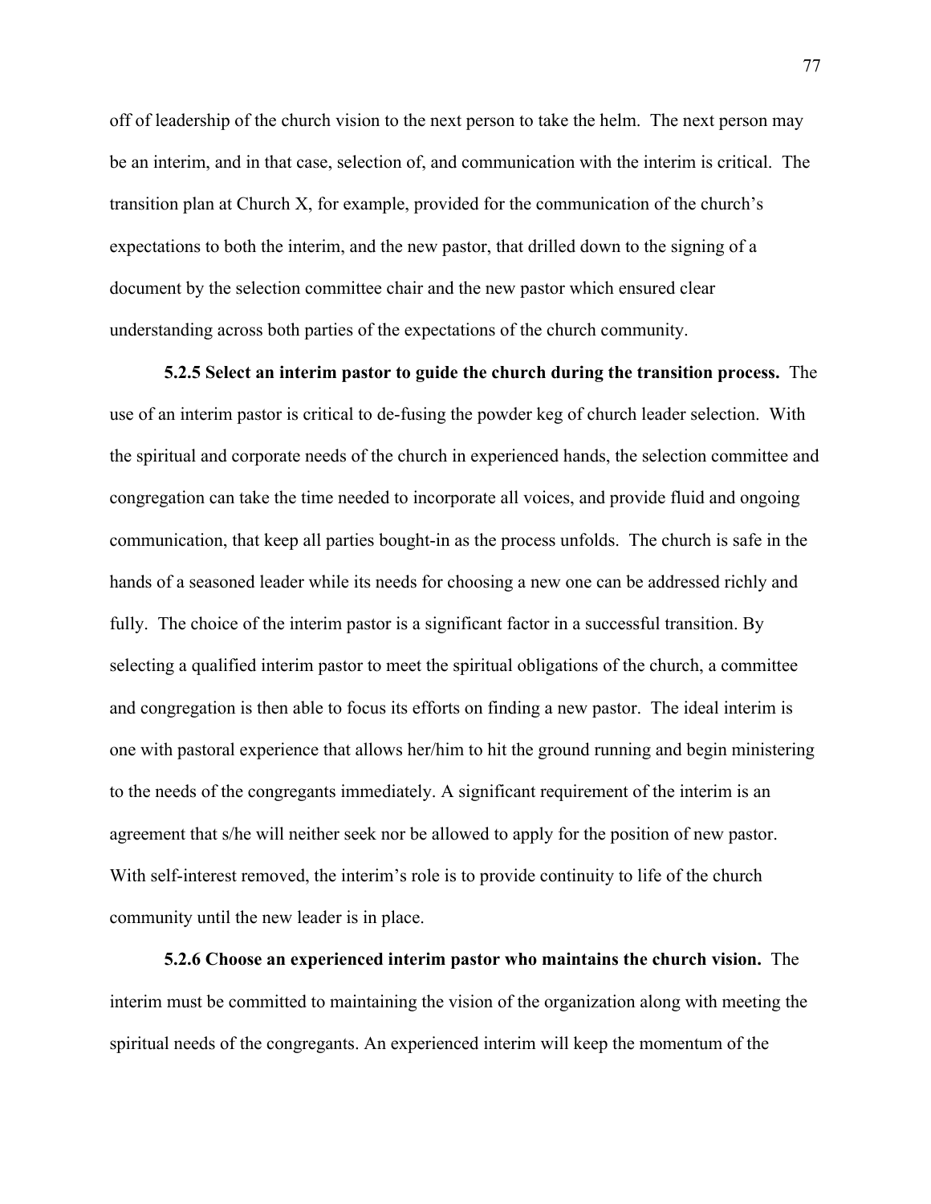off of leadership of the church vision to the next person to take the helm. The next person may be an interim, and in that case, selection of, and communication with the interim is critical. The transition plan at Church X, for example, provided for the communication of the church's expectations to both the interim, and the new pastor, that drilled down to the signing of a document by the selection committee chair and the new pastor which ensured clear understanding across both parties of the expectations of the church community.

**5.2.5 Select an interim pastor to guide the church during the transition process.** The use of an interim pastor is critical to de-fusing the powder keg of church leader selection. With the spiritual and corporate needs of the church in experienced hands, the selection committee and congregation can take the time needed to incorporate all voices, and provide fluid and ongoing communication, that keep all parties bought-in as the process unfolds. The church is safe in the hands of a seasoned leader while its needs for choosing a new one can be addressed richly and fully. The choice of the interim pastor is a significant factor in a successful transition. By selecting a qualified interim pastor to meet the spiritual obligations of the church, a committee and congregation is then able to focus its efforts on finding a new pastor. The ideal interim is one with pastoral experience that allows her/him to hit the ground running and begin ministering to the needs of the congregants immediately. A significant requirement of the interim is an agreement that s/he will neither seek nor be allowed to apply for the position of new pastor. With self-interest removed, the interim's role is to provide continuity to life of the church community until the new leader is in place.

**5.2.6 Choose an experienced interim pastor who maintains the church vision.** The interim must be committed to maintaining the vision of the organization along with meeting the spiritual needs of the congregants. An experienced interim will keep the momentum of the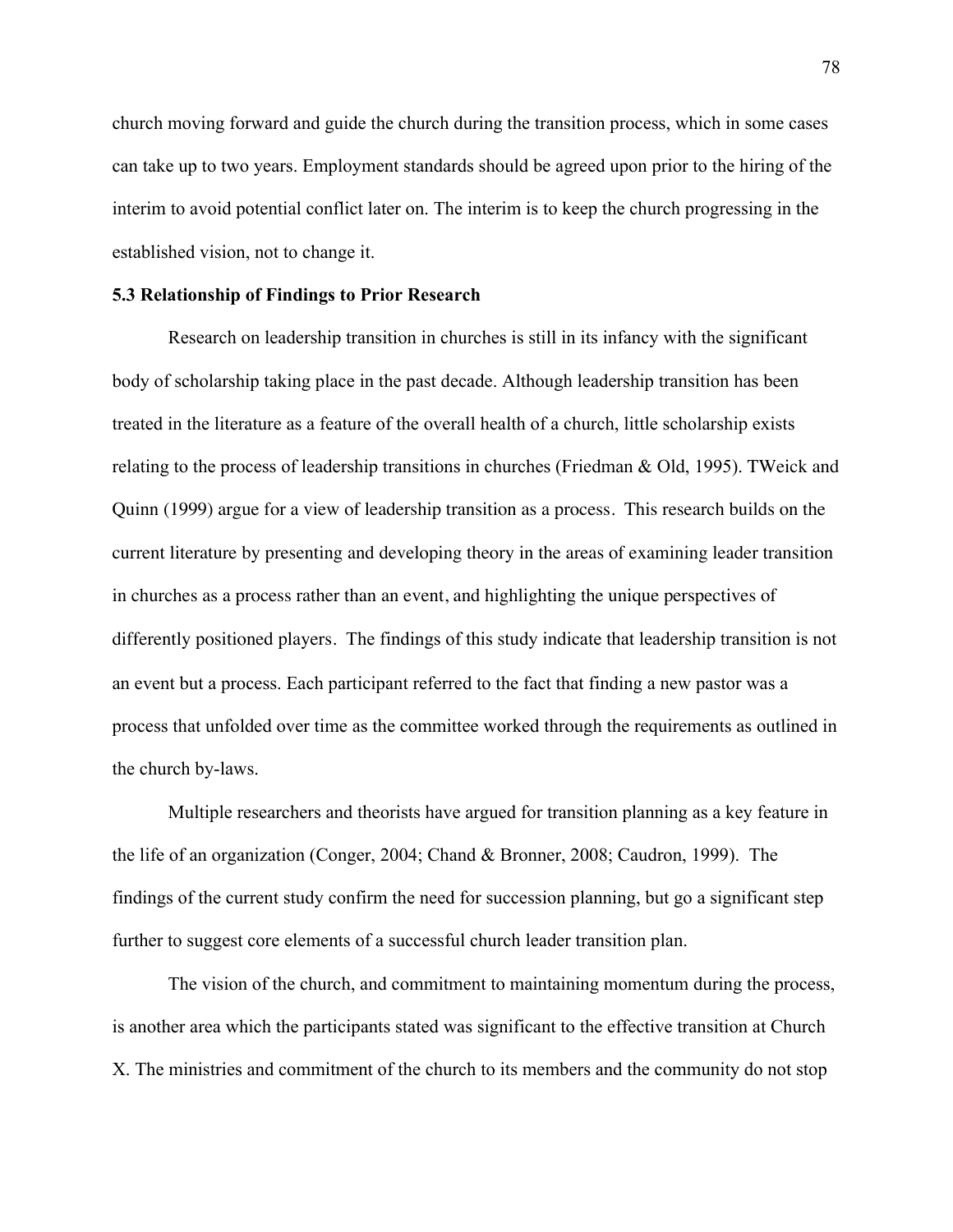church moving forward and guide the church during the transition process, which in some cases can take up to two years. Employment standards should be agreed upon prior to the hiring of the interim to avoid potential conflict later on. The interim is to keep the church progressing in the established vision, not to change it.

### 5.3 Relationship of Findings to Prior Research

Research on leadership transition in churches is still in its infancy with the significant body of scholarship taking place in the past decade. Although leadership transition has been treated in the literature as a feature of the overall health of a church, little scholarship exists relating to the process of leadership transitions in churches (Friedman & Old, 1995). TWeick and Quinn (1999) argue for a view of leadership transition as a process. This research builds on the current literature by presenting and developing theory in the areas of examining leader transition in churches as a process rather than an event, and highlighting the unique perspectives of differently positioned players. The findings of this study indicate that leadership transition is not an event but a process. Each participant referred to the fact that finding a new pastor was a process that unfolded over time as the committee worked through the requirements as outlined in the church by-laws.

Multiple researchers and theorists have argued for transition planning as a key feature in the life of an organization (Conger, 2004; Chand & Bronner, 2008; Caudron, 1999). The findings of the current study confirm the need for succession planning, but go a significant step further to suggest core elements of a successful church leader transition plan.

The vision of the church, and commitment to maintaining momentum during the process, is another area which the participants stated was significant to the effective transition at Church X. The ministries and commitment of the church to its members and the community do not stop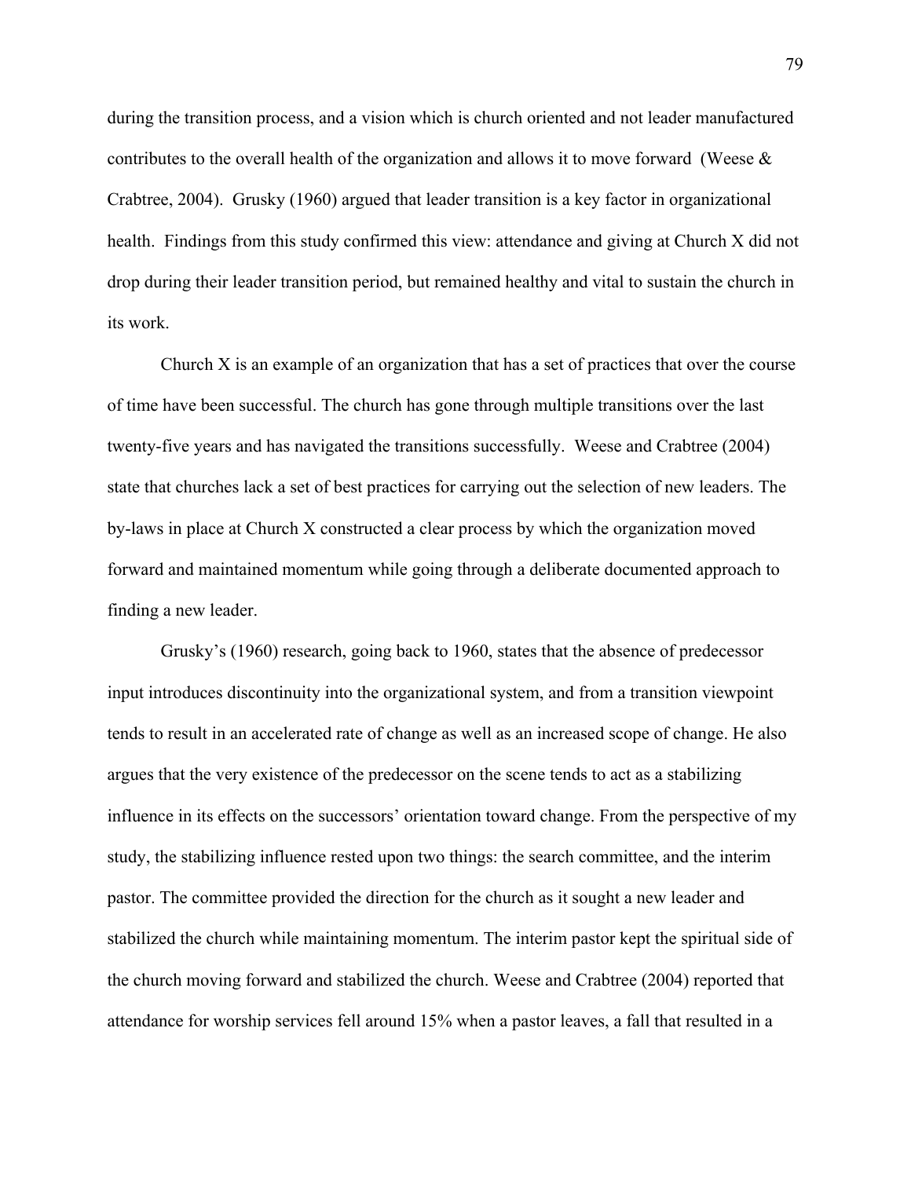during the transition process, and a vision which is church oriented and not leader manufactured contributes to the overall health of the organization and allows it to move forward (Weese & Crabtree, 2004). Grusky (1960) argued that leader transition is a key factor in organizational health. Findings from this study confirmed this view: attendance and giving at Church X did not drop during their leader transition period, but remained healthy and vital to sustain the church in its work.

Church X is an example of an organization that has a set of practices that over the course of time have been successful. The church has gone through multiple transitions over the last twenty-five years and has navigated the transitions successfully. Weese and Crabtree (2004) state that churches lack a set of best practices for carrying out the selection of new leaders. The by-laws in place at Church X constructed a clear process by which the organization moved forward and maintained momentum while going through a deliberate documented approach to finding a new leader.

Grusky's (1960) research, going back to 1960, states that the absence of predecessor input introduces discontinuity into the organizational system, and from a transition viewpoint tends to result in an accelerated rate of change as well as an increased scope of change. He also argues that the very existence of the predecessor on the scene tends to act as a stabilizing influence in its effects on the successors' orientation toward change. From the perspective of my study, the stabilizing influence rested upon two things: the search committee, and the interim pastor. The committee provided the direction for the church as it sought a new leader and stabilized the church while maintaining momentum. The interim pastor kept the spiritual side of the church moving forward and stabilized the church. Weese and Crabtree (2004) reported that attendance for worship services fell around 15% when a pastor leaves, a fall that resulted in a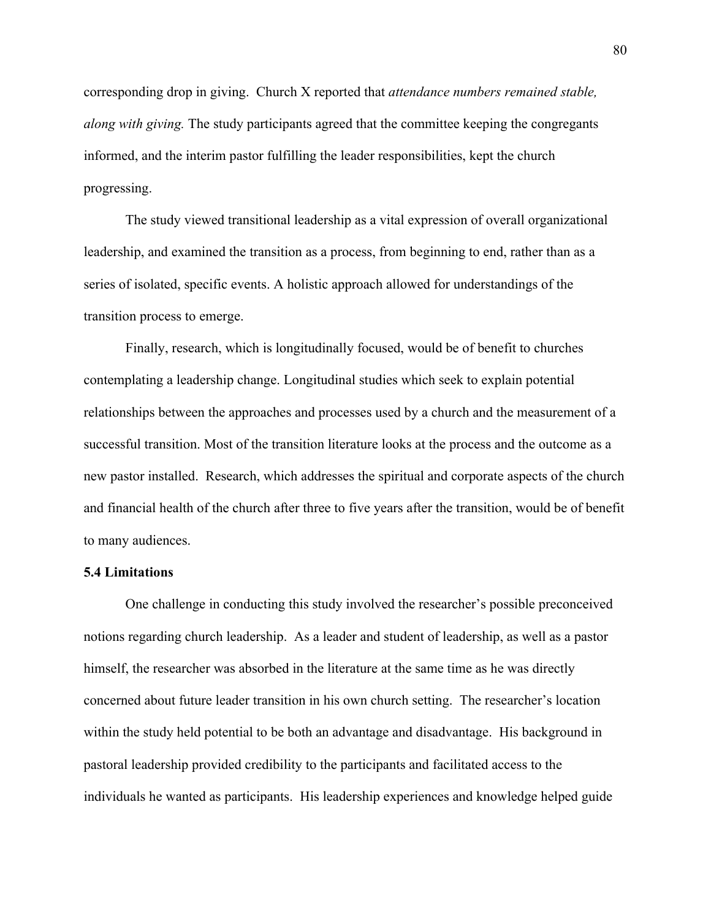corresponding drop in giving. Church X reported that *attendance numbers remained stable, along with giving.* The study participants agreed that the committee keeping the congregants informed, and the interim pastor fulfilling the leader responsibilities, kept the church progressing.

The study viewed transitional leadership as a vital expression of overall organizational leadership, and examined the transition as a process, from beginning to end, rather than as a series of isolated, specific events. A holistic approach allowed for understandings of the transition process to emerge.

Finally, research, which is longitudinally focused, would be of benefit to churches contemplating a leadership change. Longitudinal studies which seek to explain potential relationships between the approaches and processes used by a church and the measurement of a successful transition. Most of the transition literature looks at the process and the outcome as a new pastor installed. Research, which addresses the spiritual and corporate aspects of the church and financial health of the church after three to five years after the transition, would be of benefit to many audiences.

**5.4 Limitations**

One challenge in conducting this study involved the researcher's possible preconceived notions regarding church leadership. As a leader and student of leadership, as well as a pastor himself, the researcher was absorbed in the literature at the same time as he was directly concerned about future leader transition in his own church setting. The researcher's location within the study held potential to be both an advantage and disadvantage. His background in pastoral leadership provided credibility to the participants and facilitated access to the individuals he wanted as participants. His leadership experiences and knowledge helped guide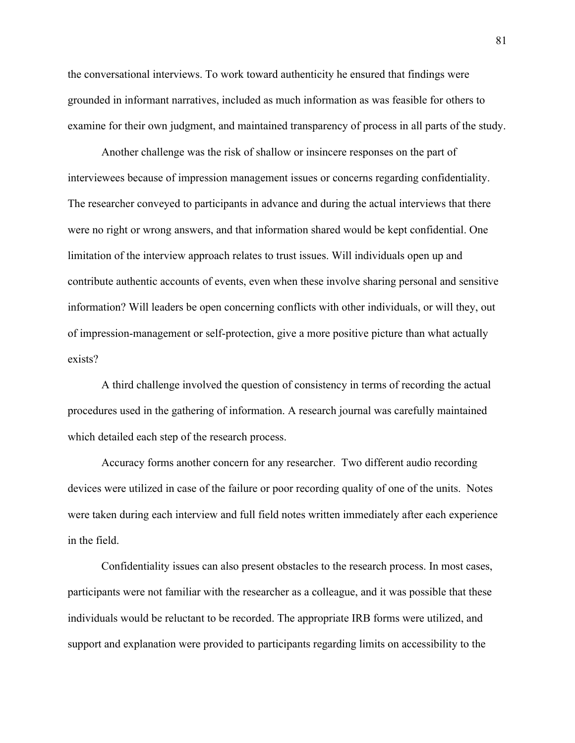the conversational interviews. To work toward authenticity he ensured that findings were grounded in informant narratives, included as much information as was feasible for others to examine for their own judgment, and maintained transparency of process in all parts of the study.

Another challenge was the risk of shallow or insincere responses on the part of interviewees because of impression management issues or concerns regarding confidentiality. The researcher conveyed to participants in advance and during the actual interviews that there were no right or wrong answers, and that information shared would be kept confidential. One limitation of the interview approach relates to trust issues. Will individuals open up and contribute authentic accounts of events, even when these involve sharing personal and sensitive information? Will leaders be open concerning conflicts with other individuals, or will they, out of impression-management or self-protection, give a more positive picture than what actually exists?

A third challenge involved the question of consistency in terms of recording the actual procedures used in the gathering of information. A research journal was carefully maintained which detailed each step of the research process.

Accuracy forms another concern for any researcher. Two different audio recording devices were utilized in case of the failure or poor recording quality of one of the units. Notes were taken during each interview and full field notes written immediately after each experience in the field.

Confidentiality issues can also present obstacles to the research process. In most cases, participants were not familiar with the researcher as a colleague, and it was possible that these individuals would be reluctant to be recorded. The appropriate IRB forms were utilized, and support and explanation were provided to participants regarding limits on accessibility to the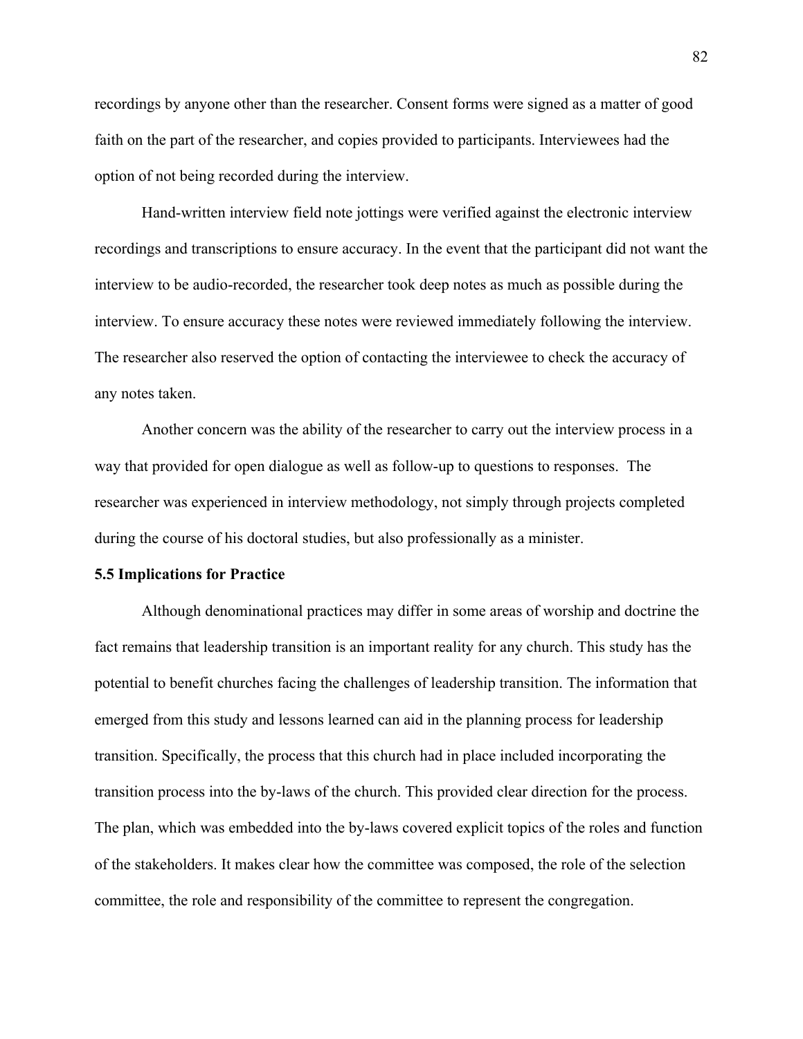recordings by anyone other than the researcher. Consent forms were signed as a matter of good faith on the part of the researcher, and copies provided to participants. Interviewees had the option of not being recorded during the interview.

Hand-written interview field note jottings were verified against the electronic interview recordings and transcriptions to ensure accuracy. In the event that the participant did not want the interview to be audio-recorded, the researcher took deep notes as much as possible during the interview. To ensure accuracy these notes were reviewed immediately following the interview. The researcher also reserved the option of contacting the interviewee to check the accuracy of any notes taken.

Another concern was the ability of the researcher to carry out the interview process in a way that provided for open dialogue as well as follow-up to questions to responses. The researcher was experienced in interview methodology, not simply through projects completed during the course of his doctoral studies, but also professionally as a minister.

**5.5 Implications for Practice**

Although denominational practices may differ in some areas of worship and doctrine the fact remains that leadership transition is an important reality for any church. This study has the potential to benefit churches facing the challenges of leadership transition. The information that emerged from this study and lessons learned can aid in the planning process for leadership transition. Specifically, the process that this church had in place included incorporating the transition process into the by-laws of the church. This provided clear direction for the process. The plan, which was embedded into the by-laws covered explicit topics of the roles and function of the stakeholders. It makes clear how the committee was composed, the role of the selection committee, the role and responsibility of the committee to represent the congregation.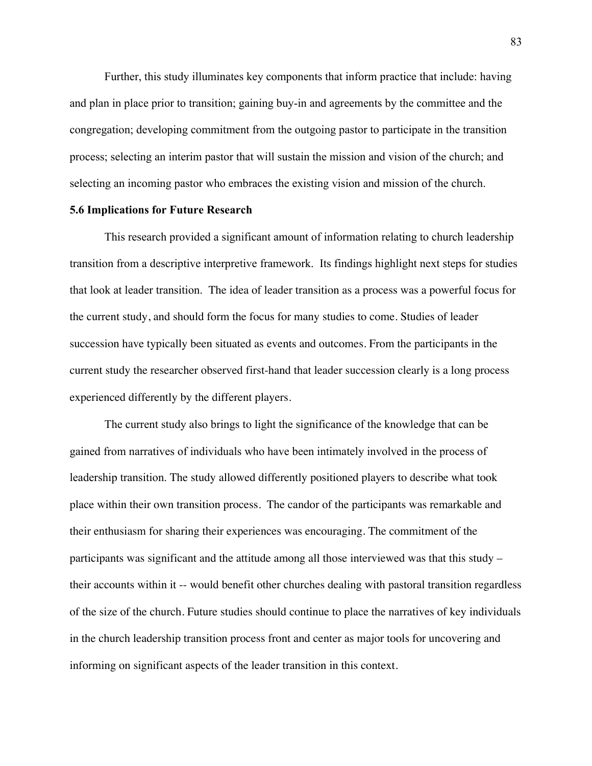Further, this study illuminates key components that inform practice that include: having and plan in place prior to transition; gaining buy-in and agreements by the committee and the congregation; developing commitment from the outgoing pastor to participate in the transition process; selecting an interim pastor that will sustain the mission and vision of the church; and selecting an incoming pastor who embraces the existing vision and mission of the church.

### 5.6 Implications for Future Research

This research provided a significant amount of information relating to church leadership transition from a descriptive interpretive framework. Its findings highlight next steps for studies that look at leader transition. The idea of leader transition as a process was a powerful focus for the current study, and should form the focus for many studies to come. Studies of leader succession have typically been situated as events and outcomes. From the participants in the current study the researcher observed first-hand that leader succession clearly is a long process experienced differently by the different players.

The current study also brings to light the significance of the knowledge that can be gained from narratives of individuals who have been intimately involved in the process of leadership transition. The study allowed differently positioned players to describe what took place within their own transition process. The candor of the participants was remarkable and their enthusiasm for sharing their experiences was encouraging. The commitment of the participants was significant and the attitude among all those interviewed was that this study – their accounts within it -- would benefit other churches dealing with pastoral transition regardless of the size of the church. Future studies should continue to place the narratives of key individuals in the church leadership transition process front and center as major tools for uncovering and informing on significant aspects of the leader transition in this context.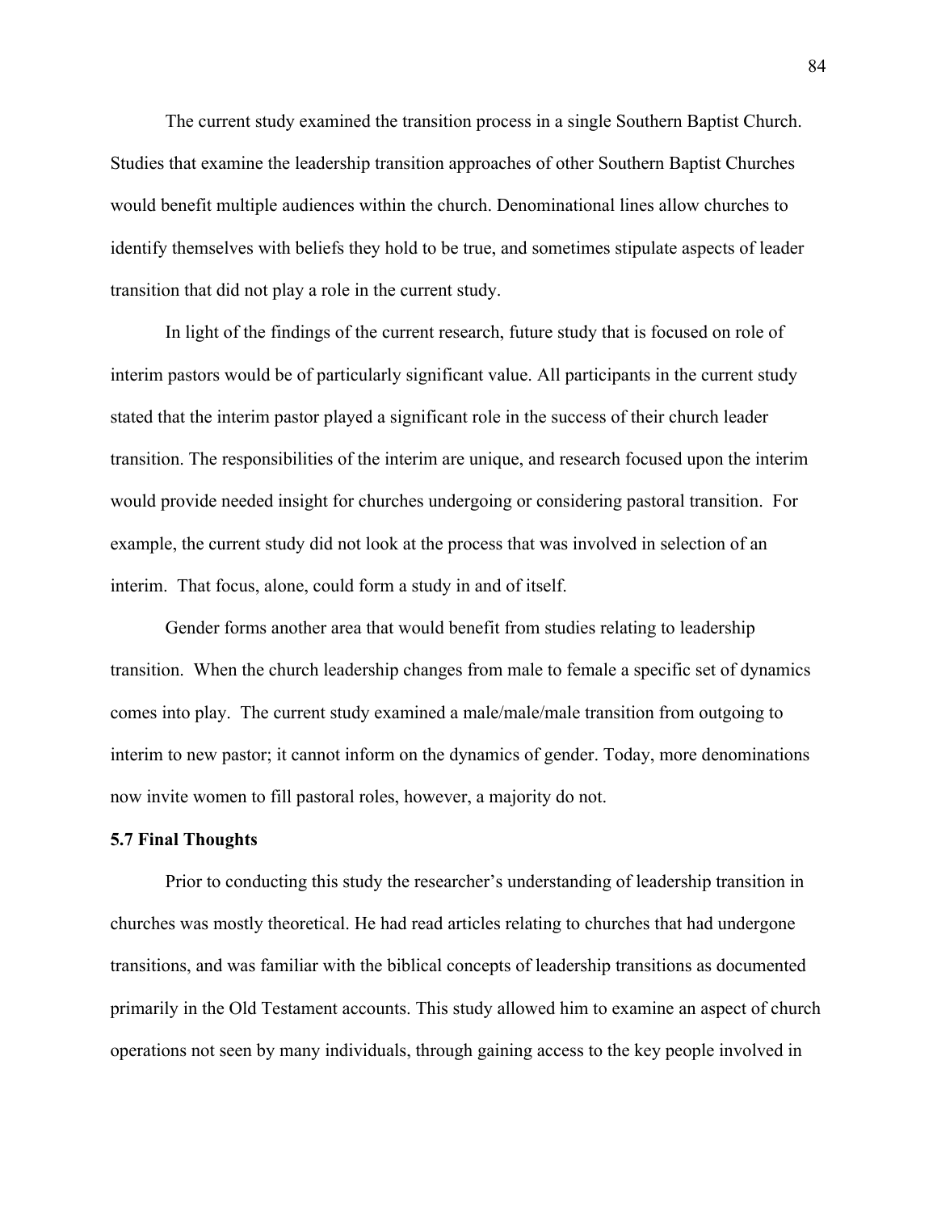The current study examined the transition process in a single Southern Baptist Church. Studies that examine the leadership transition approaches of other Southern Baptist Churches would benefit multiple audiences within the church. Denominational lines allow churches to identify themselves with beliefs they hold to be true, and sometimes stipulate aspects of leader transition that did not play a role in the current study.

In light of the findings of the current research, future study that is focused on role of interim pastors would be of particularly significant value. All participants in the current study stated that the interim pastor played a significant role in the success of their church leader transition. The responsibilities of the interim are unique, and research focused upon the interim would provide needed insight for churches undergoing or considering pastoral transition. For example, the current study did not look at the process that was involved in selection of an interim. That focus, alone, could form a study in and of itself.

Gender forms another area that would benefit from studies relating to leadership transition. When the church leadership changes from male to female a specific set of dynamics comes into play. The current study examined a male/male/male transition from outgoing to interim to new pastor; it cannot inform on the dynamics of gender. Today, more denominations now invite women to fill pastoral roles, however, a majority do not.

### 5.7 Final Thoughts

Prior to conducting this study the researcher's understanding of leadership transition in churches was mostly theoretical. He had read articles relating to churches that had undergone transitions, and was familiar with the biblical concepts of leadership transitions as documented primarily in the Old Testament accounts. This study allowed him to examine an aspect of church operations not seen by many individuals, through gaining access to the key people involved in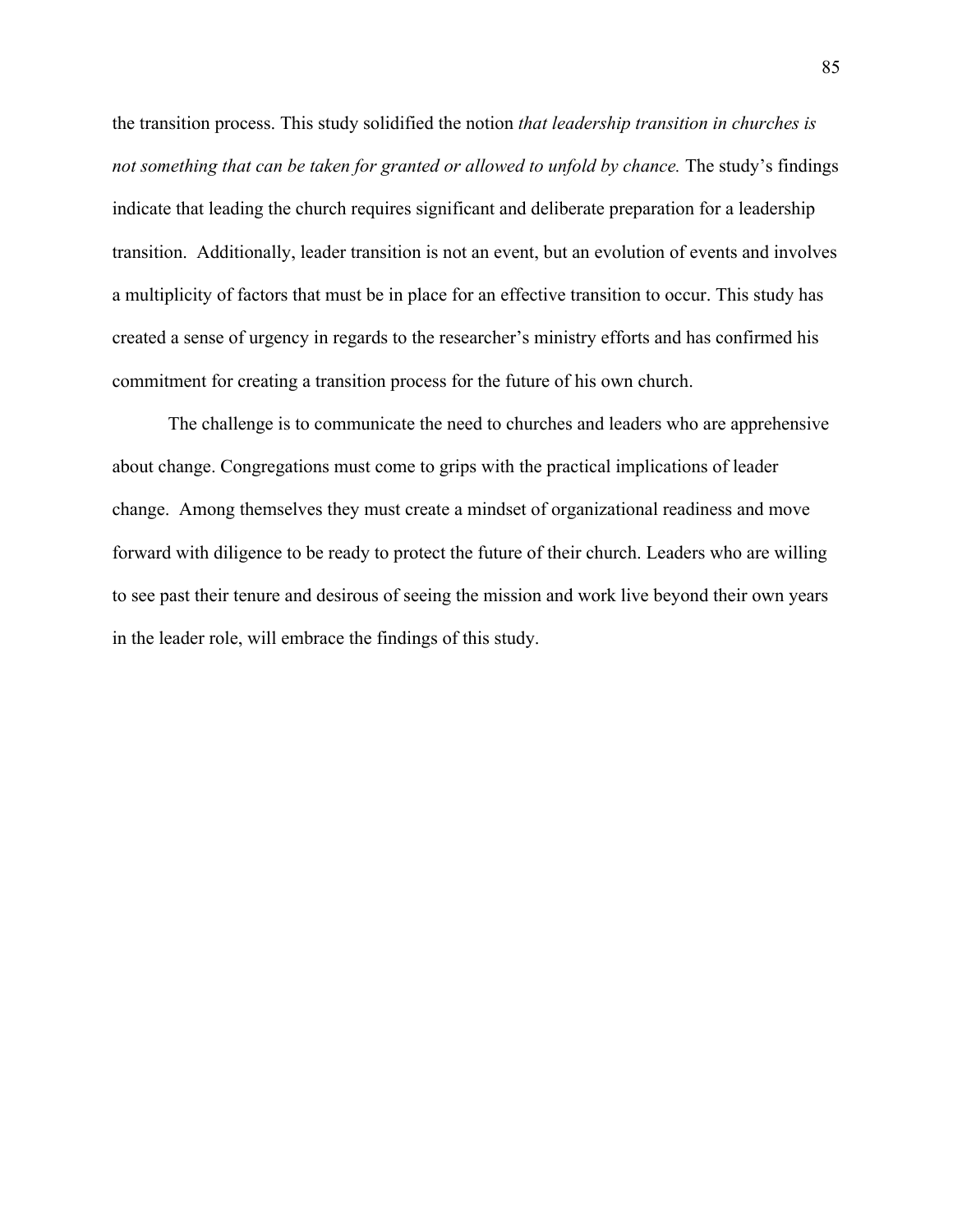the transition process. This study solidified the notion *that leadership transition in churches is not something that can be taken for granted or allowed to unfold by chance.* The study's findings indicate that leading the church requires significant and deliberate preparation for a leadership transition. Additionally, leader transition is not an event, but an evolution of events and involves a multiplicity of factors that must be in place for an effective transition to occur. This study has created a sense of urgency in regards to the researcher's ministry efforts and has confirmed his commitment for creating a transition process for the future of his own church.

The challenge is to communicate the need to churches and leaders who are apprehensive about change. Congregations must come to grips with the practical implications of leader change. Among themselves they must create a mindset of organizational readiness and move forward with diligence to be ready to protect the future of their church. Leaders who are willing to see past their tenure and desirous of seeing the mission and work live beyond their own years in the leader role, will embrace the findings of this study.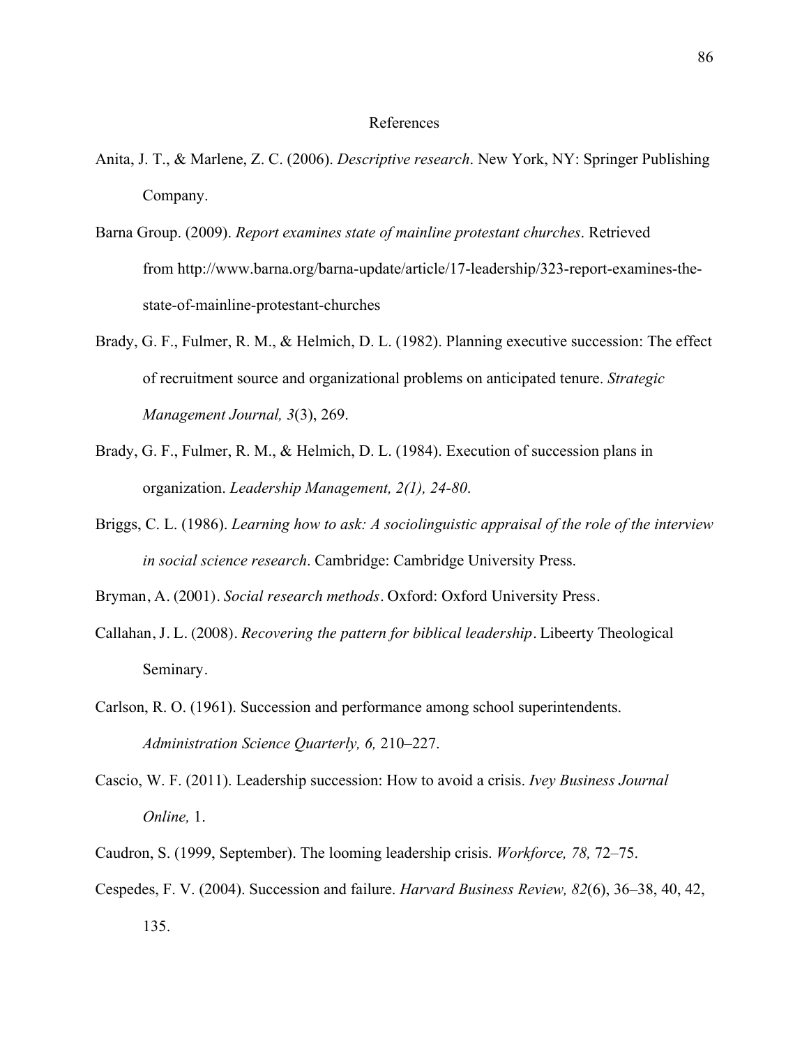# References

Anita, J. T., & Marlene, Z. C. (2006). *Descriptive research*. New York, NY: Springer Publishing Company.

Barna Group. (2009). *Report examines state of mainline protestant churches*. Retrieved from http://www.barna.org/barna-update/article/17-leadership/323-report-examines-the-state-of-mainline-protestant-churches

Brady, G. F., Fulmer, R. M., & Helmich, D. L. (1982). Planning executive succession: The effect of recruitment source and organizational problems on anticipated tenure. *Strategic Management Journal, 3*(3), 269.

Brady, G. F., Fulmer, R. M., & Helmich, D. L. (1984). Execution of succession plans in organization. *Leadership Management, 2(1), 24-80.*

Briggs, C. L. (1986). *Learning how to ask: A sociolinguistic appraisal of the role of the interview in social science research*. Cambridge: Cambridge University Press.

Bryman, A. (2001). *Social research methods*. Oxford: Oxford University Press.

Callahan, J. L. (2008). *Recovering the pattern for biblical leadership*. Libeerty Theological Seminary.

Carlson, R. O. (1961). Succession and performance among school superintendents. *Administration Science Quarterly, 6,* 210–227.

Cascio, W. F. (2011). Leadership succession: How to avoid a crisis. *Ivey Business Journal Online,* 1.

Caudron, S. (1999, September). The looming leadership crisis. *Workforce, 78,* 72–75.

Cespedes, F. V. (2004). Succession and failure. *Harvard Business Review, 82*(6), 36–38, 40, 42, 135.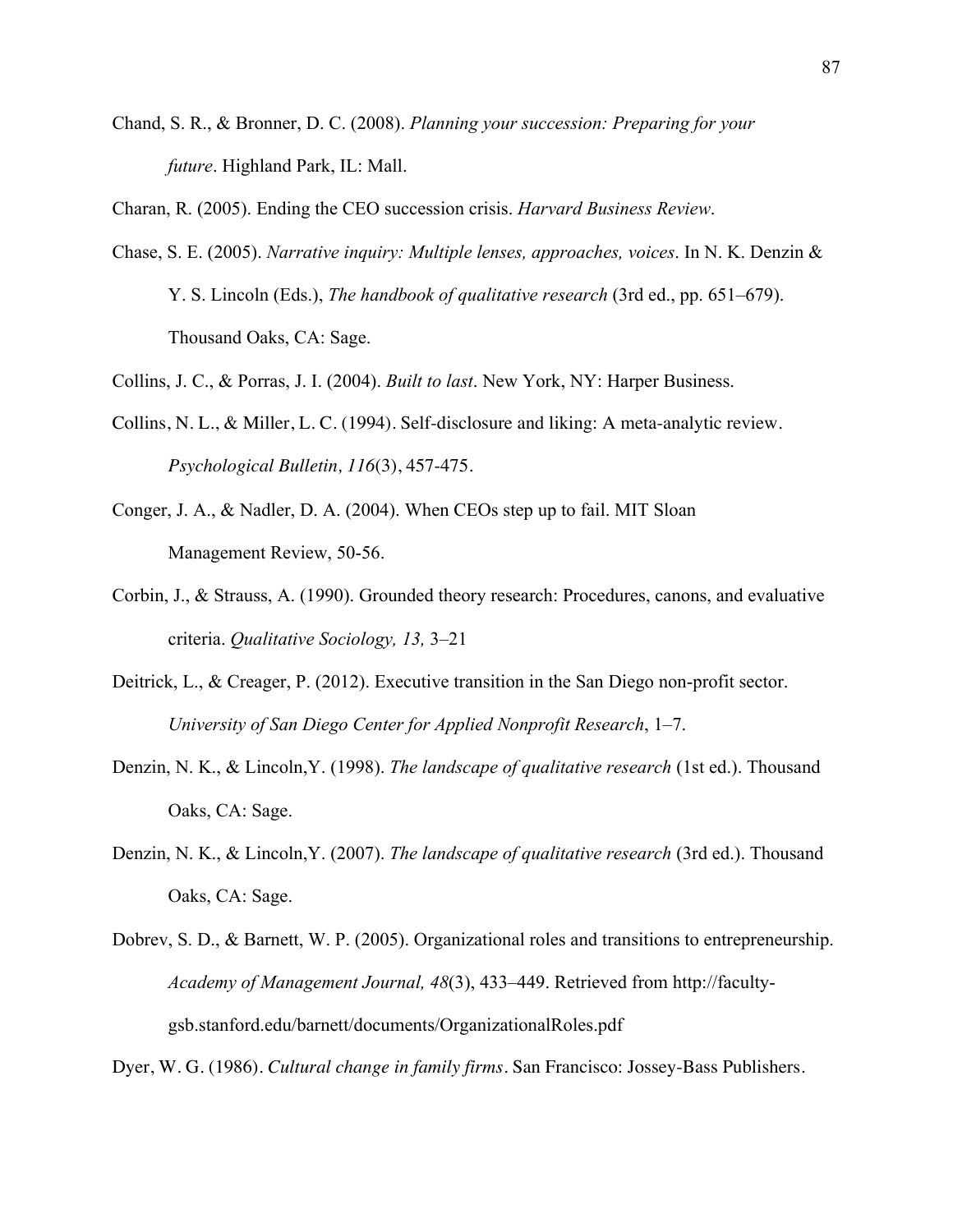Chand, S. R., & Bronner, D. C. (2008). *Planning your succession: Preparing for your future*. Highland Park, IL: Mall.

Charan, R. (2005). Ending the CEO succession crisis. *Harvard Business Review*.

Chase, S. E. (2005). *Narrative inquiry: Multiple lenses, approaches, voices*. In N. K. Denzin & Y. S. Lincoln (Eds.), *The handbook of qualitative research* (3rd ed., pp. 651–679). Thousand Oaks, CA: Sage.

Collins, J. C., & Porras, J. I. (2004). *Built to last*. New York, NY: Harper Business.

Collins, N. L., & Miller, L. C. (1994). Self-disclosure and liking: A meta-analytic review. *Psychological Bulletin, 116*(3), 457-475.

Conger, J. A., & Nadler, D. A. (2004). When CEOs step up to fail. MIT Sloan Management Review, 50-56.

Corbin, J., & Strauss, A. (1990). Grounded theory research: Procedures, canons, and evaluative criteria. *Qualitative Sociology, 13,* 3–21

Deitrick, L., & Creager, P. (2012). Executive transition in the San Diego non-profit sector. *University of San Diego Center for Applied Nonprofit Research*, 1–7.

Denzin, N. K., & Lincoln,Y. (1998). *The landscape of qualitative research* (1st ed.). Thousand Oaks, CA: Sage.

Denzin, N. K., & Lincoln,Y. (2007). *The landscape of qualitative research* (3rd ed.). Thousand Oaks, CA: Sage.

Dobrev, S. D., & Barnett, W. P. (2005). Organizational roles and transitions to entrepreneurship. *Academy of Management Journal, 48*(3), 433–449. Retrieved from http://faculty-gsb.stanford.edu/barnett/documents/OrganizationalRoles.pdf

Dyer, W. G. (1986). *Cultural change in family firms*. San Francisco: Jossey-Bass Publishers.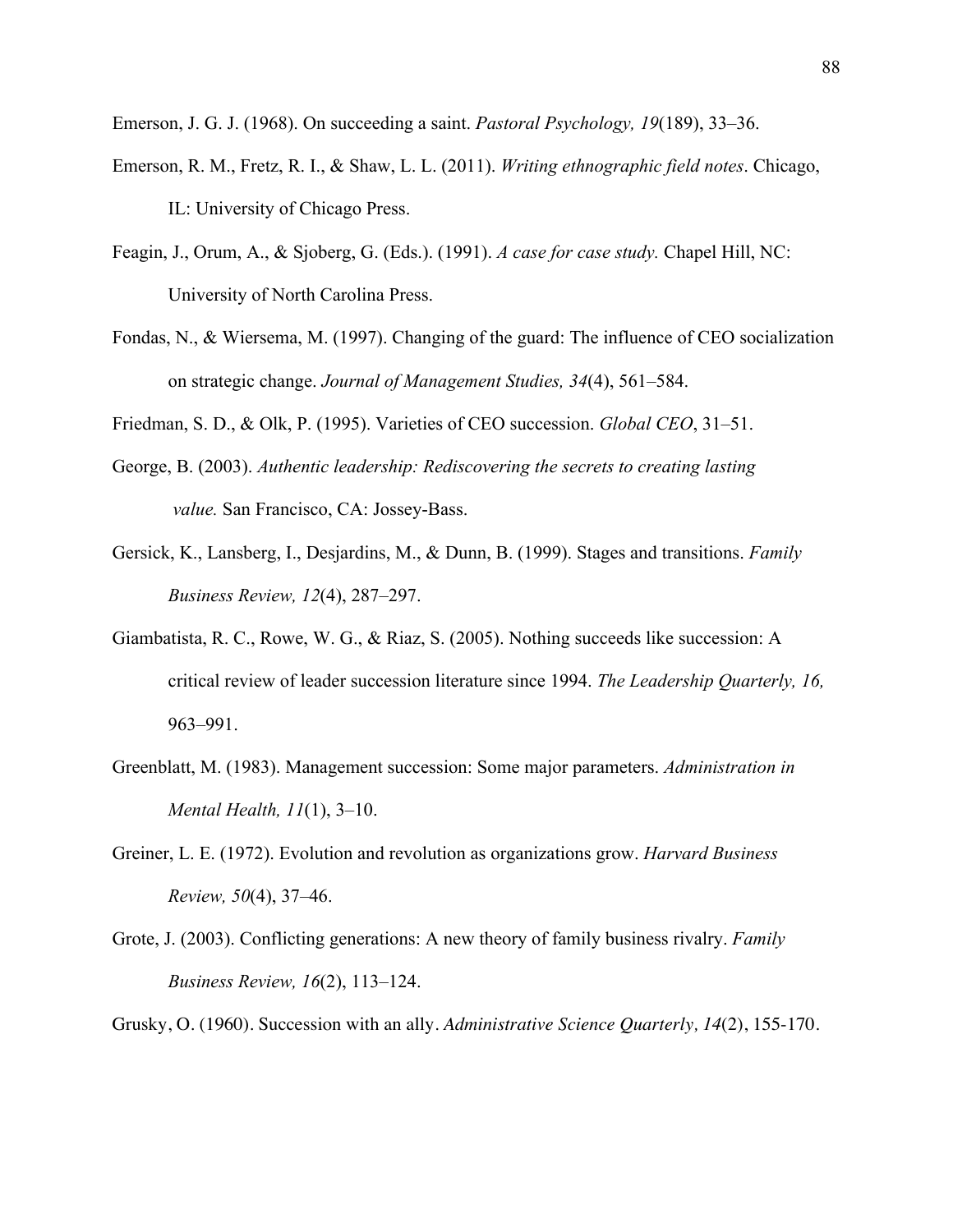Emerson, J. G. J. (1968). On succeeding a saint. *Pastoral Psychology, 19*(189), 33–36.

Emerson, R. M., Fretz, R. I., & Shaw, L. L. (2011). *Writing ethnographic field notes*. Chicago, IL: University of Chicago Press.

Feagin, J., Orum, A., & Sjoberg, G. (Eds.). (1991). *A case for case study.* Chapel Hill, NC: University of North Carolina Press.

Fondas, N., & Wiersema, M. (1997). Changing of the guard: The influence of CEO socialization on strategic change. *Journal of Management Studies, 34*(4), 561–584.

Friedman, S. D., & Olk, P. (1995). Varieties of CEO succession. *Global CEO*, 31–51.

George, B. (2003). *Authentic leadership: Rediscovering the secrets to creating lasting value.* San Francisco, CA: Jossey-Bass.

Gersick, K., Lansberg, I., Desjardins, M., & Dunn, B. (1999). Stages and transitions. *Family Business Review, 12*(4), 287–297.

Giambatista, R. C., Rowe, W. G., & Riaz, S. (2005). Nothing succeeds like succession: A critical review of leader succession literature since 1994. *The Leadership Quarterly, 16,* 963–991.

Greenblatt, M. (1983). Management succession: Some major parameters. *Administration in Mental Health, 11*(1), 3–10.

Greiner, L. E. (1972). Evolution and revolution as organizations grow. *Harvard Business Review, 50*(4), 37–46.

Grote, J. (2003). Conflicting generations: A new theory of family business rivalry. *Family Business Review, 16*(2), 113–124.

Grusky, O. (1960). Succession with an ally. *Administrative Science Quarterly, 14*(2), 155-170.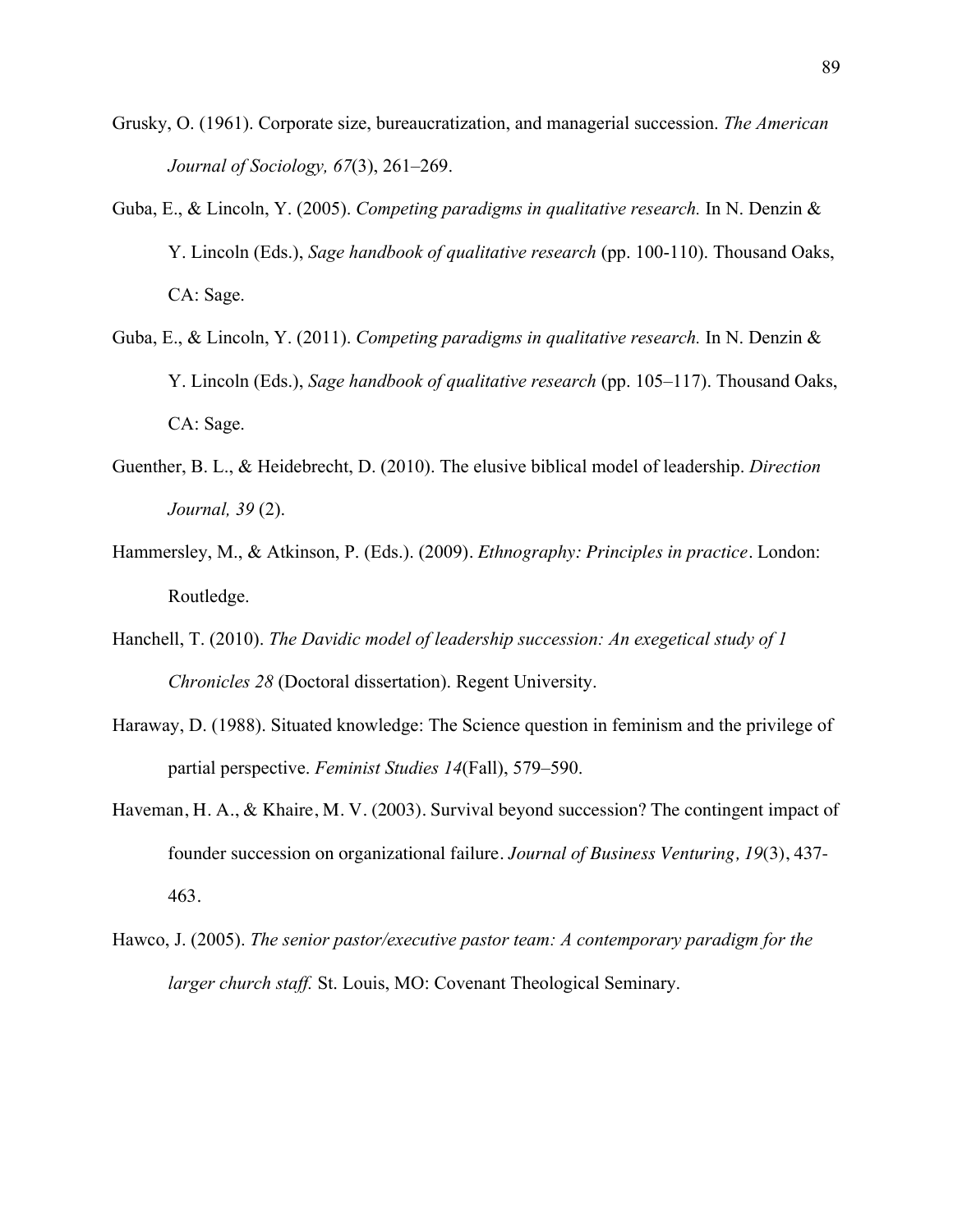Grusky, O. (1961). Corporate size, bureaucratization, and managerial succession. *The American Journal of Sociology, 67*(3), 261–269.

Guba, E., & Lincoln, Y. (2005). *Competing paradigms in qualitative research.* In N. Denzin & Y. Lincoln (Eds.), *Sage handbook of qualitative research* (pp. 100-110). Thousand Oaks, CA: Sage.

Guba, E., & Lincoln, Y. (2011). *Competing paradigms in qualitative research.* In N. Denzin & Y. Lincoln (Eds.), *Sage handbook of qualitative research* (pp. 105–117). Thousand Oaks, CA: Sage.

Guenther, B. L., & Heidebrecht, D. (2010). The elusive biblical model of leadership. *Direction Journal, 39* (2).

Hammersley, M., & Atkinson, P. (Eds.). (2009). *Ethnography: Principles in practice*. London: Routledge.

Hanchell, T. (2010). *The Davidic model of leadership succession: An exegetical study of 1 Chronicles 28* (Doctoral dissertation). Regent University.

Haraway, D. (1988). Situated knowledge: The Science question in feminism and the privilege of partial perspective. *Feminist Studies 14*(Fall), 579–590.

Haveman, H. A., & Khaire, M. V. (2003). Survival beyond succession? The contingent impact of founder succession on organizational failure. *Journal of Business Venturing, 19*(3), 437-463.

Hawco, J. (2005). *The senior pastor/executive pastor team: A contemporary paradigm for the larger church staff.* St. Louis, MO: Covenant Theological Seminary.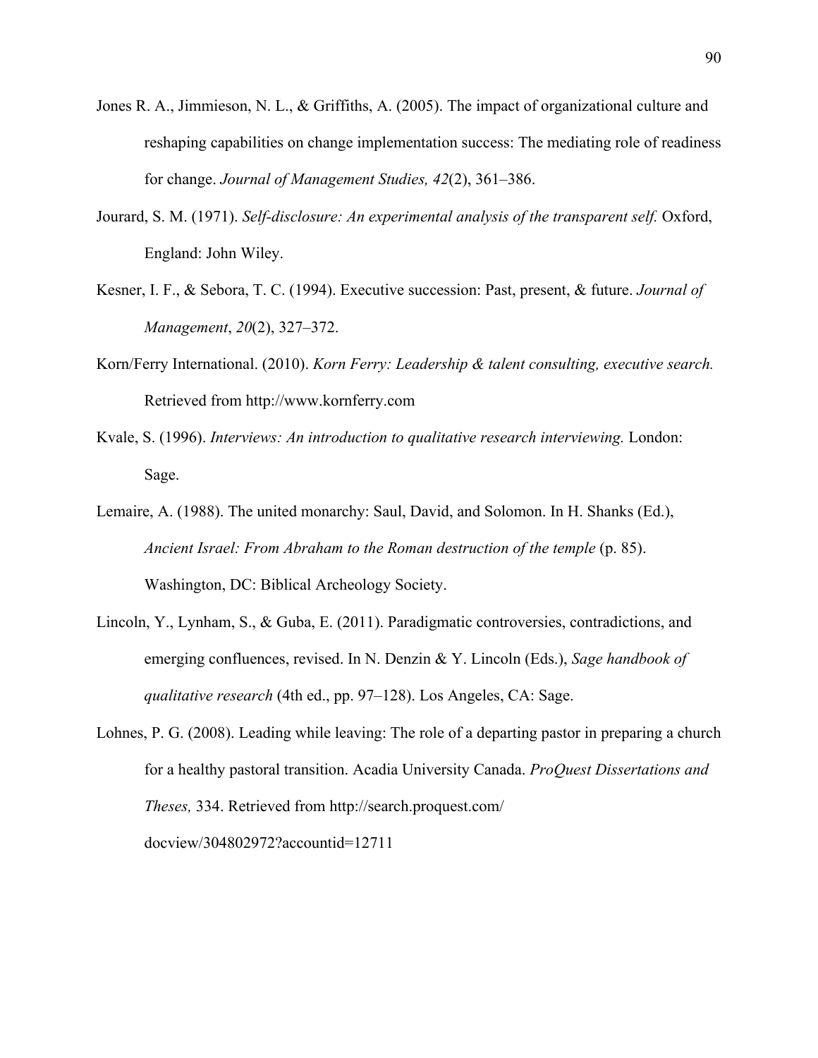Jones R. A., Jimmieson, N. L., & Griffiths, A. (2005). The impact of organizational culture and reshaping capabilities on change implementation success: The mediating role of readiness for change. *Journal of Management Studies, 42*(2), 361–386.

Jourard, S. M. (1971). *Self-disclosure: An experimental analysis of the transparent self.* Oxford, England: John Wiley.

Kesner, I. F., & Sebora, T. C. (1994). Executive succession: Past, present, & future. *Journal of Management*, *20*(2), 327–372.

Korn/Ferry International. (2010). *Korn Ferry: Leadership & talent consulting, executive search.* Retrieved from http://www.kornferry.com

Kvale, S. (1996). *Interviews: An introduction to qualitative research interviewing.* London: Sage.

Lemaire, A. (1988). The united monarchy: Saul, David, and Solomon. In H. Shanks (Ed.), *Ancient Israel: From Abraham to the Roman destruction of the temple* (p. 85). Washington, DC: Biblical Archeology Society.

Lincoln, Y., Lynham, S., & Guba, E. (2011). Paradigmatic controversies, contradictions, and emerging confluences, revised. In N. Denzin & Y. Lincoln (Eds.), *Sage handbook of qualitative research* (4th ed., pp. 97–128). Los Angeles, CA: Sage.

Lohnes, P. G. (2008). Leading while leaving: The role of a departing pastor in preparing a church for a healthy pastoral transition. Acadia University Canada. *ProQuest Dissertations and Theses,* 334. Retrieved from http://search.proquest.com/docview/304802972?accountid=12711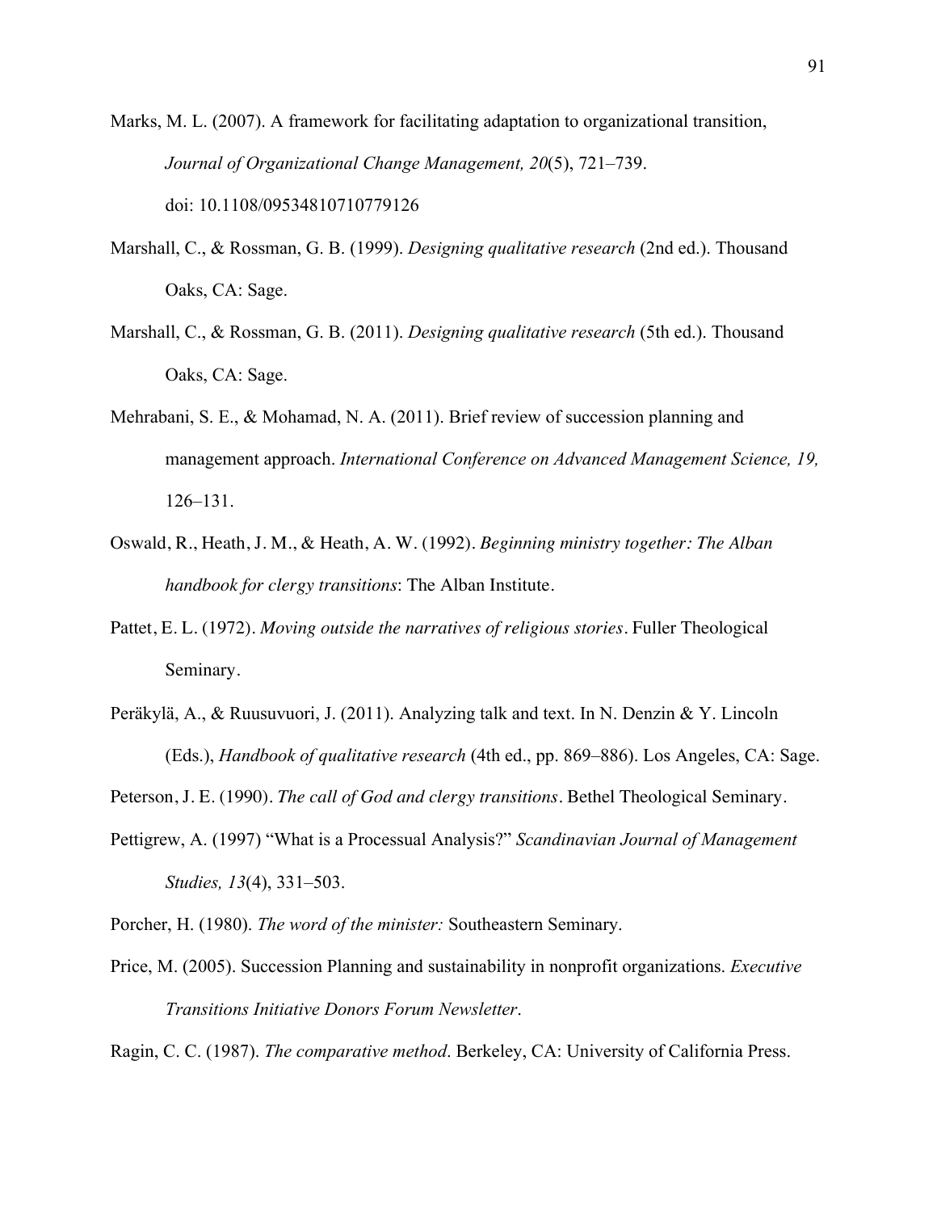Marks, M. L. (2007). A framework for facilitating adaptation to organizational transition, *Journal of Organizational Change Management, 20*(5), 721–739. doi: 10.1108/09534810710779126

Marshall, C., & Rossman, G. B. (1999). *Designing qualitative research* (2nd ed.). Thousand Oaks, CA: Sage.

Marshall, C., & Rossman, G. B. (2011). *Designing qualitative research* (5th ed.). Thousand Oaks, CA: Sage.

Mehrabani, S. E., & Mohamad, N. A. (2011). Brief review of succession planning and management approach. *International Conference on Advanced Management Science, 19,* 126–131.

Oswald, R., Heath, J. M., & Heath, A. W. (1992). *Beginning ministry together: The Alban handbook for clergy transitions*: The Alban Institute.

Pattet, E. L. (1972). *Moving outside the narratives of religious stories*. Fuller Theological Seminary.

Peräkylä, A., & Ruusuvuori, J. (2011). Analyzing talk and text. In N. Denzin & Y. Lincoln (Eds.), *Handbook of qualitative research* (4th ed., pp. 869–886). Los Angeles, CA: Sage.

Peterson, J. E. (1990). *The call of God and clergy transitions*. Bethel Theological Seminary.

Pettigrew, A. (1997) "What is a Processual Analysis?" *Scandinavian Journal of Management Studies, 13*(4), 331–503.

Porcher, H. (1980). *The word of the minister:* Southeastern Seminary.

Price, M. (2005). Succession Planning and sustainability in nonprofit organizations. *Executive Transitions Initiative Donors Forum Newsletter*.

Ragin, C. C. (1987). *The comparative method*. Berkeley, CA: University of California Press.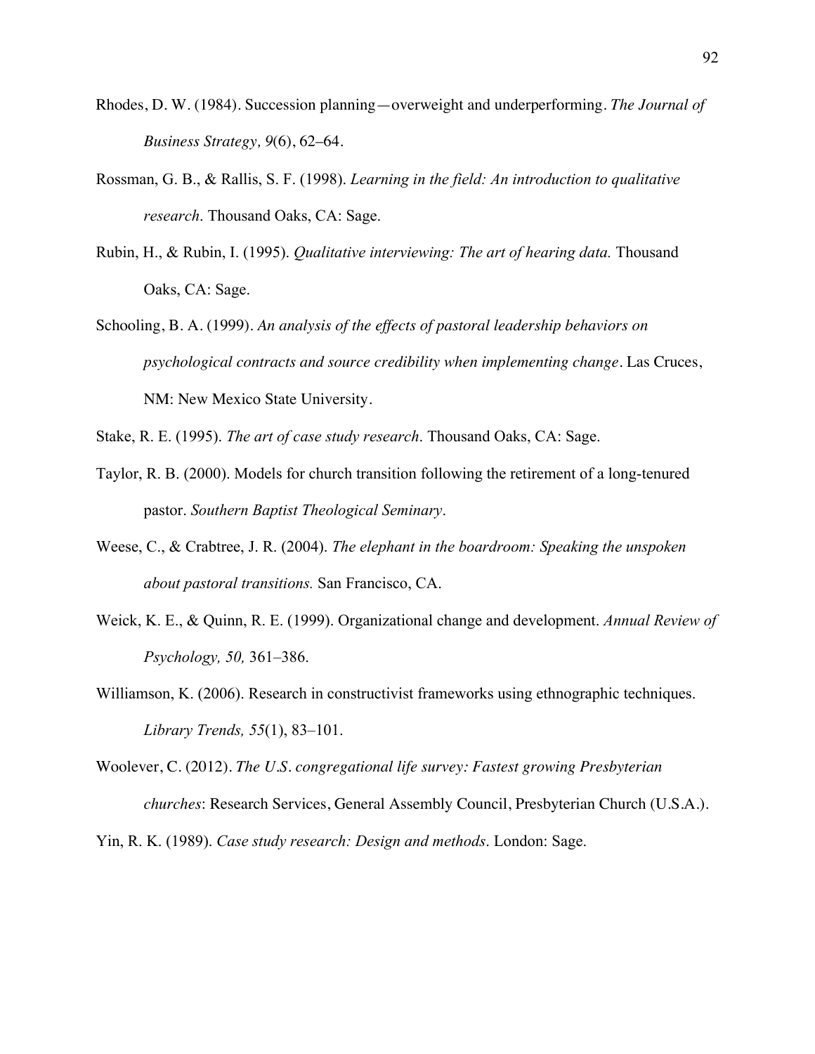Rhodes, D. W. (1984). Succession planning—overweight and underperforming. *The Journal of Business Strategy, 9*(6), 62–64.

Rossman, G. B., & Rallis, S. F. (1998). *Learning in the field: An introduction to qualitative research*. Thousand Oaks, CA: Sage.

Rubin, H., & Rubin, I. (1995). *Qualitative interviewing: The art of hearing data.* Thousand Oaks, CA: Sage.

Schooling, B. A. (1999). *An analysis of the effects of pastoral leadership behaviors on psychological contracts and source credibility when implementing change*. Las Cruces, NM: New Mexico State University.

Stake, R. E. (1995). *The art of case study research*. Thousand Oaks, CA: Sage.

Taylor, R. B. (2000). Models for church transition following the retirement of a long-tenured pastor. *Southern Baptist Theological Seminary*.

Weese, C., & Crabtree, J. R. (2004). *The elephant in the boardroom: Speaking the unspoken about pastoral transitions.* San Francisco, CA.

Weick, K. E., & Quinn, R. E. (1999). Organizational change and development. *Annual Review of Psychology, 50,* 361–386.

Williamson, K. (2006). Research in constructivist frameworks using ethnographic techniques. *Library Trends, 55*(1), 83–101.

Woolever, C. (2012). *The U.S. congregational life survey: Fastest growing Presbyterian churches*: Research Services, General Assembly Council, Presbyterian Church (U.S.A.).

Yin, R. K. (1989). *Case study research: Design and methods*. London: Sage.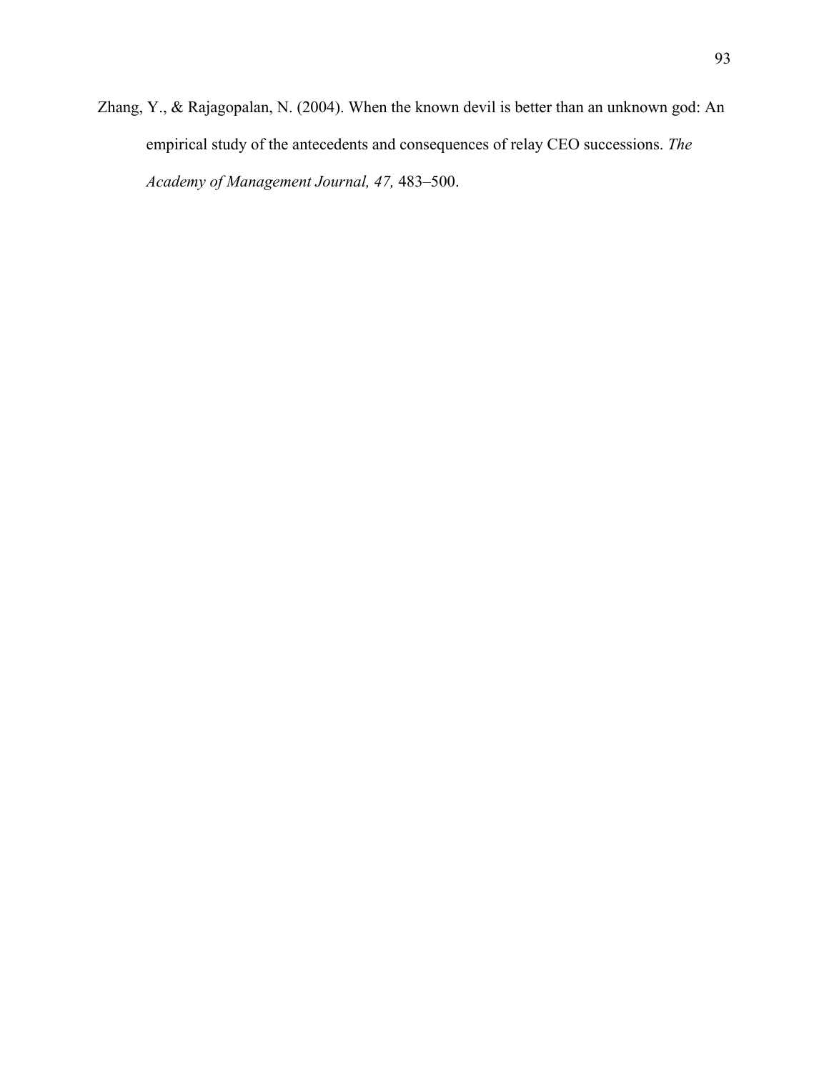Zhang, Y., & Rajagopalan, N. (2004). When the known devil is better than an unknown god: An empirical study of the antecedents and consequences of relay CEO successions. *The Academy of Management Journal, 47,* 483–500.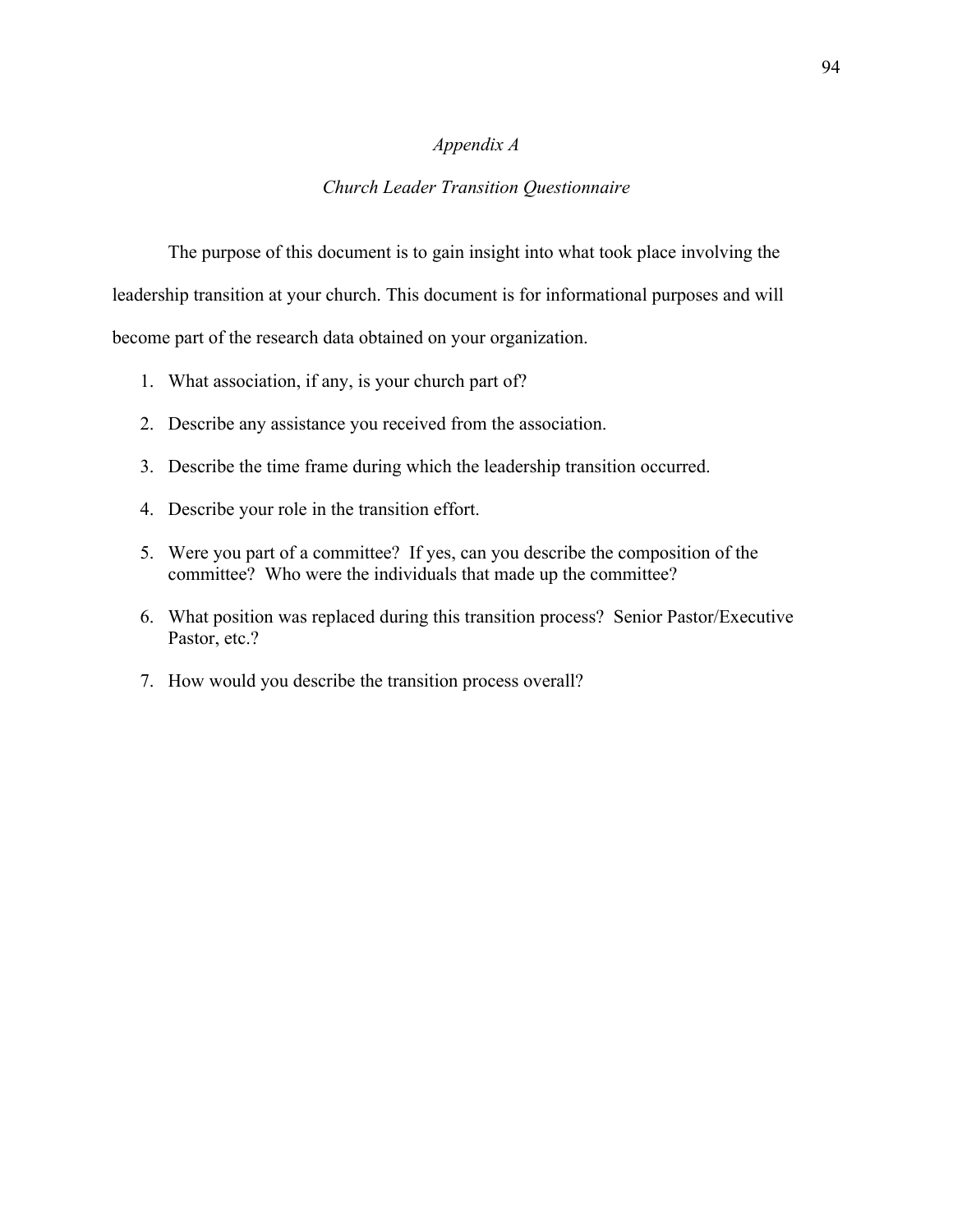## *Appendix A*

### *Church Leader Transition Questionnaire*

The purpose of this document is to gain insight into what took place involving the leadership transition at your church. This document is for informational purposes and will become part of the research data obtained on your organization.

1. What association, if any, is your church part of?
2. Describe any assistance you received from the association.
3. Describe the time frame during which the leadership transition occurred.
4. Describe your role in the transition effort.
5. Were you part of a committee? If yes, can you describe the composition of the committee? Who were the individuals that made up the committee?
6. What position was replaced during this transition process? Senior Pastor/Executive Pastor, etc.?
7. How would you describe the transition process overall?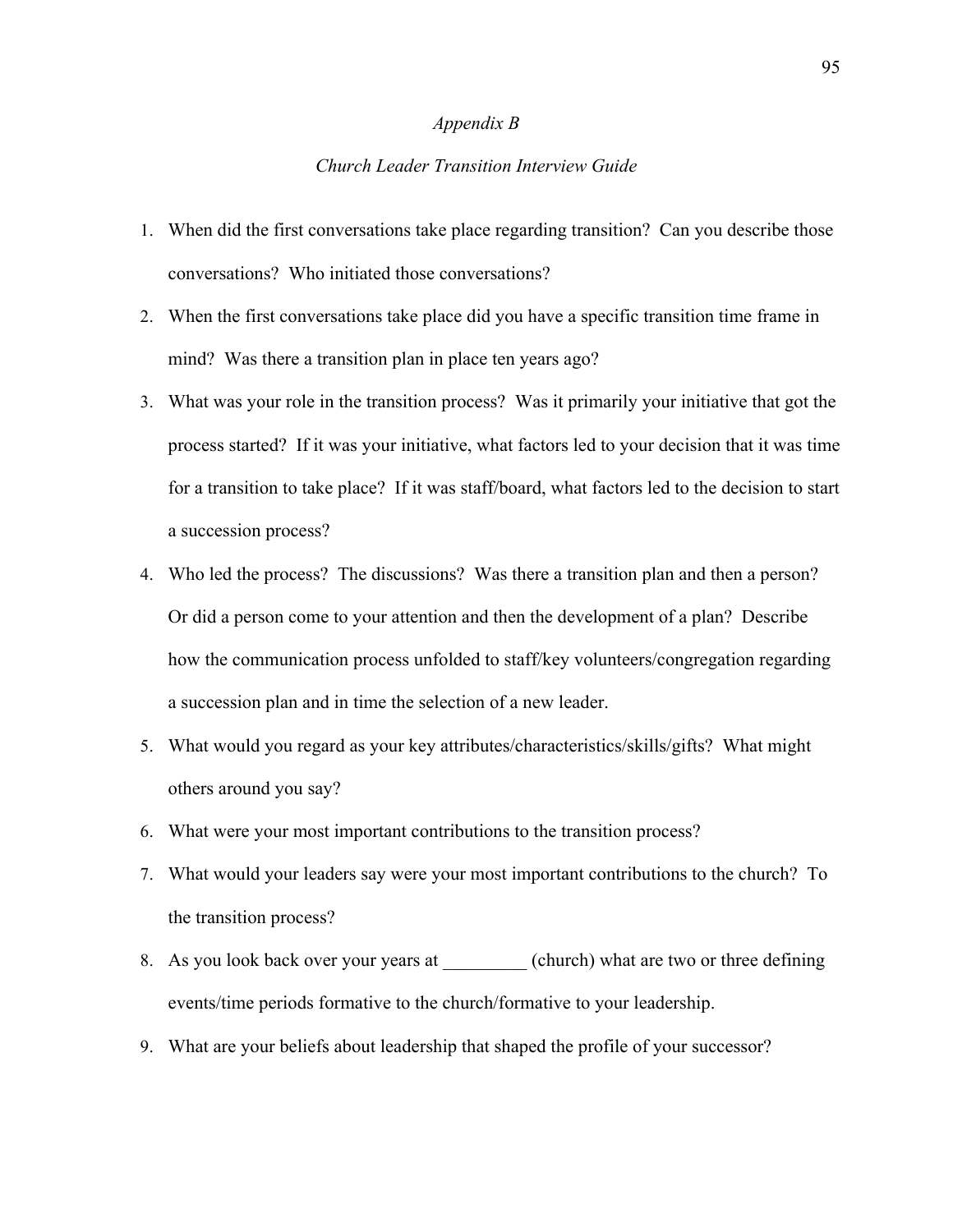*Appendix B*

*Church Leader Transition Interview Guide*

1. When did the first conversations take place regarding transition? Can you describe those conversations? Who initiated those conversations?
2. When the first conversations take place did you have a specific transition time frame in mind? Was there a transition plan in place ten years ago?
3. What was your role in the transition process? Was it primarily your initiative that got the process started? If it was your initiative, what factors led to your decision that it was time for a transition to take place? If it was staff/board, what factors led to the decision to start a succession process?
4. Who led the process? The discussions? Was there a transition plan and then a person? Or did a person come to your attention and then the development of a plan? Describe how the communication process unfolded to staff/key volunteers/congregation regarding a succession plan and in time the selection of a new leader.
5. What would you regard as your key attributes/characteristics/skills/gifts? What might others around you say?
6. What were your most important contributions to the transition process?
7. What would your leaders say were your most important contributions to the church? To the transition process?
8. As you look back over your years at _________ (church) what are two or three defining events/time periods formative to the church/formative to your leadership.
9. What are your beliefs about leadership that shaped the profile of your successor?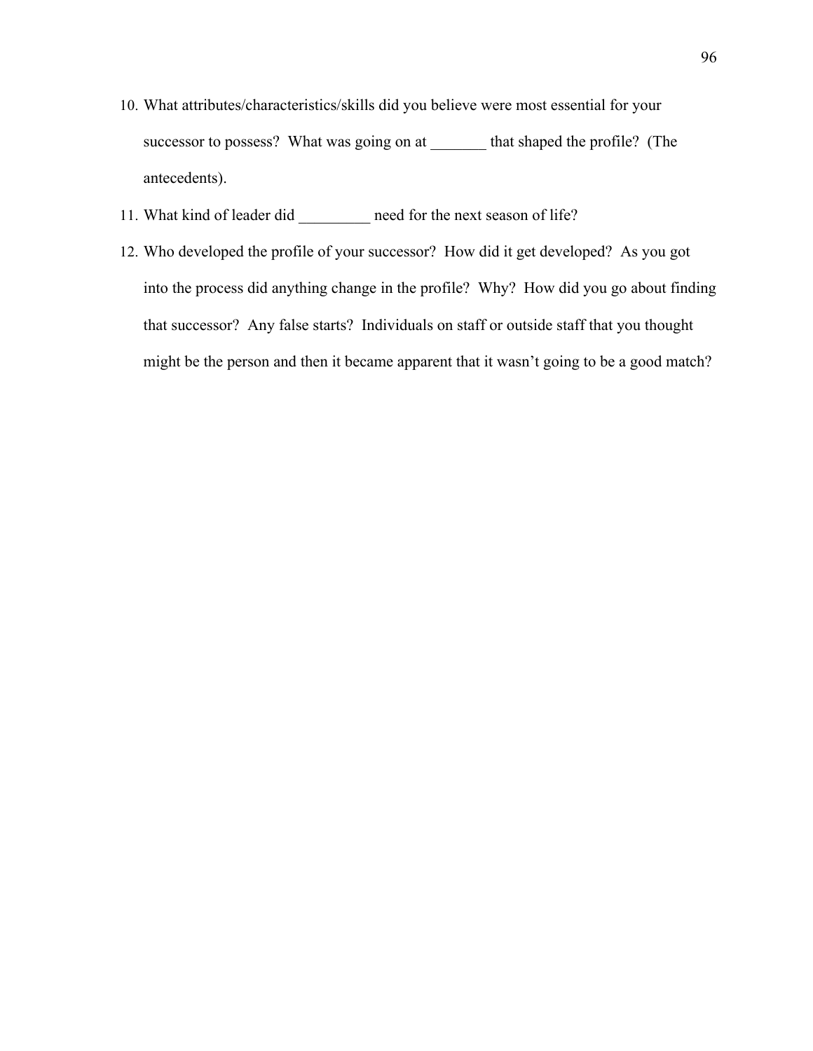10. What attributes/characteristics/skills did you believe were most essential for your successor to possess? What was going on at _______ that shaped the profile? (The antecedents).
11. What kind of leader did _________ need for the next season of life?
12. Who developed the profile of your successor? How did it get developed? As you got into the process did anything change in the profile? Why? How did you go about finding that successor? Any false starts? Individuals on staff or outside staff that you thought might be the person and then it became apparent that it wasn't going to be a good match?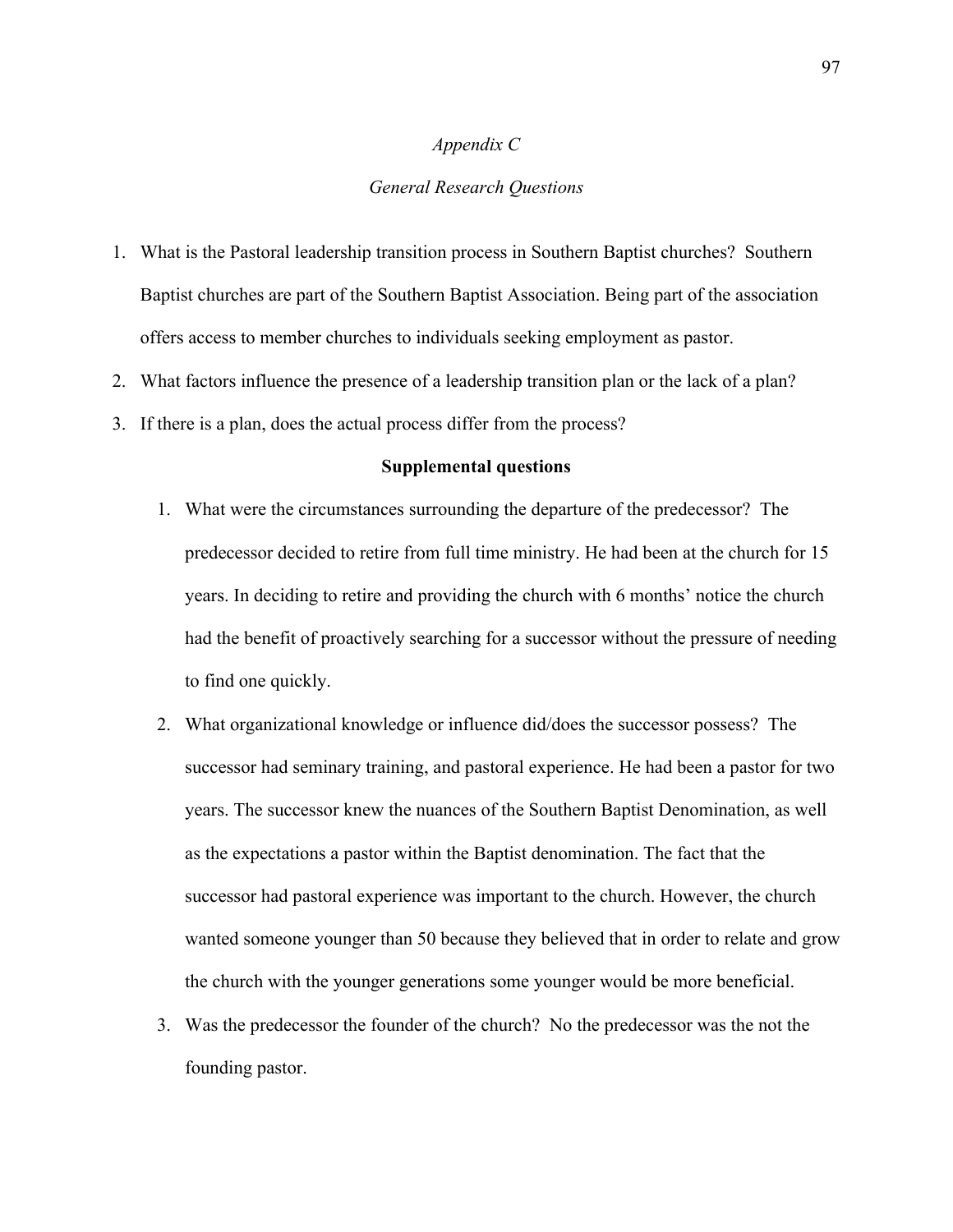*Appendix C*

*General Research Questions*

1. What is the Pastoral leadership transition process in Southern Baptist churches? Southern Baptist churches are part of the Southern Baptist Association. Being part of the association offers access to member churches to individuals seeking employment as pastor.
2. What factors influence the presence of a leadership transition plan or the lack of a plan?
3. If there is a plan, does the actual process differ from the process?

**Supplemental questions**

1. What were the circumstances surrounding the departure of the predecessor? The predecessor decided to retire from full time ministry. He had been at the church for 15 years. In deciding to retire and providing the church with 6 months' notice the church had the benefit of proactively searching for a successor without the pressure of needing to find one quickly.
2. What organizational knowledge or influence did/does the successor possess? The successor had seminary training, and pastoral experience. He had been a pastor for two years. The successor knew the nuances of the Southern Baptist Denomination, as well as the expectations a pastor within the Baptist denomination. The fact that the successor had pastoral experience was important to the church. However, the church wanted someone younger than 50 because they believed that in order to relate and grow the church with the younger generations some younger would be more beneficial.
3. Was the predecessor the founder of the church? No the predecessor was the not the founding pastor.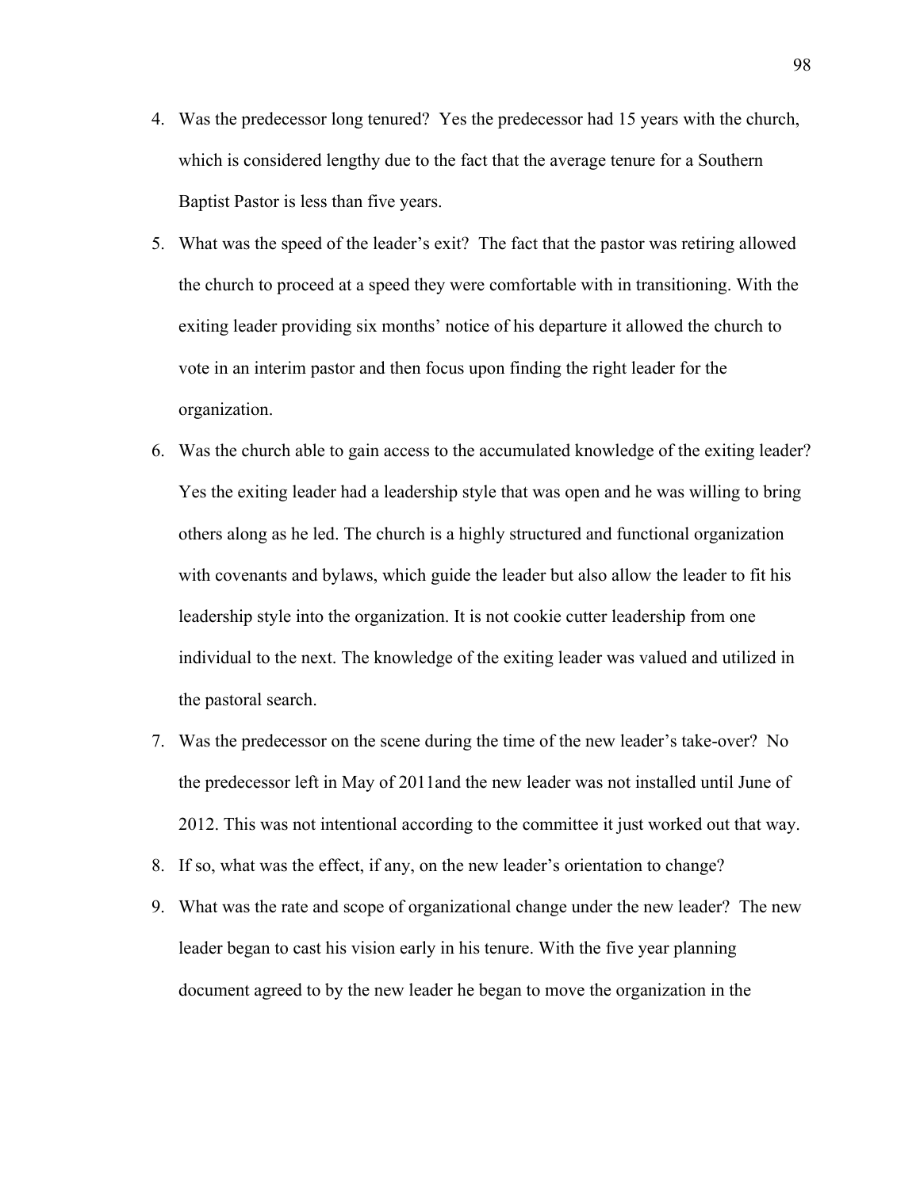4. Was the predecessor long tenured? Yes the predecessor had 15 years with the church, which is considered lengthy due to the fact that the average tenure for a Southern Baptist Pastor is less than five years.
5. What was the speed of the leader's exit? The fact that the pastor was retiring allowed the church to proceed at a speed they were comfortable with in transitioning. With the exiting leader providing six months' notice of his departure it allowed the church to vote in an interim pastor and then focus upon finding the right leader for the organization.
6. Was the church able to gain access to the accumulated knowledge of the exiting leader? Yes the exiting leader had a leadership style that was open and he was willing to bring others along as he led. The church is a highly structured and functional organization with covenants and bylaws, which guide the leader but also allow the leader to fit his leadership style into the organization. It is not cookie cutter leadership from one individual to the next. The knowledge of the exiting leader was valued and utilized in the pastoral search.
7. Was the predecessor on the scene during the time of the new leader's take-over? No the predecessor left in May of 2011and the new leader was not installed until June of 2012. This was not intentional according to the committee it just worked out that way.
8. If so, what was the effect, if any, on the new leader's orientation to change?
9. What was the rate and scope of organizational change under the new leader? The new leader began to cast his vision early in his tenure. With the five year planning document agreed to by the new leader he began to move the organization in the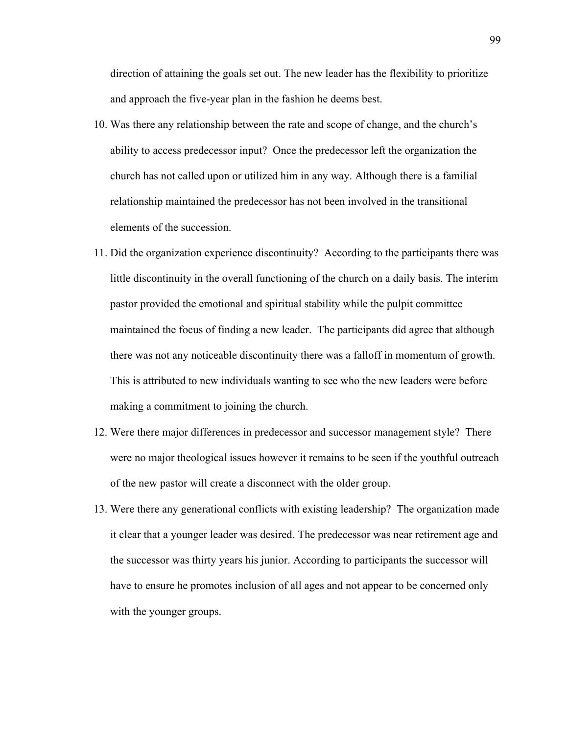direction of attaining the goals set out. The new leader has the flexibility to prioritize and approach the five-year plan in the fashion he deems best.

10. Was there any relationship between the rate and scope of change, and the church's ability to access predecessor input? Once the predecessor left the organization the church has not called upon or utilized him in any way. Although there is a familial relationship maintained the predecessor has not been involved in the transitional elements of the succession.
11. Did the organization experience discontinuity? According to the participants there was little discontinuity in the overall functioning of the church on a daily basis. The interim pastor provided the emotional and spiritual stability while the pulpit committee maintained the focus of finding a new leader. The participants did agree that although there was not any noticeable discontinuity there was a falloff in momentum of growth. This is attributed to new individuals wanting to see who the new leaders were before making a commitment to joining the church.
12. Were there major differences in predecessor and successor management style? There were no major theological issues however it remains to be seen if the youthful outreach of the new pastor will create a disconnect with the older group.
13. Were there any generational conflicts with existing leadership? The organization made it clear that a younger leader was desired. The predecessor was near retirement age and the successor was thirty years his junior. According to participants the successor will have to ensure he promotes inclusion of all ages and not appear to be concerned only with the younger groups.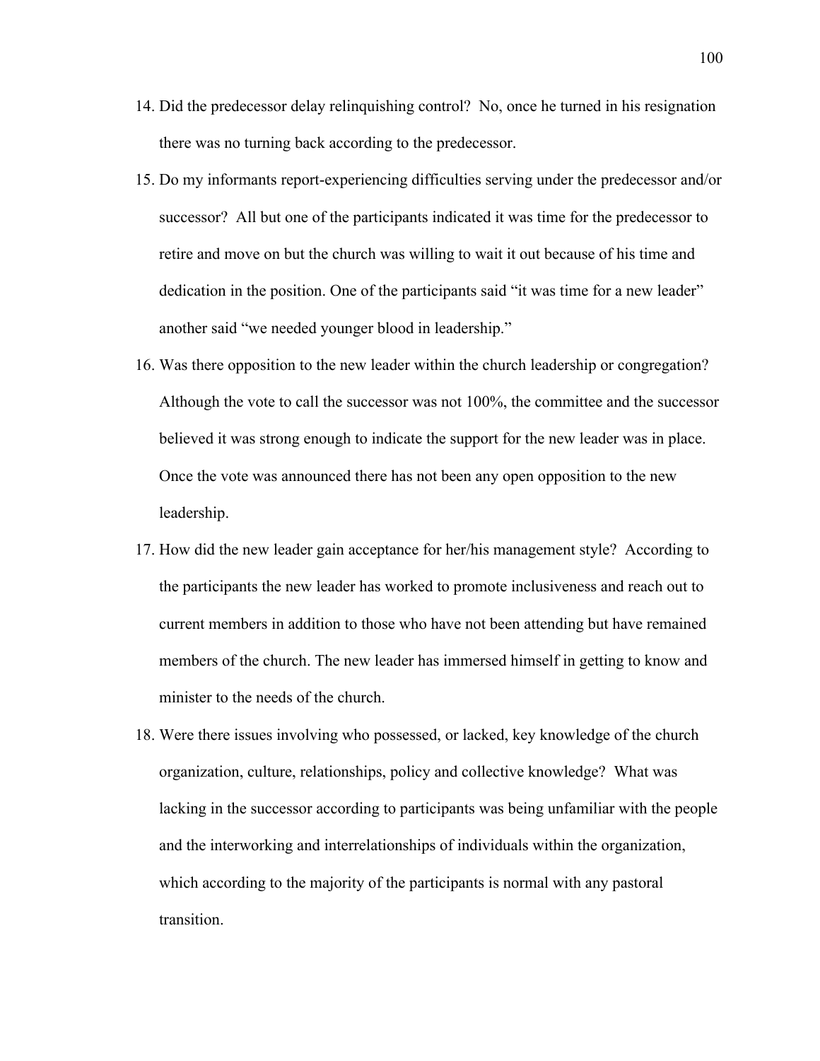14. Did the predecessor delay relinquishing control? No, once he turned in his resignation there was no turning back according to the predecessor.
15. Do my informants report-experiencing difficulties serving under the predecessor and/or successor? All but one of the participants indicated it was time for the predecessor to retire and move on but the church was willing to wait it out because of his time and dedication in the position. One of the participants said "it was time for a new leader" another said "we needed younger blood in leadership."
16. Was there opposition to the new leader within the church leadership or congregation? Although the vote to call the successor was not 100%, the committee and the successor believed it was strong enough to indicate the support for the new leader was in place. Once the vote was announced there has not been any open opposition to the new leadership.
17. How did the new leader gain acceptance for her/his management style? According to the participants the new leader has worked to promote inclusiveness and reach out to current members in addition to those who have not been attending but have remained members of the church. The new leader has immersed himself in getting to know and minister to the needs of the church.
18. Were there issues involving who possessed, or lacked, key knowledge of the church organization, culture, relationships, policy and collective knowledge? What was lacking in the successor according to participants was being unfamiliar with the people and the interworking and interrelationships of individuals within the organization, which according to the majority of the participants is normal with any pastoral transition.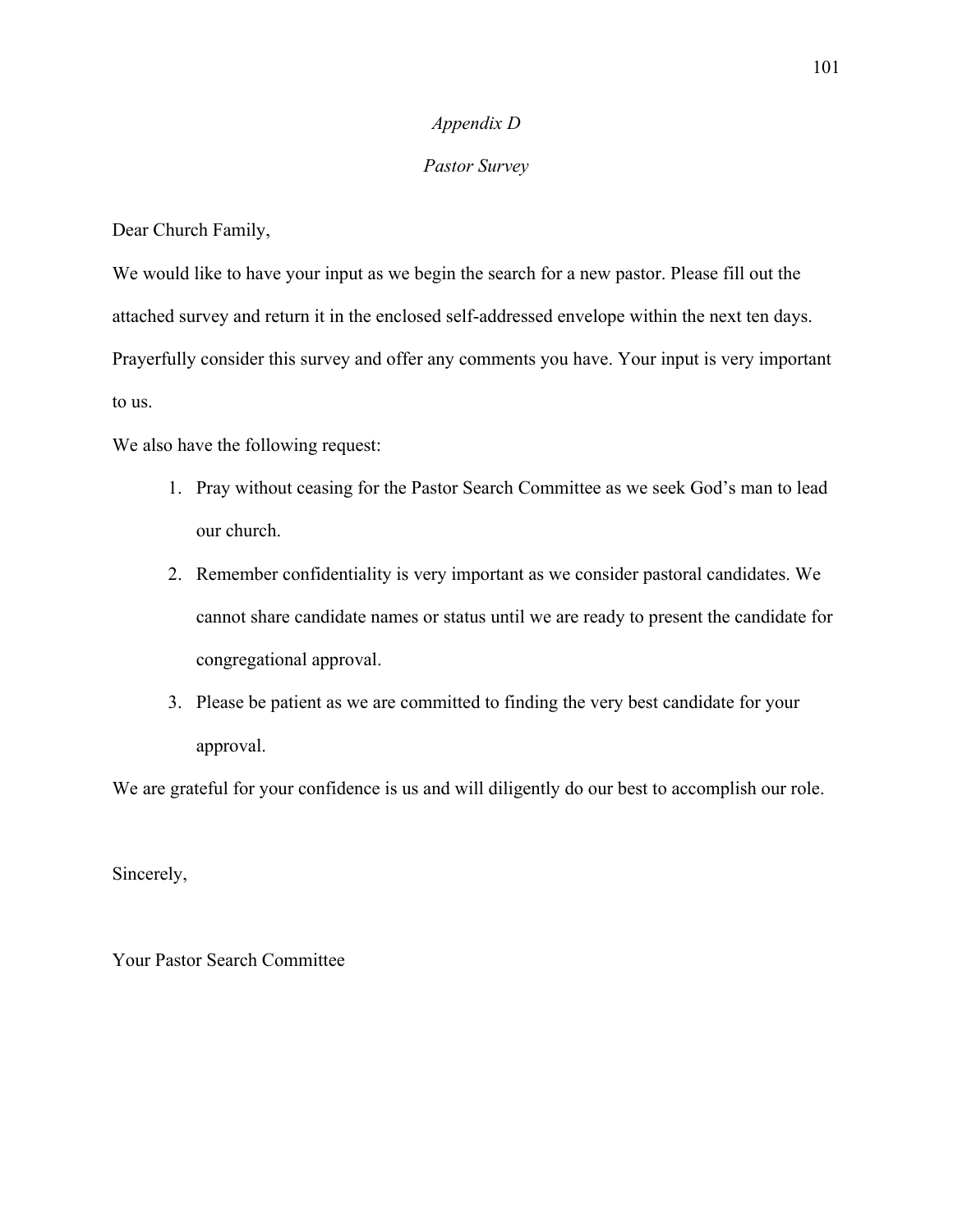*Appendix D*

*Pastor Survey*

Dear Church Family,

We would like to have your input as we begin the search for a new pastor. Please fill out the attached survey and return it in the enclosed self-addressed envelope within the next ten days. Prayerfully consider this survey and offer any comments you have. Your input is very important to us.

We also have the following request:

1. Pray without ceasing for the Pastor Search Committee as we seek God's man to lead our church.
2. Remember confidentiality is very important as we consider pastoral candidates. We cannot share candidate names or status until we are ready to present the candidate for congregational approval.
3. Please be patient as we are committed to finding the very best candidate for your approval.

We are grateful for your confidence is us and will diligently do our best to accomplish our role.

Sincerely,

Your Pastor Search Committee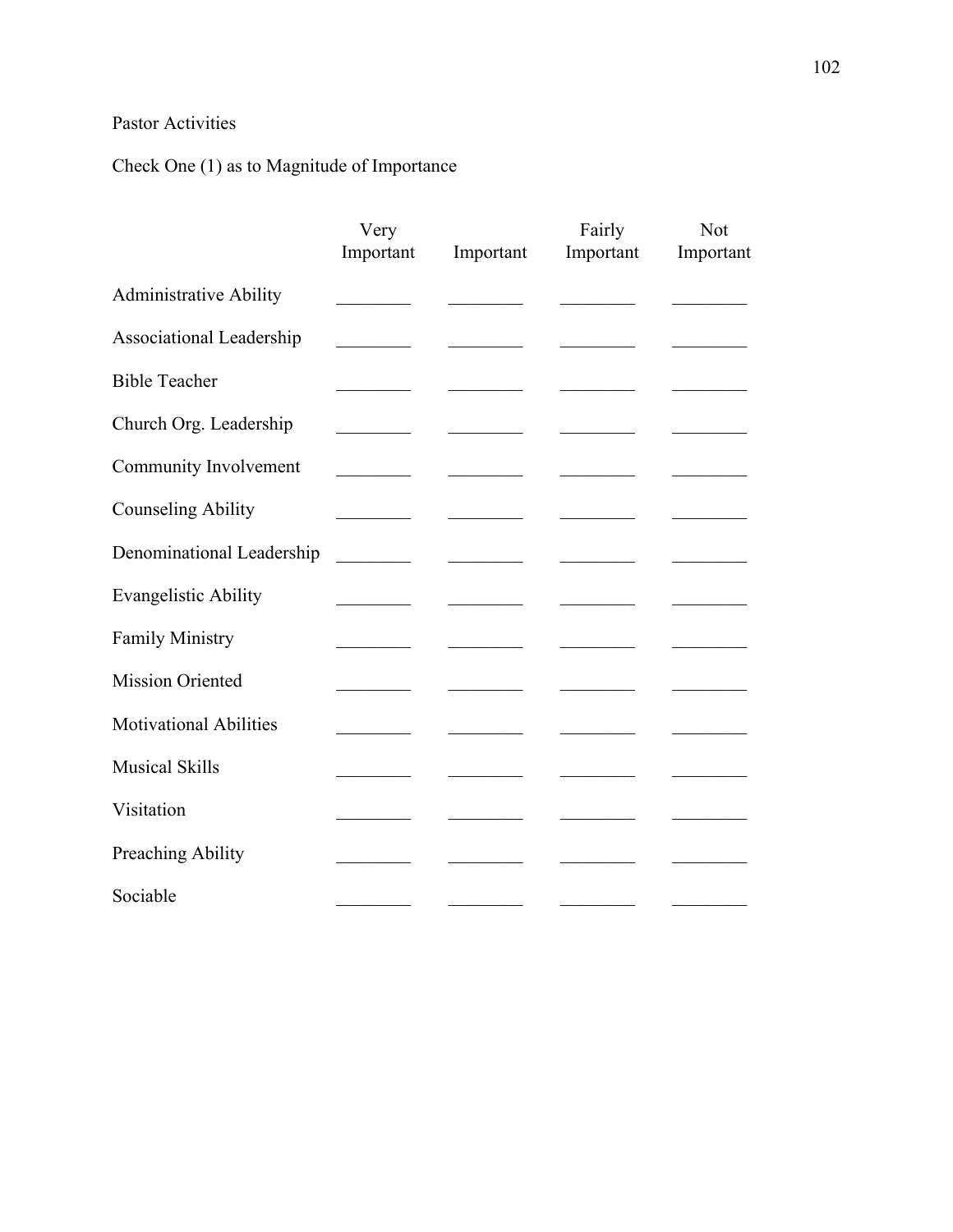Pastor Activities

Check One (1) as to Magnitude of Importance

| | Very Important | Important | Fairly Important | Not Important |
|---|---|---|---|---|
| Administrative Ability | ________ | ________ | ________ | ________ |
| Associational Leadership | ________ | ________ | ________ | ________ |
| Bible Teacher | ________ | ________ | ________ | ________ |
| Church Org. Leadership | ________ | ________ | ________ | ________ |
| Community Involvement | ________ | ________ | ________ | ________ |
| Counseling Ability | ________ | ________ | ________ | ________ |
| Denominational Leadership | ________ | ________ | ________ | ________ |
| Evangelistic Ability | ________ | ________ | ________ | ________ |
| Family Ministry | ________ | ________ | ________ | ________ |
| Mission Oriented | ________ | ________ | ________ | ________ |
| Motivational Abilities | ________ | ________ | ________ | ________ |
| Musical Skills | ________ | ________ | ________ | ________ |
| Visitation | ________ | ________ | ________ | ________ |
| Preaching Ability | ________ | ________ | ________ | ________ |
| Sociable | ________ | ________ | ________ | ________ |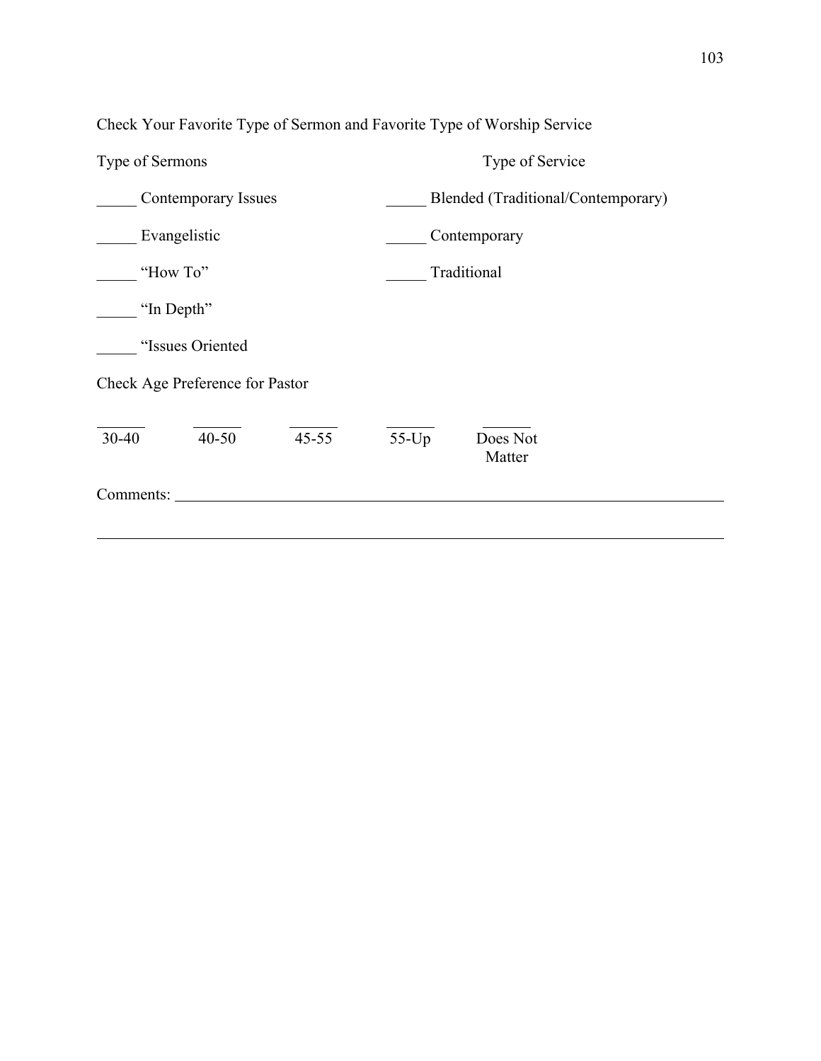Check Your Favorite Type of Sermon and Favorite Type of Worship Service

| Type of Sermons | Type of Service |
|---|---|
| _____ Contemporary Issues | _____ Blended (Traditional/Contemporary) |
| _____ Evangelistic | _____ Contemporary |
| _____ "How To" | _____ Traditional |
| _____ "In Depth" | |
| _____ "Issues Oriented | |

Check Age Preference for Pastor

| ______ | ______ | ______ | ______ | ______ |
|---|---|---|---|---|
| 30-40 | 40-50 | 45-55 | 55-Up | Does Not Matter |

Comments: ______________________________________________________________________

_______________________________________________________________________________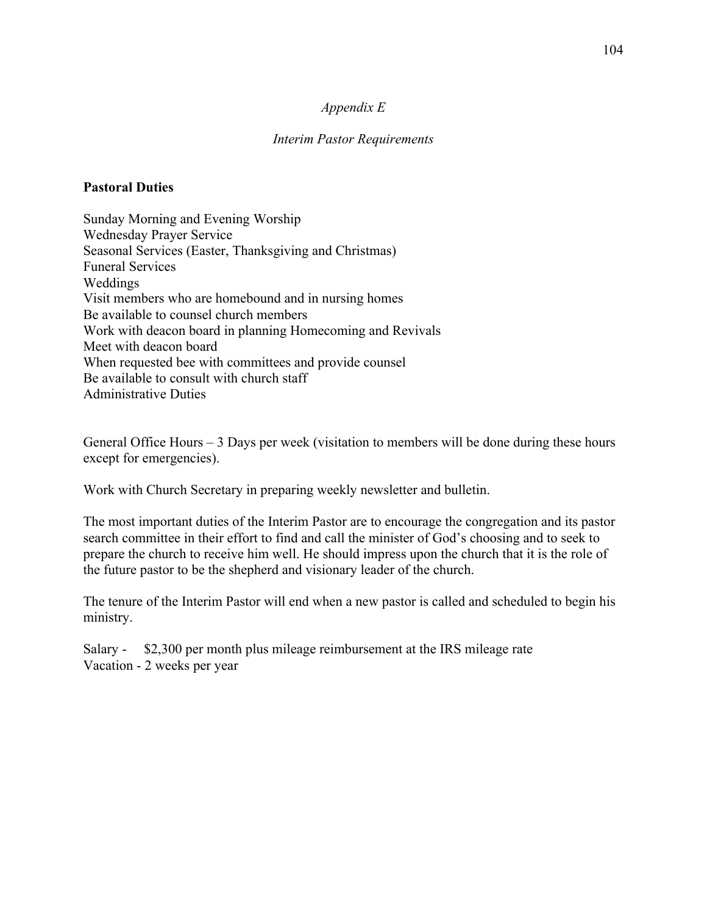*Appendix E*

*Interim Pastor Requirements*

**Pastoral Duties**

Sunday Morning and Evening Worship
Wednesday Prayer Service
Seasonal Services (Easter, Thanksgiving and Christmas)
Funeral Services
Weddings
Visit members who are homebound and in nursing homes
Be available to counsel church members
Work with deacon board in planning Homecoming and Revivals
Meet with deacon board
When requested bee with committees and provide counsel
Be available to consult with church staff
Administrative Duties

General Office Hours – 3 Days per week (visitation to members will be done during these hours except for emergencies).

Work with Church Secretary in preparing weekly newsletter and bulletin.

The most important duties of the Interim Pastor are to encourage the congregation and its pastor search committee in their effort to find and call the minister of God's choosing and to seek to prepare the church to receive him well. He should impress upon the church that it is the role of the future pastor to be the shepherd and visionary leader of the church.

The tenure of the Interim Pastor will end when a new pastor is called and scheduled to begin his ministry.

Salary - $2,300 per month plus mileage reimbursement at the IRS mileage rate
Vacation - 2 weeks per year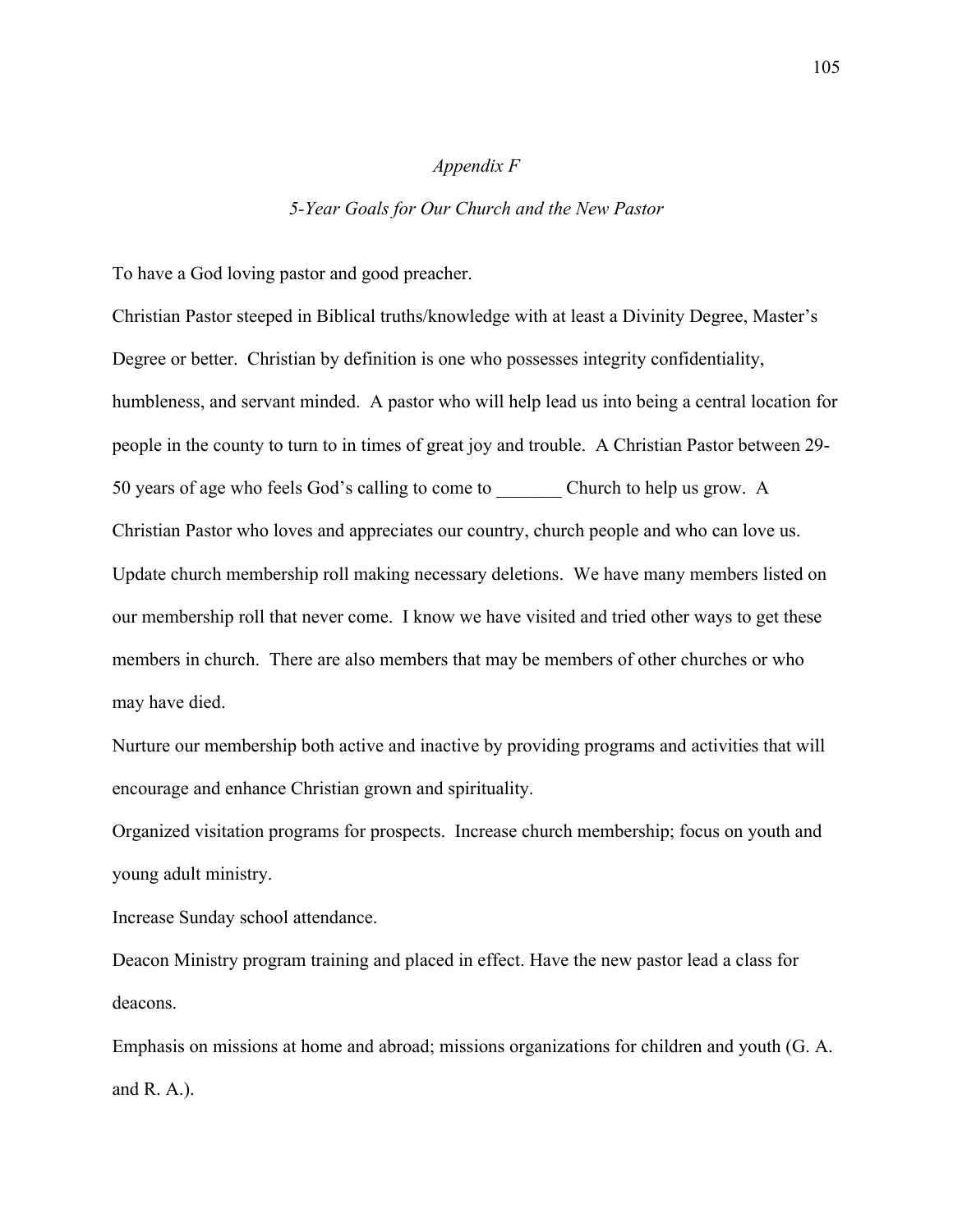*Appendix F*

*5-Year Goals for Our Church and the New Pastor*

To have a God loving pastor and good preacher.

Christian Pastor steeped in Biblical truths/knowledge with at least a Divinity Degree, Master's Degree or better. Christian by definition is one who possesses integrity confidentiality, humbleness, and servant minded. A pastor who will help lead us into being a central location for people in the county to turn to in times of great joy and trouble. A Christian Pastor between 29-50 years of age who feels God's calling to come to _______ Church to help us grow. A Christian Pastor who loves and appreciates our country, church people and who can love us.

Update church membership roll making necessary deletions. We have many members listed on our membership roll that never come. I know we have visited and tried other ways to get these members in church. There are also members that may be members of other churches or who may have died.

Nurture our membership both active and inactive by providing programs and activities that will encourage and enhance Christian grown and spirituality.

Organized visitation programs for prospects. Increase church membership; focus on youth and young adult ministry.

Increase Sunday school attendance.

Deacon Ministry program training and placed in effect. Have the new pastor lead a class for deacons.

Emphasis on missions at home and abroad; missions organizations for children and youth (G. A. and R. A.).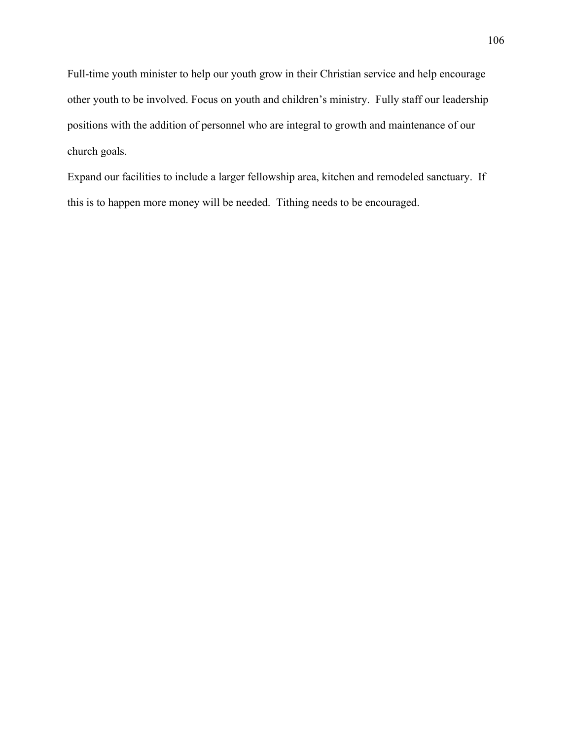Full-time youth minister to help our youth grow in their Christian service and help encourage other youth to be involved. Focus on youth and children's ministry.  Fully staff our leadership positions with the addition of personnel who are integral to growth and maintenance of our church goals.

Expand our facilities to include a larger fellowship area, kitchen and remodeled sanctuary.  If this is to happen more money will be needed.  Tithing needs to be encouraged.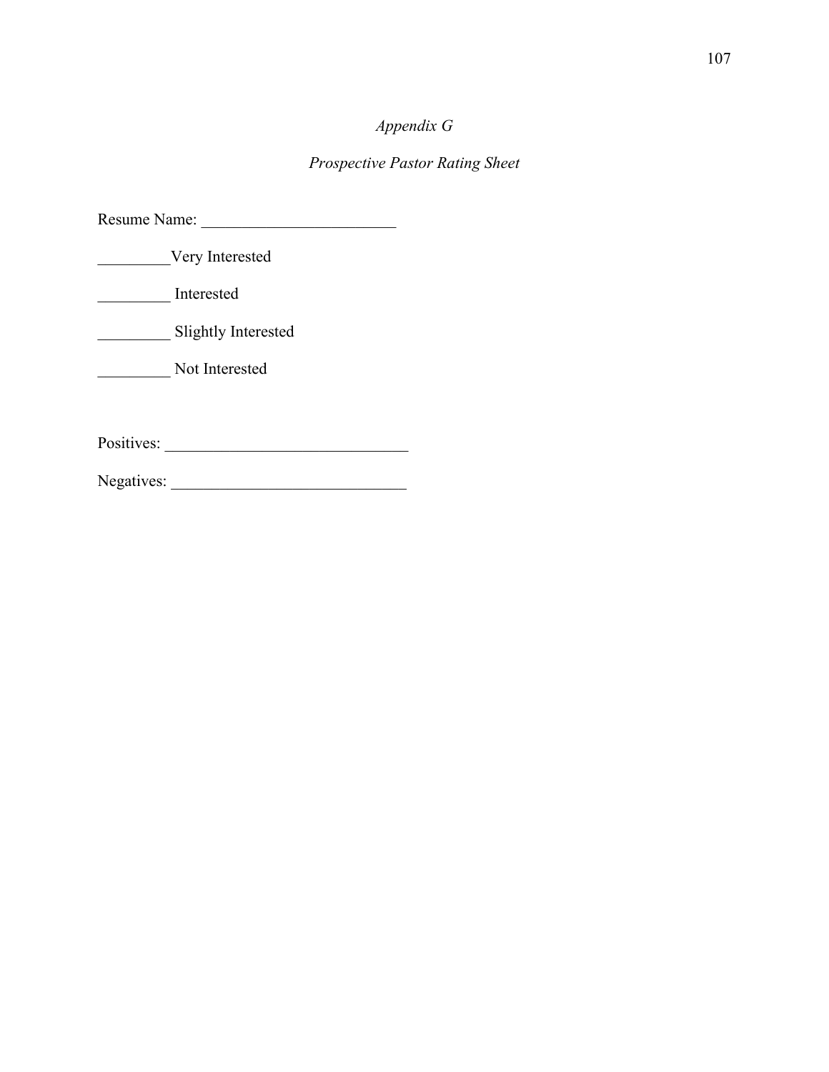*Appendix G*

*Prospective Pastor Rating Sheet*

Resume Name: ________________________

_________Very Interested

_________ Interested

_________ Slightly Interested

_________ Not Interested

Positives: ______________________________

Negatives: _____________________________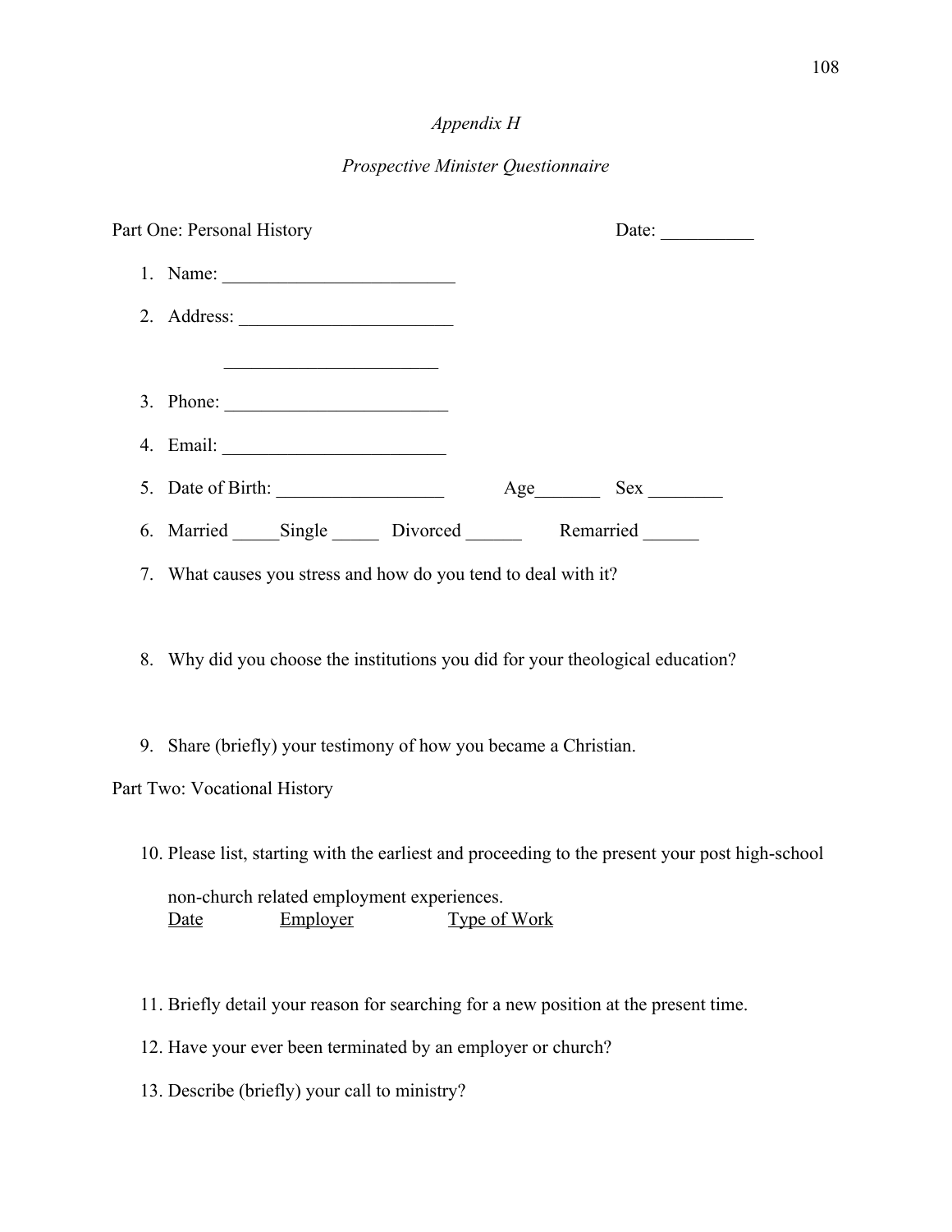*Appendix H*

*Prospective Minister Questionnaire*

Part One: Personal History                                                            Date: __________

1. Name: _________________________
2. Address: _______________________

   _______________________
3. Phone: ________________________
4. Email: ________________________
5. Date of Birth: __________________     Age_______   Sex ________
6. Married _____Single _____  Divorced ______   Remarried ______
7. What causes you stress and how do you tend to deal with it?
8. Why did you choose the institutions you did for your theological education?
9. Share (briefly) your testimony of how you became a Christian.

Part Two: Vocational History

10. Please list, starting with the earliest and proceeding to the present your post high-school

    non-church related employment experiences.

    Date   Employer   Type of Work

11. Briefly detail your reason for searching for a new position at the present time.
12. Have your ever been terminated by an employer or church?
13. Describe (briefly) your call to ministry?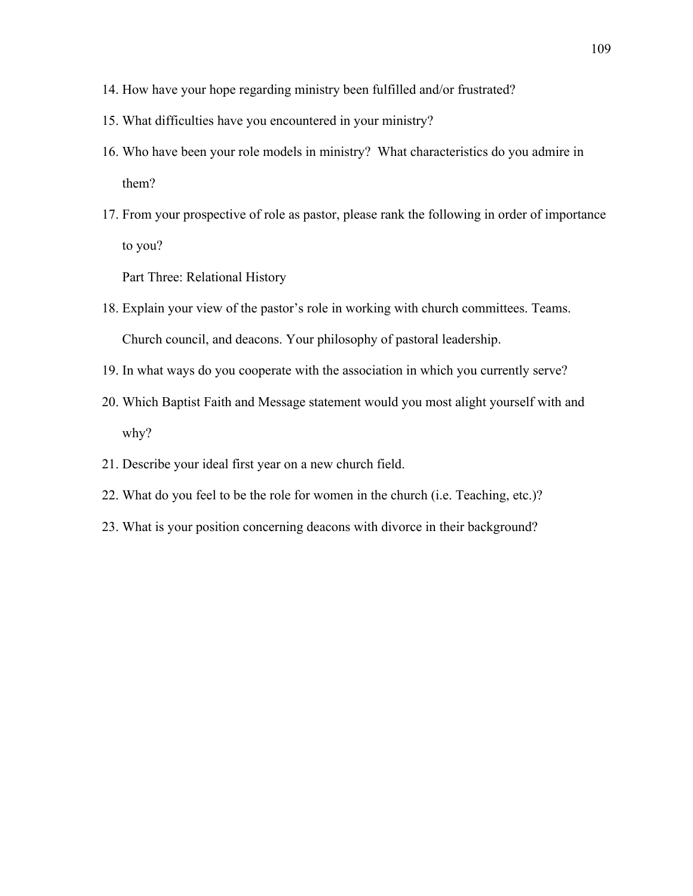14. How have your hope regarding ministry been fulfilled and/or frustrated?
15. What difficulties have you encountered in your ministry?
16. Who have been your role models in ministry? What characteristics do you admire in them?
17. From your prospective of role as pastor, please rank the following in order of importance to you?

    Part Three: Relational History

18. Explain your view of the pastor's role in working with church committees. Teams. Church council, and deacons. Your philosophy of pastoral leadership.
19. In what ways do you cooperate with the association in which you currently serve?
20. Which Baptist Faith and Message statement would you most alight yourself with and why?
21. Describe your ideal first year on a new church field.
22. What do you feel to be the role for women in the church (i.e. Teaching, etc.)?
23. What is your position concerning deacons with divorce in their background?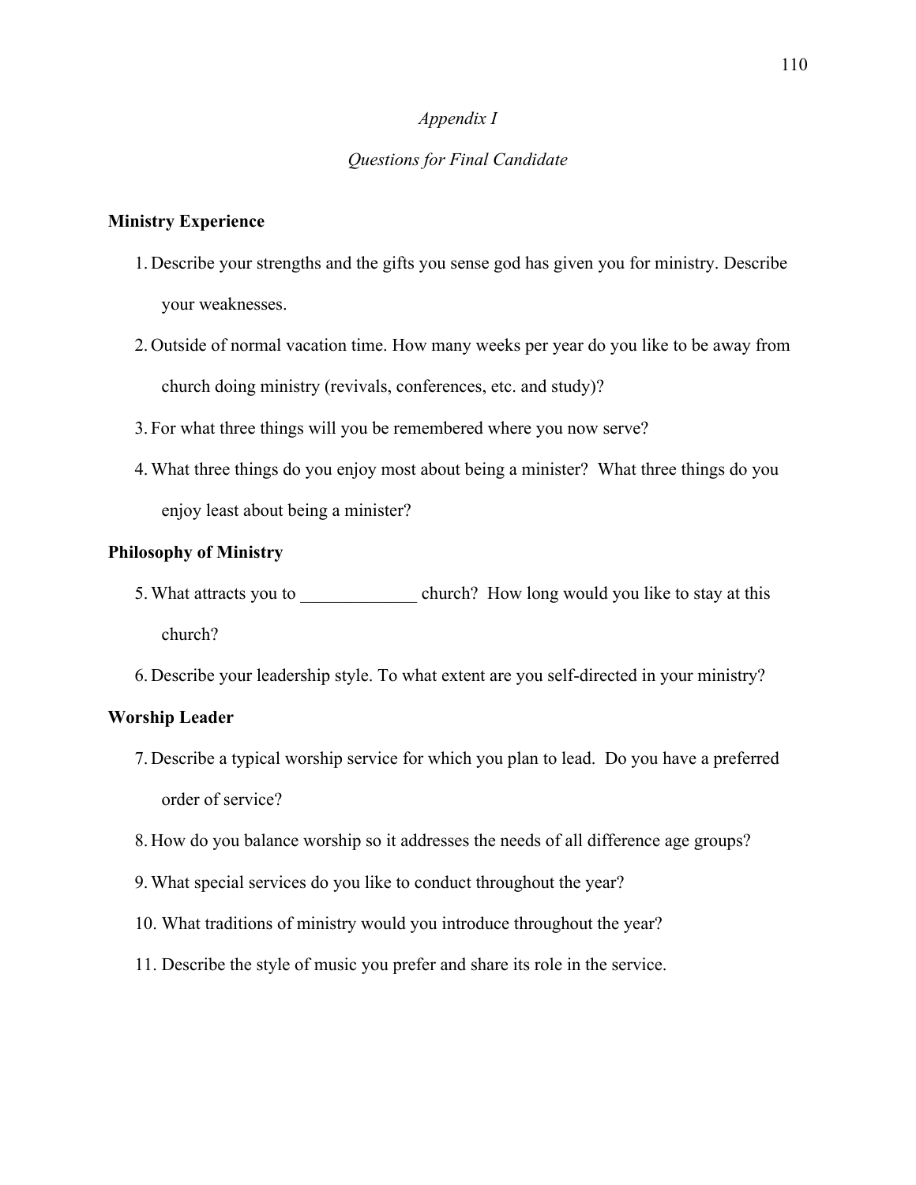*Appendix I*

*Questions for Final Candidate*

**Ministry Experience**

1. Describe your strengths and the gifts you sense god has given you for ministry. Describe your weaknesses.
2. Outside of normal vacation time. How many weeks per year do you like to be away from church doing ministry (revivals, conferences, etc. and study)?
3. For what three things will you be remembered where you now serve?
4. What three things do you enjoy most about being a minister? What three things do you enjoy least about being a minister?

**Philosophy of Ministry**

5. What attracts you to _____________ church? How long would you like to stay at this church?
6. Describe your leadership style. To what extent are you self-directed in your ministry?

**Worship Leader**

7. Describe a typical worship service for which you plan to lead. Do you have a preferred order of service?
8. How do you balance worship so it addresses the needs of all difference age groups?
9. What special services do you like to conduct throughout the year?
10. What traditions of ministry would you introduce throughout the year?
11. Describe the style of music you prefer and share its role in the service.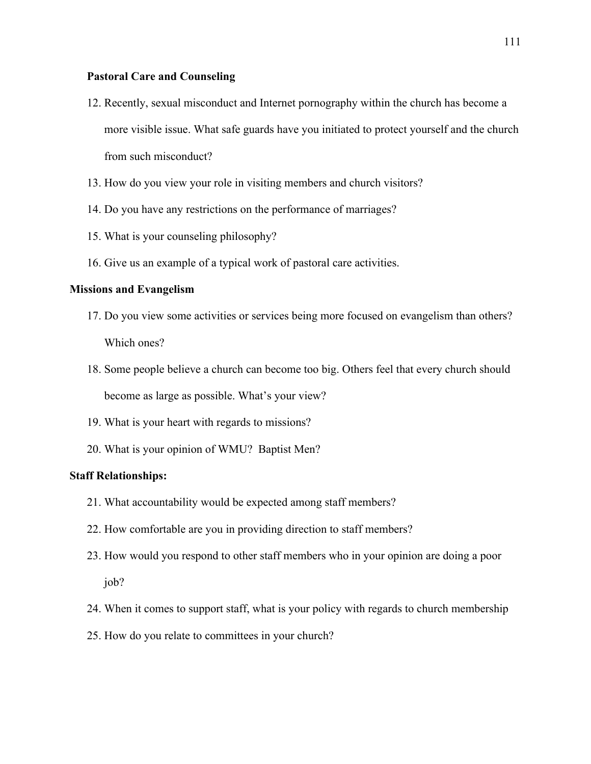**Pastoral Care and Counseling**

12. Recently, sexual misconduct and Internet pornography within the church has become a more visible issue. What safe guards have you initiated to protect yourself and the church from such misconduct?
13. How do you view your role in visiting members and church visitors?
14. Do you have any restrictions on the performance of marriages?
15. What is your counseling philosophy?
16. Give us an example of a typical work of pastoral care activities.

**Missions and Evangelism**

17. Do you view some activities or services being more focused on evangelism than others? Which ones?
18. Some people believe a church can become too big. Others feel that every church should become as large as possible. What's your view?
19. What is your heart with regards to missions?
20. What is your opinion of WMU? Baptist Men?

**Staff Relationships:**

21. What accountability would be expected among staff members?
22. How comfortable are you in providing direction to staff members?
23. How would you respond to other staff members who in your opinion are doing a poor job?
24. When it comes to support staff, what is your policy with regards to church membership
25. How do you relate to committees in your church?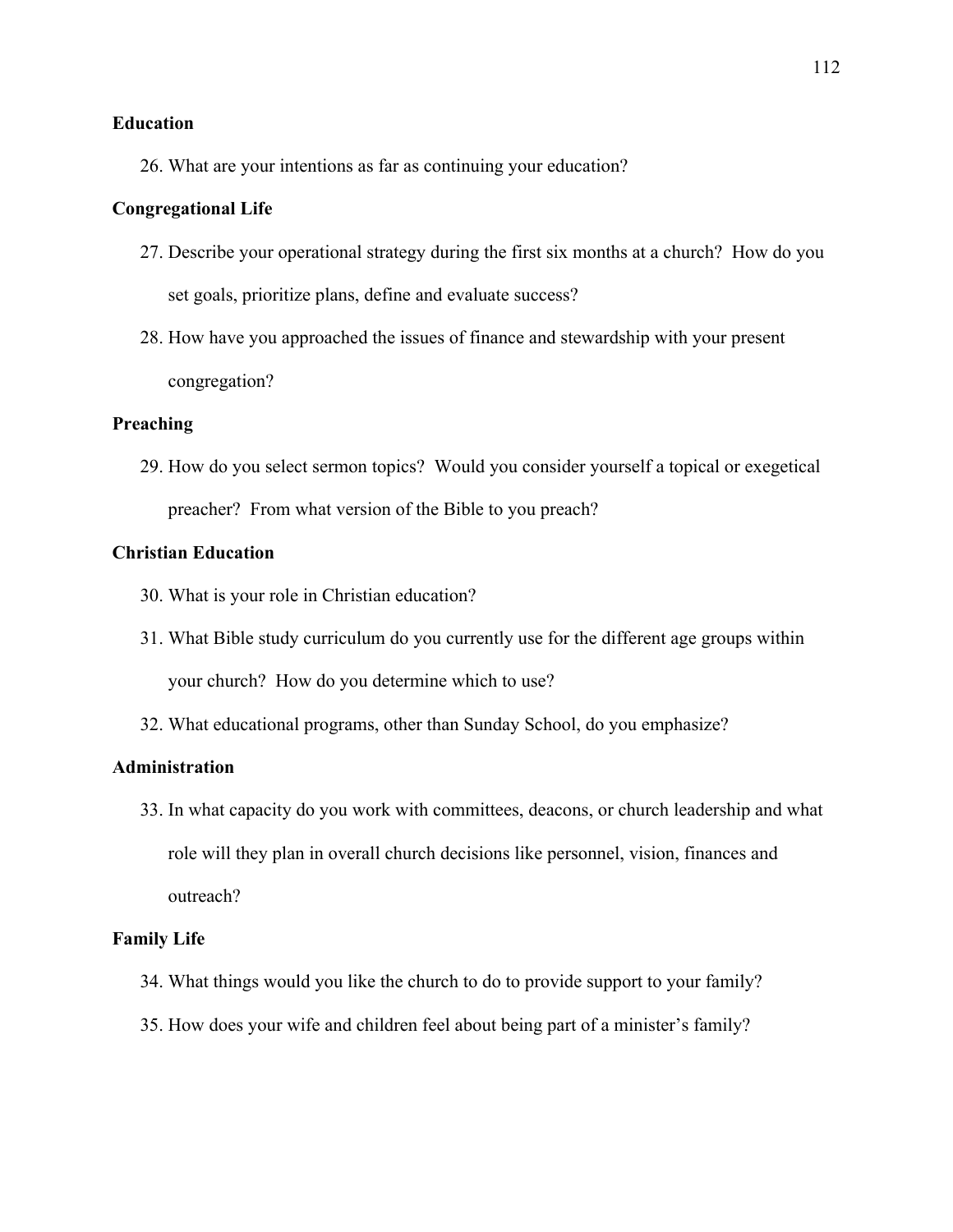**Education**

26. What are your intentions as far as continuing your education?

**Congregational Life**

27. Describe your operational strategy during the first six months at a church? How do you set goals, prioritize plans, define and evaluate success?
28. How have you approached the issues of finance and stewardship with your present congregation?

**Preaching**

29. How do you select sermon topics? Would you consider yourself a topical or exegetical preacher? From what version of the Bible to you preach?

**Christian Education**

30. What is your role in Christian education?
31. What Bible study curriculum do you currently use for the different age groups within your church? How do you determine which to use?
32. What educational programs, other than Sunday School, do you emphasize?

**Administration**

33. In what capacity do you work with committees, deacons, or church leadership and what role will they plan in overall church decisions like personnel, vision, finances and outreach?

**Family Life**

34. What things would you like the church to do to provide support to your family?
35. How does your wife and children feel about being part of a minister's family?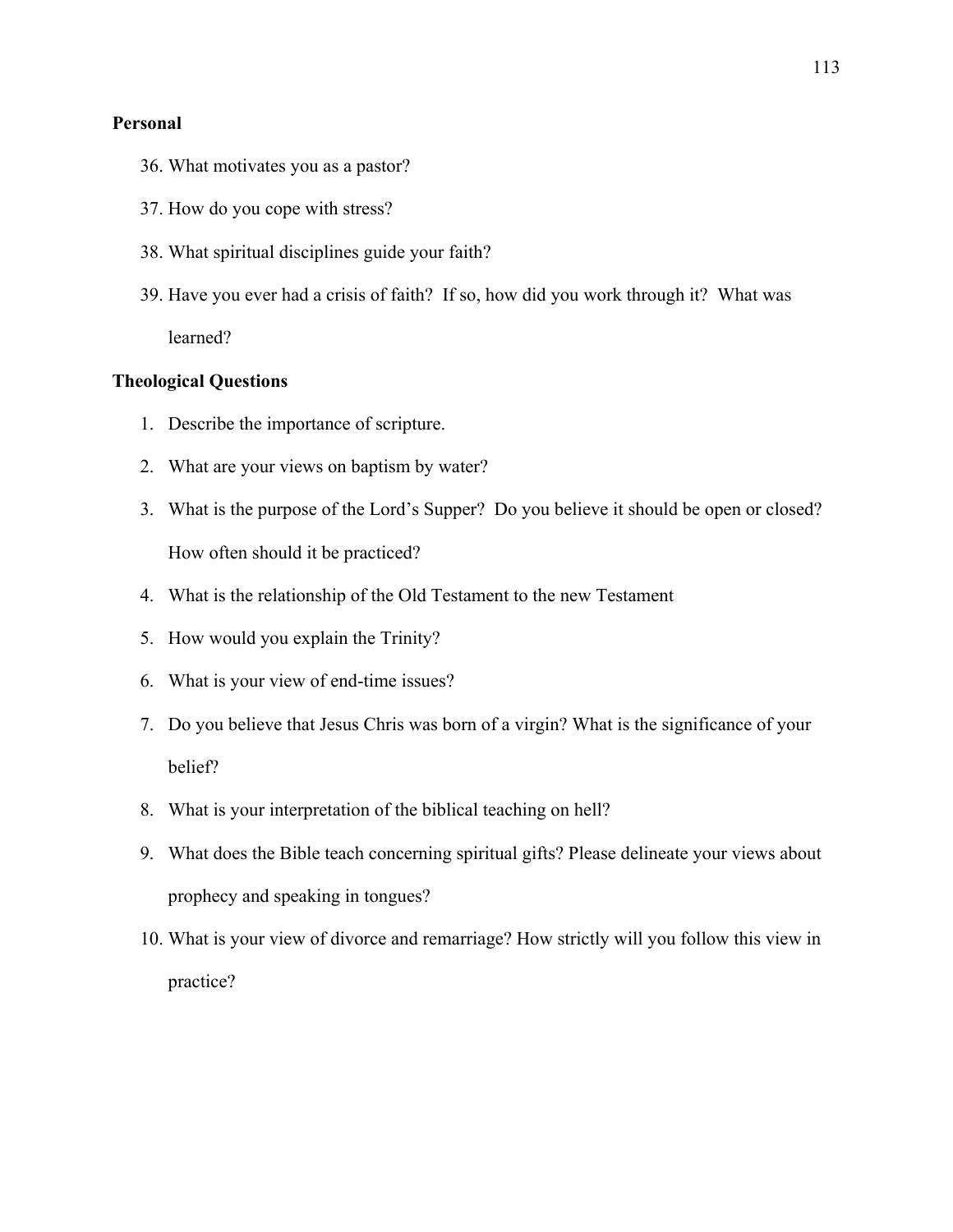**Personal**

36. What motivates you as a pastor?
37. How do you cope with stress?
38. What spiritual disciplines guide your faith?
39. Have you ever had a crisis of faith? If so, how did you work through it? What was learned?

**Theological Questions**

1. Describe the importance of scripture.
2. What are your views on baptism by water?
3. What is the purpose of the Lord's Supper? Do you believe it should be open or closed? How often should it be practiced?
4. What is the relationship of the Old Testament to the new Testament
5. How would you explain the Trinity?
6. What is your view of end-time issues?
7. Do you believe that Jesus Chris was born of a virgin? What is the significance of your belief?
8. What is your interpretation of the biblical teaching on hell?
9. What does the Bible teach concerning spiritual gifts? Please delineate your views about prophecy and speaking in tongues?
10. What is your view of divorce and remarriage? How strictly will you follow this view in practice?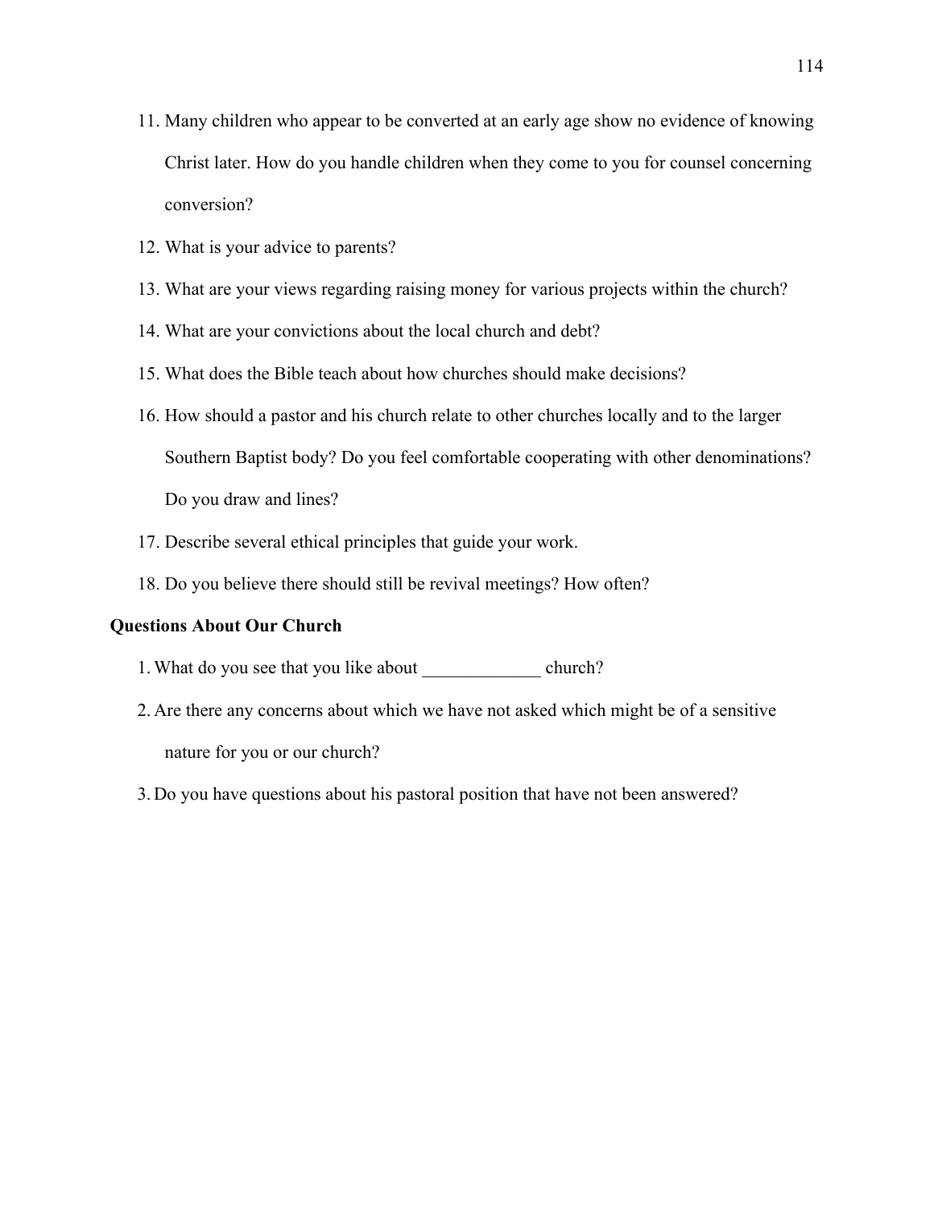11. Many children who appear to be converted at an early age show no evidence of knowing Christ later. How do you handle children when they come to you for counsel concerning conversion?
12. What is your advice to parents?
13. What are your views regarding raising money for various projects within the church?
14. What are your convictions about the local church and debt?
15. What does the Bible teach about how churches should make decisions?
16. How should a pastor and his church relate to other churches locally and to the larger Southern Baptist body? Do you feel comfortable cooperating with other denominations? Do you draw and lines?
17. Describe several ethical principles that guide your work.
18. Do you believe there should still be revival meetings? How often?

**Questions About Our Church**

1. What do you see that you like about _____________ church?
2. Are there any concerns about which we have not asked which might be of a sensitive nature for you or our church?
3. Do you have questions about his pastoral position that have not been answered?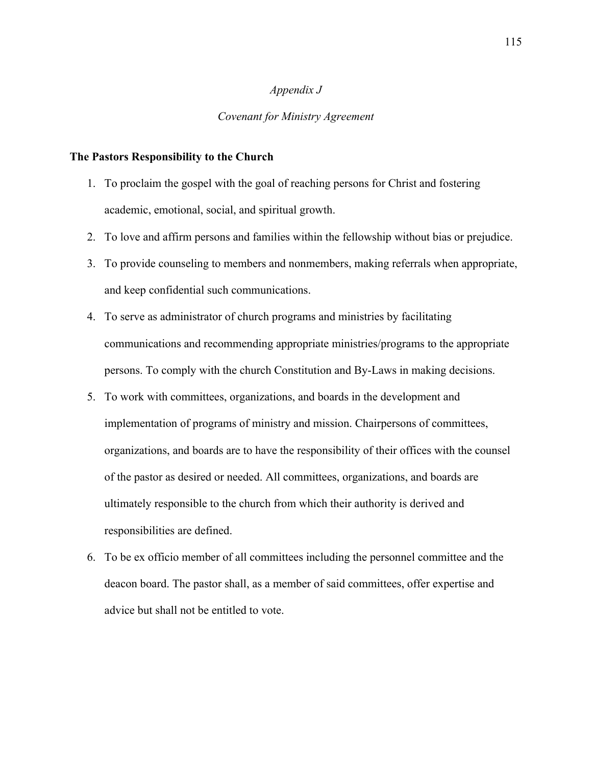*Appendix J*

*Covenant for Ministry Agreement*

**The Pastors Responsibility to the Church**

1. To proclaim the gospel with the goal of reaching persons for Christ and fostering academic, emotional, social, and spiritual growth.
2. To love and affirm persons and families within the fellowship without bias or prejudice.
3. To provide counseling to members and nonmembers, making referrals when appropriate, and keep confidential such communications.
4. To serve as administrator of church programs and ministries by facilitating communications and recommending appropriate ministries/programs to the appropriate persons. To comply with the church Constitution and By-Laws in making decisions.
5. To work with committees, organizations, and boards in the development and implementation of programs of ministry and mission. Chairpersons of committees, organizations, and boards are to have the responsibility of their offices with the counsel of the pastor as desired or needed. All committees, organizations, and boards are ultimately responsible to the church from which their authority is derived and responsibilities are defined.
6. To be ex officio member of all committees including the personnel committee and the deacon board. The pastor shall, as a member of said committees, offer expertise and advice but shall not be entitled to vote.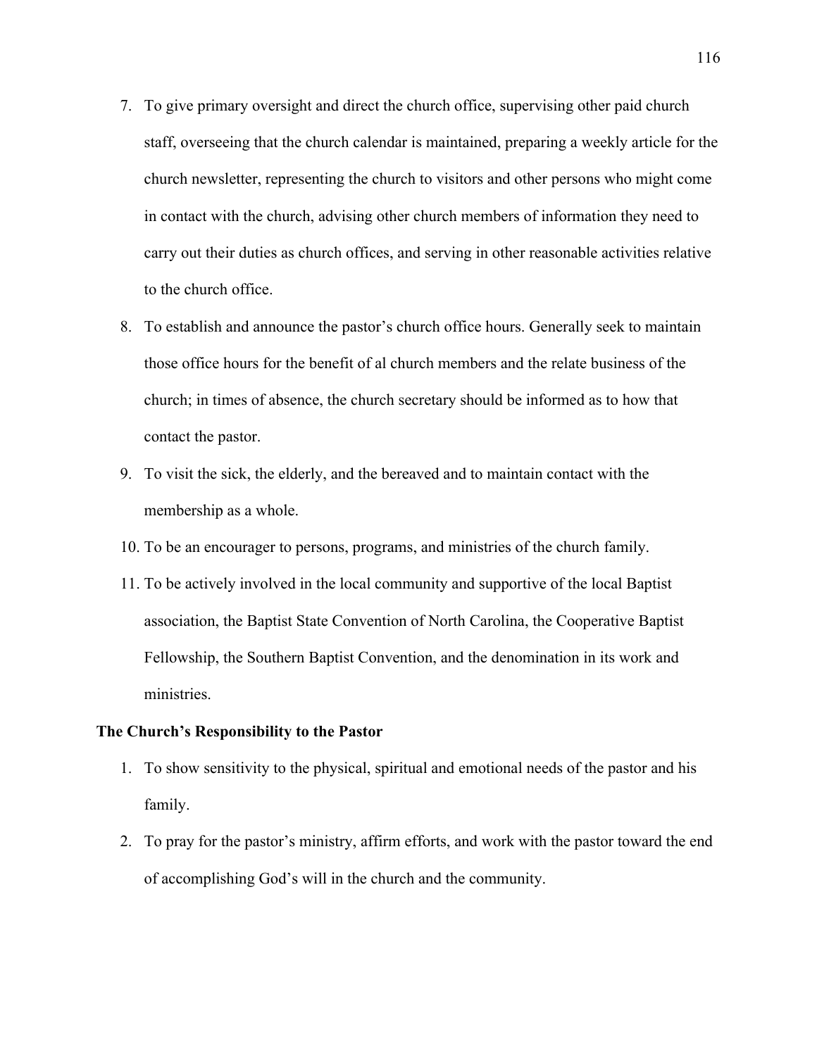7. To give primary oversight and direct the church office, supervising other paid church staff, overseeing that the church calendar is maintained, preparing a weekly article for the church newsletter, representing the church to visitors and other persons who might come in contact with the church, advising other church members of information they need to carry out their duties as church offices, and serving in other reasonable activities relative to the church office.
8. To establish and announce the pastor's church office hours. Generally seek to maintain those office hours for the benefit of al church members and the relate business of the church; in times of absence, the church secretary should be informed as to how that contact the pastor.
9. To visit the sick, the elderly, and the bereaved and to maintain contact with the membership as a whole.
10. To be an encourager to persons, programs, and ministries of the church family.
11. To be actively involved in the local community and supportive of the local Baptist association, the Baptist State Convention of North Carolina, the Cooperative Baptist Fellowship, the Southern Baptist Convention, and the denomination in its work and ministries.

**The Church's Responsibility to the Pastor**

1. To show sensitivity to the physical, spiritual and emotional needs of the pastor and his family.
2. To pray for the pastor's ministry, affirm efforts, and work with the pastor toward the end of accomplishing God's will in the church and the community.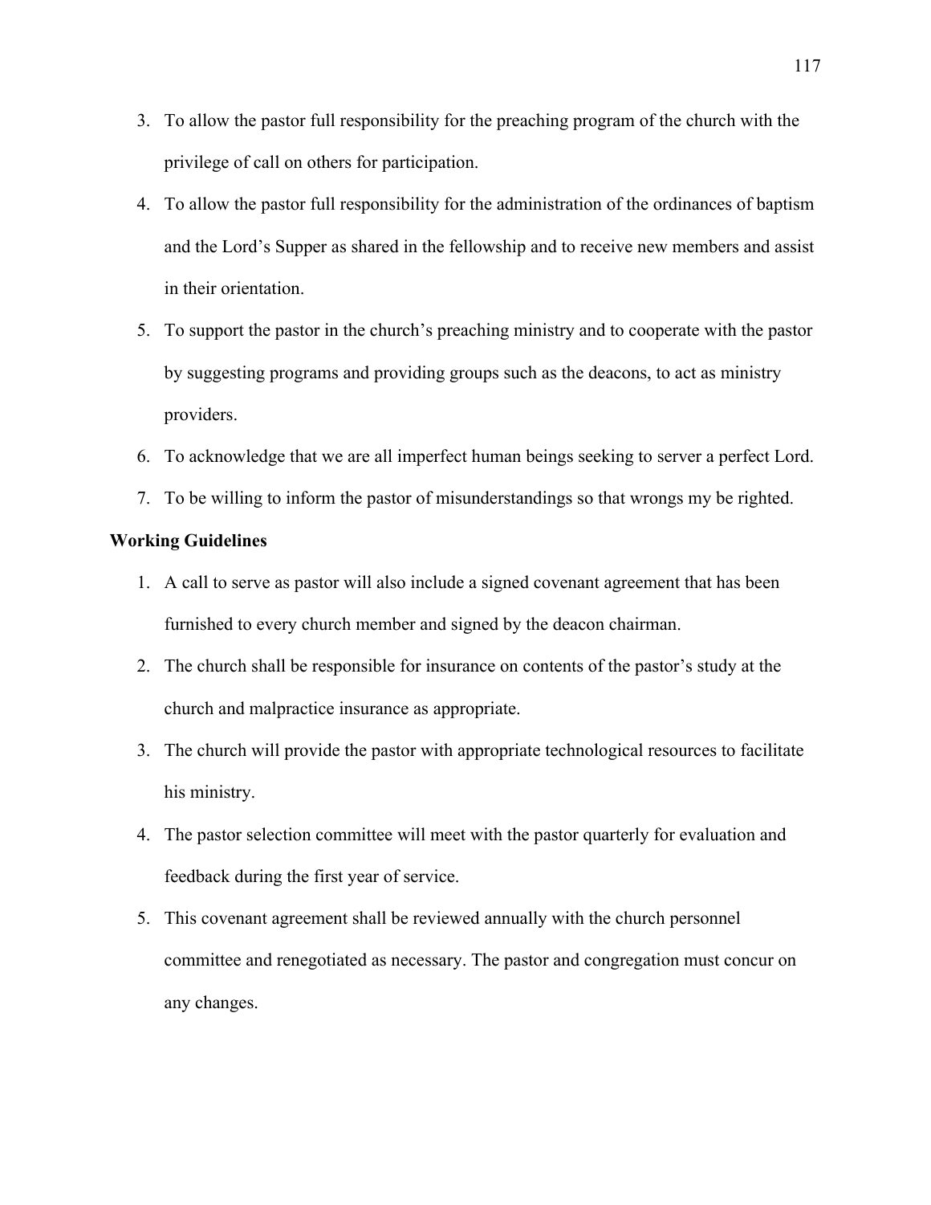3. To allow the pastor full responsibility for the preaching program of the church with the privilege of call on others for participation.
4. To allow the pastor full responsibility for the administration of the ordinances of baptism and the Lord's Supper as shared in the fellowship and to receive new members and assist in their orientation.
5. To support the pastor in the church's preaching ministry and to cooperate with the pastor by suggesting programs and providing groups such as the deacons, to act as ministry providers.
6. To acknowledge that we are all imperfect human beings seeking to server a perfect Lord.
7. To be willing to inform the pastor of misunderstandings so that wrongs my be righted.

**Working Guidelines**

1. A call to serve as pastor will also include a signed covenant agreement that has been furnished to every church member and signed by the deacon chairman.
2. The church shall be responsible for insurance on contents of the pastor's study at the church and malpractice insurance as appropriate.
3. The church will provide the pastor with appropriate technological resources to facilitate his ministry.
4. The pastor selection committee will meet with the pastor quarterly for evaluation and feedback during the first year of service.
5. This covenant agreement shall be reviewed annually with the church personnel committee and renegotiated as necessary. The pastor and congregation must concur on any changes.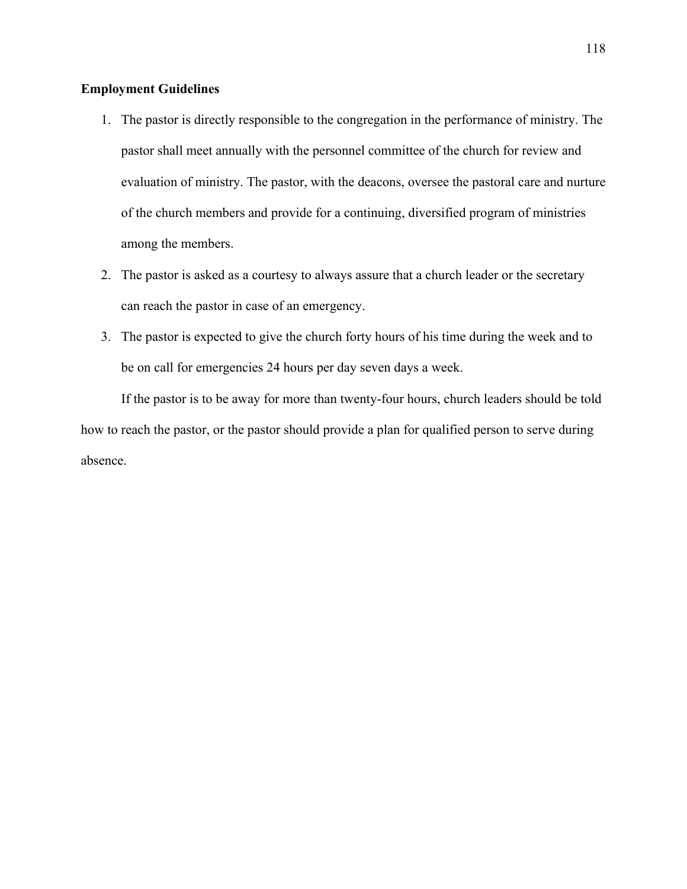**Employment Guidelines**

1. The pastor is directly responsible to the congregation in the performance of ministry. The pastor shall meet annually with the personnel committee of the church for review and evaluation of ministry. The pastor, with the deacons, oversee the pastoral care and nurture of the church members and provide for a continuing, diversified program of ministries among the members.
2. The pastor is asked as a courtesy to always assure that a church leader or the secretary can reach the pastor in case of an emergency.
3. The pastor is expected to give the church forty hours of his time during the week and to be on call for emergencies 24 hours per day seven days a week.

If the pastor is to be away for more than twenty-four hours, church leaders should be told how to reach the pastor, or the pastor should provide a plan for qualified person to serve during absence.